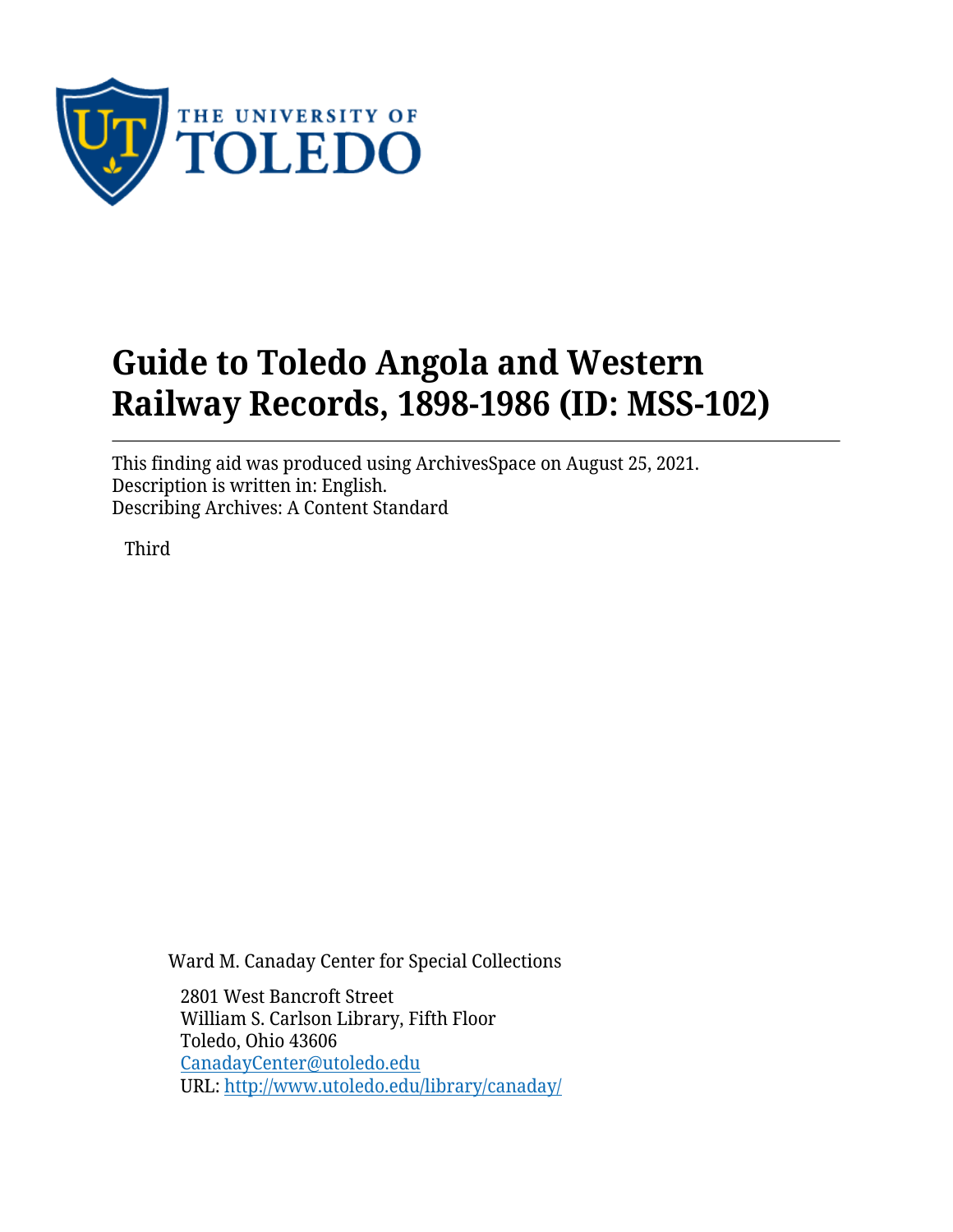THE UNIVERSITY OF TOLEDO

# Guide to Toledo Angola and Western Railway Records, 1898-1986 (ID: MSS-102)

This finding aid was produced using ArchivesSpace on August 25, 2021.
Description is written in: English.
Describing Archives: A Content Standard

Third

Ward M. Canaday Center for Special Collections

2801 West Bancroft Street
William S. Carlson Library, Fifth Floor
Toledo, Ohio 43606
CanadayCenter@utoledo.edu
URL: http://www.utoledo.edu/library/canaday/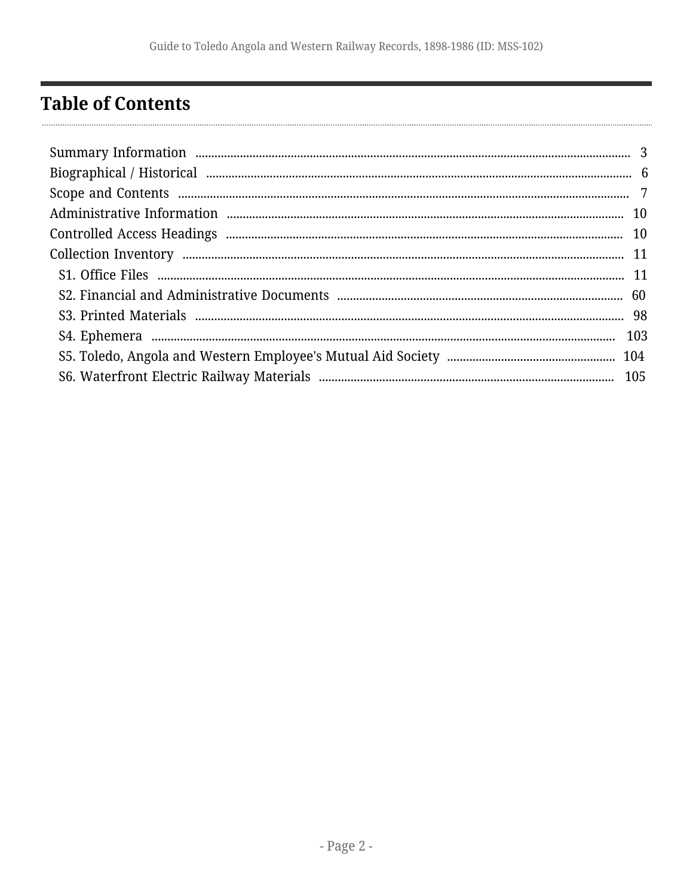# Table of Contents

Summary Information ........................................................ 3
Biographical / Historical ........................................................ 6
Scope and Contents ........................................................ 7
Administrative Information ........................................................ 10
Controlled Access Headings ........................................................ 10
Collection Inventory ........................................................ 11
- S1. Office Files ........................................................ 11
- S2. Financial and Administrative Documents ........................................................ 60
- S3. Printed Materials ........................................................ 98
- S4. Ephemera ........................................................ 103
- S5. Toledo, Angola and Western Employee's Mutual Aid Society ........................................................ 104
- S6. Waterfront Electric Railway Materials ........................................................ 105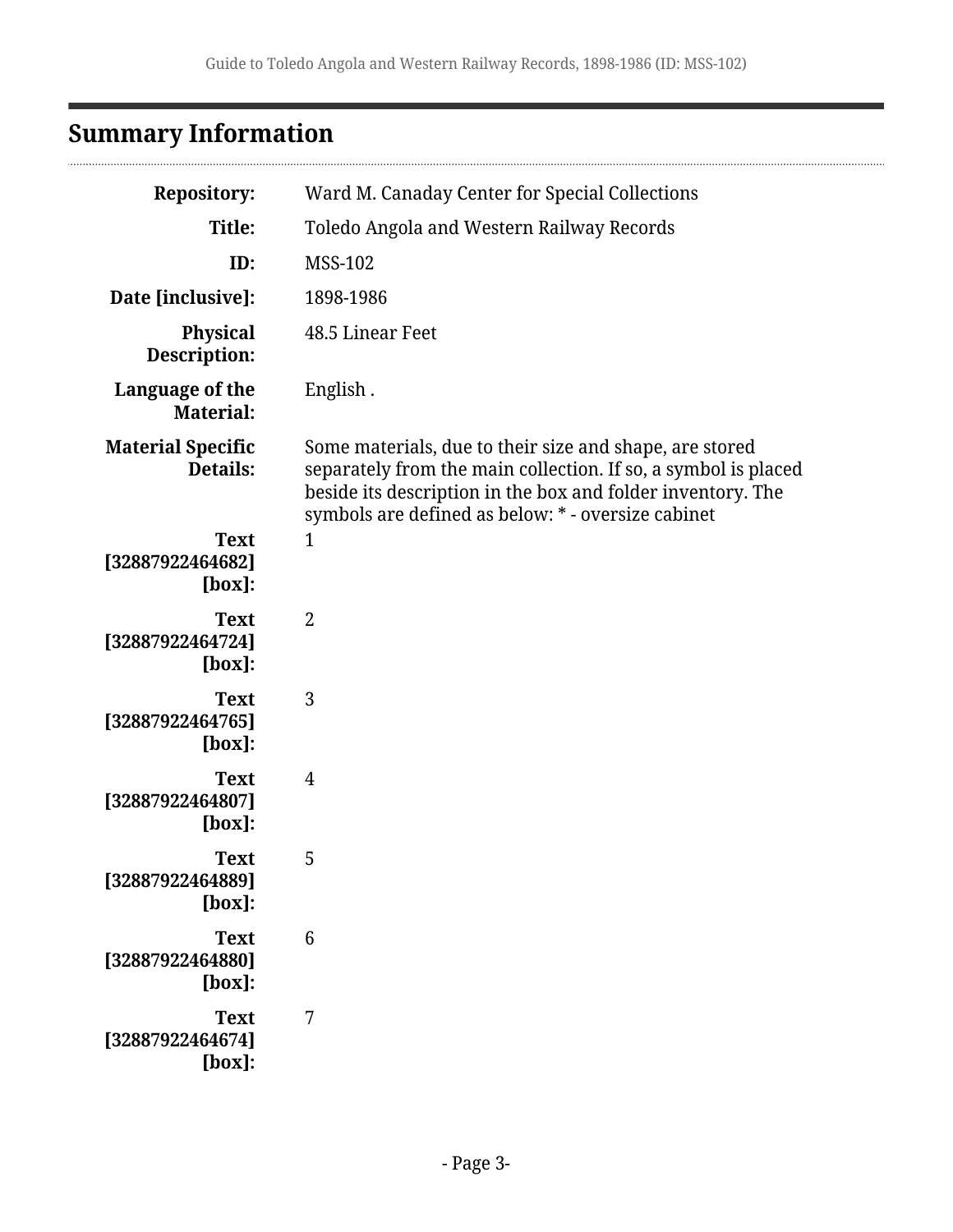## Summary Information

**Repository:** Ward M. Canaday Center for Special Collections

**Title:** Toledo Angola and Western Railway Records

**ID:** MSS-102

**Date [inclusive]:** 1898-1986

**Physical Description:** 48.5 Linear Feet

**Language of the Material:** English .

**Material Specific Details:** Some materials, due to their size and shape, are stored separately from the main collection. If so, a symbol is placed beside its description in the box and folder inventory. The symbols are defined as below: * - oversize cabinet

**Text [32887922464682] [box]:** 1

**Text [32887922464724] [box]:** 2

**Text [32887922464765] [box]:** 3

**Text [32887922464807] [box]:** 4

**Text [32887922464889] [box]:** 5

**Text [32887922464880] [box]:** 6

**Text [32887922464674] [box]:** 7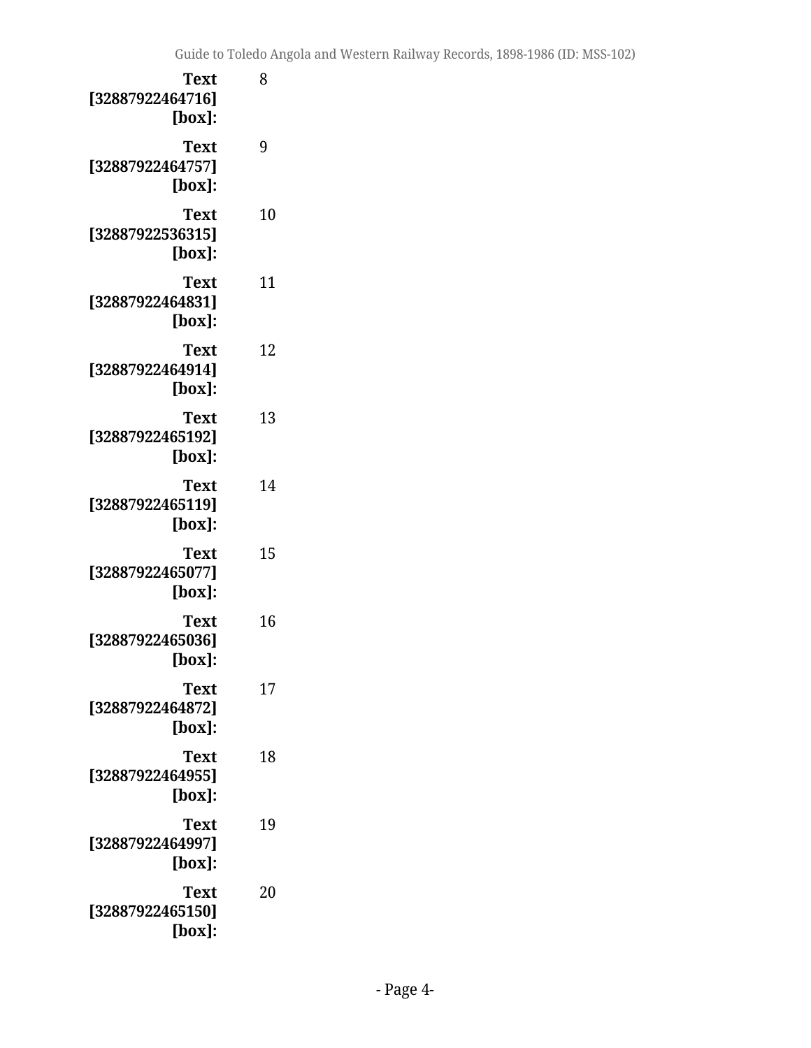**Text [32887922464716] [box]:** 8

**Text [32887922464757] [box]:** 9

**Text [32887922536315] [box]:** 10

**Text [32887922464831] [box]:** 11

**Text [32887922464914] [box]:** 12

**Text [32887922465192] [box]:** 13

**Text [32887922465119] [box]:** 14

**Text [32887922465077] [box]:** 15

**Text [32887922465036] [box]:** 16

**Text [32887922464872] [box]:** 17

**Text [32887922464955] [box]:** 18

**Text [32887922464997] [box]:** 19

**Text [32887922465150] [box]:** 20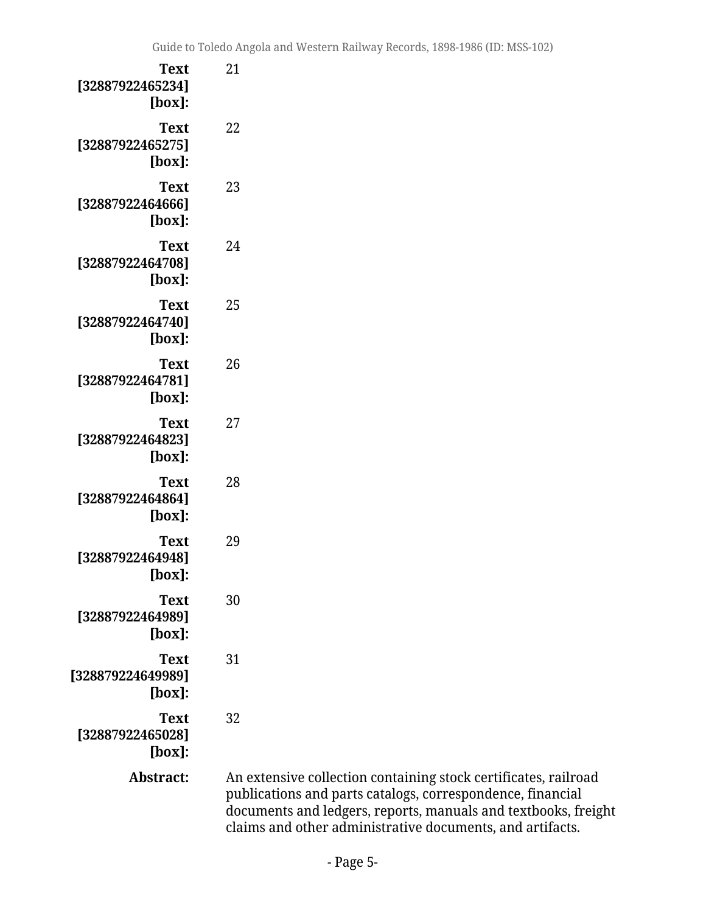**Text [32887922465234] [box]:** 21

**Text [32887922465275] [box]:** 22

**Text [32887922464666] [box]:** 23

**Text [32887922464708] [box]:** 24

**Text [32887922464740] [box]:** 25

**Text [32887922464781] [box]:** 26

**Text [32887922464823] [box]:** 27

**Text [32887922464864] [box]:** 28

**Text [32887922464948] [box]:** 29

**Text [32887922464989] [box]:** 30

**Text [328879224649989] [box]:** 31

**Text [32887922465028] [box]:** 32

**Abstract:** An extensive collection containing stock certificates, railroad publications and parts catalogs, correspondence, financial documents and ledgers, reports, manuals and textbooks, freight claims and other administrative documents, and artifacts.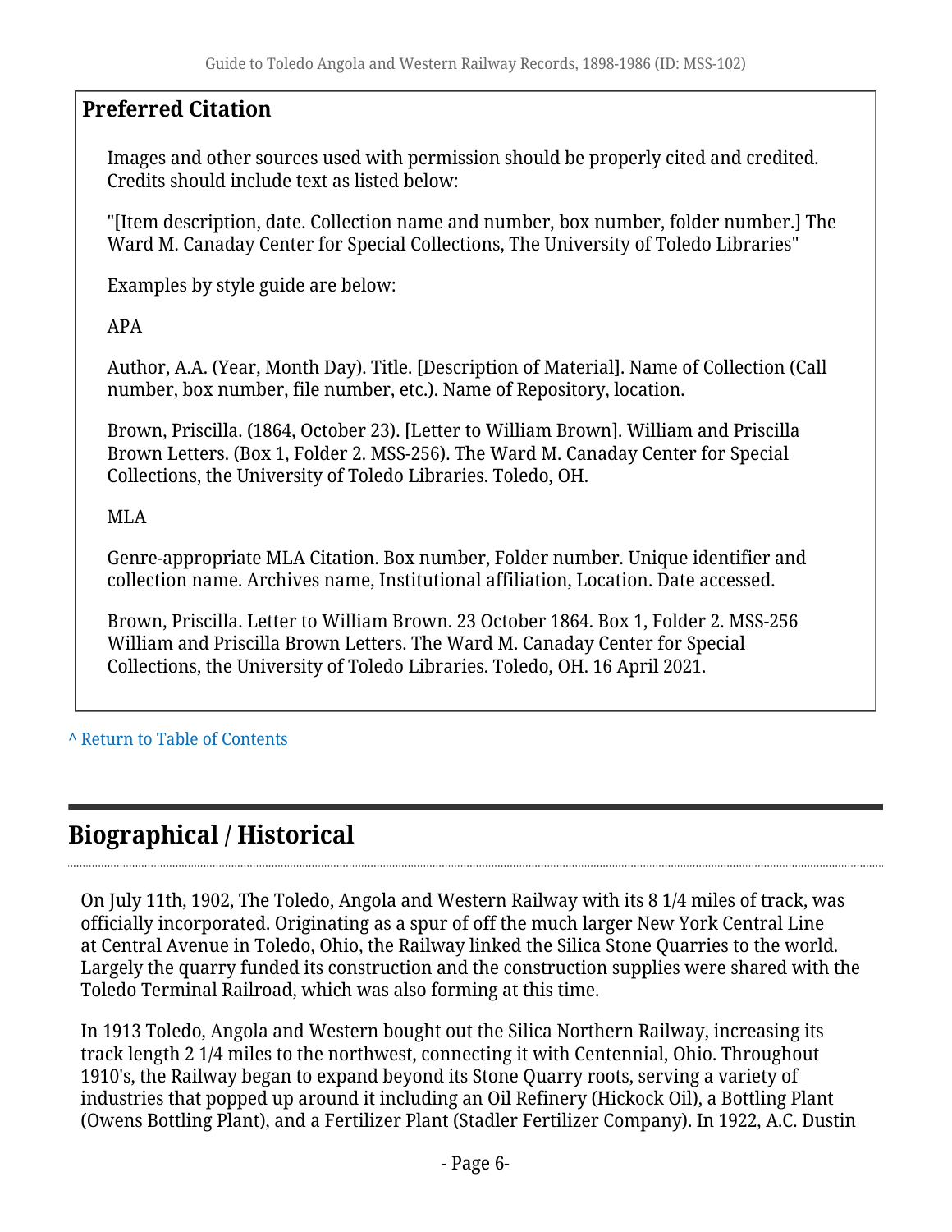## Preferred Citation

Images and other sources used with permission should be properly cited and credited. Credits should include text as listed below:

"[Item description, date. Collection name and number, box number, folder number.] The Ward M. Canaday Center for Special Collections, The University of Toledo Libraries"

Examples by style guide are below:

APA

Author, A.A. (Year, Month Day). Title. [Description of Material]. Name of Collection (Call number, box number, file number, etc.). Name of Repository, location.

Brown, Priscilla. (1864, October 23). [Letter to William Brown]. William and Priscilla Brown Letters. (Box 1, Folder 2. MSS-256). The Ward M. Canaday Center for Special Collections, the University of Toledo Libraries. Toledo, OH.

MLA

Genre-appropriate MLA Citation. Box number, Folder number. Unique identifier and collection name. Archives name, Institutional affiliation, Location. Date accessed.

Brown, Priscilla. Letter to William Brown. 23 October 1864. Box 1, Folder 2. MSS-256 William and Priscilla Brown Letters. The Ward M. Canaday Center for Special Collections, the University of Toledo Libraries. Toledo, OH. 16 April 2021.

^ Return to Table of Contents

# Biographical / Historical

On July 11th, 1902, The Toledo, Angola and Western Railway with its 8 1/4 miles of track, was officially incorporated. Originating as a spur of off the much larger New York Central Line at Central Avenue in Toledo, Ohio, the Railway linked the Silica Stone Quarries to the world. Largely the quarry funded its construction and the construction supplies were shared with the Toledo Terminal Railroad, which was also forming at this time.

In 1913 Toledo, Angola and Western bought out the Silica Northern Railway, increasing its track length 2 1/4 miles to the northwest, connecting it with Centennial, Ohio. Throughout 1910's, the Railway began to expand beyond its Stone Quarry roots, serving a variety of industries that popped up around it including an Oil Refinery (Hickock Oil), a Bottling Plant (Owens Bottling Plant), and a Fertilizer Plant (Stadler Fertilizer Company). In 1922, A.C. Dustin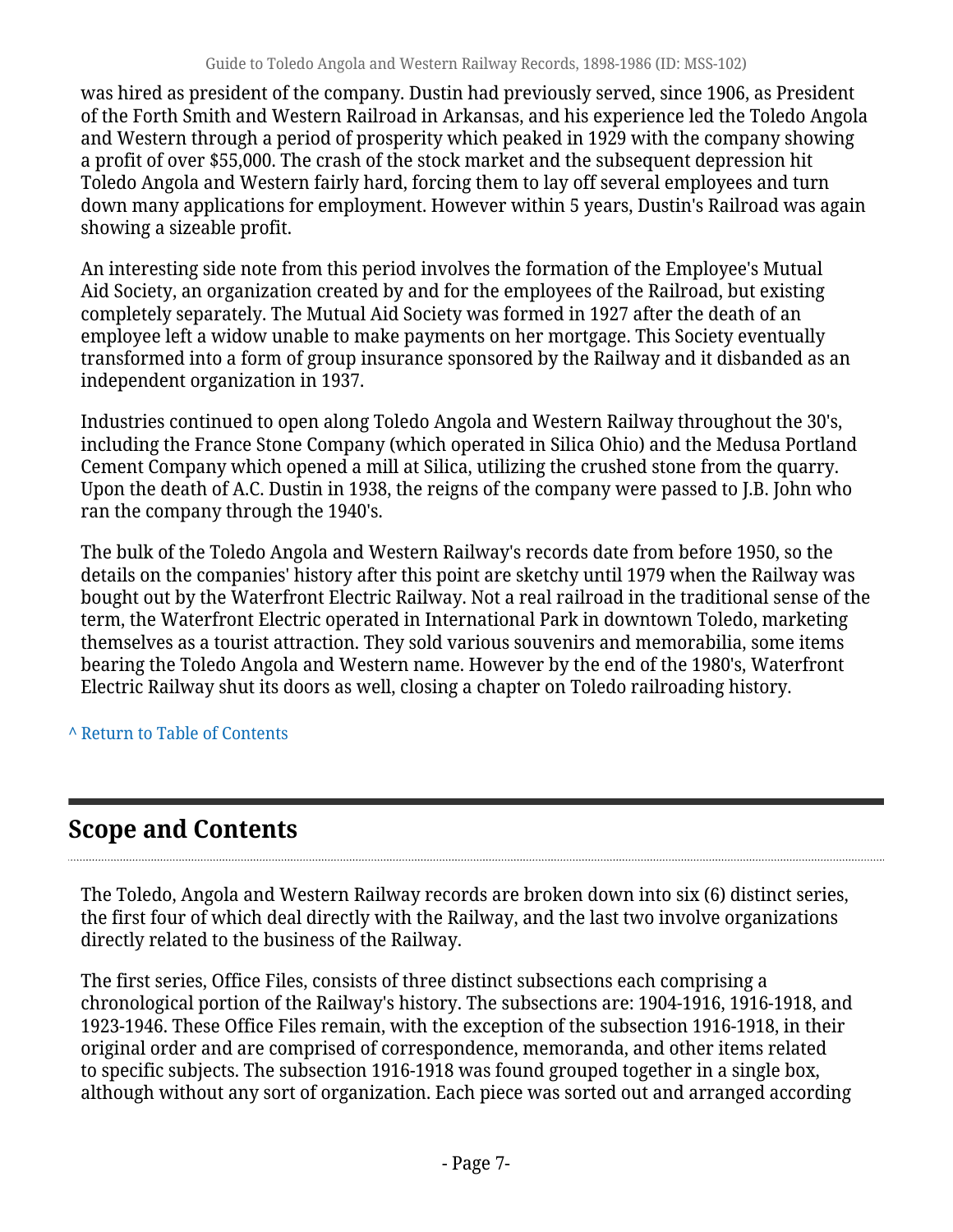was hired as president of the company. Dustin had previously served, since 1906, as President of the Forth Smith and Western Railroad in Arkansas, and his experience led the Toledo Angola and Western through a period of prosperity which peaked in 1929 with the company showing a profit of over $55,000. The crash of the stock market and the subsequent depression hit Toledo Angola and Western fairly hard, forcing them to lay off several employees and turn down many applications for employment. However within 5 years, Dustin's Railroad was again showing a sizeable profit.

An interesting side note from this period involves the formation of the Employee's Mutual Aid Society, an organization created by and for the employees of the Railroad, but existing completely separately. The Mutual Aid Society was formed in 1927 after the death of an employee left a widow unable to make payments on her mortgage. This Society eventually transformed into a form of group insurance sponsored by the Railway and it disbanded as an independent organization in 1937.

Industries continued to open along Toledo Angola and Western Railway throughout the 30's, including the France Stone Company (which operated in Silica Ohio) and the Medusa Portland Cement Company which opened a mill at Silica, utilizing the crushed stone from the quarry. Upon the death of A.C. Dustin in 1938, the reigns of the company were passed to J.B. John who ran the company through the 1940's.

The bulk of the Toledo Angola and Western Railway's records date from before 1950, so the details on the companies' history after this point are sketchy until 1979 when the Railway was bought out by the Waterfront Electric Railway. Not a real railroad in the traditional sense of the term, the Waterfront Electric operated in International Park in downtown Toledo, marketing themselves as a tourist attraction. They sold various souvenirs and memorabilia, some items bearing the Toledo Angola and Western name. However by the end of the 1980's, Waterfront Electric Railway shut its doors as well, closing a chapter on Toledo railroading history.

^ Return to Table of Contents

## Scope and Contents

The Toledo, Angola and Western Railway records are broken down into six (6) distinct series, the first four of which deal directly with the Railway, and the last two involve organizations directly related to the business of the Railway.

The first series, Office Files, consists of three distinct subsections each comprising a chronological portion of the Railway's history. The subsections are: 1904-1916, 1916-1918, and 1923-1946. These Office Files remain, with the exception of the subsection 1916-1918, in their original order and are comprised of correspondence, memoranda, and other items related to specific subjects. The subsection 1916-1918 was found grouped together in a single box, although without any sort of organization. Each piece was sorted out and arranged according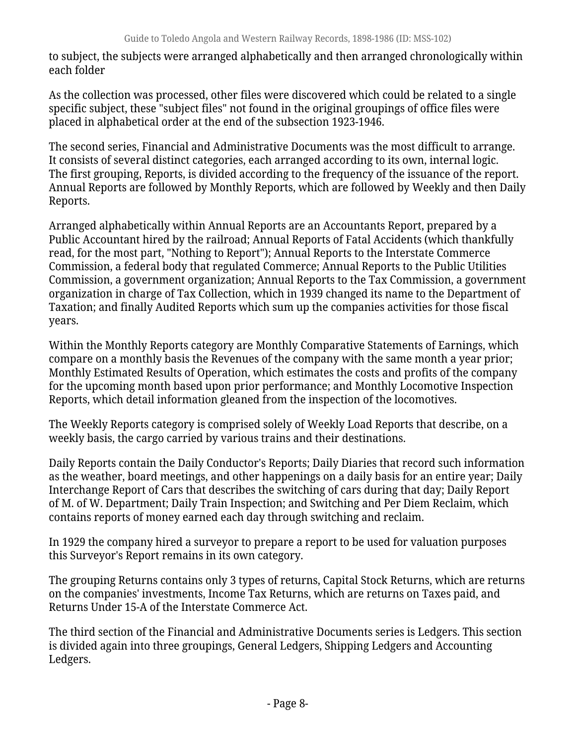to subject, the subjects were arranged alphabetically and then arranged chronologically within each folder

As the collection was processed, other files were discovered which could be related to a single specific subject, these "subject files" not found in the original groupings of office files were placed in alphabetical order at the end of the subsection 1923-1946.

The second series, Financial and Administrative Documents was the most difficult to arrange. It consists of several distinct categories, each arranged according to its own, internal logic. The first grouping, Reports, is divided according to the frequency of the issuance of the report. Annual Reports are followed by Monthly Reports, which are followed by Weekly and then Daily Reports.

Arranged alphabetically within Annual Reports are an Accountants Report, prepared by a Public Accountant hired by the railroad; Annual Reports of Fatal Accidents (which thankfully read, for the most part, "Nothing to Report"); Annual Reports to the Interstate Commerce Commission, a federal body that regulated Commerce; Annual Reports to the Public Utilities Commission, a government organization; Annual Reports to the Tax Commission, a government organization in charge of Tax Collection, which in 1939 changed its name to the Department of Taxation; and finally Audited Reports which sum up the companies activities for those fiscal years.

Within the Monthly Reports category are Monthly Comparative Statements of Earnings, which compare on a monthly basis the Revenues of the company with the same month a year prior; Monthly Estimated Results of Operation, which estimates the costs and profits of the company for the upcoming month based upon prior performance; and Monthly Locomotive Inspection Reports, which detail information gleaned from the inspection of the locomotives.

The Weekly Reports category is comprised solely of Weekly Load Reports that describe, on a weekly basis, the cargo carried by various trains and their destinations.

Daily Reports contain the Daily Conductor's Reports; Daily Diaries that record such information as the weather, board meetings, and other happenings on a daily basis for an entire year; Daily Interchange Report of Cars that describes the switching of cars during that day; Daily Report of M. of W. Department; Daily Train Inspection; and Switching and Per Diem Reclaim, which contains reports of money earned each day through switching and reclaim.

In 1929 the company hired a surveyor to prepare a report to be used for valuation purposes this Surveyor's Report remains in its own category.

The grouping Returns contains only 3 types of returns, Capital Stock Returns, which are returns on the companies' investments, Income Tax Returns, which are returns on Taxes paid, and Returns Under 15-A of the Interstate Commerce Act.

The third section of the Financial and Administrative Documents series is Ledgers. This section is divided again into three groupings, General Ledgers, Shipping Ledgers and Accounting Ledgers.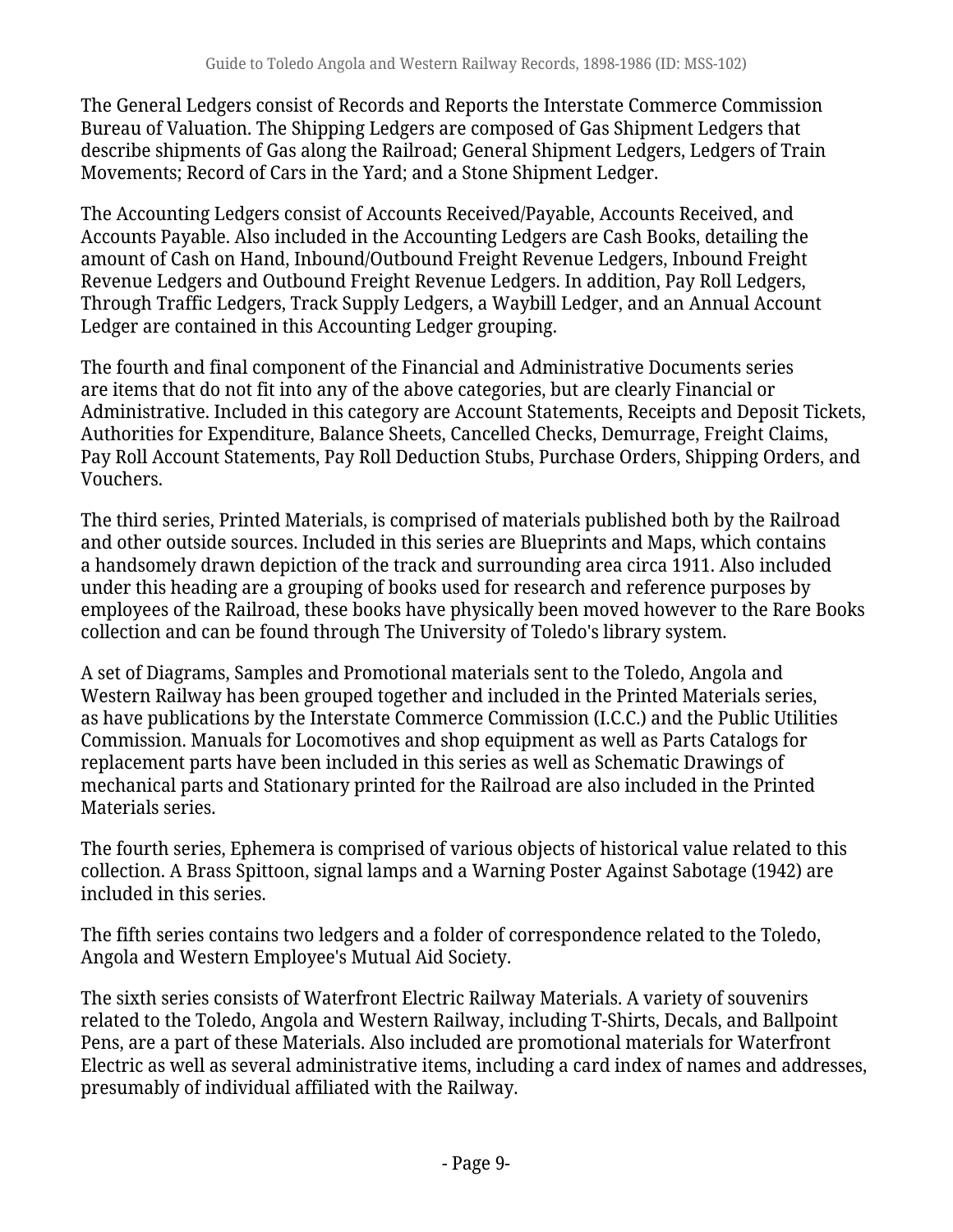The General Ledgers consist of Records and Reports the Interstate Commerce Commission Bureau of Valuation. The Shipping Ledgers are composed of Gas Shipment Ledgers that describe shipments of Gas along the Railroad; General Shipment Ledgers, Ledgers of Train Movements; Record of Cars in the Yard; and a Stone Shipment Ledger.

The Accounting Ledgers consist of Accounts Received/Payable, Accounts Received, and Accounts Payable. Also included in the Accounting Ledgers are Cash Books, detailing the amount of Cash on Hand, Inbound/Outbound Freight Revenue Ledgers, Inbound Freight Revenue Ledgers and Outbound Freight Revenue Ledgers. In addition, Pay Roll Ledgers, Through Traffic Ledgers, Track Supply Ledgers, a Waybill Ledger, and an Annual Account Ledger are contained in this Accounting Ledger grouping.

The fourth and final component of the Financial and Administrative Documents series are items that do not fit into any of the above categories, but are clearly Financial or Administrative. Included in this category are Account Statements, Receipts and Deposit Tickets, Authorities for Expenditure, Balance Sheets, Cancelled Checks, Demurrage, Freight Claims, Pay Roll Account Statements, Pay Roll Deduction Stubs, Purchase Orders, Shipping Orders, and Vouchers.

The third series, Printed Materials, is comprised of materials published both by the Railroad and other outside sources. Included in this series are Blueprints and Maps, which contains a handsomely drawn depiction of the track and surrounding area circa 1911. Also included under this heading are a grouping of books used for research and reference purposes by employees of the Railroad, these books have physically been moved however to the Rare Books collection and can be found through The University of Toledo's library system.

A set of Diagrams, Samples and Promotional materials sent to the Toledo, Angola and Western Railway has been grouped together and included in the Printed Materials series, as have publications by the Interstate Commerce Commission (I.C.C.) and the Public Utilities Commission. Manuals for Locomotives and shop equipment as well as Parts Catalogs for replacement parts have been included in this series as well as Schematic Drawings of mechanical parts and Stationary printed for the Railroad are also included in the Printed Materials series.

The fourth series, Ephemera is comprised of various objects of historical value related to this collection. A Brass Spittoon, signal lamps and a Warning Poster Against Sabotage (1942) are included in this series.

The fifth series contains two ledgers and a folder of correspondence related to the Toledo, Angola and Western Employee's Mutual Aid Society.

The sixth series consists of Waterfront Electric Railway Materials. A variety of souvenirs related to the Toledo, Angola and Western Railway, including T-Shirts, Decals, and Ballpoint Pens, are a part of these Materials. Also included are promotional materials for Waterfront Electric as well as several administrative items, including a card index of names and addresses, presumably of individual affiliated with the Railway.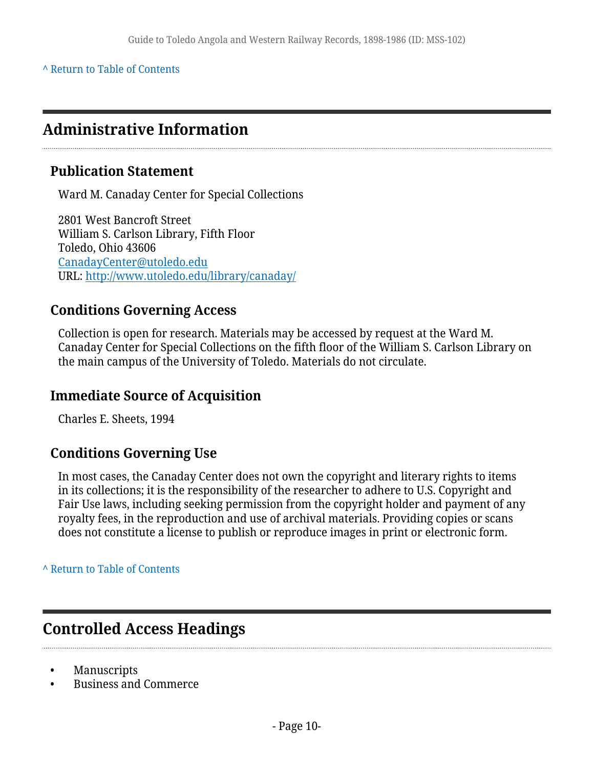^ Return to Table of Contents

## Administrative Information

### Publication Statement

Ward M. Canaday Center for Special Collections

2801 West Bancroft Street
William S. Carlson Library, Fifth Floor
Toledo, Ohio 43606
CanadayCenter@utoledo.edu
URL: http://www.utoledo.edu/library/canaday/

### Conditions Governing Access

Collection is open for research. Materials may be accessed by request at the Ward M. Canaday Center for Special Collections on the fifth floor of the William S. Carlson Library on the main campus of the University of Toledo. Materials do not circulate.

### Immediate Source of Acquisition

Charles E. Sheets, 1994

### Conditions Governing Use

In most cases, the Canaday Center does not own the copyright and literary rights to items in its collections; it is the responsibility of the researcher to adhere to U.S. Copyright and Fair Use laws, including seeking permission from the copyright holder and payment of any royalty fees, in the reproduction and use of archival materials. Providing copies or scans does not constitute a license to publish or reproduce images in print or electronic form.

^ Return to Table of Contents

## Controlled Access Headings

- Manuscripts
- Business and Commerce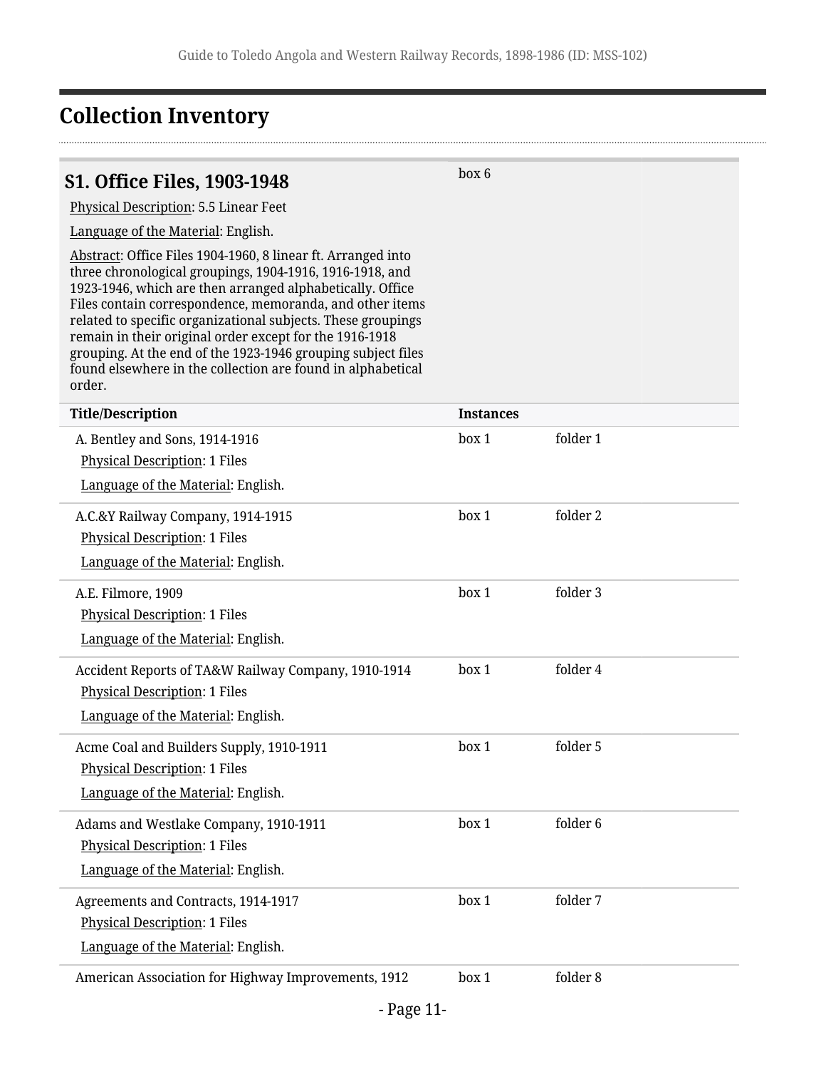# Collection Inventory

## S1. Office Files, 1903-1948

box 6

Physical Description: 5.5 Linear Feet

Language of the Material: English.

Abstract: Office Files 1904-1960, 8 linear ft. Arranged into three chronological groupings, 1904-1916, 1916-1918, and 1923-1946, which are then arranged alphabetically. Office Files contain correspondence, memoranda, and other items related to specific organizational subjects. These groupings remain in their original order except for the 1916-1918 grouping. At the end of the 1923-1946 grouping subject files found elsewhere in the collection are found in alphabetical order.

| Title/Description | Instances | |
|---|---|---|
| A. Bentley and Sons, 1914-1916<br>Physical Description: 1 Files<br>Language of the Material: English. | box 1 | folder 1 |
| A.C.&Y Railway Company, 1914-1915<br>Physical Description: 1 Files<br>Language of the Material: English. | box 1 | folder 2 |
| A.E. Filmore, 1909<br>Physical Description: 1 Files<br>Language of the Material: English. | box 1 | folder 3 |
| Accident Reports of TA&W Railway Company, 1910-1914<br>Physical Description: 1 Files<br>Language of the Material: English. | box 1 | folder 4 |
| Acme Coal and Builders Supply, 1910-1911<br>Physical Description: 1 Files<br>Language of the Material: English. | box 1 | folder 5 |
| Adams and Westlake Company, 1910-1911<br>Physical Description: 1 Files<br>Language of the Material: English. | box 1 | folder 6 |
| Agreements and Contracts, 1914-1917<br>Physical Description: 1 Files<br>Language of the Material: English. | box 1 | folder 7 |
| American Association for Highway Improvements, 1912 | box 1 | folder 8 |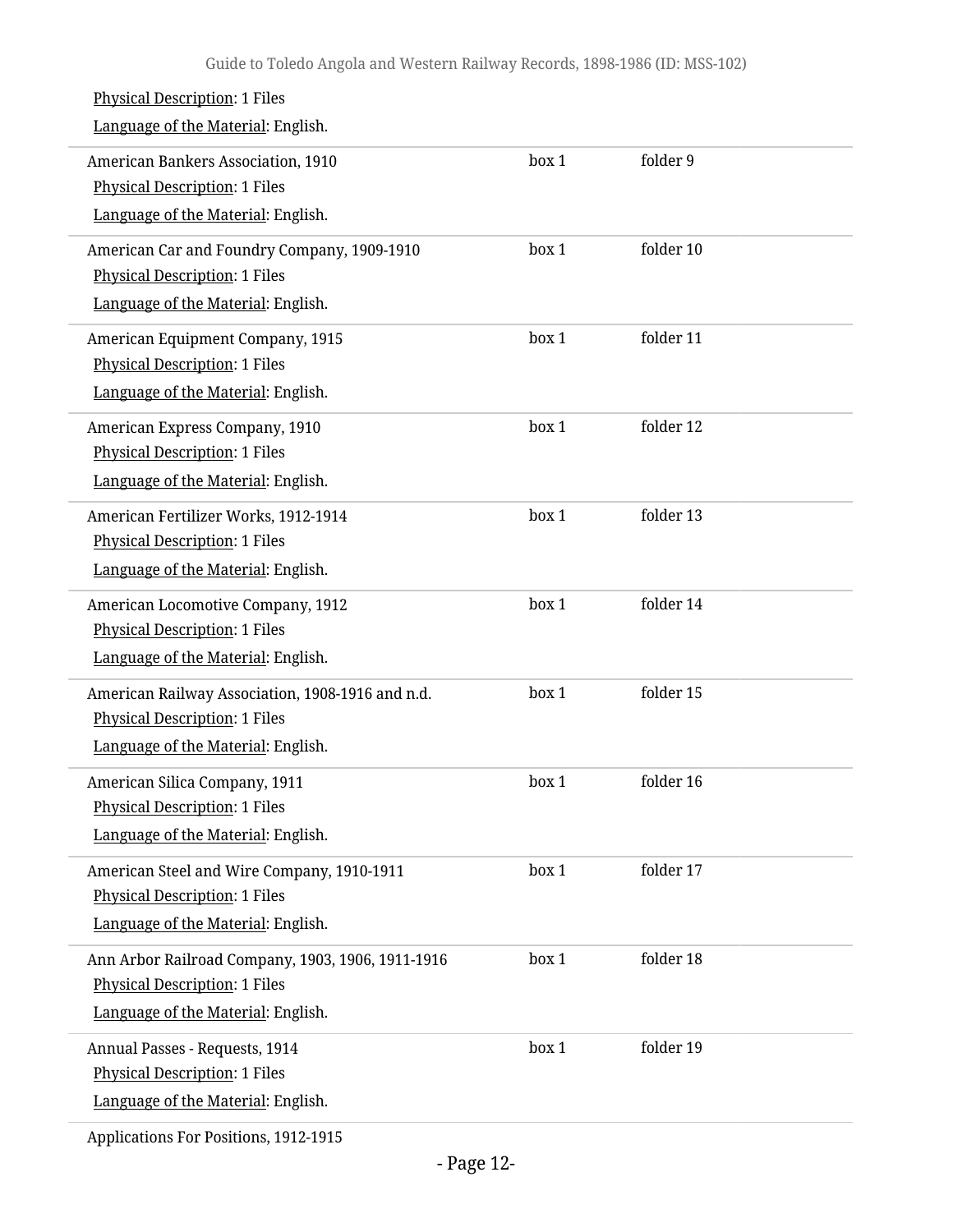Physical Description: 1 Files

Language of the Material: English.

American Bankers Association, 1910 — box 1, folder 9

Physical Description: 1 Files

Language of the Material: English.

American Car and Foundry Company, 1909-1910 — box 1, folder 10

Physical Description: 1 Files

Language of the Material: English.

American Equipment Company, 1915 — box 1, folder 11

Physical Description: 1 Files

Language of the Material: English.

American Express Company, 1910 — box 1, folder 12

Physical Description: 1 Files

Language of the Material: English.

American Fertilizer Works, 1912-1914 — box 1, folder 13

Physical Description: 1 Files

Language of the Material: English.

American Locomotive Company, 1912 — box 1, folder 14

Physical Description: 1 Files

Language of the Material: English.

American Railway Association, 1908-1916 and n.d. — box 1, folder 15

Physical Description: 1 Files

Language of the Material: English.

American Silica Company, 1911 — box 1, folder 16

Physical Description: 1 Files

Language of the Material: English.

American Steel and Wire Company, 1910-1911 — box 1, folder 17

Physical Description: 1 Files

Language of the Material: English.

Ann Arbor Railroad Company, 1903, 1906, 1911-1916 — box 1, folder 18

Physical Description: 1 Files

Language of the Material: English.

Annual Passes - Requests, 1914 — box 1, folder 19

Physical Description: 1 Files

Language of the Material: English.

Applications For Positions, 1912-1915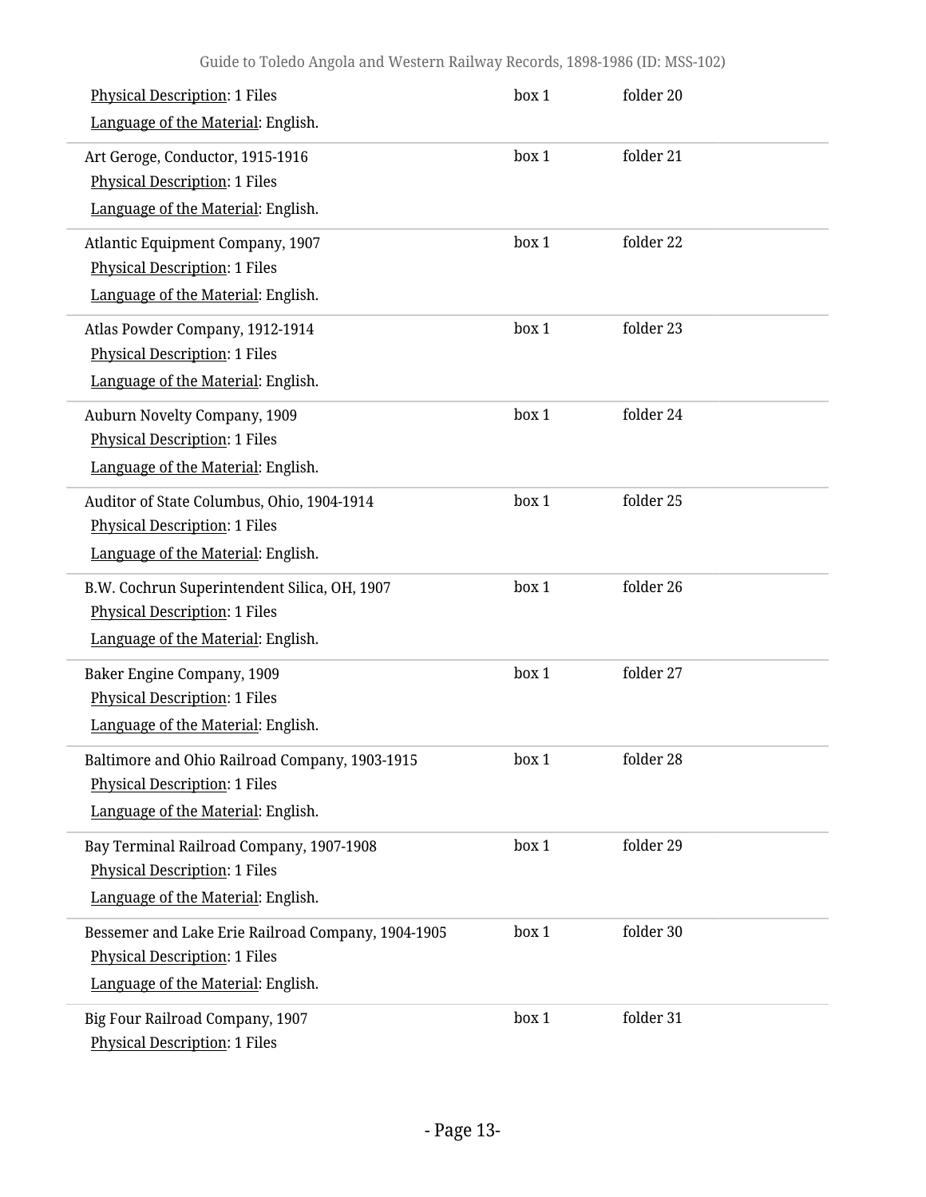Physical Description: 1 Files
Language of the Material: English.
box 1 folder 20

Art Geroge, Conductor, 1915-1916
Physical Description: 1 Files
Language of the Material: English.
box 1 folder 21

Atlantic Equipment Company, 1907
Physical Description: 1 Files
Language of the Material: English.
box 1 folder 22

Atlas Powder Company, 1912-1914
Physical Description: 1 Files
Language of the Material: English.
box 1 folder 23

Auburn Novelty Company, 1909
Physical Description: 1 Files
Language of the Material: English.
box 1 folder 24

Auditor of State Columbus, Ohio, 1904-1914
Physical Description: 1 Files
Language of the Material: English.
box 1 folder 25

B.W. Cochrun Superintendent Silica, OH, 1907
Physical Description: 1 Files
Language of the Material: English.
box 1 folder 26

Baker Engine Company, 1909
Physical Description: 1 Files
Language of the Material: English.
box 1 folder 27

Baltimore and Ohio Railroad Company, 1903-1915
Physical Description: 1 Files
Language of the Material: English.
box 1 folder 28

Bay Terminal Railroad Company, 1907-1908
Physical Description: 1 Files
Language of the Material: English.
box 1 folder 29

Bessemer and Lake Erie Railroad Company, 1904-1905
Physical Description: 1 Files
Language of the Material: English.
box 1 folder 30

Big Four Railroad Company, 1907
Physical Description: 1 Files
box 1 folder 31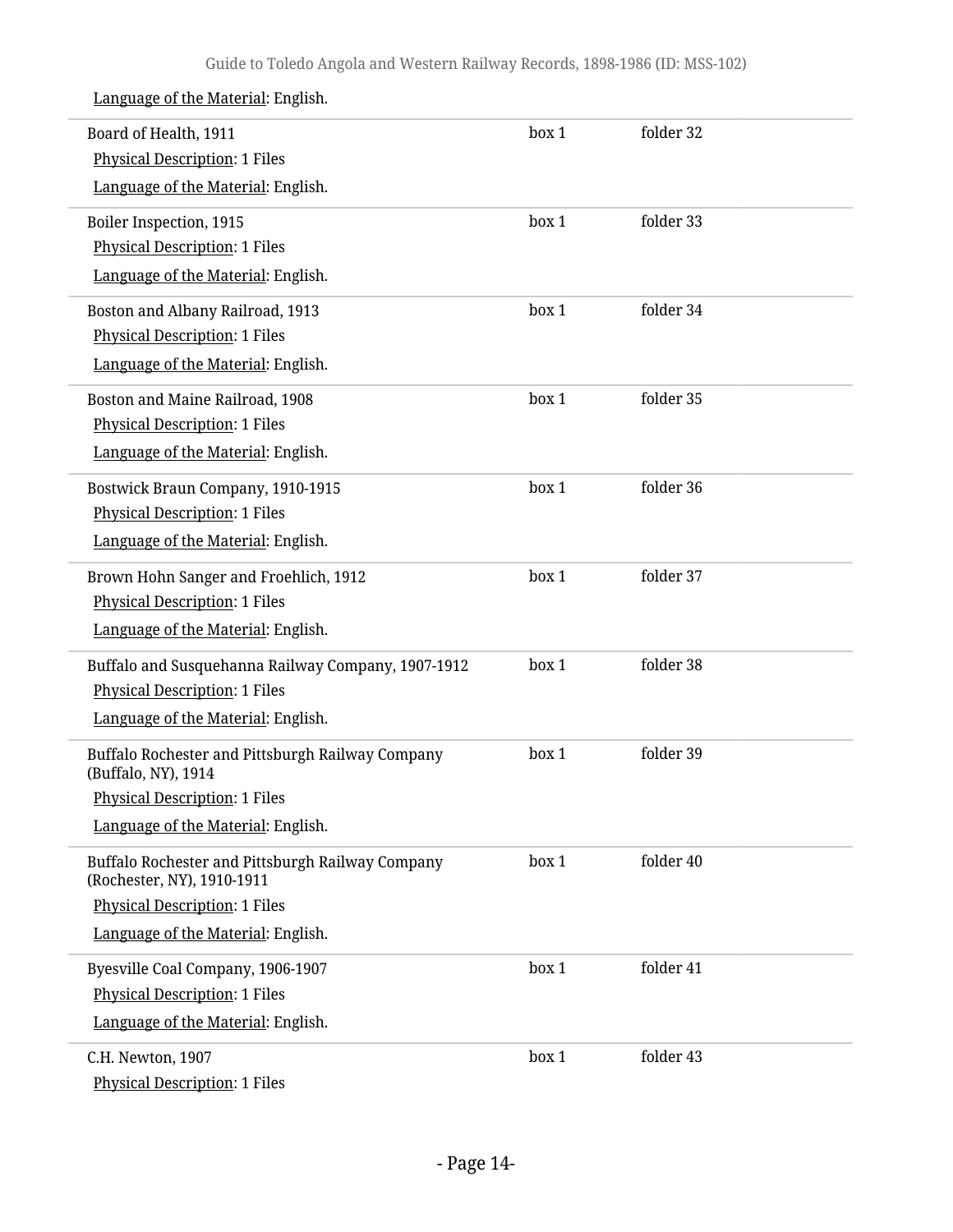Language of the Material: English.

| | | |
|---|---|---|
| Board of Health, 1911<br>Physical Description: 1 Files<br>Language of the Material: English. | box 1 | folder 32 |
| Boiler Inspection, 1915<br>Physical Description: 1 Files<br>Language of the Material: English. | box 1 | folder 33 |
| Boston and Albany Railroad, 1913<br>Physical Description: 1 Files<br>Language of the Material: English. | box 1 | folder 34 |
| Boston and Maine Railroad, 1908<br>Physical Description: 1 Files<br>Language of the Material: English. | box 1 | folder 35 |
| Bostwick Braun Company, 1910-1915<br>Physical Description: 1 Files<br>Language of the Material: English. | box 1 | folder 36 |
| Brown Hohn Sanger and Froehlich, 1912<br>Physical Description: 1 Files<br>Language of the Material: English. | box 1 | folder 37 |
| Buffalo and Susquehanna Railway Company, 1907-1912<br>Physical Description: 1 Files<br>Language of the Material: English. | box 1 | folder 38 |
| Buffalo Rochester and Pittsburgh Railway Company (Buffalo, NY), 1914<br>Physical Description: 1 Files<br>Language of the Material: English. | box 1 | folder 39 |
| Buffalo Rochester and Pittsburgh Railway Company (Rochester, NY), 1910-1911<br>Physical Description: 1 Files<br>Language of the Material: English. | box 1 | folder 40 |
| Byesville Coal Company, 1906-1907<br>Physical Description: 1 Files<br>Language of the Material: English. | box 1 | folder 41 |
| C.H. Newton, 1907<br>Physical Description: 1 Files | box 1 | folder 43 |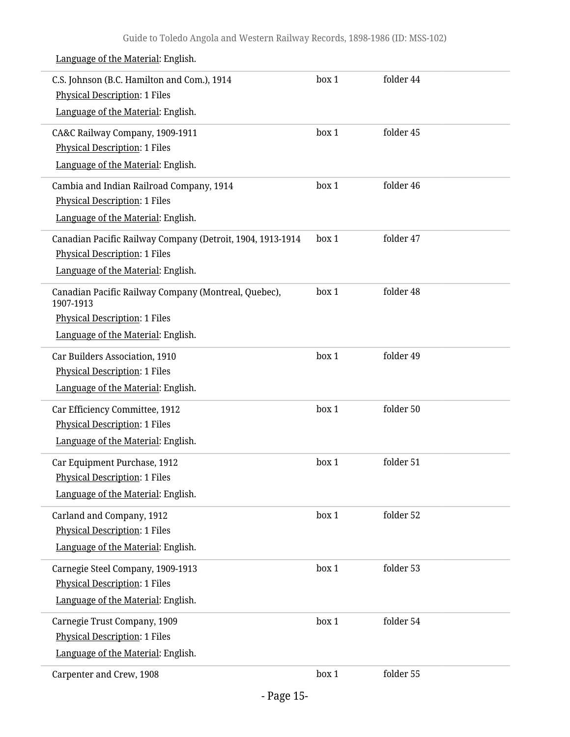Language of the Material: English.

| | | |
|---|---|---|
| C.S. Johnson (B.C. Hamilton and Com.), 1914<br>Physical Description: 1 Files<br>Language of the Material: English. | box 1 | folder 44 |
| CA&C Railway Company, 1909-1911<br>Physical Description: 1 Files<br>Language of the Material: English. | box 1 | folder 45 |
| Cambia and Indian Railroad Company, 1914<br>Physical Description: 1 Files<br>Language of the Material: English. | box 1 | folder 46 |
| Canadian Pacific Railway Company (Detroit, 1904, 1913-1914<br>Physical Description: 1 Files<br>Language of the Material: English. | box 1 | folder 47 |
| Canadian Pacific Railway Company (Montreal, Quebec), 1907-1913<br>Physical Description: 1 Files<br>Language of the Material: English. | box 1 | folder 48 |
| Car Builders Association, 1910<br>Physical Description: 1 Files<br>Language of the Material: English. | box 1 | folder 49 |
| Car Efficiency Committee, 1912<br>Physical Description: 1 Files<br>Language of the Material: English. | box 1 | folder 50 |
| Car Equipment Purchase, 1912<br>Physical Description: 1 Files<br>Language of the Material: English. | box 1 | folder 51 |
| Carland and Company, 1912<br>Physical Description: 1 Files<br>Language of the Material: English. | box 1 | folder 52 |
| Carnegie Steel Company, 1909-1913<br>Physical Description: 1 Files<br>Language of the Material: English. | box 1 | folder 53 |
| Carnegie Trust Company, 1909<br>Physical Description: 1 Files<br>Language of the Material: English. | box 1 | folder 54 |
| Carpenter and Crew, 1908 | box 1 | folder 55 |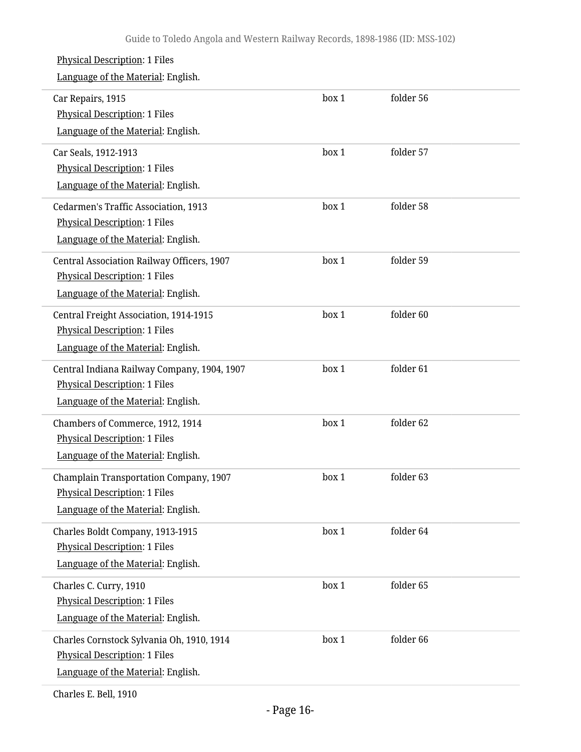Physical Description: 1 Files

Language of the Material: English.

| | | |
|---|---|---|
| Car Repairs, 1915<br>Physical Description: 1 Files<br>Language of the Material: English. | box 1 | folder 56 |
| Car Seals, 1912-1913<br>Physical Description: 1 Files<br>Language of the Material: English. | box 1 | folder 57 |
| Cedarmen's Traffic Association, 1913<br>Physical Description: 1 Files<br>Language of the Material: English. | box 1 | folder 58 |
| Central Association Railway Officers, 1907<br>Physical Description: 1 Files<br>Language of the Material: English. | box 1 | folder 59 |
| Central Freight Association, 1914-1915<br>Physical Description: 1 Files<br>Language of the Material: English. | box 1 | folder 60 |
| Central Indiana Railway Company, 1904, 1907<br>Physical Description: 1 Files<br>Language of the Material: English. | box 1 | folder 61 |
| Chambers of Commerce, 1912, 1914<br>Physical Description: 1 Files<br>Language of the Material: English. | box 1 | folder 62 |
| Champlain Transportation Company, 1907<br>Physical Description: 1 Files<br>Language of the Material: English. | box 1 | folder 63 |
| Charles Boldt Company, 1913-1915<br>Physical Description: 1 Files<br>Language of the Material: English. | box 1 | folder 64 |
| Charles C. Curry, 1910<br>Physical Description: 1 Files<br>Language of the Material: English. | box 1 | folder 65 |
| Charles Cornstock Sylvania Oh, 1910, 1914<br>Physical Description: 1 Files<br>Language of the Material: English. | box 1 | folder 66 |
| Charles E. Bell, 1910 | | |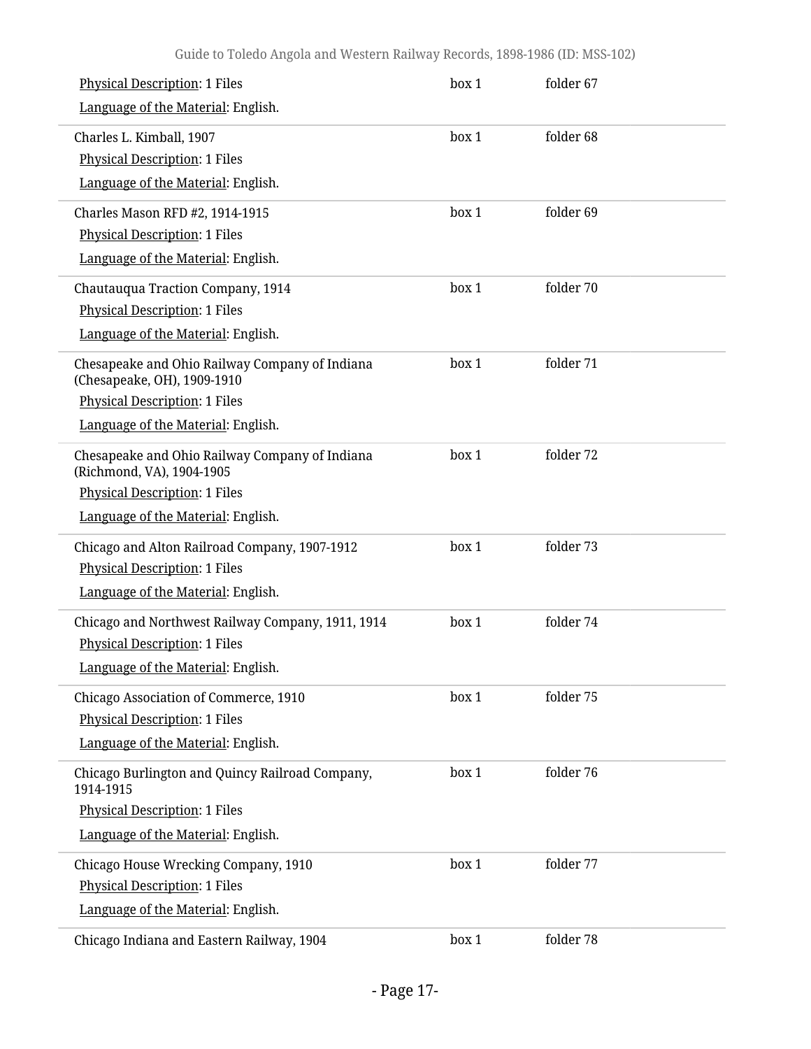Physical Description: 1 Files

Language of the Material: English.

box 1 folder 67

---

Charles L. Kimball, 1907

Physical Description: 1 Files

Language of the Material: English.

box 1 folder 68

---

Charles Mason RFD #2, 1914-1915

Physical Description: 1 Files

Language of the Material: English.

box 1 folder 69

---

Chautauqua Traction Company, 1914

Physical Description: 1 Files

Language of the Material: English.

box 1 folder 70

---

Chesapeake and Ohio Railway Company of Indiana (Chesapeake, OH), 1909-1910

Physical Description: 1 Files

Language of the Material: English.

box 1 folder 71

---

Chesapeake and Ohio Railway Company of Indiana (Richmond, VA), 1904-1905

Physical Description: 1 Files

Language of the Material: English.

box 1 folder 72

---

Chicago and Alton Railroad Company, 1907-1912

Physical Description: 1 Files

Language of the Material: English.

box 1 folder 73

---

Chicago and Northwest Railway Company, 1911, 1914

Physical Description: 1 Files

Language of the Material: English.

box 1 folder 74

---

Chicago Association of Commerce, 1910

Physical Description: 1 Files

Language of the Material: English.

box 1 folder 75

---

Chicago Burlington and Quincy Railroad Company, 1914-1915

Physical Description: 1 Files

Language of the Material: English.

box 1 folder 76

---

Chicago House Wrecking Company, 1910

Physical Description: 1 Files

Language of the Material: English.

box 1 folder 77

---

Chicago Indiana and Eastern Railway, 1904

box 1 folder 78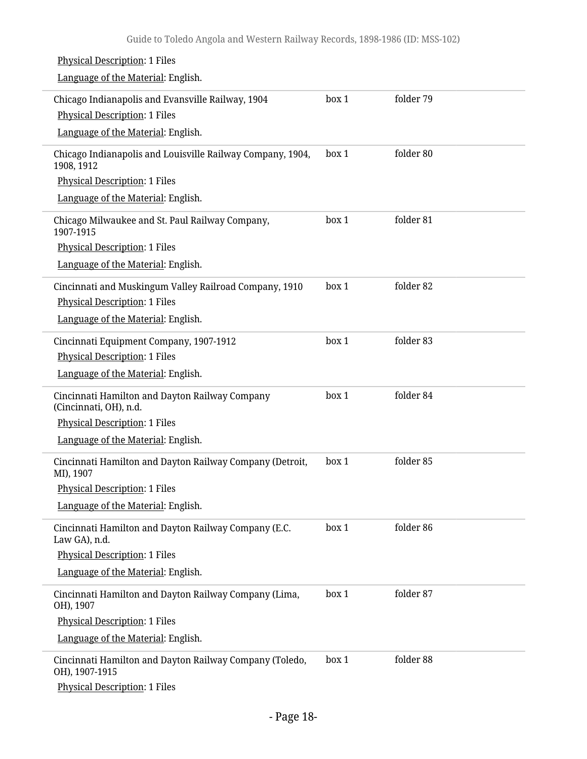Physical Description: 1 Files

Language of the Material: English.

| | | |
|---|---|---|
| Chicago Indianapolis and Evansville Railway, 1904<br>Physical Description: 1 Files<br>Language of the Material: English. | box 1 | folder 79 |
| Chicago Indianapolis and Louisville Railway Company, 1904, 1908, 1912<br>Physical Description: 1 Files<br>Language of the Material: English. | box 1 | folder 80 |
| Chicago Milwaukee and St. Paul Railway Company, 1907-1915<br>Physical Description: 1 Files<br>Language of the Material: English. | box 1 | folder 81 |
| Cincinnati and Muskingum Valley Railroad Company, 1910<br>Physical Description: 1 Files<br>Language of the Material: English. | box 1 | folder 82 |
| Cincinnati Equipment Company, 1907-1912<br>Physical Description: 1 Files<br>Language of the Material: English. | box 1 | folder 83 |
| Cincinnati Hamilton and Dayton Railway Company (Cincinnati, OH), n.d.<br>Physical Description: 1 Files<br>Language of the Material: English. | box 1 | folder 84 |
| Cincinnati Hamilton and Dayton Railway Company (Detroit, MI), 1907<br>Physical Description: 1 Files<br>Language of the Material: English. | box 1 | folder 85 |
| Cincinnati Hamilton and Dayton Railway Company (E.C. Law GA), n.d.<br>Physical Description: 1 Files<br>Language of the Material: English. | box 1 | folder 86 |
| Cincinnati Hamilton and Dayton Railway Company (Lima, OH), 1907<br>Physical Description: 1 Files<br>Language of the Material: English. | box 1 | folder 87 |
| Cincinnati Hamilton and Dayton Railway Company (Toledo, OH), 1907-1915<br>Physical Description: 1 Files | box 1 | folder 88 |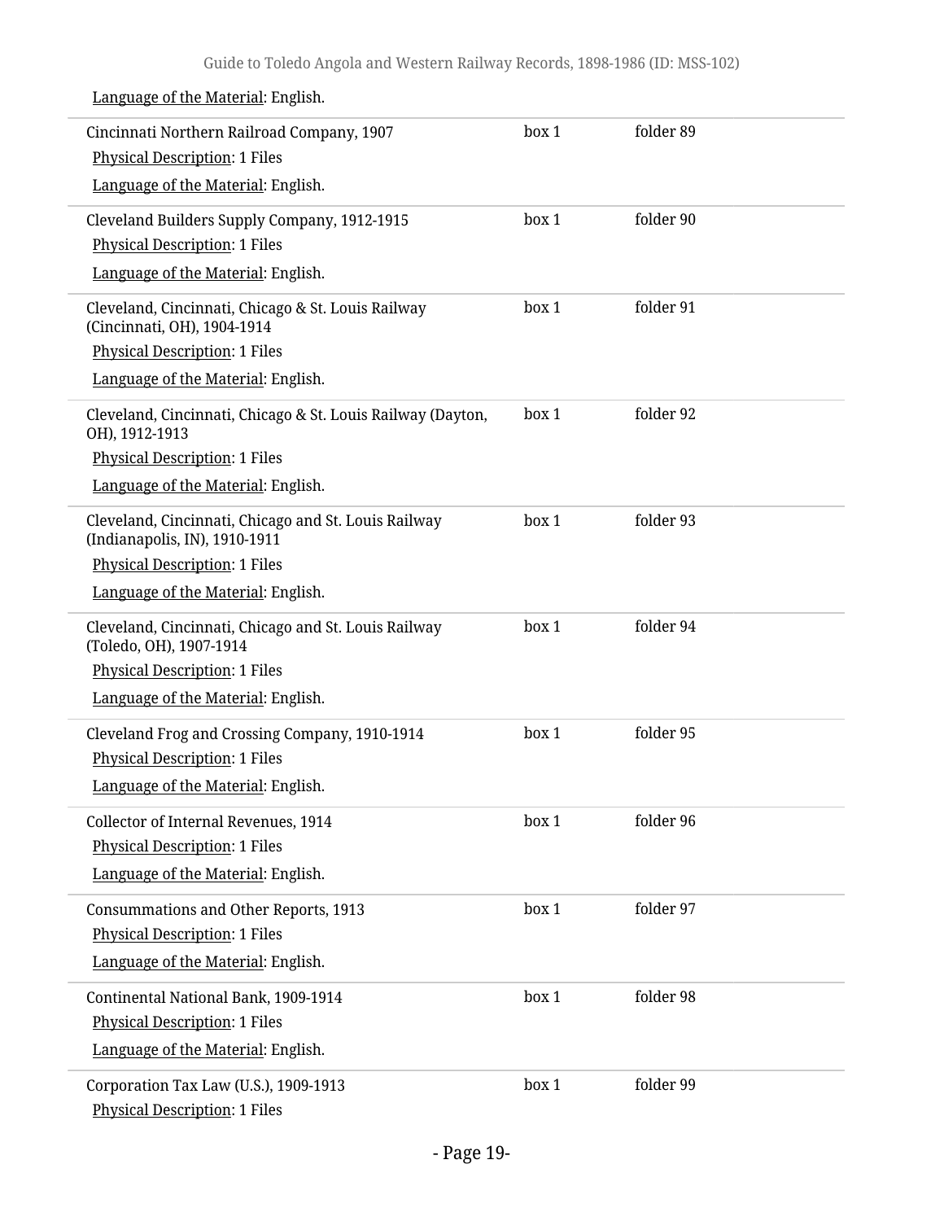Language of the Material: English.

| | | |
|---|---|---|
| Cincinnati Northern Railroad Company, 1907<br>Physical Description: 1 Files<br>Language of the Material: English. | box 1 | folder 89 |
| Cleveland Builders Supply Company, 1912-1915<br>Physical Description: 1 Files<br>Language of the Material: English. | box 1 | folder 90 |
| Cleveland, Cincinnati, Chicago & St. Louis Railway (Cincinnati, OH), 1904-1914<br>Physical Description: 1 Files<br>Language of the Material: English. | box 1 | folder 91 |
| Cleveland, Cincinnati, Chicago & St. Louis Railway (Dayton, OH), 1912-1913<br>Physical Description: 1 Files<br>Language of the Material: English. | box 1 | folder 92 |
| Cleveland, Cincinnati, Chicago and St. Louis Railway (Indianapolis, IN), 1910-1911<br>Physical Description: 1 Files<br>Language of the Material: English. | box 1 | folder 93 |
| Cleveland, Cincinnati, Chicago and St. Louis Railway (Toledo, OH), 1907-1914<br>Physical Description: 1 Files<br>Language of the Material: English. | box 1 | folder 94 |
| Cleveland Frog and Crossing Company, 1910-1914<br>Physical Description: 1 Files<br>Language of the Material: English. | box 1 | folder 95 |
| Collector of Internal Revenues, 1914<br>Physical Description: 1 Files<br>Language of the Material: English. | box 1 | folder 96 |
| Consummations and Other Reports, 1913<br>Physical Description: 1 Files<br>Language of the Material: English. | box 1 | folder 97 |
| Continental National Bank, 1909-1914<br>Physical Description: 1 Files<br>Language of the Material: English. | box 1 | folder 98 |
| Corporation Tax Law (U.S.), 1909-1913<br>Physical Description: 1 Files | box 1 | folder 99 |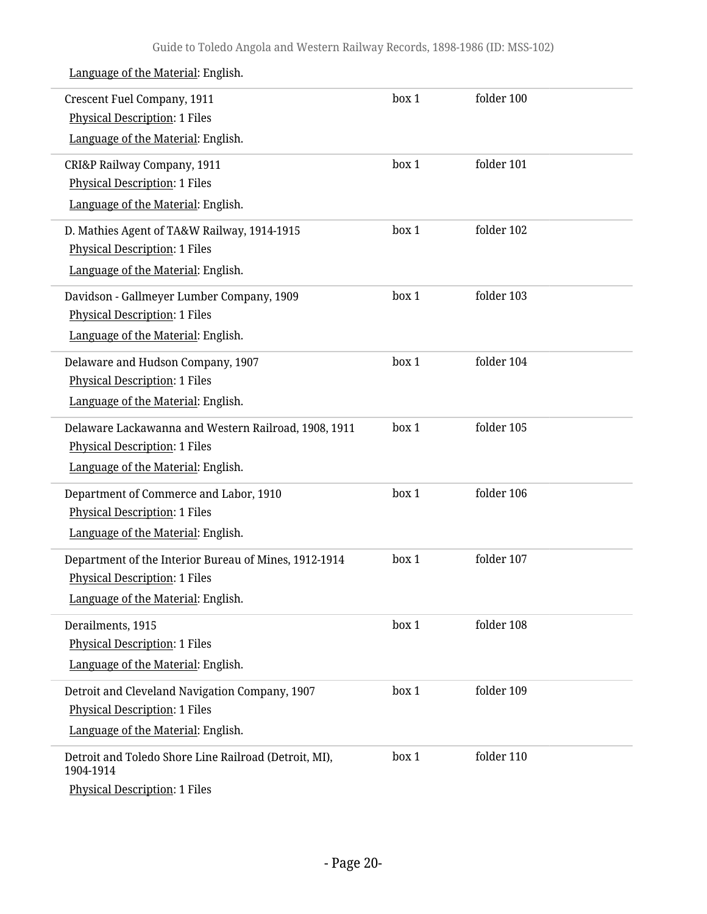Language of the Material: English.

| | | |
|---|---|---|
| Crescent Fuel Company, 1911<br>Physical Description: 1 Files<br>Language of the Material: English. | box 1 | folder 100 |
| CRI&P Railway Company, 1911<br>Physical Description: 1 Files<br>Language of the Material: English. | box 1 | folder 101 |
| D. Mathies Agent of TA&W Railway, 1914-1915<br>Physical Description: 1 Files<br>Language of the Material: English. | box 1 | folder 102 |
| Davidson - Gallmeyer Lumber Company, 1909<br>Physical Description: 1 Files<br>Language of the Material: English. | box 1 | folder 103 |
| Delaware and Hudson Company, 1907<br>Physical Description: 1 Files<br>Language of the Material: English. | box 1 | folder 104 |
| Delaware Lackawanna and Western Railroad, 1908, 1911<br>Physical Description: 1 Files<br>Language of the Material: English. | box 1 | folder 105 |
| Department of Commerce and Labor, 1910<br>Physical Description: 1 Files<br>Language of the Material: English. | box 1 | folder 106 |
| Department of the Interior Bureau of Mines, 1912-1914<br>Physical Description: 1 Files<br>Language of the Material: English. | box 1 | folder 107 |
| Derailments, 1915<br>Physical Description: 1 Files<br>Language of the Material: English. | box 1 | folder 108 |
| Detroit and Cleveland Navigation Company, 1907<br>Physical Description: 1 Files<br>Language of the Material: English. | box 1 | folder 109 |
| Detroit and Toledo Shore Line Railroad (Detroit, MI), 1904-1914<br>Physical Description: 1 Files | box 1 | folder 110 |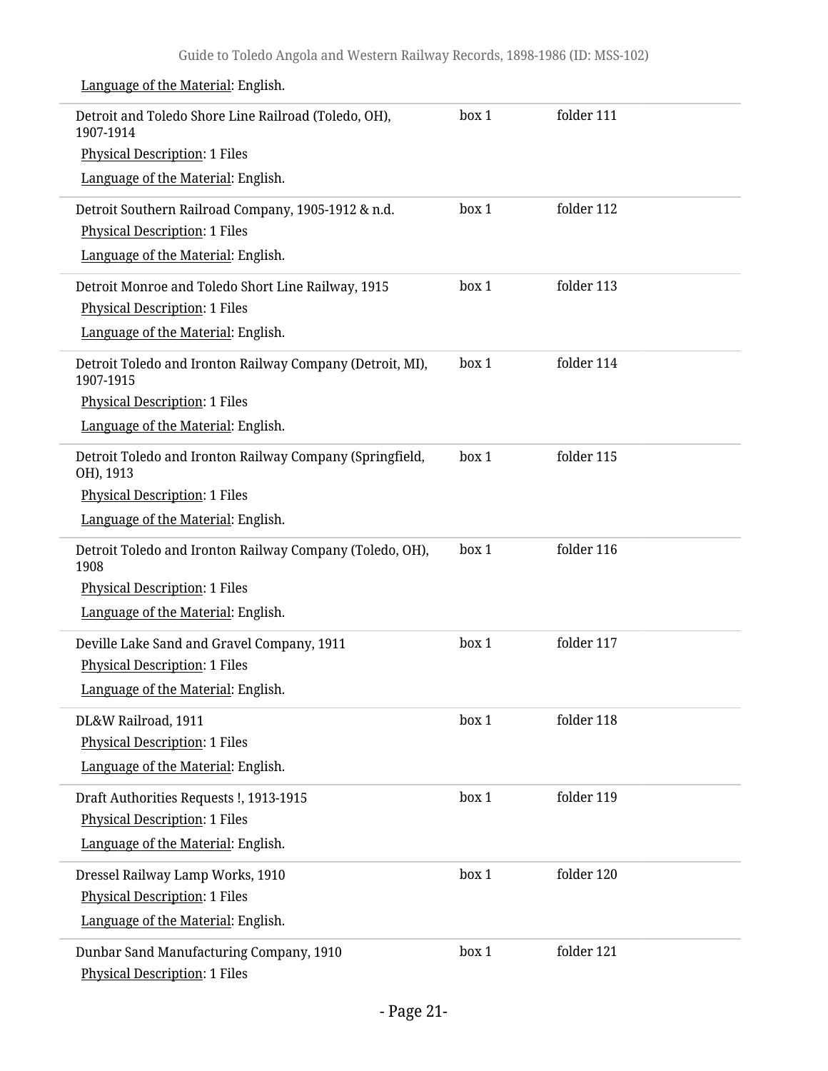Language of the Material: English.

| | | |
|---|---|---|
| Detroit and Toledo Shore Line Railroad (Toledo, OH), 1907-1914<br>Physical Description: 1 Files<br>Language of the Material: English. | box 1 | folder 111 |
| Detroit Southern Railroad Company, 1905-1912 & n.d.<br>Physical Description: 1 Files<br>Language of the Material: English. | box 1 | folder 112 |
| Detroit Monroe and Toledo Short Line Railway, 1915<br>Physical Description: 1 Files<br>Language of the Material: English. | box 1 | folder 113 |
| Detroit Toledo and Ironton Railway Company (Detroit, MI), 1907-1915<br>Physical Description: 1 Files<br>Language of the Material: English. | box 1 | folder 114 |
| Detroit Toledo and Ironton Railway Company (Springfield, OH), 1913<br>Physical Description: 1 Files<br>Language of the Material: English. | box 1 | folder 115 |
| Detroit Toledo and Ironton Railway Company (Toledo, OH), 1908<br>Physical Description: 1 Files<br>Language of the Material: English. | box 1 | folder 116 |
| Deville Lake Sand and Gravel Company, 1911<br>Physical Description: 1 Files<br>Language of the Material: English. | box 1 | folder 117 |
| DL&W Railroad, 1911<br>Physical Description: 1 Files<br>Language of the Material: English. | box 1 | folder 118 |
| Draft Authorities Requests !, 1913-1915<br>Physical Description: 1 Files<br>Language of the Material: English. | box 1 | folder 119 |
| Dressel Railway Lamp Works, 1910<br>Physical Description: 1 Files<br>Language of the Material: English. | box 1 | folder 120 |
| Dunbar Sand Manufacturing Company, 1910<br>Physical Description: 1 Files | box 1 | folder 121 |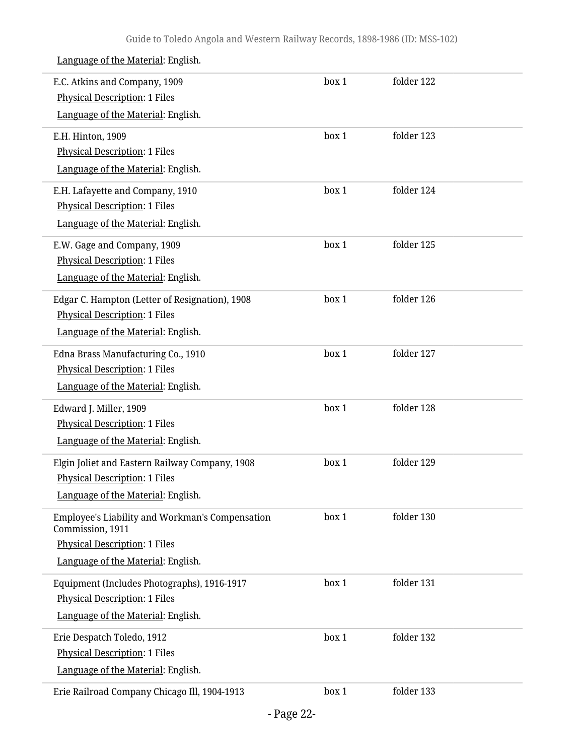Language of the Material: English.

| | | |
|---|---|---|
| E.C. Atkins and Company, 1909<br>Physical Description: 1 Files<br>Language of the Material: English. | box 1 | folder 122 |
| E.H. Hinton, 1909<br>Physical Description: 1 Files<br>Language of the Material: English. | box 1 | folder 123 |
| E.H. Lafayette and Company, 1910<br>Physical Description: 1 Files<br>Language of the Material: English. | box 1 | folder 124 |
| E.W. Gage and Company, 1909<br>Physical Description: 1 Files<br>Language of the Material: English. | box 1 | folder 125 |
| Edgar C. Hampton (Letter of Resignation), 1908<br>Physical Description: 1 Files<br>Language of the Material: English. | box 1 | folder 126 |
| Edna Brass Manufacturing Co., 1910<br>Physical Description: 1 Files<br>Language of the Material: English. | box 1 | folder 127 |
| Edward J. Miller, 1909<br>Physical Description: 1 Files<br>Language of the Material: English. | box 1 | folder 128 |
| Elgin Joliet and Eastern Railway Company, 1908<br>Physical Description: 1 Files<br>Language of the Material: English. | box 1 | folder 129 |
| Employee's Liability and Workman's Compensation Commission, 1911<br>Physical Description: 1 Files<br>Language of the Material: English. | box 1 | folder 130 |
| Equipment (Includes Photographs), 1916-1917<br>Physical Description: 1 Files<br>Language of the Material: English. | box 1 | folder 131 |
| Erie Despatch Toledo, 1912<br>Physical Description: 1 Files<br>Language of the Material: English. | box 1 | folder 132 |
| Erie Railroad Company Chicago Ill, 1904-1913 | box 1 | folder 133 |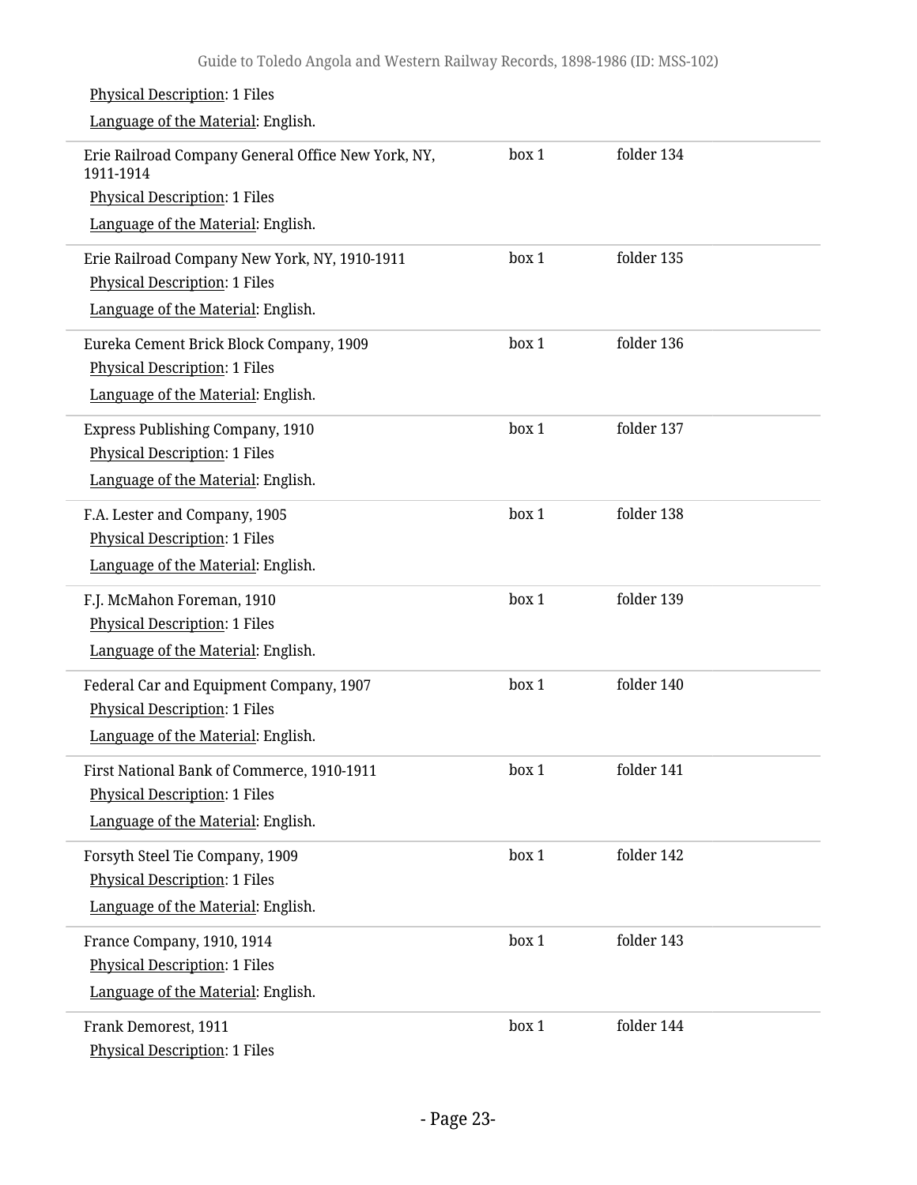Physical Description: 1 Files

Language of the Material: English.

| | | |
|---|---|---|
| Erie Railroad Company General Office New York, NY, 1911-1914<br>Physical Description: 1 Files<br>Language of the Material: English. | box 1 | folder 134 |
| Erie Railroad Company New York, NY, 1910-1911<br>Physical Description: 1 Files<br>Language of the Material: English. | box 1 | folder 135 |
| Eureka Cement Brick Block Company, 1909<br>Physical Description: 1 Files<br>Language of the Material: English. | box 1 | folder 136 |
| Express Publishing Company, 1910<br>Physical Description: 1 Files<br>Language of the Material: English. | box 1 | folder 137 |
| F.A. Lester and Company, 1905<br>Physical Description: 1 Files<br>Language of the Material: English. | box 1 | folder 138 |
| F.J. McMahon Foreman, 1910<br>Physical Description: 1 Files<br>Language of the Material: English. | box 1 | folder 139 |
| Federal Car and Equipment Company, 1907<br>Physical Description: 1 Files<br>Language of the Material: English. | box 1 | folder 140 |
| First National Bank of Commerce, 1910-1911<br>Physical Description: 1 Files<br>Language of the Material: English. | box 1 | folder 141 |
| Forsyth Steel Tie Company, 1909<br>Physical Description: 1 Files<br>Language of the Material: English. | box 1 | folder 142 |
| France Company, 1910, 1914<br>Physical Description: 1 Files<br>Language of the Material: English. | box 1 | folder 143 |
| Frank Demorest, 1911<br>Physical Description: 1 Files | box 1 | folder 144 |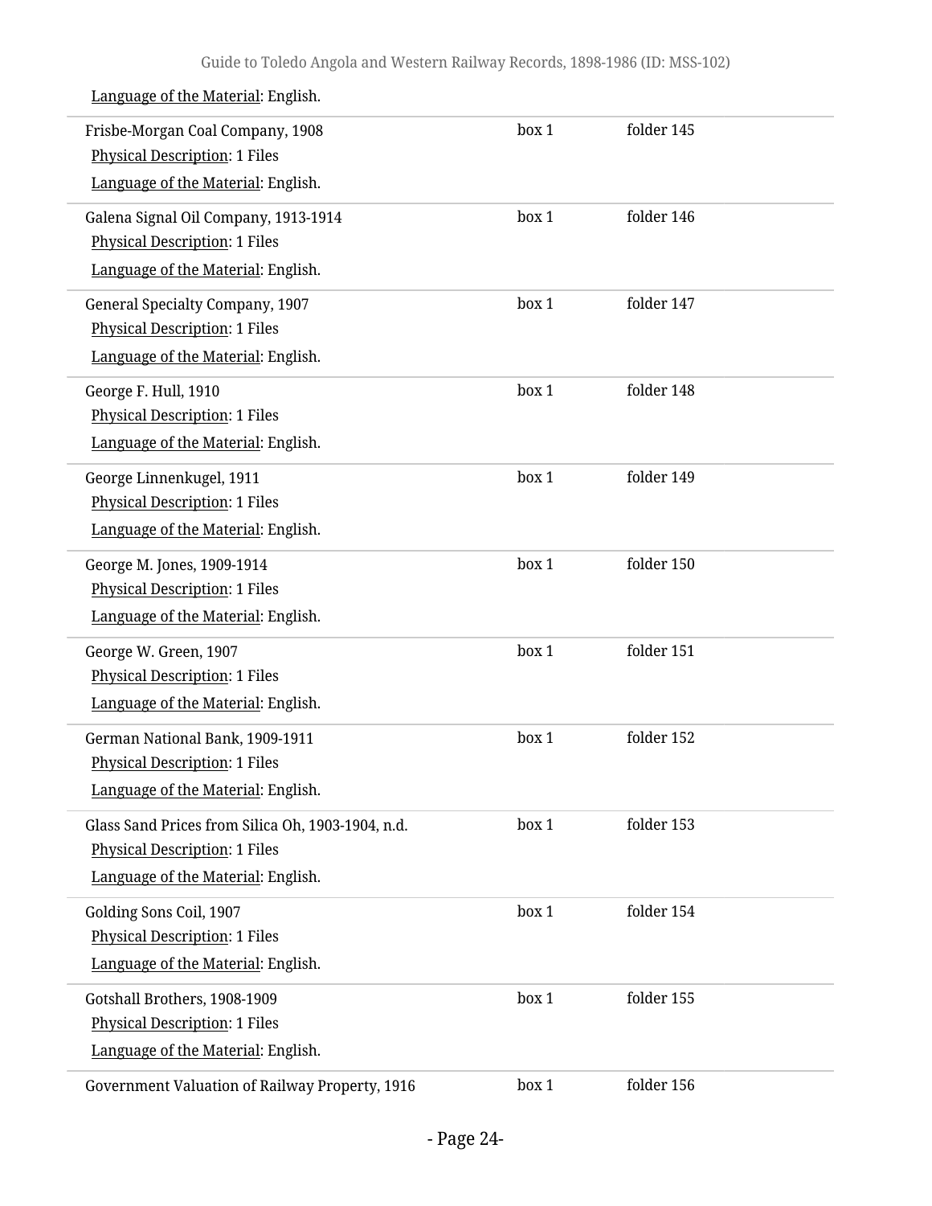Language of the Material: English.

| | | |
|---|---|---|
| Frisbe-Morgan Coal Company, 1908<br>Physical Description: 1 Files<br>Language of the Material: English. | box 1 | folder 145 |
| Galena Signal Oil Company, 1913-1914<br>Physical Description: 1 Files<br>Language of the Material: English. | box 1 | folder 146 |
| General Specialty Company, 1907<br>Physical Description: 1 Files<br>Language of the Material: English. | box 1 | folder 147 |
| George F. Hull, 1910<br>Physical Description: 1 Files<br>Language of the Material: English. | box 1 | folder 148 |
| George Linnenkugel, 1911<br>Physical Description: 1 Files<br>Language of the Material: English. | box 1 | folder 149 |
| George M. Jones, 1909-1914<br>Physical Description: 1 Files<br>Language of the Material: English. | box 1 | folder 150 |
| George W. Green, 1907<br>Physical Description: 1 Files<br>Language of the Material: English. | box 1 | folder 151 |
| German National Bank, 1909-1911<br>Physical Description: 1 Files<br>Language of the Material: English. | box 1 | folder 152 |
| Glass Sand Prices from Silica Oh, 1903-1904, n.d.<br>Physical Description: 1 Files<br>Language of the Material: English. | box 1 | folder 153 |
| Golding Sons Coil, 1907<br>Physical Description: 1 Files<br>Language of the Material: English. | box 1 | folder 154 |
| Gotshall Brothers, 1908-1909<br>Physical Description: 1 Files<br>Language of the Material: English. | box 1 | folder 155 |
| Government Valuation of Railway Property, 1916 | box 1 | folder 156 |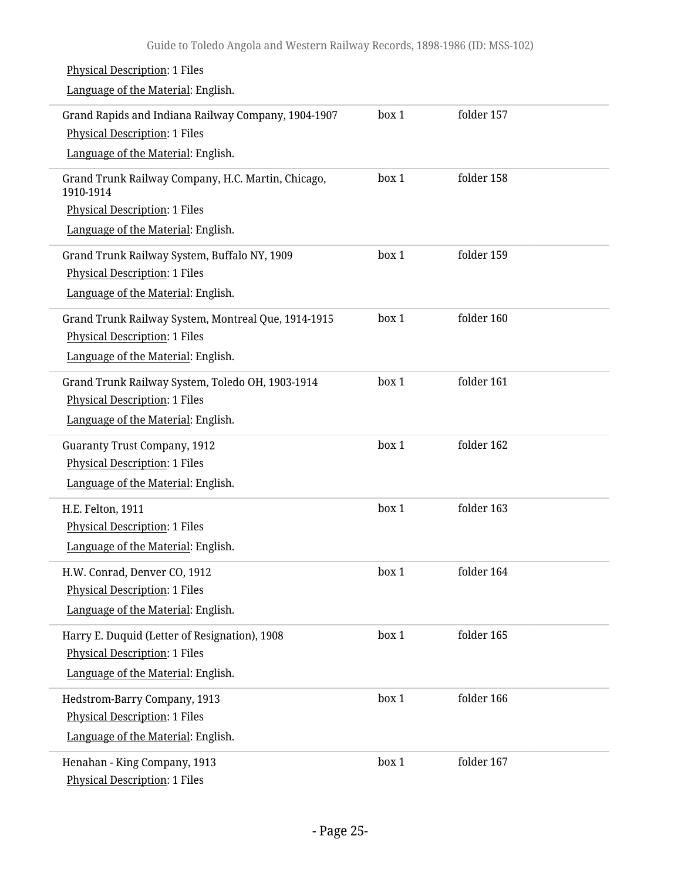Physical Description: 1 Files

Language of the Material: English.

| | | |
|---|---|---|
| Grand Rapids and Indiana Railway Company, 1904-1907<br>Physical Description: 1 Files<br>Language of the Material: English. | box 1 | folder 157 |
| Grand Trunk Railway Company, H.C. Martin, Chicago, 1910-1914<br>Physical Description: 1 Files<br>Language of the Material: English. | box 1 | folder 158 |
| Grand Trunk Railway System, Buffalo NY, 1909<br>Physical Description: 1 Files<br>Language of the Material: English. | box 1 | folder 159 |
| Grand Trunk Railway System, Montreal Que, 1914-1915<br>Physical Description: 1 Files<br>Language of the Material: English. | box 1 | folder 160 |
| Grand Trunk Railway System, Toledo OH, 1903-1914<br>Physical Description: 1 Files<br>Language of the Material: English. | box 1 | folder 161 |
| Guaranty Trust Company, 1912<br>Physical Description: 1 Files<br>Language of the Material: English. | box 1 | folder 162 |
| H.E. Felton, 1911<br>Physical Description: 1 Files<br>Language of the Material: English. | box 1 | folder 163 |
| H.W. Conrad, Denver CO, 1912<br>Physical Description: 1 Files<br>Language of the Material: English. | box 1 | folder 164 |
| Harry E. Duquid (Letter of Resignation), 1908<br>Physical Description: 1 Files<br>Language of the Material: English. | box 1 | folder 165 |
| Hedstrom-Barry Company, 1913<br>Physical Description: 1 Files<br>Language of the Material: English. | box 1 | folder 166 |
| Henahan - King Company, 1913<br>Physical Description: 1 Files | box 1 | folder 167 |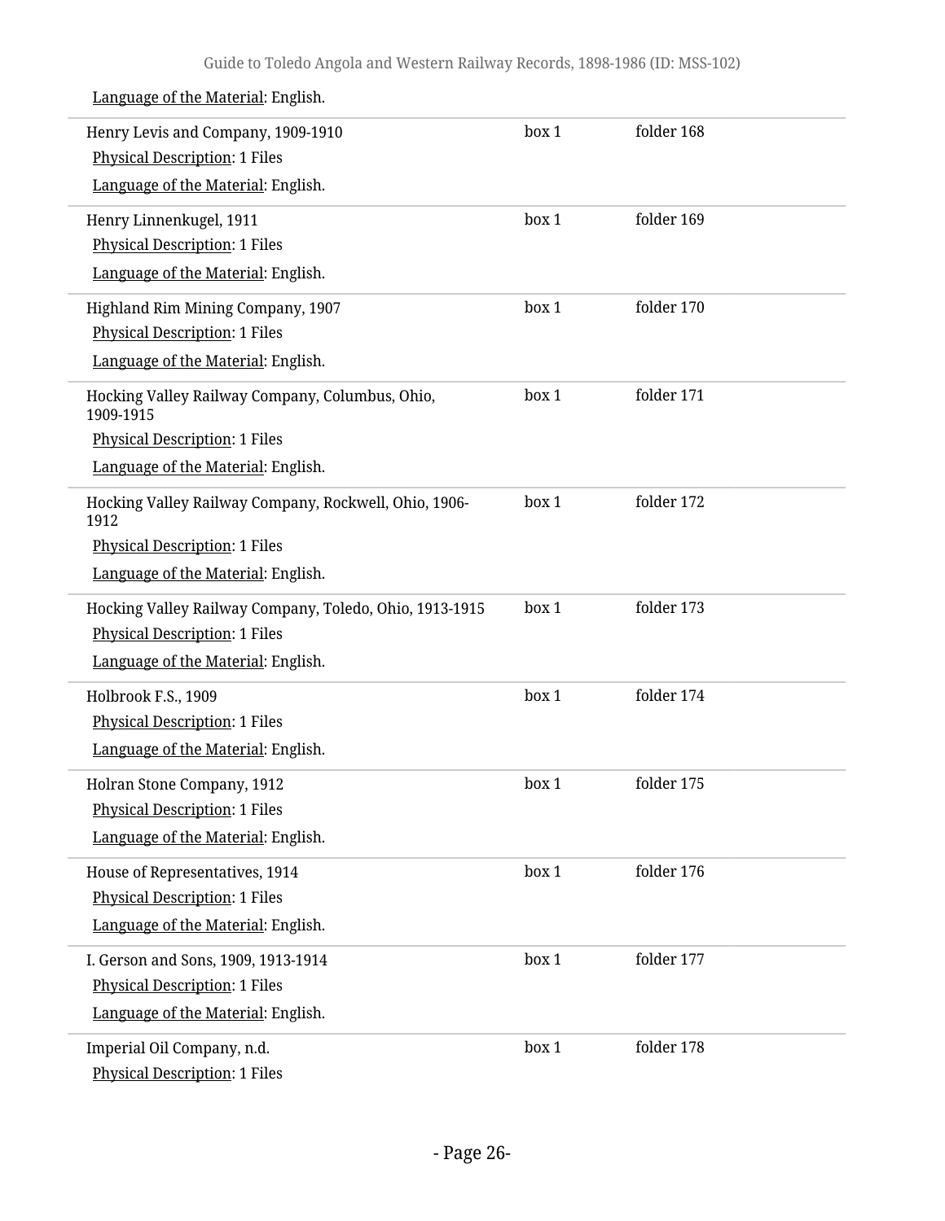Language of the Material: English.

| | | |
|---|---|---|
| Henry Levis and Company, 1909-1910<br>Physical Description: 1 Files<br>Language of the Material: English. | box 1 | folder 168 |
| Henry Linnenkugel, 1911<br>Physical Description: 1 Files<br>Language of the Material: English. | box 1 | folder 169 |
| Highland Rim Mining Company, 1907<br>Physical Description: 1 Files<br>Language of the Material: English. | box 1 | folder 170 |
| Hocking Valley Railway Company, Columbus, Ohio, 1909-1915<br>Physical Description: 1 Files<br>Language of the Material: English. | box 1 | folder 171 |
| Hocking Valley Railway Company, Rockwell, Ohio, 1906-1912<br>Physical Description: 1 Files<br>Language of the Material: English. | box 1 | folder 172 |
| Hocking Valley Railway Company, Toledo, Ohio, 1913-1915<br>Physical Description: 1 Files<br>Language of the Material: English. | box 1 | folder 173 |
| Holbrook F.S., 1909<br>Physical Description: 1 Files<br>Language of the Material: English. | box 1 | folder 174 |
| Holran Stone Company, 1912<br>Physical Description: 1 Files<br>Language of the Material: English. | box 1 | folder 175 |
| House of Representatives, 1914<br>Physical Description: 1 Files<br>Language of the Material: English. | box 1 | folder 176 |
| I. Gerson and Sons, 1909, 1913-1914<br>Physical Description: 1 Files<br>Language of the Material: English. | box 1 | folder 177 |
| Imperial Oil Company, n.d.<br>Physical Description: 1 Files | box 1 | folder 178 |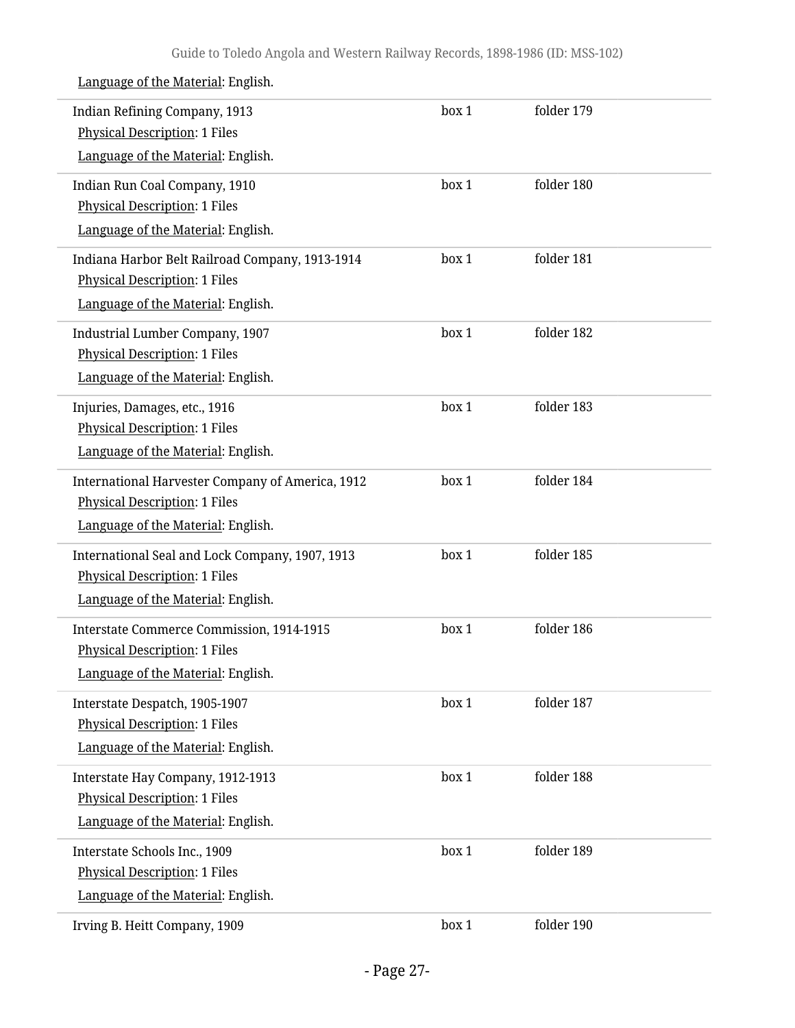Language of the Material: English.

| | | |
|---|---|---|
| Indian Refining Company, 1913<br>Physical Description: 1 Files<br>Language of the Material: English. | box 1 | folder 179 |
| Indian Run Coal Company, 1910<br>Physical Description: 1 Files<br>Language of the Material: English. | box 1 | folder 180 |
| Indiana Harbor Belt Railroad Company, 1913-1914<br>Physical Description: 1 Files<br>Language of the Material: English. | box 1 | folder 181 |
| Industrial Lumber Company, 1907<br>Physical Description: 1 Files<br>Language of the Material: English. | box 1 | folder 182 |
| Injuries, Damages, etc., 1916<br>Physical Description: 1 Files<br>Language of the Material: English. | box 1 | folder 183 |
| International Harvester Company of America, 1912<br>Physical Description: 1 Files<br>Language of the Material: English. | box 1 | folder 184 |
| International Seal and Lock Company, 1907, 1913<br>Physical Description: 1 Files<br>Language of the Material: English. | box 1 | folder 185 |
| Interstate Commerce Commission, 1914-1915<br>Physical Description: 1 Files<br>Language of the Material: English. | box 1 | folder 186 |
| Interstate Despatch, 1905-1907<br>Physical Description: 1 Files<br>Language of the Material: English. | box 1 | folder 187 |
| Interstate Hay Company, 1912-1913<br>Physical Description: 1 Files<br>Language of the Material: English. | box 1 | folder 188 |
| Interstate Schools Inc., 1909<br>Physical Description: 1 Files<br>Language of the Material: English. | box 1 | folder 189 |
| Irving B. Heitt Company, 1909 | box 1 | folder 190 |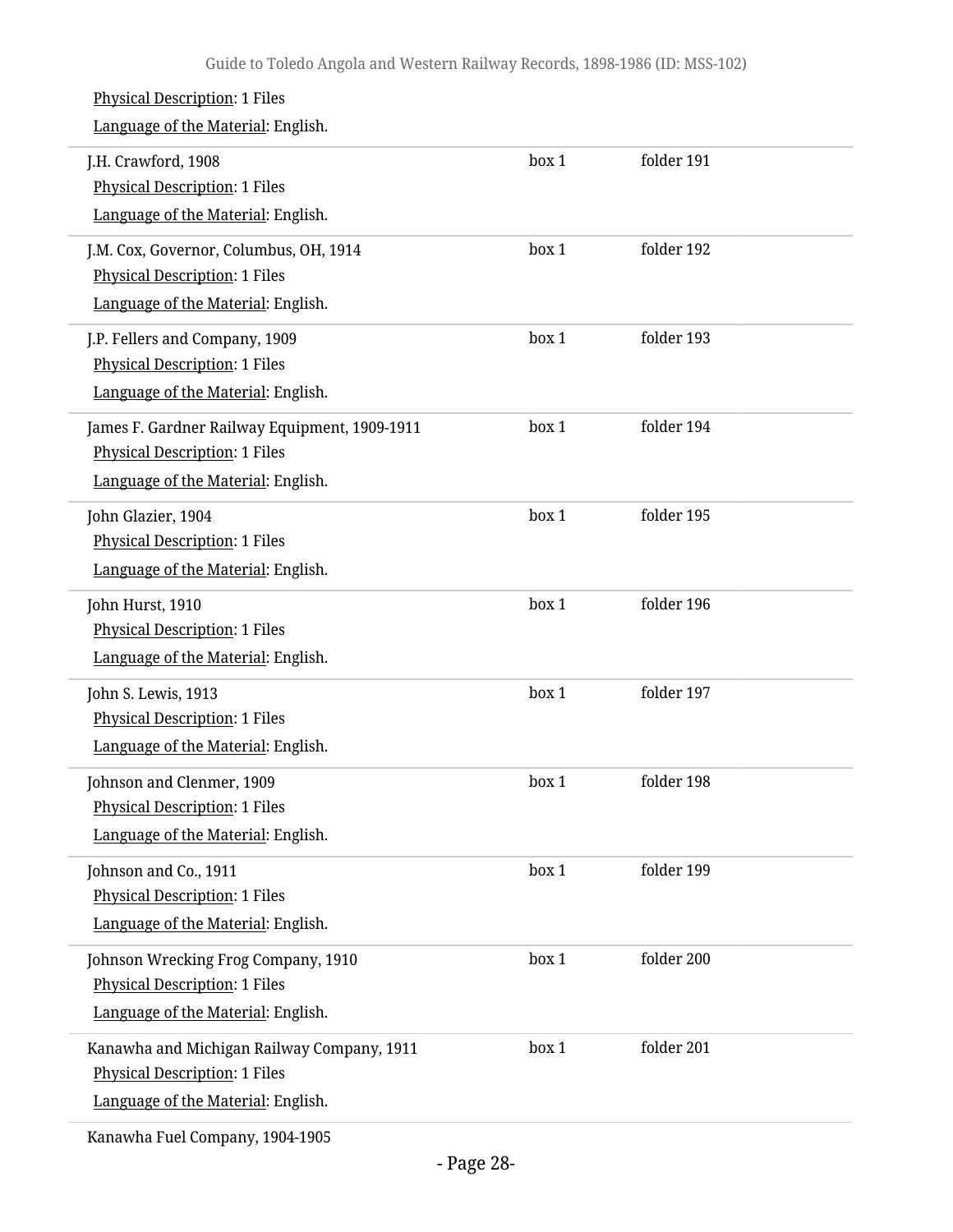Physical Description: 1 Files

Language of the Material: English.

| | | |
|---|---|---|
| J.H. Crawford, 1908<br>Physical Description: 1 Files<br>Language of the Material: English. | box 1 | folder 191 |
| J.M. Cox, Governor, Columbus, OH, 1914<br>Physical Description: 1 Files<br>Language of the Material: English. | box 1 | folder 192 |
| J.P. Fellers and Company, 1909<br>Physical Description: 1 Files<br>Language of the Material: English. | box 1 | folder 193 |
| James F. Gardner Railway Equipment, 1909-1911<br>Physical Description: 1 Files<br>Language of the Material: English. | box 1 | folder 194 |
| John Glazier, 1904<br>Physical Description: 1 Files<br>Language of the Material: English. | box 1 | folder 195 |
| John Hurst, 1910<br>Physical Description: 1 Files<br>Language of the Material: English. | box 1 | folder 196 |
| John S. Lewis, 1913<br>Physical Description: 1 Files<br>Language of the Material: English. | box 1 | folder 197 |
| Johnson and Clenmer, 1909<br>Physical Description: 1 Files<br>Language of the Material: English. | box 1 | folder 198 |
| Johnson and Co., 1911<br>Physical Description: 1 Files<br>Language of the Material: English. | box 1 | folder 199 |
| Johnson Wrecking Frog Company, 1910<br>Physical Description: 1 Files<br>Language of the Material: English. | box 1 | folder 200 |
| Kanawha and Michigan Railway Company, 1911<br>Physical Description: 1 Files<br>Language of the Material: English. | box 1 | folder 201 |
| Kanawha Fuel Company, 1904-1905 | | |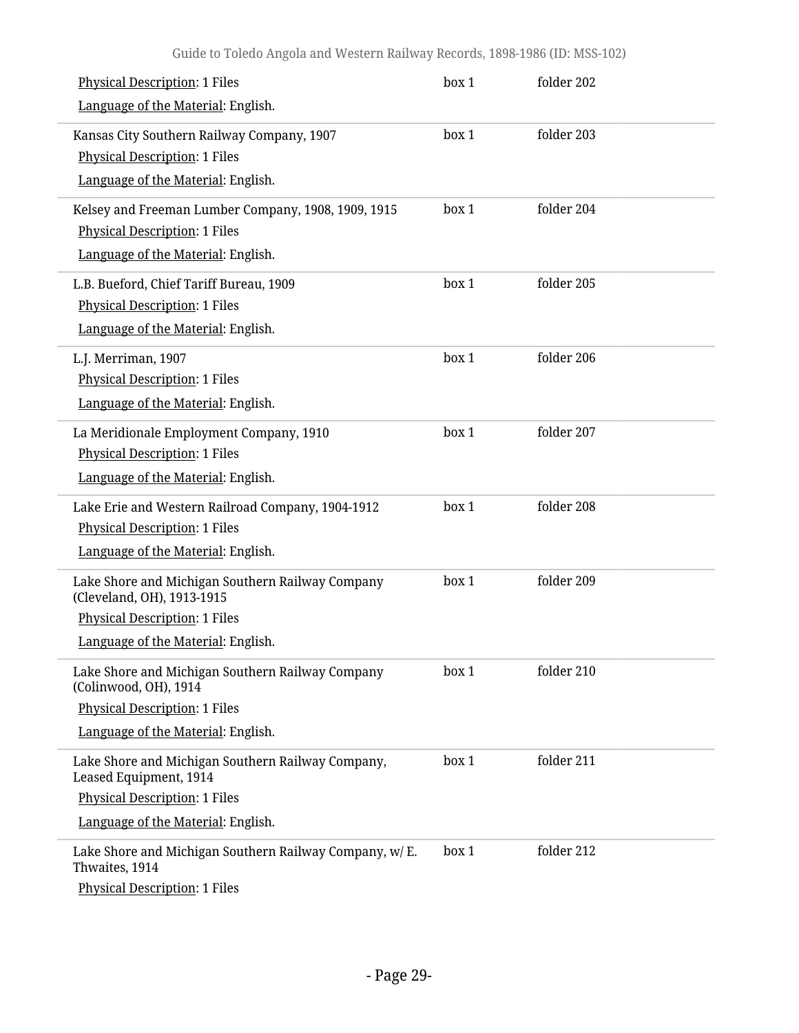Physical Description: 1 Files

Language of the Material: English.

box 1 folder 202

---

Kansas City Southern Railway Company, 1907

Physical Description: 1 Files

Language of the Material: English.

box 1 folder 203

---

Kelsey and Freeman Lumber Company, 1908, 1909, 1915

Physical Description: 1 Files

Language of the Material: English.

box 1 folder 204

---

L.B. Bueford, Chief Tariff Bureau, 1909

Physical Description: 1 Files

Language of the Material: English.

box 1 folder 205

---

L.J. Merriman, 1907

Physical Description: 1 Files

Language of the Material: English.

box 1 folder 206

---

La Meridionale Employment Company, 1910

Physical Description: 1 Files

Language of the Material: English.

box 1 folder 207

---

Lake Erie and Western Railroad Company, 1904-1912

Physical Description: 1 Files

Language of the Material: English.

box 1 folder 208

---

Lake Shore and Michigan Southern Railway Company (Cleveland, OH), 1913-1915

Physical Description: 1 Files

Language of the Material: English.

box 1 folder 209

---

Lake Shore and Michigan Southern Railway Company (Colinwood, OH), 1914

Physical Description: 1 Files

Language of the Material: English.

box 1 folder 210

---

Lake Shore and Michigan Southern Railway Company, Leased Equipment, 1914

Physical Description: 1 Files

Language of the Material: English.

box 1 folder 211

---

Lake Shore and Michigan Southern Railway Company, w/ E. Thwaites, 1914

Physical Description: 1 Files

box 1 folder 212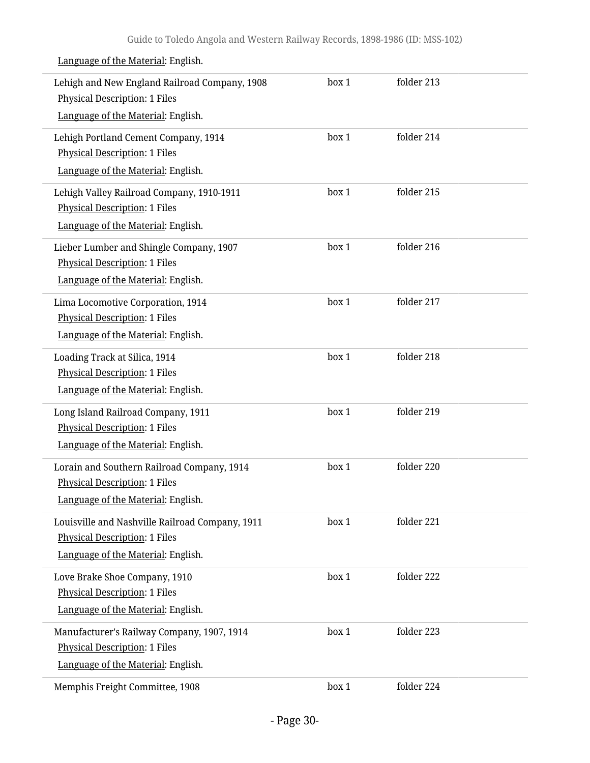Language of the Material: English.

| | | |
|---|---|---|
| Lehigh and New England Railroad Company, 1908<br>Physical Description: 1 Files<br>Language of the Material: English. | box 1 | folder 213 |
| Lehigh Portland Cement Company, 1914<br>Physical Description: 1 Files<br>Language of the Material: English. | box 1 | folder 214 |
| Lehigh Valley Railroad Company, 1910-1911<br>Physical Description: 1 Files<br>Language of the Material: English. | box 1 | folder 215 |
| Lieber Lumber and Shingle Company, 1907<br>Physical Description: 1 Files<br>Language of the Material: English. | box 1 | folder 216 |
| Lima Locomotive Corporation, 1914<br>Physical Description: 1 Files<br>Language of the Material: English. | box 1 | folder 217 |
| Loading Track at Silica, 1914<br>Physical Description: 1 Files<br>Language of the Material: English. | box 1 | folder 218 |
| Long Island Railroad Company, 1911<br>Physical Description: 1 Files<br>Language of the Material: English. | box 1 | folder 219 |
| Lorain and Southern Railroad Company, 1914<br>Physical Description: 1 Files<br>Language of the Material: English. | box 1 | folder 220 |
| Louisville and Nashville Railroad Company, 1911<br>Physical Description: 1 Files<br>Language of the Material: English. | box 1 | folder 221 |
| Love Brake Shoe Company, 1910<br>Physical Description: 1 Files<br>Language of the Material: English. | box 1 | folder 222 |
| Manufacturer's Railway Company, 1907, 1914<br>Physical Description: 1 Files<br>Language of the Material: English. | box 1 | folder 223 |
| Memphis Freight Committee, 1908 | box 1 | folder 224 |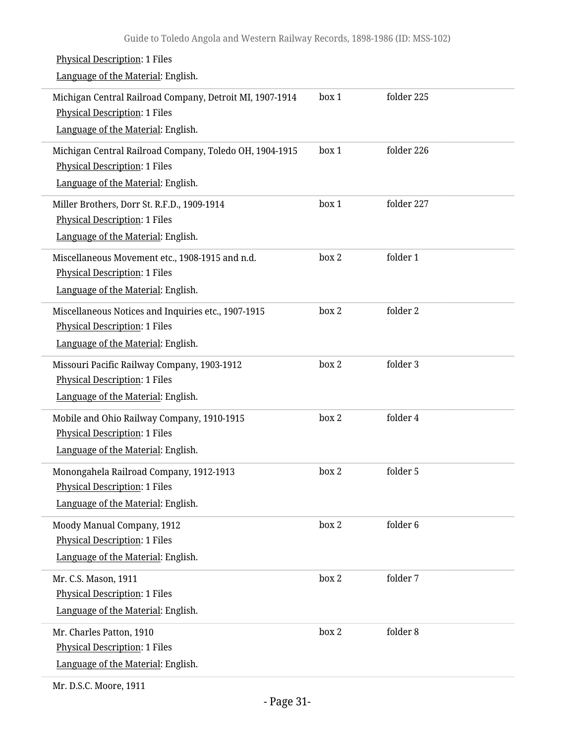Physical Description: 1 Files

Language of the Material: English.

| | | |
|---|---|---|
| Michigan Central Railroad Company, Detroit MI, 1907-1914<br>Physical Description: 1 Files<br>Language of the Material: English. | box 1 | folder 225 |
| Michigan Central Railroad Company, Toledo OH, 1904-1915<br>Physical Description: 1 Files<br>Language of the Material: English. | box 1 | folder 226 |
| Miller Brothers, Dorr St. R.F.D., 1909-1914<br>Physical Description: 1 Files<br>Language of the Material: English. | box 1 | folder 227 |
| Miscellaneous Movement etc., 1908-1915 and n.d.<br>Physical Description: 1 Files<br>Language of the Material: English. | box 2 | folder 1 |
| Miscellaneous Notices and Inquiries etc., 1907-1915<br>Physical Description: 1 Files<br>Language of the Material: English. | box 2 | folder 2 |
| Missouri Pacific Railway Company, 1903-1912<br>Physical Description: 1 Files<br>Language of the Material: English. | box 2 | folder 3 |
| Mobile and Ohio Railway Company, 1910-1915<br>Physical Description: 1 Files<br>Language of the Material: English. | box 2 | folder 4 |
| Monongahela Railroad Company, 1912-1913<br>Physical Description: 1 Files<br>Language of the Material: English. | box 2 | folder 5 |
| Moody Manual Company, 1912<br>Physical Description: 1 Files<br>Language of the Material: English. | box 2 | folder 6 |
| Mr. C.S. Mason, 1911<br>Physical Description: 1 Files<br>Language of the Material: English. | box 2 | folder 7 |
| Mr. Charles Patton, 1910<br>Physical Description: 1 Files<br>Language of the Material: English. | box 2 | folder 8 |
| Mr. D.S.C. Moore, 1911 | | |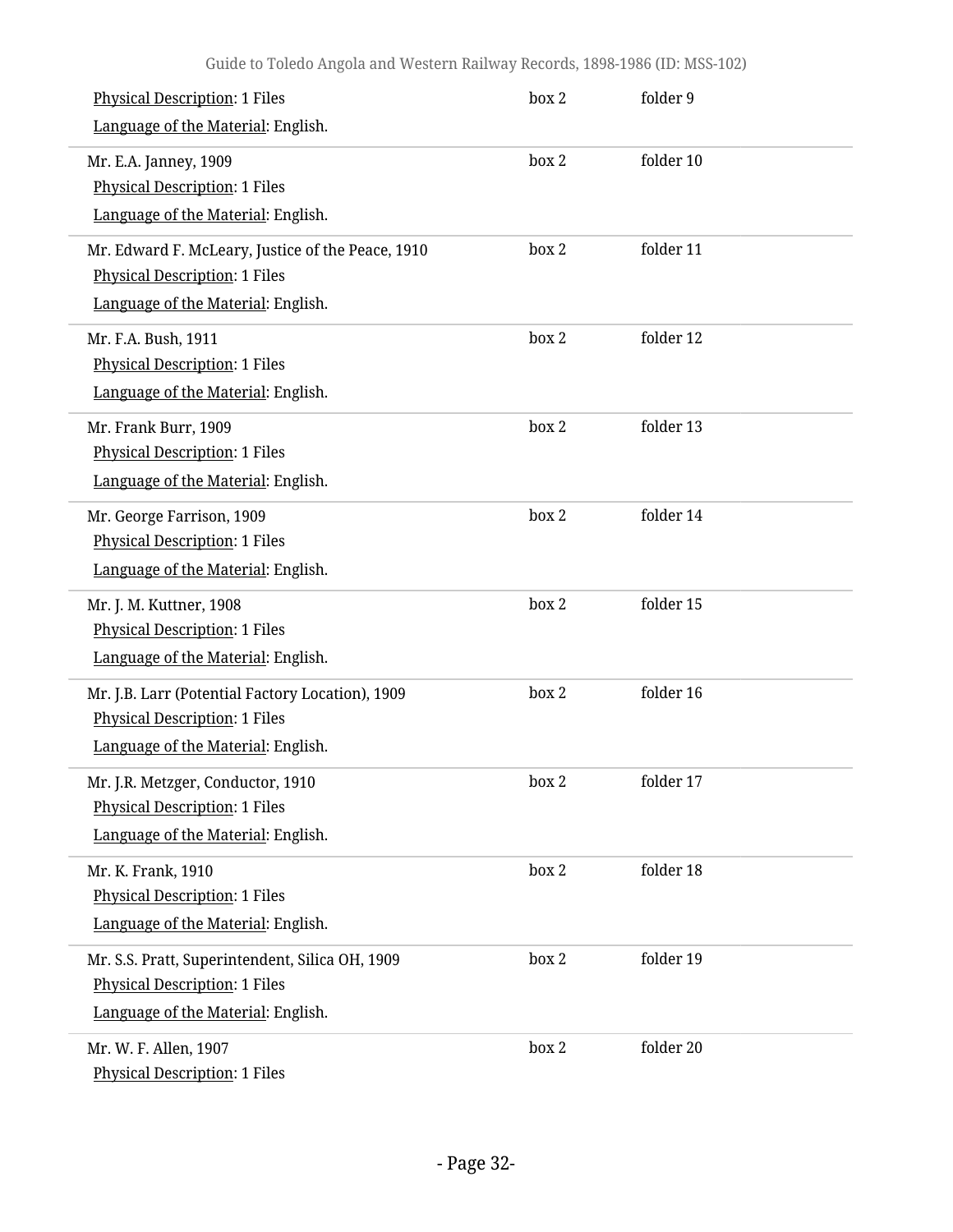Physical Description: 1 Files
Language of the Material: English.

box 2 folder 9

Mr. E.A. Janney, 1909
Physical Description: 1 Files
Language of the Material: English.

box 2 folder 10

Mr. Edward F. McLeary, Justice of the Peace, 1910
Physical Description: 1 Files
Language of the Material: English.

box 2 folder 11

Mr. F.A. Bush, 1911
Physical Description: 1 Files
Language of the Material: English.

box 2 folder 12

Mr. Frank Burr, 1909
Physical Description: 1 Files
Language of the Material: English.

box 2 folder 13

Mr. George Farrison, 1909
Physical Description: 1 Files
Language of the Material: English.

box 2 folder 14

Mr. J. M. Kuttner, 1908
Physical Description: 1 Files
Language of the Material: English.

box 2 folder 15

Mr. J.B. Larr (Potential Factory Location), 1909
Physical Description: 1 Files
Language of the Material: English.

box 2 folder 16

Mr. J.R. Metzger, Conductor, 1910
Physical Description: 1 Files
Language of the Material: English.

box 2 folder 17

Mr. K. Frank, 1910
Physical Description: 1 Files
Language of the Material: English.

box 2 folder 18

Mr. S.S. Pratt, Superintendent, Silica OH, 1909
Physical Description: 1 Files
Language of the Material: English.

box 2 folder 19

Mr. W. F. Allen, 1907
Physical Description: 1 Files

box 2 folder 20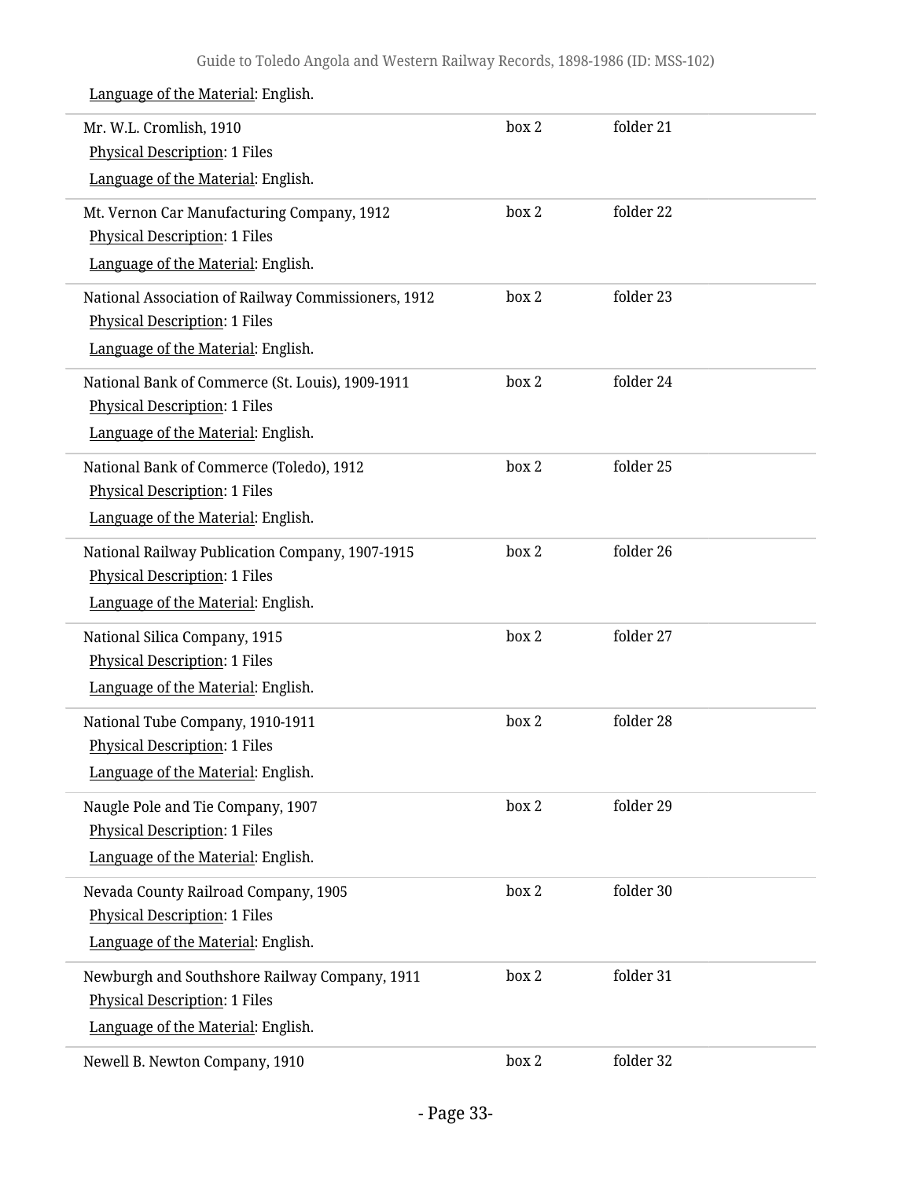Language of the Material: English.

Mr. W.L. Cromlish, 1910 — box 2, folder 21
Physical Description: 1 Files
Language of the Material: English.

Mt. Vernon Car Manufacturing Company, 1912 — box 2, folder 22
Physical Description: 1 Files
Language of the Material: English.

National Association of Railway Commissioners, 1912 — box 2, folder 23
Physical Description: 1 Files
Language of the Material: English.

National Bank of Commerce (St. Louis), 1909-1911 — box 2, folder 24
Physical Description: 1 Files
Language of the Material: English.

National Bank of Commerce (Toledo), 1912 — box 2, folder 25
Physical Description: 1 Files
Language of the Material: English.

National Railway Publication Company, 1907-1915 — box 2, folder 26
Physical Description: 1 Files
Language of the Material: English.

National Silica Company, 1915 — box 2, folder 27
Physical Description: 1 Files
Language of the Material: English.

National Tube Company, 1910-1911 — box 2, folder 28
Physical Description: 1 Files
Language of the Material: English.

Naugle Pole and Tie Company, 1907 — box 2, folder 29
Physical Description: 1 Files
Language of the Material: English.

Nevada County Railroad Company, 1905 — box 2, folder 30
Physical Description: 1 Files
Language of the Material: English.

Newburgh and Southshore Railway Company, 1911 — box 2, folder 31
Physical Description: 1 Files
Language of the Material: English.

Newell B. Newton Company, 1910 — box 2, folder 32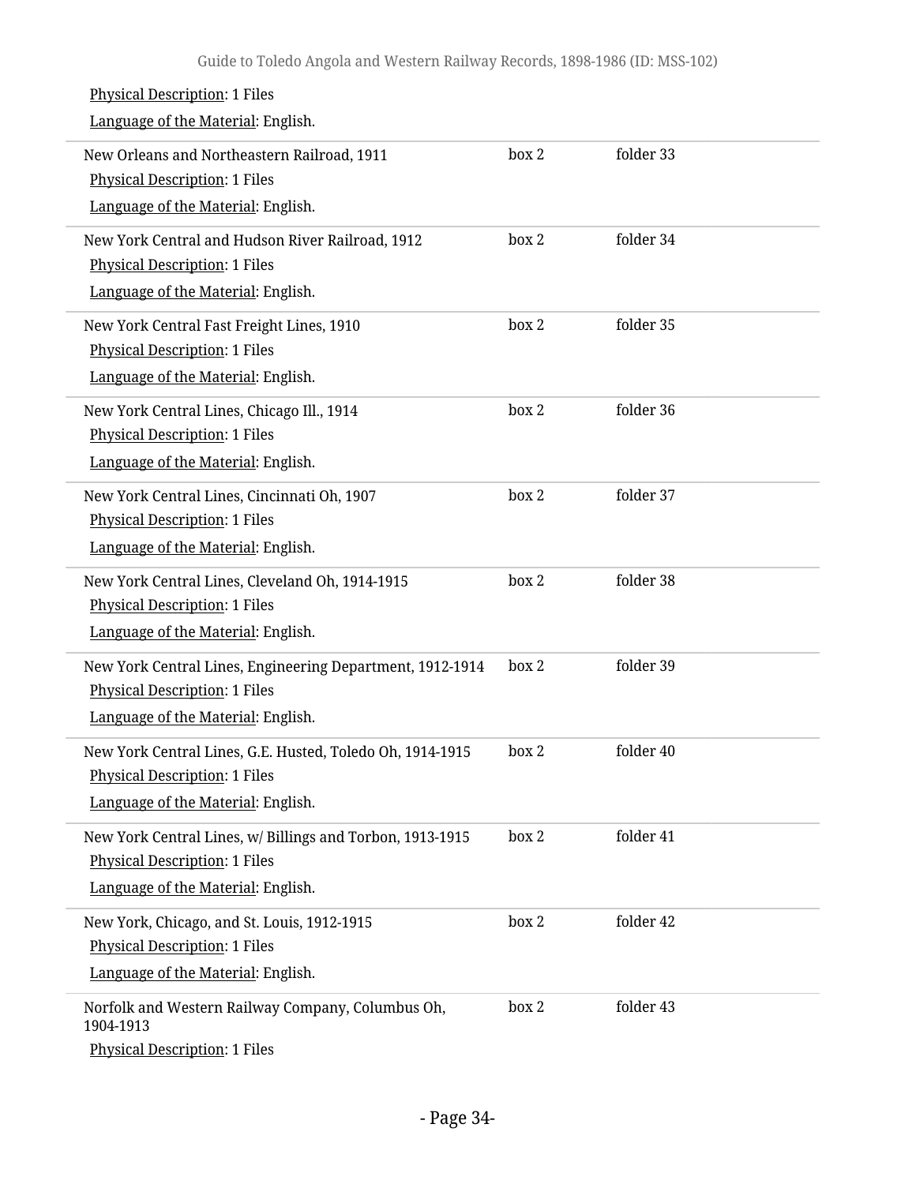Physical Description: 1 Files

Language of the Material: English.

| | | |
|---|---|---|
| New Orleans and Northeastern Railroad, 1911<br>Physical Description: 1 Files<br>Language of the Material: English. | box 2 | folder 33 |
| New York Central and Hudson River Railroad, 1912<br>Physical Description: 1 Files<br>Language of the Material: English. | box 2 | folder 34 |
| New York Central Fast Freight Lines, 1910<br>Physical Description: 1 Files<br>Language of the Material: English. | box 2 | folder 35 |
| New York Central Lines, Chicago Ill., 1914<br>Physical Description: 1 Files<br>Language of the Material: English. | box 2 | folder 36 |
| New York Central Lines, Cincinnati Oh, 1907<br>Physical Description: 1 Files<br>Language of the Material: English. | box 2 | folder 37 |
| New York Central Lines, Cleveland Oh, 1914-1915<br>Physical Description: 1 Files<br>Language of the Material: English. | box 2 | folder 38 |
| New York Central Lines, Engineering Department, 1912-1914<br>Physical Description: 1 Files<br>Language of the Material: English. | box 2 | folder 39 |
| New York Central Lines, G.E. Husted, Toledo Oh, 1914-1915<br>Physical Description: 1 Files<br>Language of the Material: English. | box 2 | folder 40 |
| New York Central Lines, w/ Billings and Torbon, 1913-1915<br>Physical Description: 1 Files<br>Language of the Material: English. | box 2 | folder 41 |
| New York, Chicago, and St. Louis, 1912-1915<br>Physical Description: 1 Files<br>Language of the Material: English. | box 2 | folder 42 |
| Norfolk and Western Railway Company, Columbus Oh, 1904-1913<br>Physical Description: 1 Files | box 2 | folder 43 |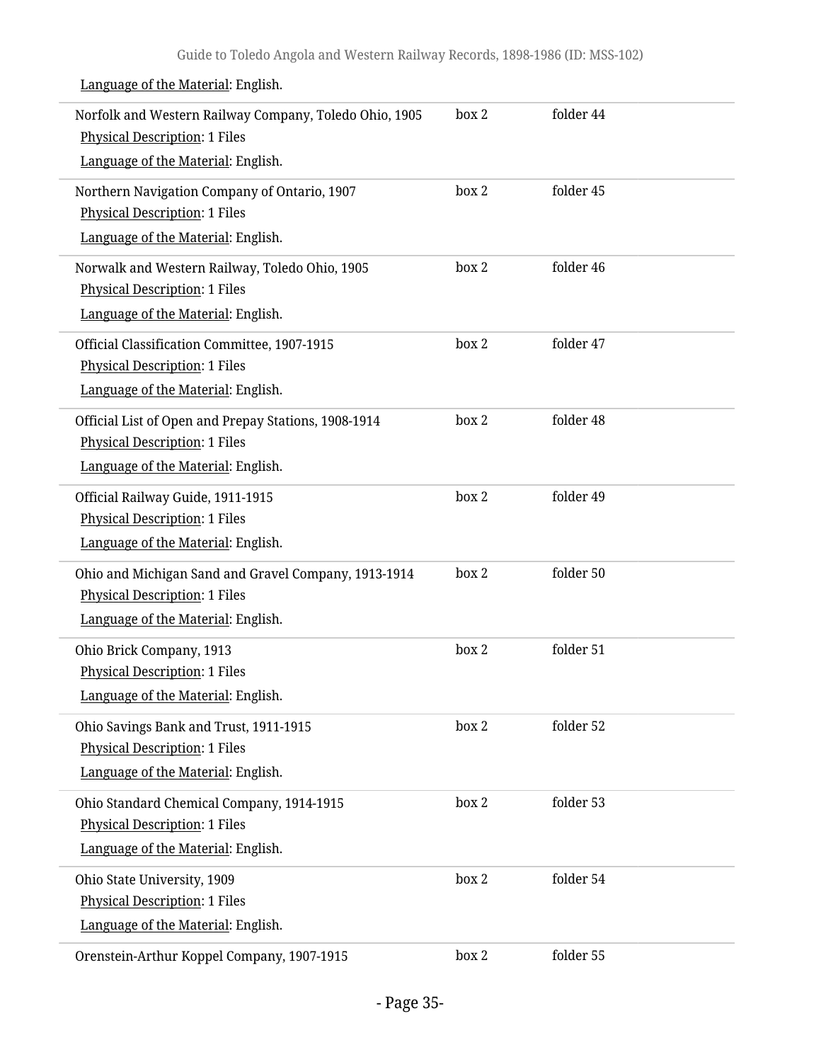Language of the Material: English.

| | | |
|---|---|---|
| Norfolk and Western Railway Company, Toledo Ohio, 1905<br>Physical Description: 1 Files<br>Language of the Material: English. | box 2 | folder 44 |
| Northern Navigation Company of Ontario, 1907<br>Physical Description: 1 Files<br>Language of the Material: English. | box 2 | folder 45 |
| Norwalk and Western Railway, Toledo Ohio, 1905<br>Physical Description: 1 Files<br>Language of the Material: English. | box 2 | folder 46 |
| Official Classification Committee, 1907-1915<br>Physical Description: 1 Files<br>Language of the Material: English. | box 2 | folder 47 |
| Official List of Open and Prepay Stations, 1908-1914<br>Physical Description: 1 Files<br>Language of the Material: English. | box 2 | folder 48 |
| Official Railway Guide, 1911-1915<br>Physical Description: 1 Files<br>Language of the Material: English. | box 2 | folder 49 |
| Ohio and Michigan Sand and Gravel Company, 1913-1914<br>Physical Description: 1 Files<br>Language of the Material: English. | box 2 | folder 50 |
| Ohio Brick Company, 1913<br>Physical Description: 1 Files<br>Language of the Material: English. | box 2 | folder 51 |
| Ohio Savings Bank and Trust, 1911-1915<br>Physical Description: 1 Files<br>Language of the Material: English. | box 2 | folder 52 |
| Ohio Standard Chemical Company, 1914-1915<br>Physical Description: 1 Files<br>Language of the Material: English. | box 2 | folder 53 |
| Ohio State University, 1909<br>Physical Description: 1 Files<br>Language of the Material: English. | box 2 | folder 54 |
| Orenstein-Arthur Koppel Company, 1907-1915 | box 2 | folder 55 |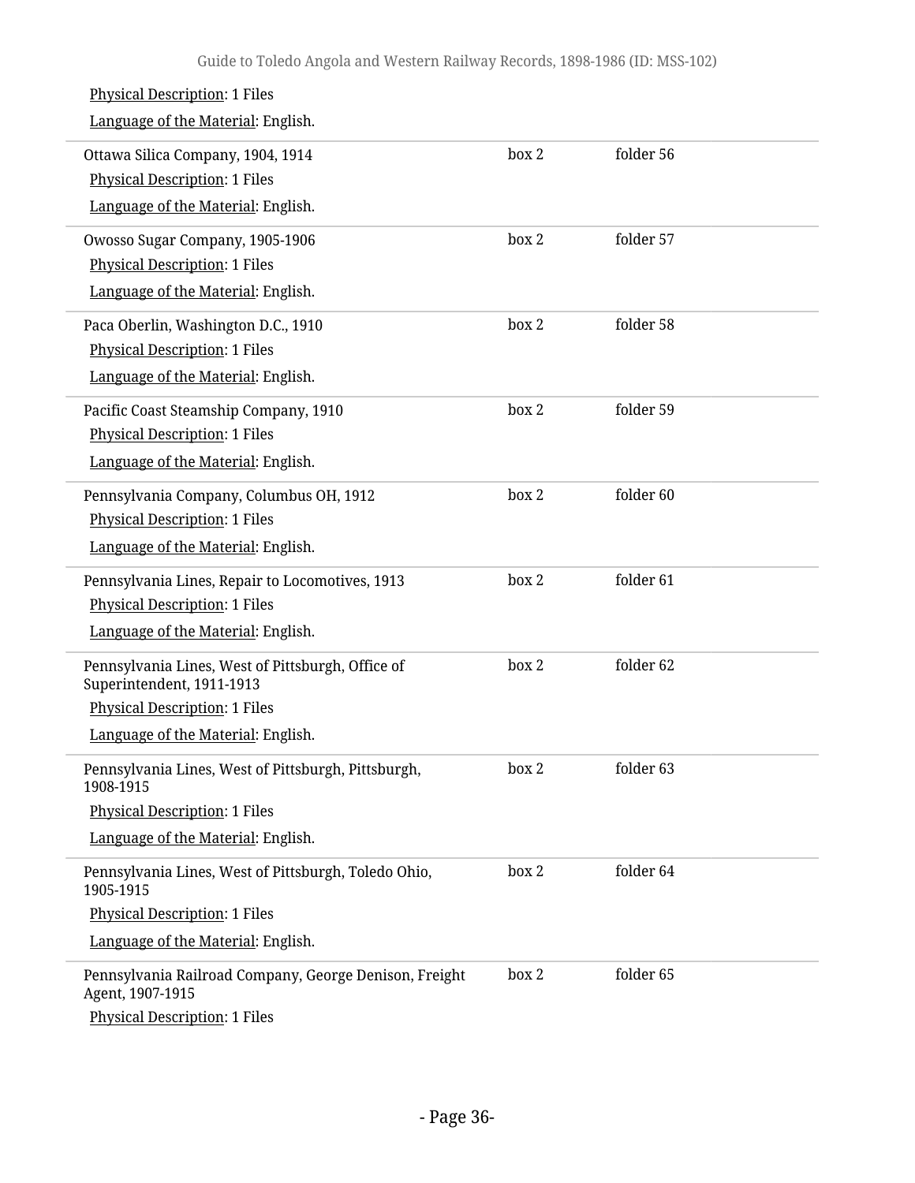Physical Description: 1 Files

Language of the Material: English.

| Title | Box | Folder |
|---|---|---|
| Ottawa Silica Company, 1904, 1914<br>Physical Description: 1 Files<br>Language of the Material: English. | box 2 | folder 56 |
| Owosso Sugar Company, 1905-1906<br>Physical Description: 1 Files<br>Language of the Material: English. | box 2 | folder 57 |
| Paca Oberlin, Washington D.C., 1910<br>Physical Description: 1 Files<br>Language of the Material: English. | box 2 | folder 58 |
| Pacific Coast Steamship Company, 1910<br>Physical Description: 1 Files<br>Language of the Material: English. | box 2 | folder 59 |
| Pennsylvania Company, Columbus OH, 1912<br>Physical Description: 1 Files<br>Language of the Material: English. | box 2 | folder 60 |
| Pennsylvania Lines, Repair to Locomotives, 1913<br>Physical Description: 1 Files<br>Language of the Material: English. | box 2 | folder 61 |
| Pennsylvania Lines, West of Pittsburgh, Office of Superintendent, 1911-1913<br>Physical Description: 1 Files<br>Language of the Material: English. | box 2 | folder 62 |
| Pennsylvania Lines, West of Pittsburgh, Pittsburgh, 1908-1915<br>Physical Description: 1 Files<br>Language of the Material: English. | box 2 | folder 63 |
| Pennsylvania Lines, West of Pittsburgh, Toledo Ohio, 1905-1915<br>Physical Description: 1 Files<br>Language of the Material: English. | box 2 | folder 64 |
| Pennsylvania Railroad Company, George Denison, Freight Agent, 1907-1915<br>Physical Description: 1 Files | box 2 | folder 65 |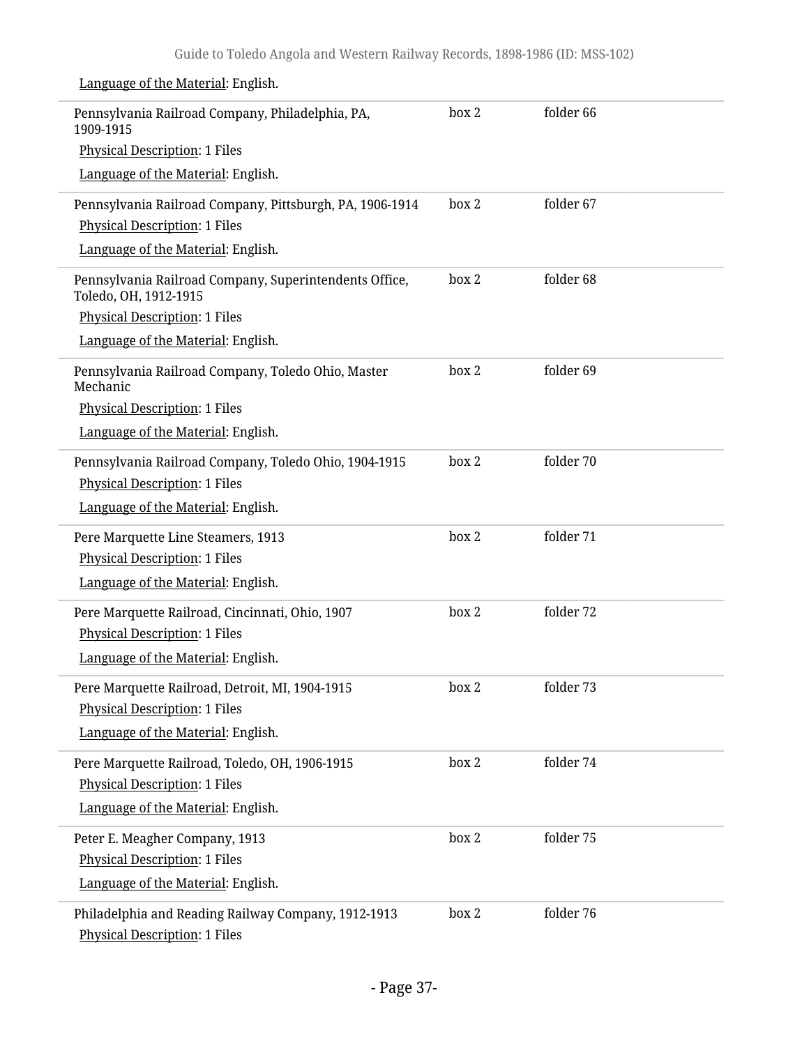Language of the Material: English.

| | | |
|---|---|---|
| Pennsylvania Railroad Company, Philadelphia, PA, 1909-1915<br>Physical Description: 1 Files<br>Language of the Material: English. | box 2 | folder 66 |
| Pennsylvania Railroad Company, Pittsburgh, PA, 1906-1914<br>Physical Description: 1 Files<br>Language of the Material: English. | box 2 | folder 67 |
| Pennsylvania Railroad Company, Superintendents Office, Toledo, OH, 1912-1915<br>Physical Description: 1 Files<br>Language of the Material: English. | box 2 | folder 68 |
| Pennsylvania Railroad Company, Toledo Ohio, Master Mechanic<br>Physical Description: 1 Files<br>Language of the Material: English. | box 2 | folder 69 |
| Pennsylvania Railroad Company, Toledo Ohio, 1904-1915<br>Physical Description: 1 Files<br>Language of the Material: English. | box 2 | folder 70 |
| Pere Marquette Line Steamers, 1913<br>Physical Description: 1 Files<br>Language of the Material: English. | box 2 | folder 71 |
| Pere Marquette Railroad, Cincinnati, Ohio, 1907<br>Physical Description: 1 Files<br>Language of the Material: English. | box 2 | folder 72 |
| Pere Marquette Railroad, Detroit, MI, 1904-1915<br>Physical Description: 1 Files<br>Language of the Material: English. | box 2 | folder 73 |
| Pere Marquette Railroad, Toledo, OH, 1906-1915<br>Physical Description: 1 Files<br>Language of the Material: English. | box 2 | folder 74 |
| Peter E. Meagher Company, 1913<br>Physical Description: 1 Files<br>Language of the Material: English. | box 2 | folder 75 |
| Philadelphia and Reading Railway Company, 1912-1913<br>Physical Description: 1 Files | box 2 | folder 76 |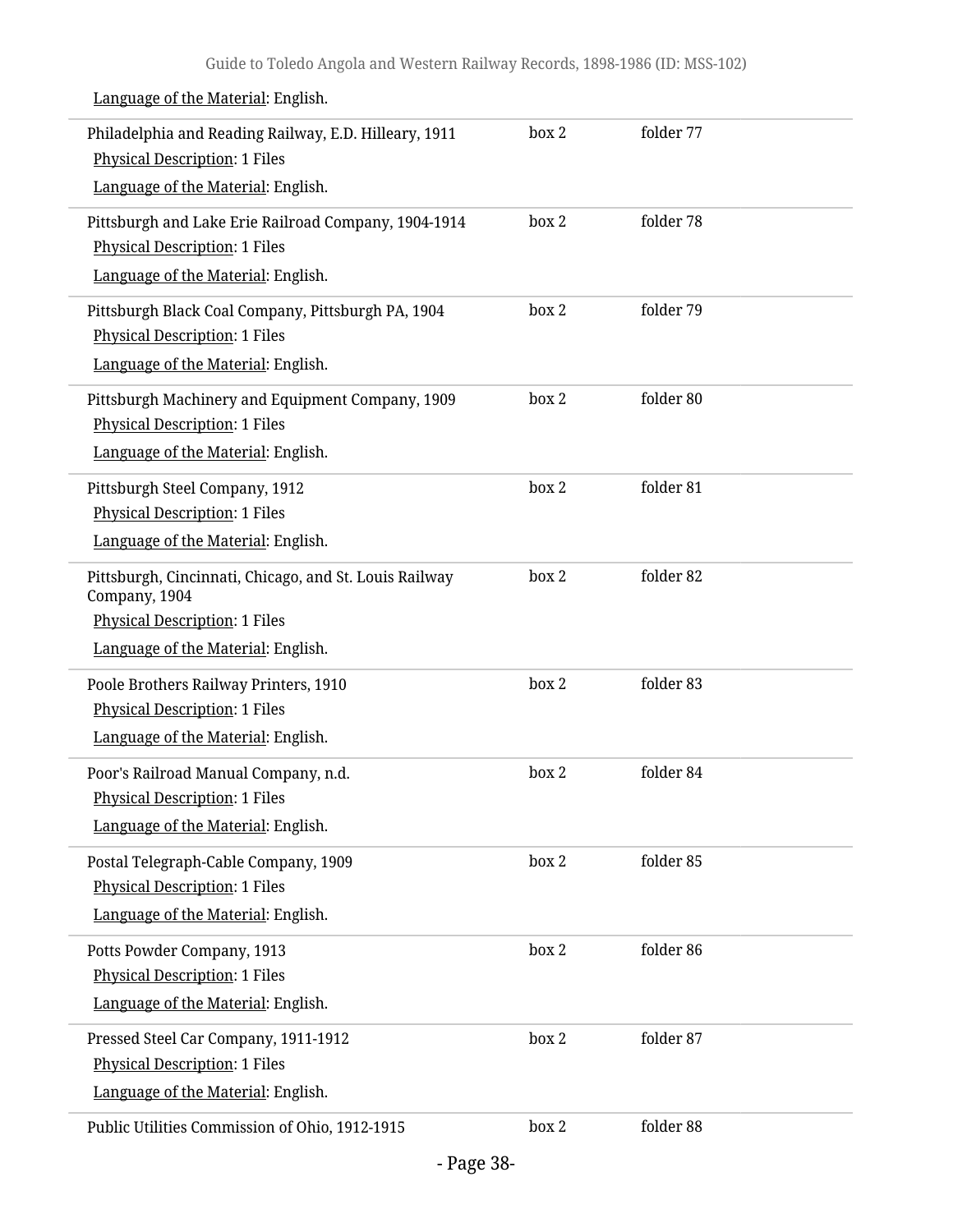Language of the Material: English.

| | | |
|---|---|---|
| Philadelphia and Reading Railway, E.D. Hilleary, 1911<br>Physical Description: 1 Files<br>Language of the Material: English. | box 2 | folder 77 |
| Pittsburgh and Lake Erie Railroad Company, 1904-1914<br>Physical Description: 1 Files<br>Language of the Material: English. | box 2 | folder 78 |
| Pittsburgh Black Coal Company, Pittsburgh PA, 1904<br>Physical Description: 1 Files<br>Language of the Material: English. | box 2 | folder 79 |
| Pittsburgh Machinery and Equipment Company, 1909<br>Physical Description: 1 Files<br>Language of the Material: English. | box 2 | folder 80 |
| Pittsburgh Steel Company, 1912<br>Physical Description: 1 Files<br>Language of the Material: English. | box 2 | folder 81 |
| Pittsburgh, Cincinnati, Chicago, and St. Louis Railway Company, 1904<br>Physical Description: 1 Files<br>Language of the Material: English. | box 2 | folder 82 |
| Poole Brothers Railway Printers, 1910<br>Physical Description: 1 Files<br>Language of the Material: English. | box 2 | folder 83 |
| Poor's Railroad Manual Company, n.d.<br>Physical Description: 1 Files<br>Language of the Material: English. | box 2 | folder 84 |
| Postal Telegraph-Cable Company, 1909<br>Physical Description: 1 Files<br>Language of the Material: English. | box 2 | folder 85 |
| Potts Powder Company, 1913<br>Physical Description: 1 Files<br>Language of the Material: English. | box 2 | folder 86 |
| Pressed Steel Car Company, 1911-1912<br>Physical Description: 1 Files<br>Language of the Material: English. | box 2 | folder 87 |
| Public Utilities Commission of Ohio, 1912-1915 | box 2 | folder 88 |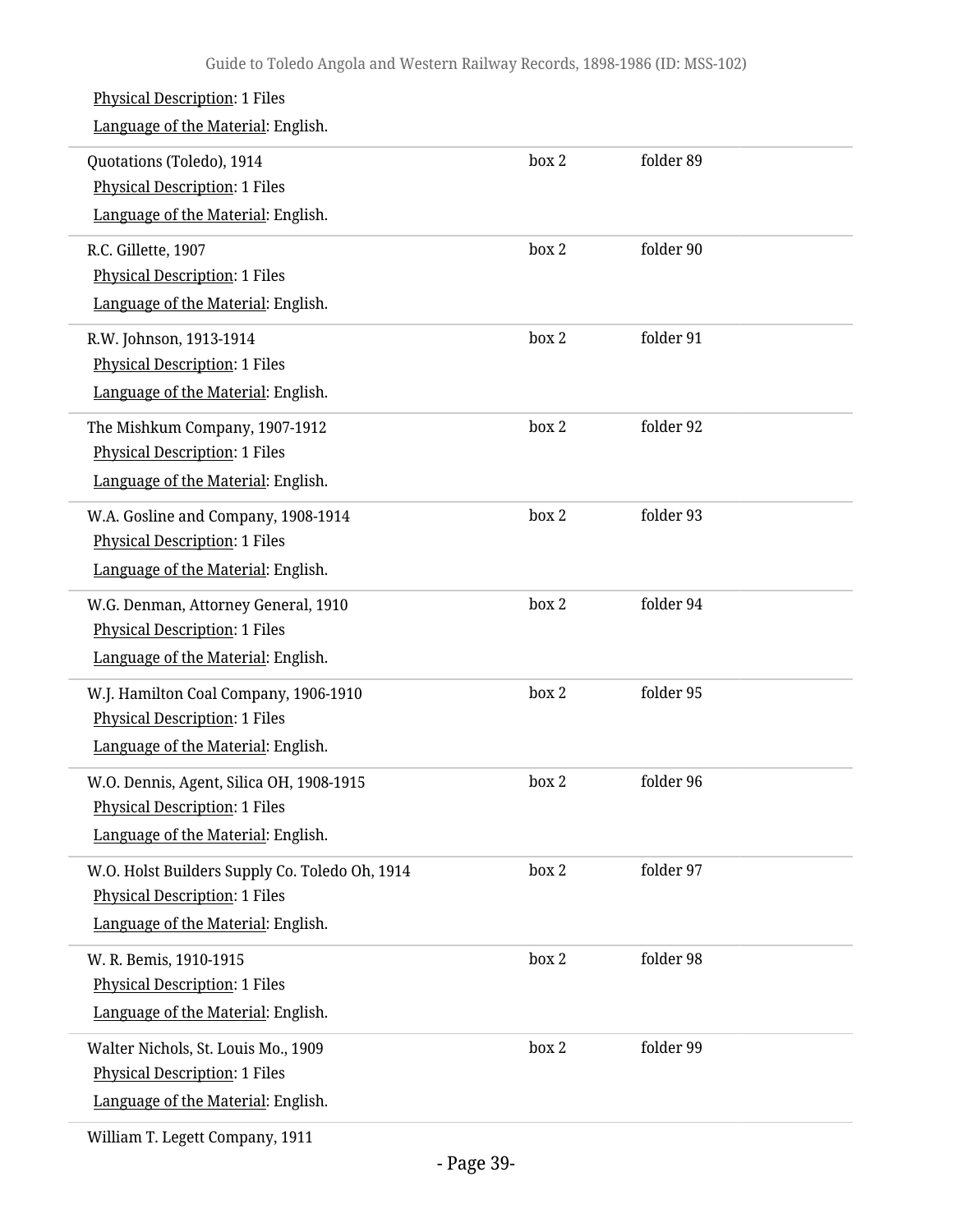Physical Description: 1 Files

Language of the Material: English.

| | | |
|---|---|---|
| Quotations (Toledo), 1914<br>Physical Description: 1 Files<br>Language of the Material: English. | box 2 | folder 89 |
| R.C. Gillette, 1907<br>Physical Description: 1 Files<br>Language of the Material: English. | box 2 | folder 90 |
| R.W. Johnson, 1913-1914<br>Physical Description: 1 Files<br>Language of the Material: English. | box 2 | folder 91 |
| The Mishkum Company, 1907-1912<br>Physical Description: 1 Files<br>Language of the Material: English. | box 2 | folder 92 |
| W.A. Gosline and Company, 1908-1914<br>Physical Description: 1 Files<br>Language of the Material: English. | box 2 | folder 93 |
| W.G. Denman, Attorney General, 1910<br>Physical Description: 1 Files<br>Language of the Material: English. | box 2 | folder 94 |
| W.J. Hamilton Coal Company, 1906-1910<br>Physical Description: 1 Files<br>Language of the Material: English. | box 2 | folder 95 |
| W.O. Dennis, Agent, Silica OH, 1908-1915<br>Physical Description: 1 Files<br>Language of the Material: English. | box 2 | folder 96 |
| W.O. Holst Builders Supply Co. Toledo Oh, 1914<br>Physical Description: 1 Files<br>Language of the Material: English. | box 2 | folder 97 |
| W. R. Bemis, 1910-1915<br>Physical Description: 1 Files<br>Language of the Material: English. | box 2 | folder 98 |
| Walter Nichols, St. Louis Mo., 1909<br>Physical Description: 1 Files<br>Language of the Material: English. | box 2 | folder 99 |

William T. Legett Company, 1911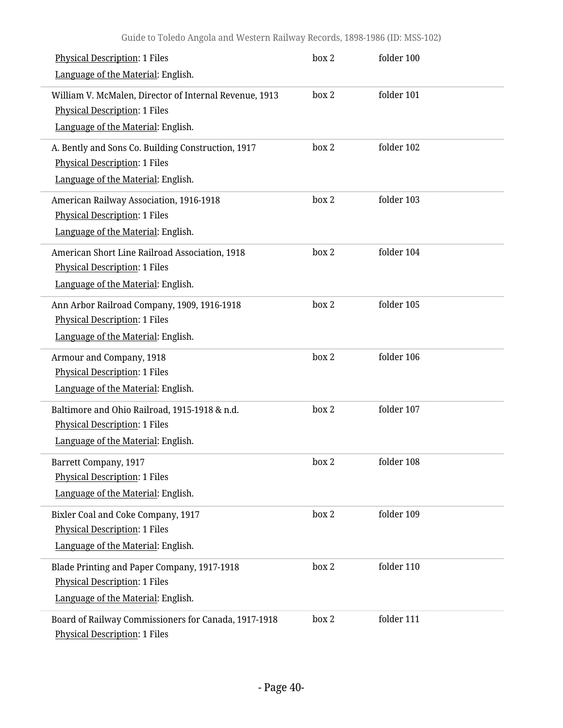Physical Description: 1 Files

Language of the Material: English.

box 2 folder 100

---

William V. McMalen, Director of Internal Revenue, 1913

Physical Description: 1 Files

Language of the Material: English.

box 2 folder 101

---

A. Bently and Sons Co. Building Construction, 1917

Physical Description: 1 Files

Language of the Material: English.

box 2 folder 102

---

American Railway Association, 1916-1918

Physical Description: 1 Files

Language of the Material: English.

box 2 folder 103

---

American Short Line Railroad Association, 1918

Physical Description: 1 Files

Language of the Material: English.

box 2 folder 104

---

Ann Arbor Railroad Company, 1909, 1916-1918

Physical Description: 1 Files

Language of the Material: English.

box 2 folder 105

---

Armour and Company, 1918

Physical Description: 1 Files

Language of the Material: English.

box 2 folder 106

---

Baltimore and Ohio Railroad, 1915-1918 & n.d.

Physical Description: 1 Files

Language of the Material: English.

box 2 folder 107

---

Barrett Company, 1917

Physical Description: 1 Files

Language of the Material: English.

box 2 folder 108

---

Bixler Coal and Coke Company, 1917

Physical Description: 1 Files

Language of the Material: English.

box 2 folder 109

---

Blade Printing and Paper Company, 1917-1918

Physical Description: 1 Files

Language of the Material: English.

box 2 folder 110

---

Board of Railway Commissioners for Canada, 1917-1918

Physical Description: 1 Files

box 2 folder 111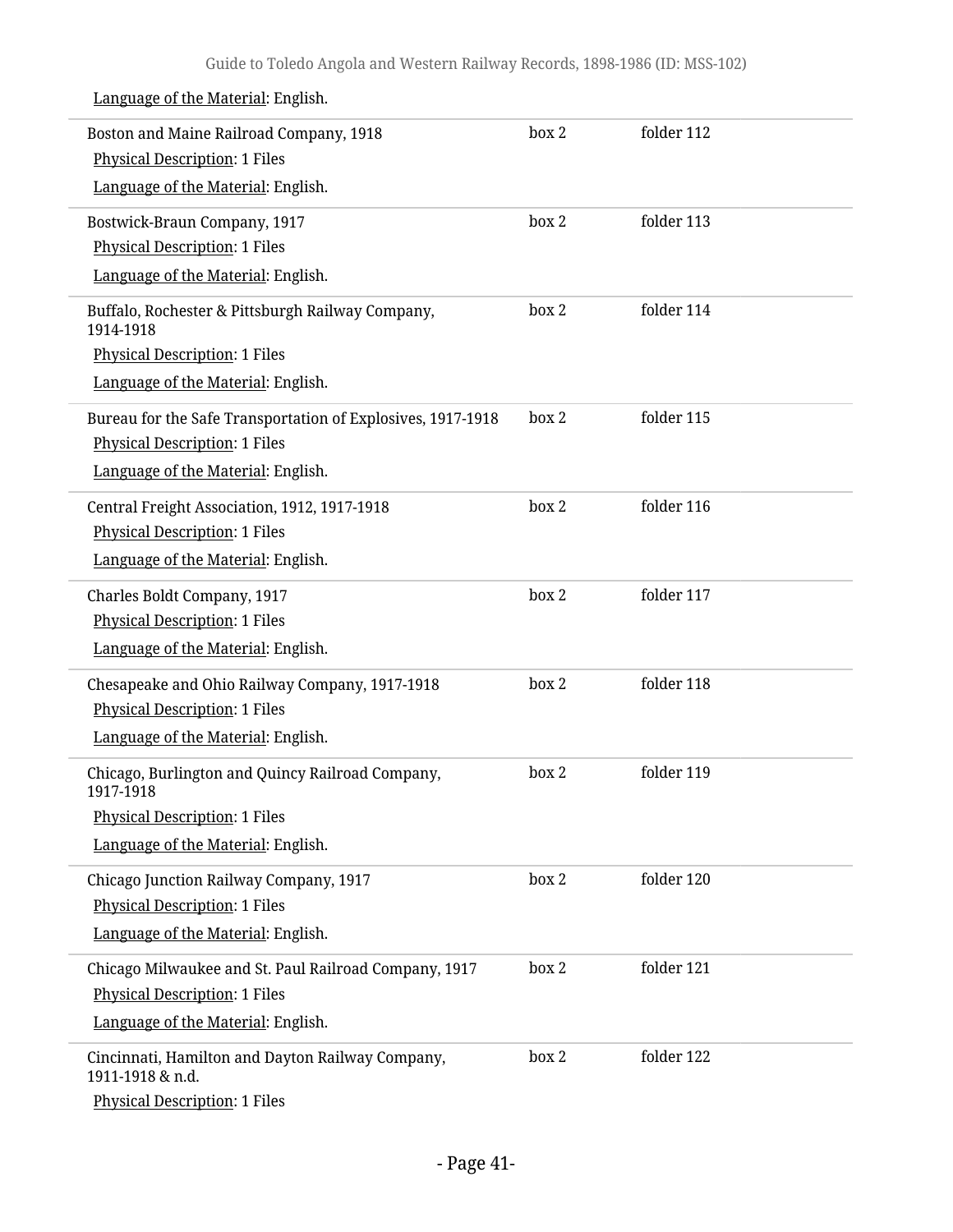Language of the Material: English.

| | | |
|---|---|---|
| Boston and Maine Railroad Company, 1918<br>Physical Description: 1 Files<br>Language of the Material: English. | box 2 | folder 112 |
| Bostwick-Braun Company, 1917<br>Physical Description: 1 Files<br>Language of the Material: English. | box 2 | folder 113 |
| Buffalo, Rochester & Pittsburgh Railway Company, 1914-1918<br>Physical Description: 1 Files<br>Language of the Material: English. | box 2 | folder 114 |
| Bureau for the Safe Transportation of Explosives, 1917-1918<br>Physical Description: 1 Files<br>Language of the Material: English. | box 2 | folder 115 |
| Central Freight Association, 1912, 1917-1918<br>Physical Description: 1 Files<br>Language of the Material: English. | box 2 | folder 116 |
| Charles Boldt Company, 1917<br>Physical Description: 1 Files<br>Language of the Material: English. | box 2 | folder 117 |
| Chesapeake and Ohio Railway Company, 1917-1918<br>Physical Description: 1 Files<br>Language of the Material: English. | box 2 | folder 118 |
| Chicago, Burlington and Quincy Railroad Company, 1917-1918<br>Physical Description: 1 Files<br>Language of the Material: English. | box 2 | folder 119 |
| Chicago Junction Railway Company, 1917<br>Physical Description: 1 Files<br>Language of the Material: English. | box 2 | folder 120 |
| Chicago Milwaukee and St. Paul Railroad Company, 1917<br>Physical Description: 1 Files<br>Language of the Material: English. | box 2 | folder 121 |
| Cincinnati, Hamilton and Dayton Railway Company, 1911-1918 & n.d.<br>Physical Description: 1 Files | box 2 | folder 122 |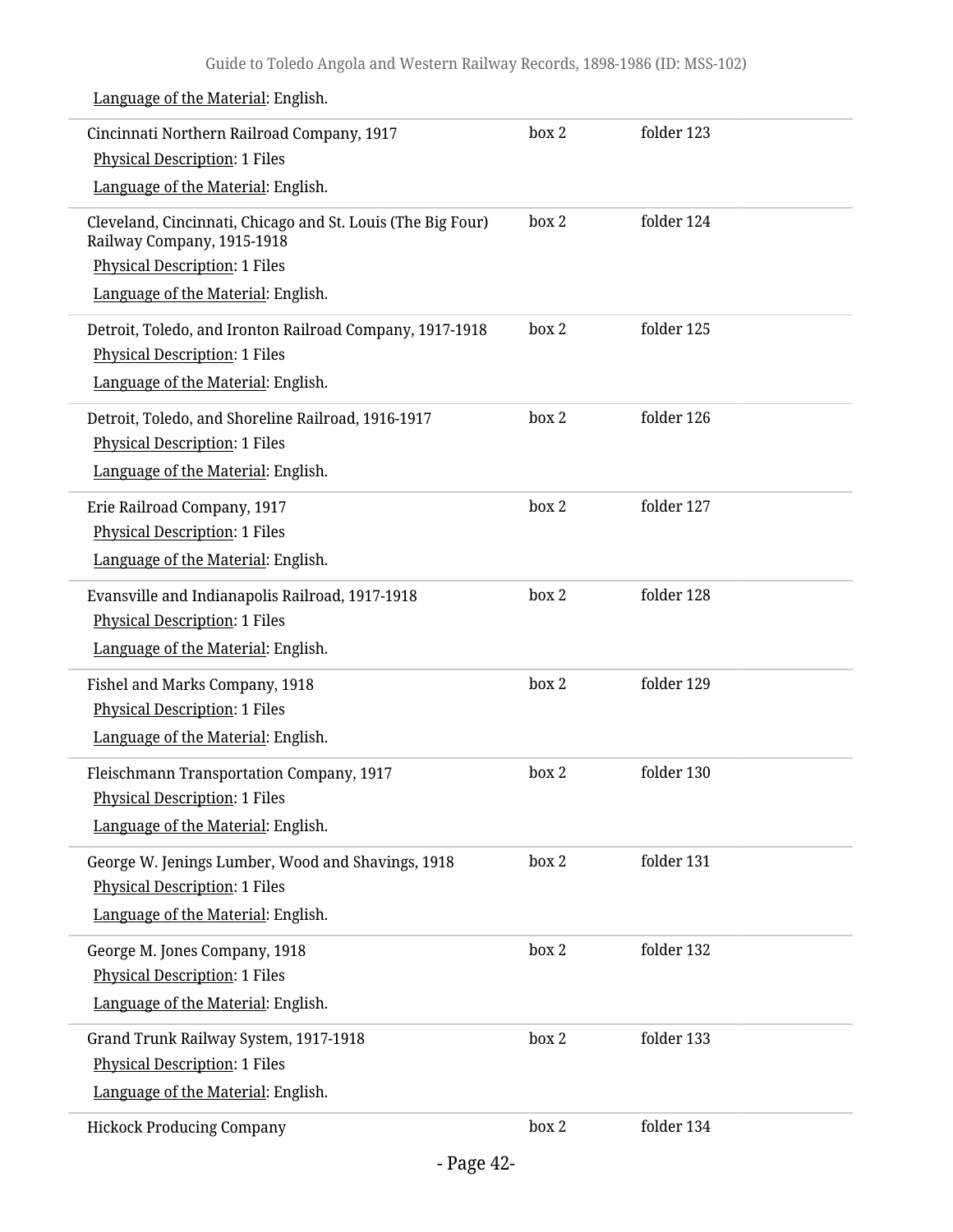Language of the Material: English.

| | | |
|---|---|---|
| Cincinnati Northern Railroad Company, 1917<br>Physical Description: 1 Files<br>Language of the Material: English. | box 2 | folder 123 |
| Cleveland, Cincinnati, Chicago and St. Louis (The Big Four) Railway Company, 1915-1918<br>Physical Description: 1 Files<br>Language of the Material: English. | box 2 | folder 124 |
| Detroit, Toledo, and Ironton Railroad Company, 1917-1918<br>Physical Description: 1 Files<br>Language of the Material: English. | box 2 | folder 125 |
| Detroit, Toledo, and Shoreline Railroad, 1916-1917<br>Physical Description: 1 Files<br>Language of the Material: English. | box 2 | folder 126 |
| Erie Railroad Company, 1917<br>Physical Description: 1 Files<br>Language of the Material: English. | box 2 | folder 127 |
| Evansville and Indianapolis Railroad, 1917-1918<br>Physical Description: 1 Files<br>Language of the Material: English. | box 2 | folder 128 |
| Fishel and Marks Company, 1918<br>Physical Description: 1 Files<br>Language of the Material: English. | box 2 | folder 129 |
| Fleischmann Transportation Company, 1917<br>Physical Description: 1 Files<br>Language of the Material: English. | box 2 | folder 130 |
| George W. Jenings Lumber, Wood and Shavings, 1918<br>Physical Description: 1 Files<br>Language of the Material: English. | box 2 | folder 131 |
| George M. Jones Company, 1918<br>Physical Description: 1 Files<br>Language of the Material: English. | box 2 | folder 132 |
| Grand Trunk Railway System, 1917-1918<br>Physical Description: 1 Files<br>Language of the Material: English. | box 2 | folder 133 |
| Hickock Producing Company | box 2 | folder 134 |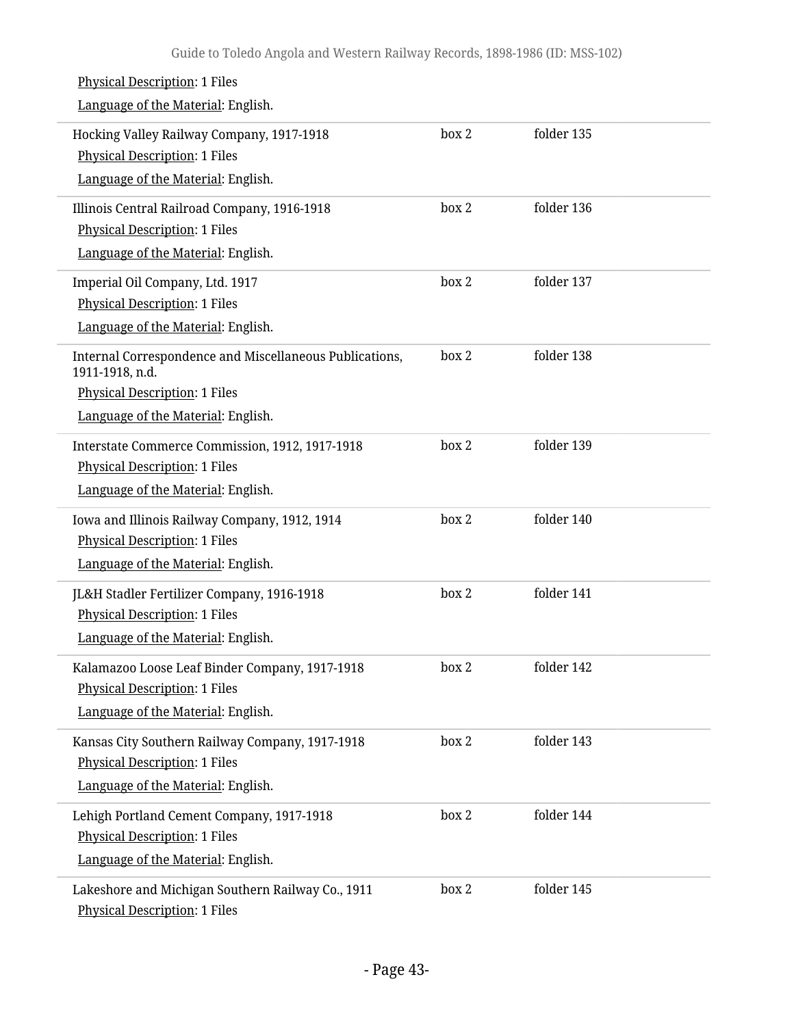Physical Description: 1 Files

Language of the Material: English.

| | | |
|---|---|---|
| Hocking Valley Railway Company, 1917-1918<br>Physical Description: 1 Files<br>Language of the Material: English. | box 2 | folder 135 |
| Illinois Central Railroad Company, 1916-1918<br>Physical Description: 1 Files<br>Language of the Material: English. | box 2 | folder 136 |
| Imperial Oil Company, Ltd. 1917<br>Physical Description: 1 Files<br>Language of the Material: English. | box 2 | folder 137 |
| Internal Correspondence and Miscellaneous Publications, 1911-1918, n.d.<br>Physical Description: 1 Files<br>Language of the Material: English. | box 2 | folder 138 |
| Interstate Commerce Commission, 1912, 1917-1918<br>Physical Description: 1 Files<br>Language of the Material: English. | box 2 | folder 139 |
| Iowa and Illinois Railway Company, 1912, 1914<br>Physical Description: 1 Files<br>Language of the Material: English. | box 2 | folder 140 |
| JL&H Stadler Fertilizer Company, 1916-1918<br>Physical Description: 1 Files<br>Language of the Material: English. | box 2 | folder 141 |
| Kalamazoo Loose Leaf Binder Company, 1917-1918<br>Physical Description: 1 Files<br>Language of the Material: English. | box 2 | folder 142 |
| Kansas City Southern Railway Company, 1917-1918<br>Physical Description: 1 Files<br>Language of the Material: English. | box 2 | folder 143 |
| Lehigh Portland Cement Company, 1917-1918<br>Physical Description: 1 Files<br>Language of the Material: English. | box 2 | folder 144 |
| Lakeshore and Michigan Southern Railway Co., 1911<br>Physical Description: 1 Files | box 2 | folder 145 |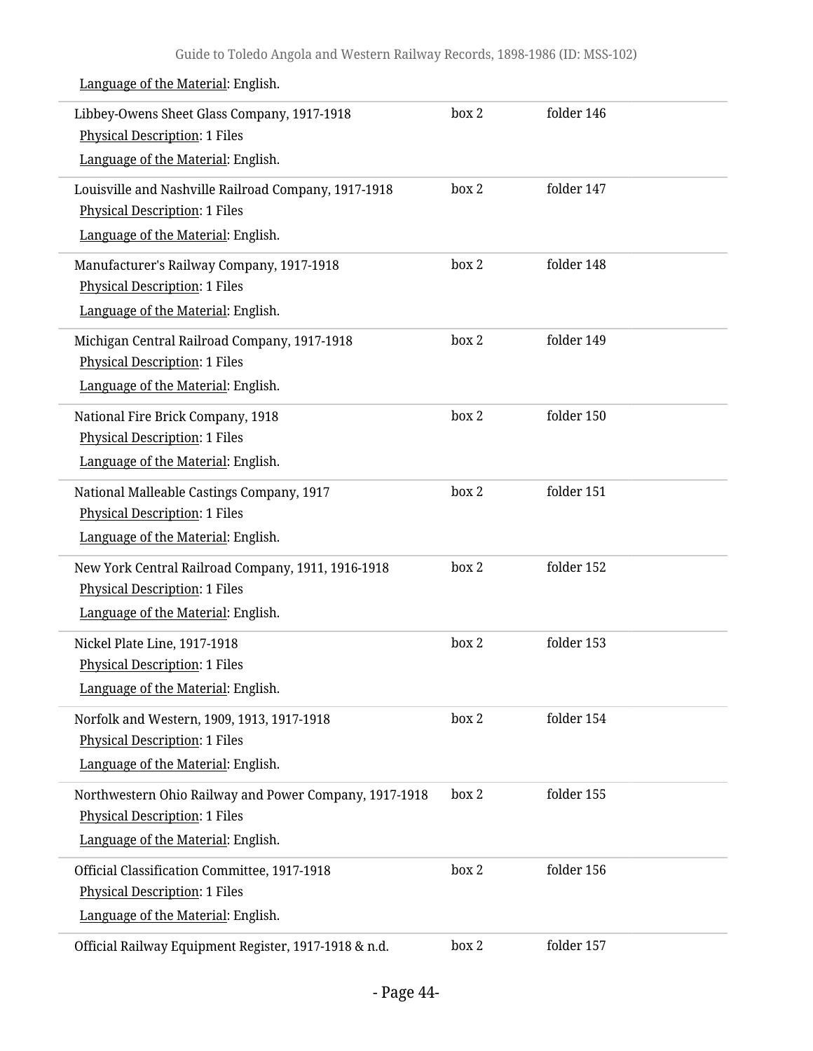Language of the Material: English.

| | | |
|---|---|---|
| Libbey-Owens Sheet Glass Company, 1917-1918<br>Physical Description: 1 Files<br>Language of the Material: English. | box 2 | folder 146 |
| Louisville and Nashville Railroad Company, 1917-1918<br>Physical Description: 1 Files<br>Language of the Material: English. | box 2 | folder 147 |
| Manufacturer's Railway Company, 1917-1918<br>Physical Description: 1 Files<br>Language of the Material: English. | box 2 | folder 148 |
| Michigan Central Railroad Company, 1917-1918<br>Physical Description: 1 Files<br>Language of the Material: English. | box 2 | folder 149 |
| National Fire Brick Company, 1918<br>Physical Description: 1 Files<br>Language of the Material: English. | box 2 | folder 150 |
| National Malleable Castings Company, 1917<br>Physical Description: 1 Files<br>Language of the Material: English. | box 2 | folder 151 |
| New York Central Railroad Company, 1911, 1916-1918<br>Physical Description: 1 Files<br>Language of the Material: English. | box 2 | folder 152 |
| Nickel Plate Line, 1917-1918<br>Physical Description: 1 Files<br>Language of the Material: English. | box 2 | folder 153 |
| Norfolk and Western, 1909, 1913, 1917-1918<br>Physical Description: 1 Files<br>Language of the Material: English. | box 2 | folder 154 |
| Northwestern Ohio Railway and Power Company, 1917-1918<br>Physical Description: 1 Files<br>Language of the Material: English. | box 2 | folder 155 |
| Official Classification Committee, 1917-1918<br>Physical Description: 1 Files<br>Language of the Material: English. | box 2 | folder 156 |
| Official Railway Equipment Register, 1917-1918 & n.d. | box 2 | folder 157 |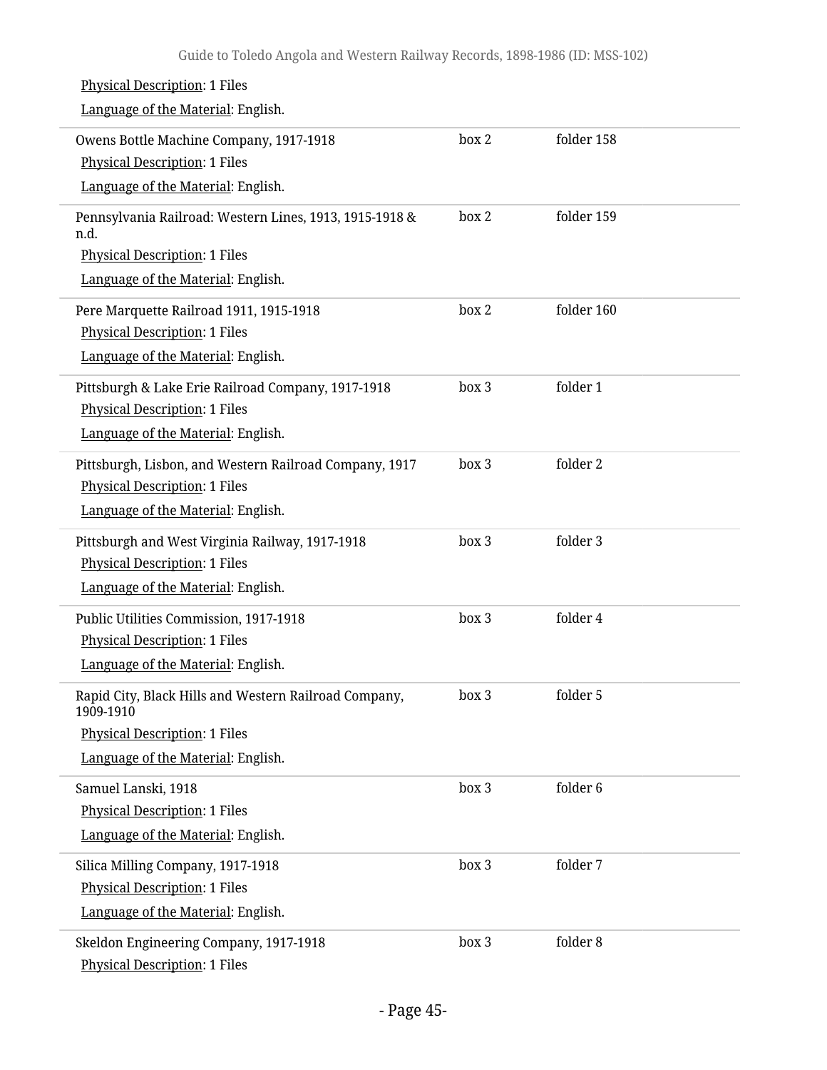Physical Description: 1 Files

Language of the Material: English.

| | | |
|---|---|---|
| Owens Bottle Machine Company, 1917-1918<br>Physical Description: 1 Files<br>Language of the Material: English. | box 2 | folder 158 |
| Pennsylvania Railroad: Western Lines, 1913, 1915-1918 & n.d.<br>Physical Description: 1 Files<br>Language of the Material: English. | box 2 | folder 159 |
| Pere Marquette Railroad 1911, 1915-1918<br>Physical Description: 1 Files<br>Language of the Material: English. | box 2 | folder 160 |
| Pittsburgh & Lake Erie Railroad Company, 1917-1918<br>Physical Description: 1 Files<br>Language of the Material: English. | box 3 | folder 1 |
| Pittsburgh, Lisbon, and Western Railroad Company, 1917<br>Physical Description: 1 Files<br>Language of the Material: English. | box 3 | folder 2 |
| Pittsburgh and West Virginia Railway, 1917-1918<br>Physical Description: 1 Files<br>Language of the Material: English. | box 3 | folder 3 |
| Public Utilities Commission, 1917-1918<br>Physical Description: 1 Files<br>Language of the Material: English. | box 3 | folder 4 |
| Rapid City, Black Hills and Western Railroad Company, 1909-1910<br>Physical Description: 1 Files<br>Language of the Material: English. | box 3 | folder 5 |
| Samuel Lanski, 1918<br>Physical Description: 1 Files<br>Language of the Material: English. | box 3 | folder 6 |
| Silica Milling Company, 1917-1918<br>Physical Description: 1 Files<br>Language of the Material: English. | box 3 | folder 7 |
| Skeldon Engineering Company, 1917-1918<br>Physical Description: 1 Files | box 3 | folder 8 |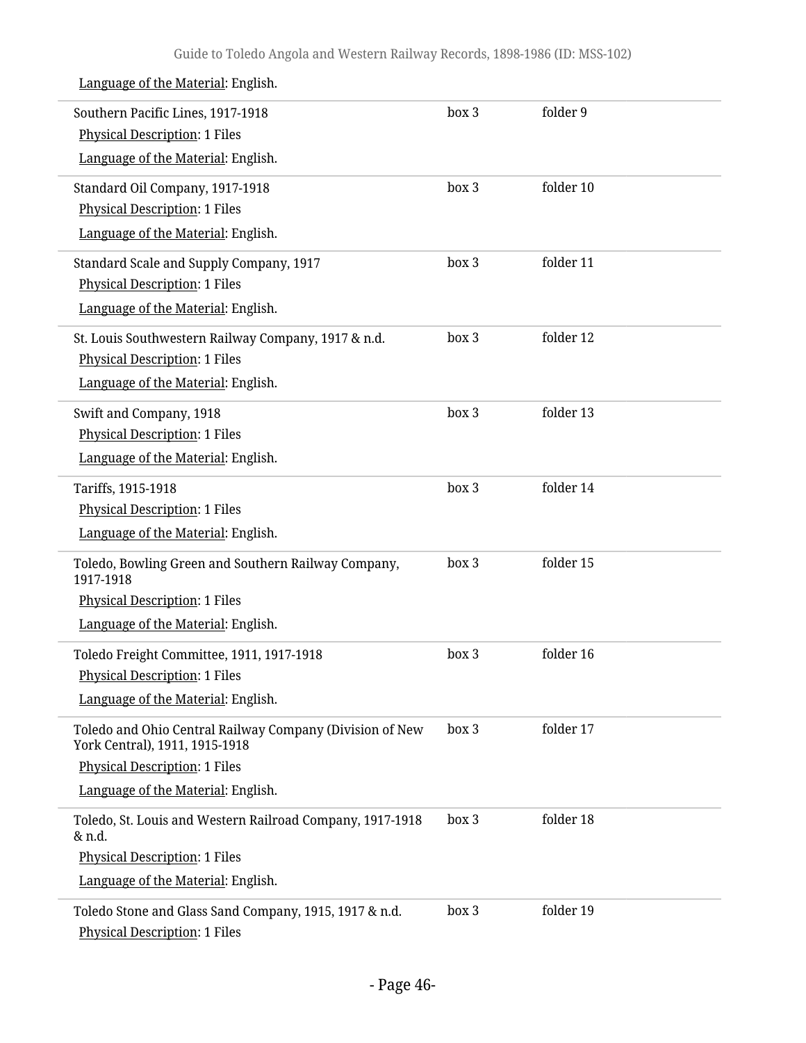Language of the Material: English.

| | | |
|---|---|---|
| Southern Pacific Lines, 1917-1918<br>Physical Description: 1 Files<br>Language of the Material: English. | box 3 | folder 9 |
| Standard Oil Company, 1917-1918<br>Physical Description: 1 Files<br>Language of the Material: English. | box 3 | folder 10 |
| Standard Scale and Supply Company, 1917<br>Physical Description: 1 Files<br>Language of the Material: English. | box 3 | folder 11 |
| St. Louis Southwestern Railway Company, 1917 & n.d.<br>Physical Description: 1 Files<br>Language of the Material: English. | box 3 | folder 12 |
| Swift and Company, 1918<br>Physical Description: 1 Files<br>Language of the Material: English. | box 3 | folder 13 |
| Tariffs, 1915-1918<br>Physical Description: 1 Files<br>Language of the Material: English. | box 3 | folder 14 |
| Toledo, Bowling Green and Southern Railway Company, 1917-1918<br>Physical Description: 1 Files<br>Language of the Material: English. | box 3 | folder 15 |
| Toledo Freight Committee, 1911, 1917-1918<br>Physical Description: 1 Files<br>Language of the Material: English. | box 3 | folder 16 |
| Toledo and Ohio Central Railway Company (Division of New York Central), 1911, 1915-1918<br>Physical Description: 1 Files<br>Language of the Material: English. | box 3 | folder 17 |
| Toledo, St. Louis and Western Railroad Company, 1917-1918 & n.d.<br>Physical Description: 1 Files<br>Language of the Material: English. | box 3 | folder 18 |
| Toledo Stone and Glass Sand Company, 1915, 1917 & n.d.<br>Physical Description: 1 Files | box 3 | folder 19 |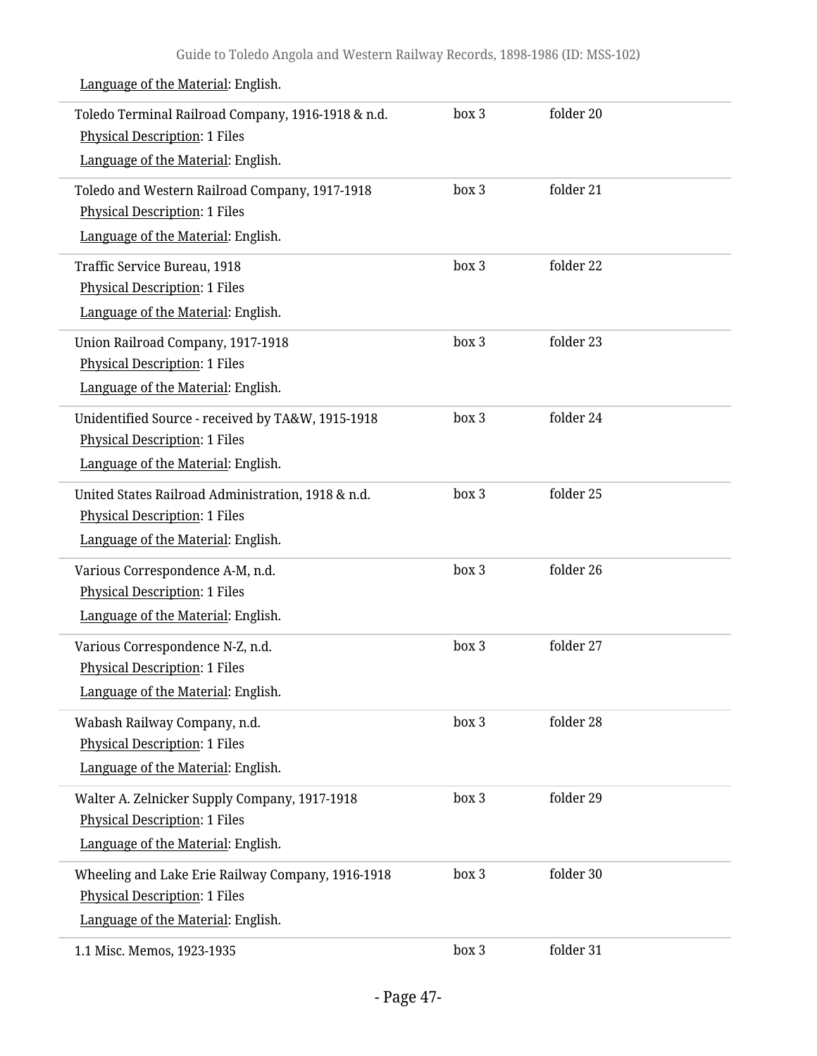Language of the Material: English.

| | | |
|---|---|---|
| Toledo Terminal Railroad Company, 1916-1918 & n.d.<br>Physical Description: 1 Files<br>Language of the Material: English. | box 3 | folder 20 |
| Toledo and Western Railroad Company, 1917-1918<br>Physical Description: 1 Files<br>Language of the Material: English. | box 3 | folder 21 |
| Traffic Service Bureau, 1918<br>Physical Description: 1 Files<br>Language of the Material: English. | box 3 | folder 22 |
| Union Railroad Company, 1917-1918<br>Physical Description: 1 Files<br>Language of the Material: English. | box 3 | folder 23 |
| Unidentified Source - received by TA&W, 1915-1918<br>Physical Description: 1 Files<br>Language of the Material: English. | box 3 | folder 24 |
| United States Railroad Administration, 1918 & n.d.<br>Physical Description: 1 Files<br>Language of the Material: English. | box 3 | folder 25 |
| Various Correspondence A-M, n.d.<br>Physical Description: 1 Files<br>Language of the Material: English. | box 3 | folder 26 |
| Various Correspondence N-Z, n.d.<br>Physical Description: 1 Files<br>Language of the Material: English. | box 3 | folder 27 |
| Wabash Railway Company, n.d.<br>Physical Description: 1 Files<br>Language of the Material: English. | box 3 | folder 28 |
| Walter A. Zelnicker Supply Company, 1917-1918<br>Physical Description: 1 Files<br>Language of the Material: English. | box 3 | folder 29 |
| Wheeling and Lake Erie Railway Company, 1916-1918<br>Physical Description: 1 Files<br>Language of the Material: English. | box 3 | folder 30 |
| 1.1 Misc. Memos, 1923-1935 | box 3 | folder 31 |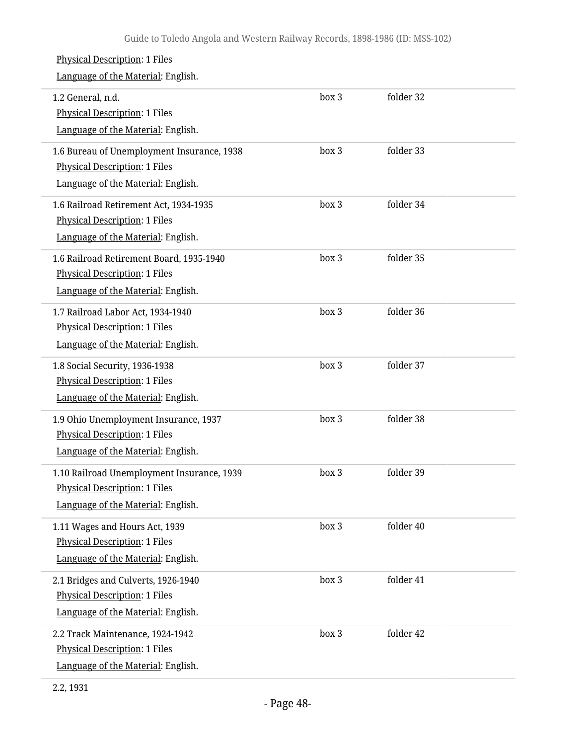Physical Description: 1 Files

Language of the Material: English.

| | | |
|---|---|---|
| 1.2 General, n.d.<br>Physical Description: 1 Files<br>Language of the Material: English. | box 3 | folder 32 |
| 1.6 Bureau of Unemployment Insurance, 1938<br>Physical Description: 1 Files<br>Language of the Material: English. | box 3 | folder 33 |
| 1.6 Railroad Retirement Act, 1934-1935<br>Physical Description: 1 Files<br>Language of the Material: English. | box 3 | folder 34 |
| 1.6 Railroad Retirement Board, 1935-1940<br>Physical Description: 1 Files<br>Language of the Material: English. | box 3 | folder 35 |
| 1.7 Railroad Labor Act, 1934-1940<br>Physical Description: 1 Files<br>Language of the Material: English. | box 3 | folder 36 |
| 1.8 Social Security, 1936-1938<br>Physical Description: 1 Files<br>Language of the Material: English. | box 3 | folder 37 |
| 1.9 Ohio Unemployment Insurance, 1937<br>Physical Description: 1 Files<br>Language of the Material: English. | box 3 | folder 38 |
| 1.10 Railroad Unemployment Insurance, 1939<br>Physical Description: 1 Files<br>Language of the Material: English. | box 3 | folder 39 |
| 1.11 Wages and Hours Act, 1939<br>Physical Description: 1 Files<br>Language of the Material: English. | box 3 | folder 40 |
| 2.1 Bridges and Culverts, 1926-1940<br>Physical Description: 1 Files<br>Language of the Material: English. | box 3 | folder 41 |
| 2.2 Track Maintenance, 1924-1942<br>Physical Description: 1 Files<br>Language of the Material: English. | box 3 | folder 42 |

2.2, 1931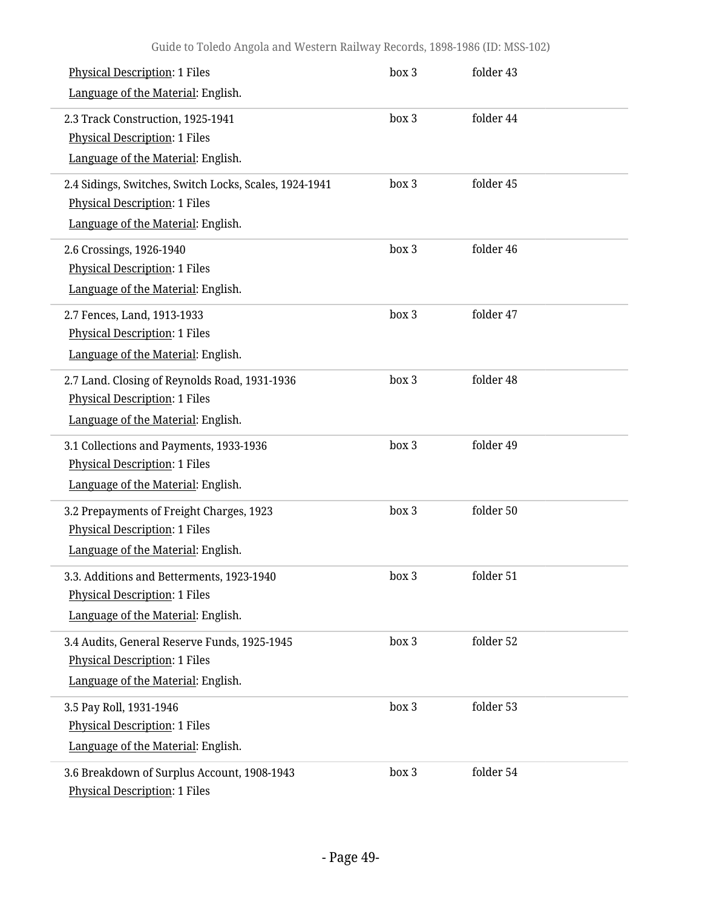Physical Description: 1 Files

Language of the Material: English.

box 3 folder 43

---

2.3 Track Construction, 1925-1941

Physical Description: 1 Files

Language of the Material: English.

box 3 folder 44

---

2.4 Sidings, Switches, Switch Locks, Scales, 1924-1941

Physical Description: 1 Files

Language of the Material: English.

box 3 folder 45

---

2.6 Crossings, 1926-1940

Physical Description: 1 Files

Language of the Material: English.

box 3 folder 46

---

2.7 Fences, Land, 1913-1933

Physical Description: 1 Files

Language of the Material: English.

box 3 folder 47

---

2.7 Land. Closing of Reynolds Road, 1931-1936

Physical Description: 1 Files

Language of the Material: English.

box 3 folder 48

---

3.1 Collections and Payments, 1933-1936

Physical Description: 1 Files

Language of the Material: English.

box 3 folder 49

---

3.2 Prepayments of Freight Charges, 1923

Physical Description: 1 Files

Language of the Material: English.

box 3 folder 50

---

3.3. Additions and Betterments, 1923-1940

Physical Description: 1 Files

Language of the Material: English.

box 3 folder 51

---

3.4 Audits, General Reserve Funds, 1925-1945

Physical Description: 1 Files

Language of the Material: English.

box 3 folder 52

---

3.5 Pay Roll, 1931-1946

Physical Description: 1 Files

Language of the Material: English.

box 3 folder 53

---

3.6 Breakdown of Surplus Account, 1908-1943

Physical Description: 1 Files

box 3 folder 54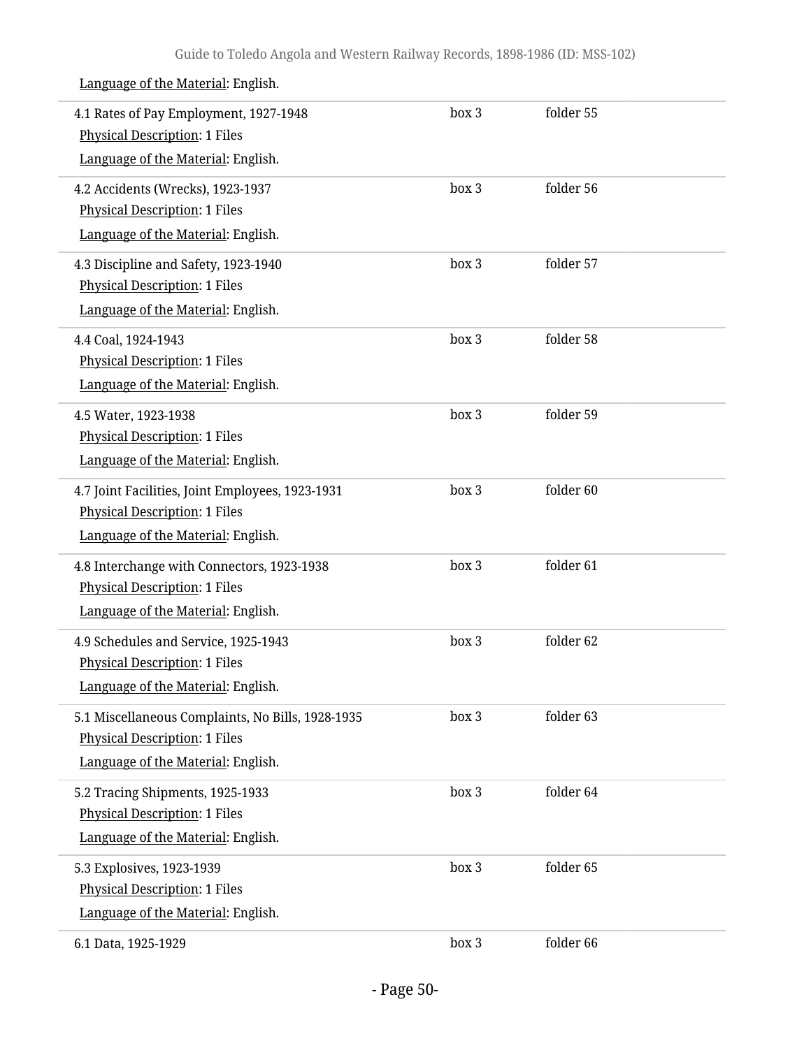Language of the Material: English.

| | | |
|---|---|---|
| 4.1 Rates of Pay Employment, 1927-1948<br>Physical Description: 1 Files<br>Language of the Material: English. | box 3 | folder 55 |
| 4.2 Accidents (Wrecks), 1923-1937<br>Physical Description: 1 Files<br>Language of the Material: English. | box 3 | folder 56 |
| 4.3 Discipline and Safety, 1923-1940<br>Physical Description: 1 Files<br>Language of the Material: English. | box 3 | folder 57 |
| 4.4 Coal, 1924-1943<br>Physical Description: 1 Files<br>Language of the Material: English. | box 3 | folder 58 |
| 4.5 Water, 1923-1938<br>Physical Description: 1 Files<br>Language of the Material: English. | box 3 | folder 59 |
| 4.7 Joint Facilities, Joint Employees, 1923-1931<br>Physical Description: 1 Files<br>Language of the Material: English. | box 3 | folder 60 |
| 4.8 Interchange with Connectors, 1923-1938<br>Physical Description: 1 Files<br>Language of the Material: English. | box 3 | folder 61 |
| 4.9 Schedules and Service, 1925-1943<br>Physical Description: 1 Files<br>Language of the Material: English. | box 3 | folder 62 |
| 5.1 Miscellaneous Complaints, No Bills, 1928-1935<br>Physical Description: 1 Files<br>Language of the Material: English. | box 3 | folder 63 |
| 5.2 Tracing Shipments, 1925-1933<br>Physical Description: 1 Files<br>Language of the Material: English. | box 3 | folder 64 |
| 5.3 Explosives, 1923-1939<br>Physical Description: 1 Files<br>Language of the Material: English. | box 3 | folder 65 |
| 6.1 Data, 1925-1929 | box 3 | folder 66 |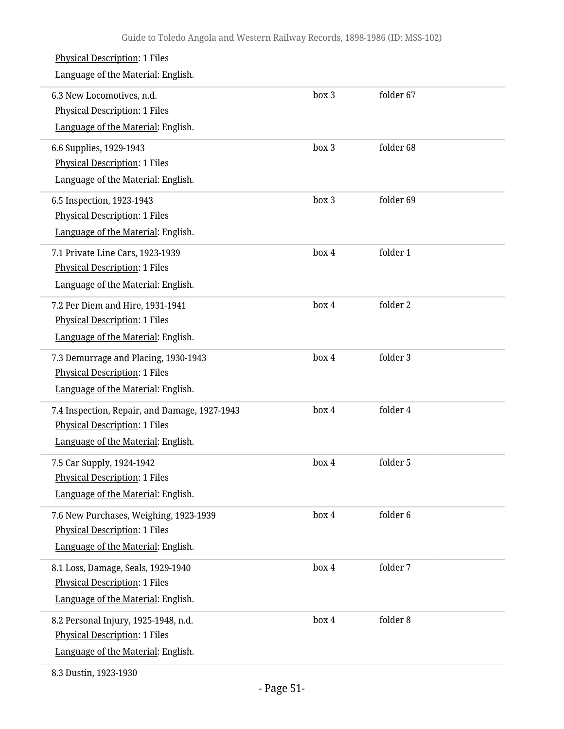Physical Description: 1 Files

Language of the Material: English.

| | | |
|---|---|---|
| 6.3 New Locomotives, n.d.<br>Physical Description: 1 Files<br>Language of the Material: English. | box 3 | folder 67 |
| 6.6 Supplies, 1929-1943<br>Physical Description: 1 Files<br>Language of the Material: English. | box 3 | folder 68 |
| 6.5 Inspection, 1923-1943<br>Physical Description: 1 Files<br>Language of the Material: English. | box 3 | folder 69 |
| 7.1 Private Line Cars, 1923-1939<br>Physical Description: 1 Files<br>Language of the Material: English. | box 4 | folder 1 |
| 7.2 Per Diem and Hire, 1931-1941<br>Physical Description: 1 Files<br>Language of the Material: English. | box 4 | folder 2 |
| 7.3 Demurrage and Placing, 1930-1943<br>Physical Description: 1 Files<br>Language of the Material: English. | box 4 | folder 3 |
| 7.4 Inspection, Repair, and Damage, 1927-1943<br>Physical Description: 1 Files<br>Language of the Material: English. | box 4 | folder 4 |
| 7.5 Car Supply, 1924-1942<br>Physical Description: 1 Files<br>Language of the Material: English. | box 4 | folder 5 |
| 7.6 New Purchases, Weighing, 1923-1939<br>Physical Description: 1 Files<br>Language of the Material: English. | box 4 | folder 6 |
| 8.1 Loss, Damage, Seals, 1929-1940<br>Physical Description: 1 Files<br>Language of the Material: English. | box 4 | folder 7 |
| 8.2 Personal Injury, 1925-1948, n.d.<br>Physical Description: 1 Files<br>Language of the Material: English. | box 4 | folder 8 |

8.3 Dustin, 1923-1930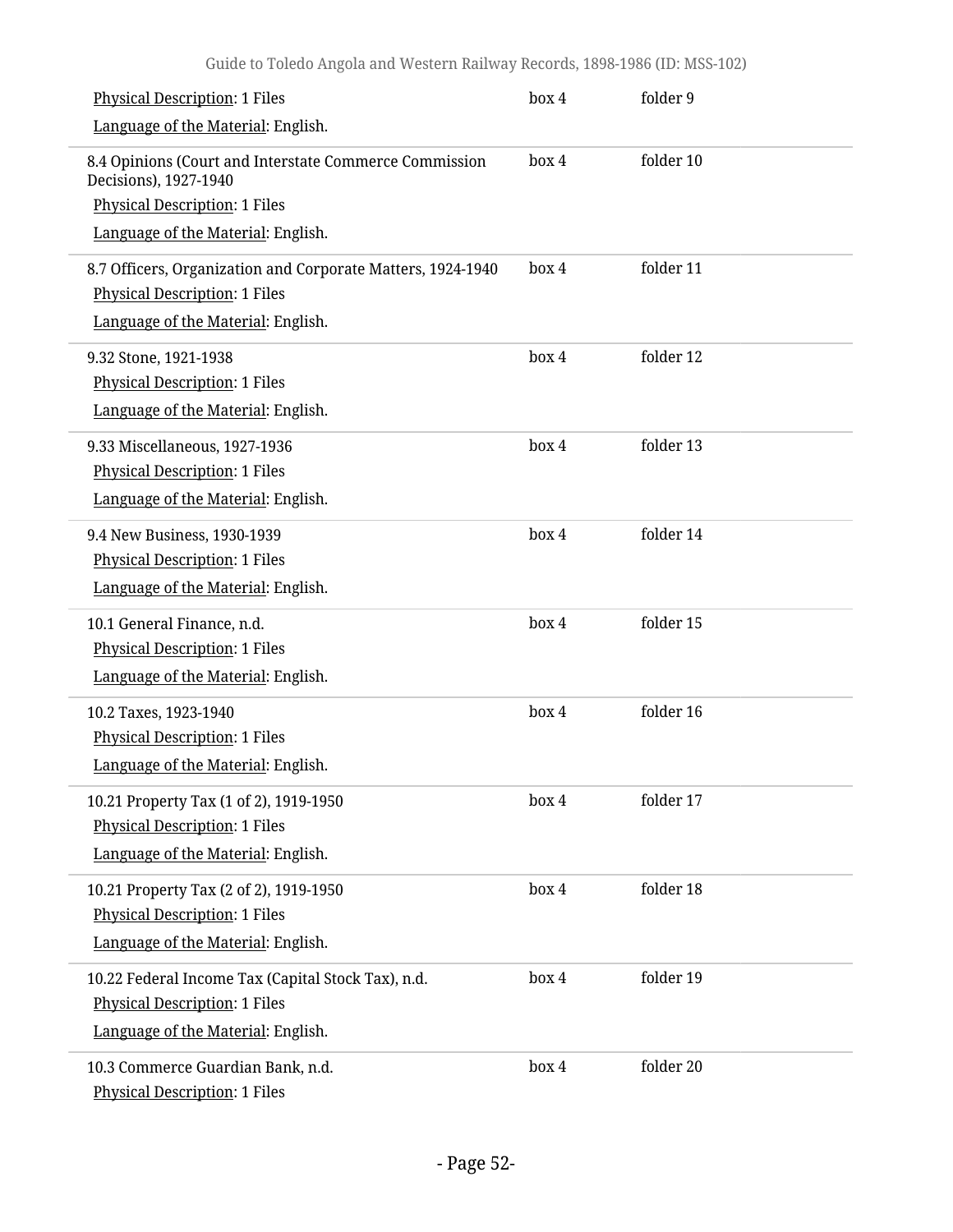Physical Description: 1 Files

Language of the Material: English.

box 4 folder 9

---

8.4 Opinions (Court and Interstate Commerce Commission Decisions), 1927-1940

box 4 folder 10

Physical Description: 1 Files

Language of the Material: English.

---

8.7 Officers, Organization and Corporate Matters, 1924-1940

box 4 folder 11

Physical Description: 1 Files

Language of the Material: English.

---

9.32 Stone, 1921-1938

box 4 folder 12

Physical Description: 1 Files

Language of the Material: English.

---

9.33 Miscellaneous, 1927-1936

box 4 folder 13

Physical Description: 1 Files

Language of the Material: English.

---

9.4 New Business, 1930-1939

box 4 folder 14

Physical Description: 1 Files

Language of the Material: English.

---

10.1 General Finance, n.d.

box 4 folder 15

Physical Description: 1 Files

Language of the Material: English.

---

10.2 Taxes, 1923-1940

box 4 folder 16

Physical Description: 1 Files

Language of the Material: English.

---

10.21 Property Tax (1 of 2), 1919-1950

box 4 folder 17

Physical Description: 1 Files

Language of the Material: English.

---

10.21 Property Tax (2 of 2), 1919-1950

box 4 folder 18

Physical Description: 1 Files

Language of the Material: English.

---

10.22 Federal Income Tax (Capital Stock Tax), n.d.

box 4 folder 19

Physical Description: 1 Files

Language of the Material: English.

---

10.3 Commerce Guardian Bank, n.d.

box 4 folder 20

Physical Description: 1 Files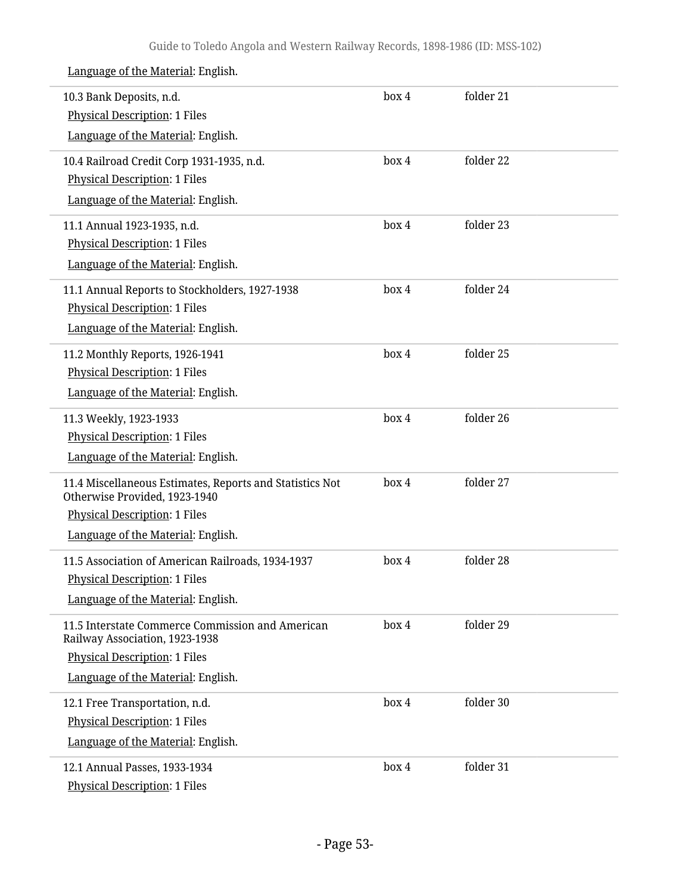Language of the Material: English.

| | | |
|---|---|---|
| 10.3 Bank Deposits, n.d.<br>Physical Description: 1 Files<br>Language of the Material: English. | box 4 | folder 21 |
| 10.4 Railroad Credit Corp 1931-1935, n.d.<br>Physical Description: 1 Files<br>Language of the Material: English. | box 4 | folder 22 |
| 11.1 Annual 1923-1935, n.d.<br>Physical Description: 1 Files<br>Language of the Material: English. | box 4 | folder 23 |
| 11.1 Annual Reports to Stockholders, 1927-1938<br>Physical Description: 1 Files<br>Language of the Material: English. | box 4 | folder 24 |
| 11.2 Monthly Reports, 1926-1941<br>Physical Description: 1 Files<br>Language of the Material: English. | box 4 | folder 25 |
| 11.3 Weekly, 1923-1933<br>Physical Description: 1 Files<br>Language of the Material: English. | box 4 | folder 26 |
| 11.4 Miscellaneous Estimates, Reports and Statistics Not Otherwise Provided, 1923-1940<br>Physical Description: 1 Files<br>Language of the Material: English. | box 4 | folder 27 |
| 11.5 Association of American Railroads, 1934-1937<br>Physical Description: 1 Files<br>Language of the Material: English. | box 4 | folder 28 |
| 11.5 Interstate Commerce Commission and American Railway Association, 1923-1938<br>Physical Description: 1 Files<br>Language of the Material: English. | box 4 | folder 29 |
| 12.1 Free Transportation, n.d.<br>Physical Description: 1 Files<br>Language of the Material: English. | box 4 | folder 30 |
| 12.1 Annual Passes, 1933-1934<br>Physical Description: 1 Files | box 4 | folder 31 |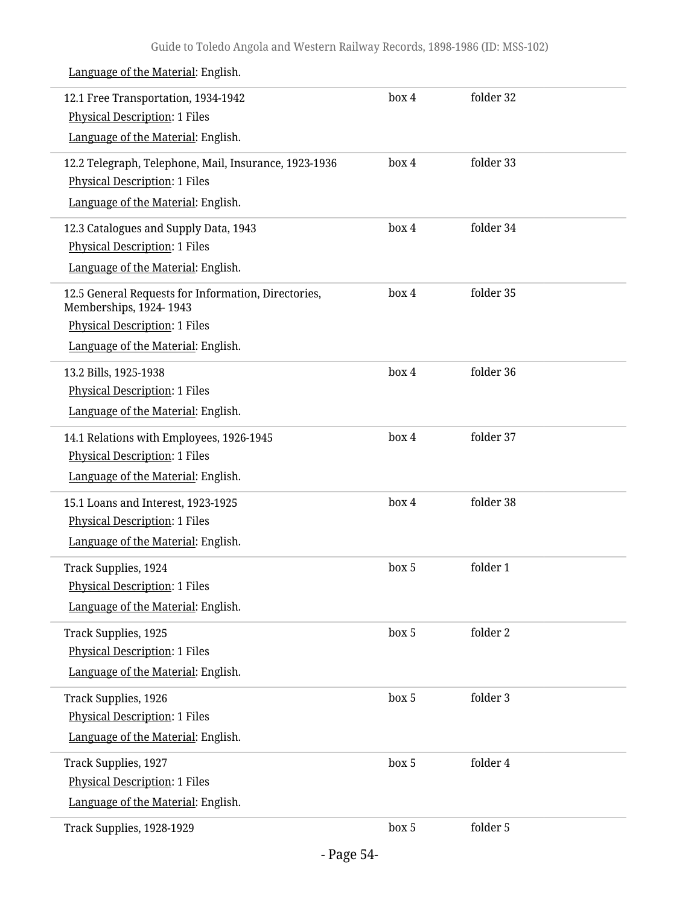Language of the Material: English.

| | | |
|---|---|---|
| 12.1 Free Transportation, 1934-1942<br>Physical Description: 1 Files<br>Language of the Material: English. | box 4 | folder 32 |
| 12.2 Telegraph, Telephone, Mail, Insurance, 1923-1936<br>Physical Description: 1 Files<br>Language of the Material: English. | box 4 | folder 33 |
| 12.3 Catalogues and Supply Data, 1943<br>Physical Description: 1 Files<br>Language of the Material: English. | box 4 | folder 34 |
| 12.5 General Requests for Information, Directories, Memberships, 1924- 1943<br>Physical Description: 1 Files<br>Language of the Material: English. | box 4 | folder 35 |
| 13.2 Bills, 1925-1938<br>Physical Description: 1 Files<br>Language of the Material: English. | box 4 | folder 36 |
| 14.1 Relations with Employees, 1926-1945<br>Physical Description: 1 Files<br>Language of the Material: English. | box 4 | folder 37 |
| 15.1 Loans and Interest, 1923-1925<br>Physical Description: 1 Files<br>Language of the Material: English. | box 4 | folder 38 |
| Track Supplies, 1924<br>Physical Description: 1 Files<br>Language of the Material: English. | box 5 | folder 1 |
| Track Supplies, 1925<br>Physical Description: 1 Files<br>Language of the Material: English. | box 5 | folder 2 |
| Track Supplies, 1926<br>Physical Description: 1 Files<br>Language of the Material: English. | box 5 | folder 3 |
| Track Supplies, 1927<br>Physical Description: 1 Files<br>Language of the Material: English. | box 5 | folder 4 |
| Track Supplies, 1928-1929 | box 5 | folder 5 |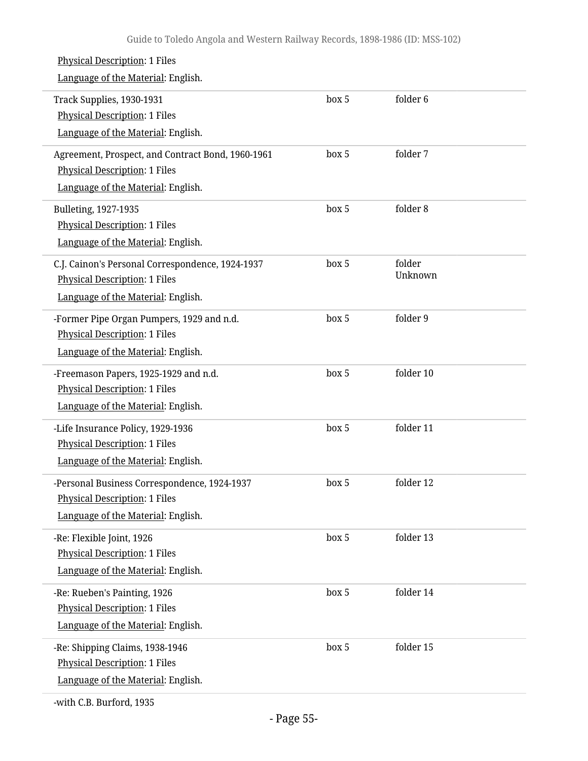Physical Description: 1 Files

Language of the Material: English.

| | | |
|---|---|---|
| Track Supplies, 1930-1931<br>Physical Description: 1 Files<br>Language of the Material: English. | box 5 | folder 6 |
| Agreement, Prospect, and Contract Bond, 1960-1961<br>Physical Description: 1 Files<br>Language of the Material: English. | box 5 | folder 7 |
| Bulleting, 1927-1935<br>Physical Description: 1 Files<br>Language of the Material: English. | box 5 | folder 8 |
| C.J. Cainon's Personal Correspondence, 1924-1937<br>Physical Description: 1 Files<br>Language of the Material: English. | box 5 | folder Unknown |
| -Former Pipe Organ Pumpers, 1929 and n.d.<br>Physical Description: 1 Files<br>Language of the Material: English. | box 5 | folder 9 |
| -Freemason Papers, 1925-1929 and n.d.<br>Physical Description: 1 Files<br>Language of the Material: English. | box 5 | folder 10 |
| -Life Insurance Policy, 1929-1936<br>Physical Description: 1 Files<br>Language of the Material: English. | box 5 | folder 11 |
| -Personal Business Correspondence, 1924-1937<br>Physical Description: 1 Files<br>Language of the Material: English. | box 5 | folder 12 |
| -Re: Flexible Joint, 1926<br>Physical Description: 1 Files<br>Language of the Material: English. | box 5 | folder 13 |
| -Re: Rueben's Painting, 1926<br>Physical Description: 1 Files<br>Language of the Material: English. | box 5 | folder 14 |
| -Re: Shipping Claims, 1938-1946<br>Physical Description: 1 Files<br>Language of the Material: English. | box 5 | folder 15 |

-with C.B. Burford, 1935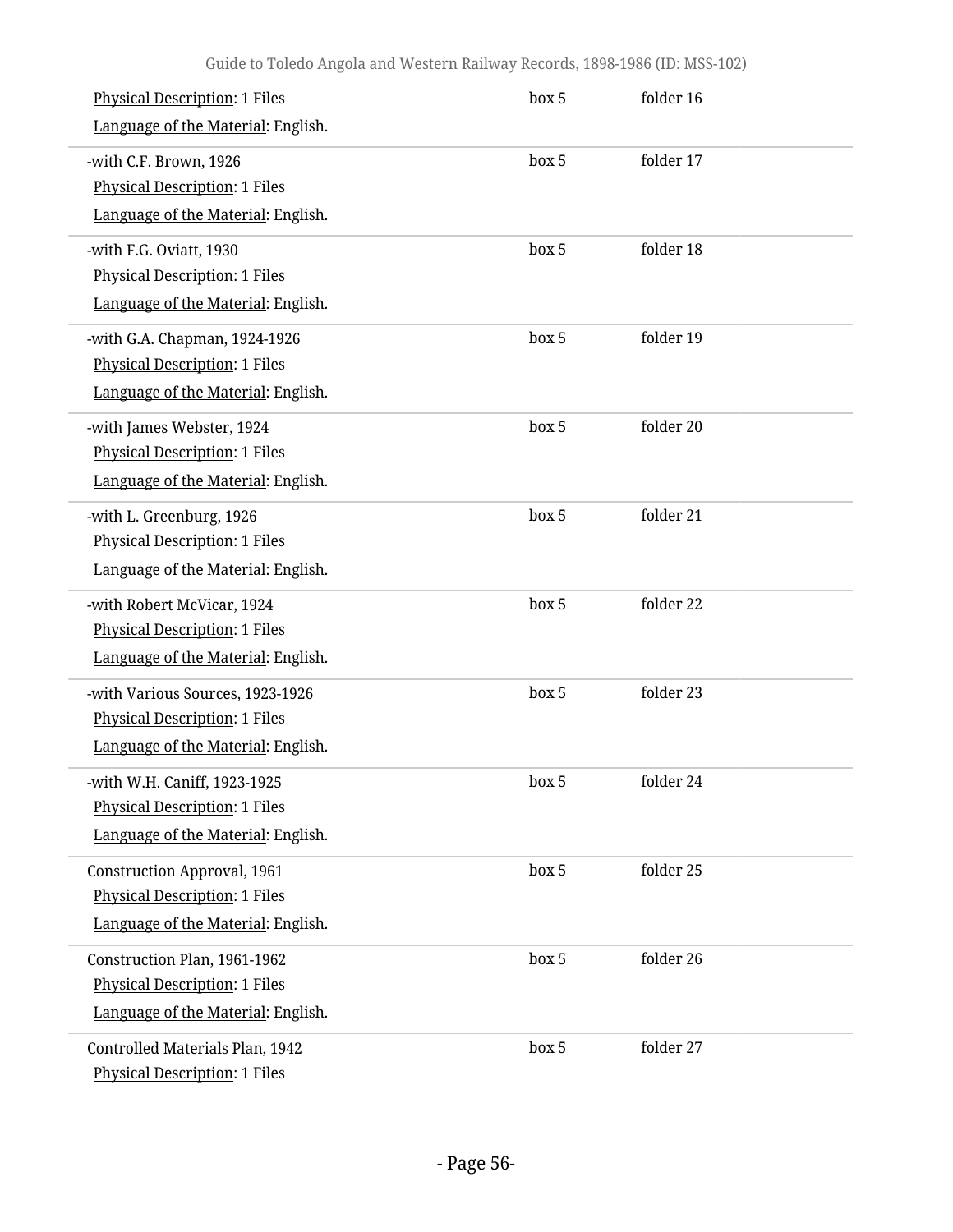| Title | Box | Folder |
|---|---|---|
| Physical Description: 1 Files<br>Language of the Material: English. | box 5 | folder 16 |
| -with C.F. Brown, 1926<br>Physical Description: 1 Files<br>Language of the Material: English. | box 5 | folder 17 |
| -with F.G. Oviatt, 1930<br>Physical Description: 1 Files<br>Language of the Material: English. | box 5 | folder 18 |
| -with G.A. Chapman, 1924-1926<br>Physical Description: 1 Files<br>Language of the Material: English. | box 5 | folder 19 |
| -with James Webster, 1924<br>Physical Description: 1 Files<br>Language of the Material: English. | box 5 | folder 20 |
| -with L. Greenburg, 1926<br>Physical Description: 1 Files<br>Language of the Material: English. | box 5 | folder 21 |
| -with Robert McVicar, 1924<br>Physical Description: 1 Files<br>Language of the Material: English. | box 5 | folder 22 |
| -with Various Sources, 1923-1926<br>Physical Description: 1 Files<br>Language of the Material: English. | box 5 | folder 23 |
| -with W.H. Caniff, 1923-1925<br>Physical Description: 1 Files<br>Language of the Material: English. | box 5 | folder 24 |
| Construction Approval, 1961<br>Physical Description: 1 Files<br>Language of the Material: English. | box 5 | folder 25 |
| Construction Plan, 1961-1962<br>Physical Description: 1 Files<br>Language of the Material: English. | box 5 | folder 26 |
| Controlled Materials Plan, 1942<br>Physical Description: 1 Files | box 5 | folder 27 |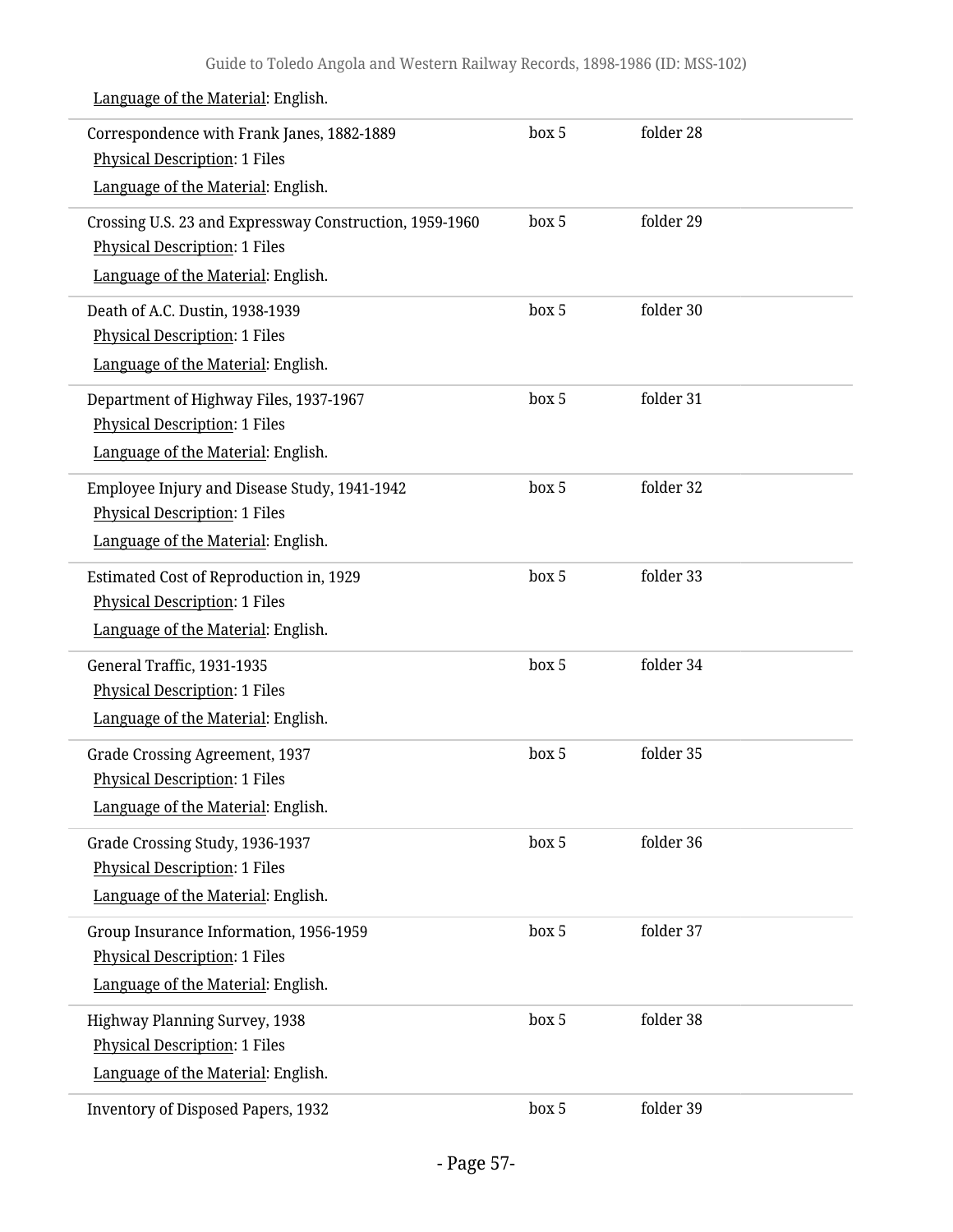Language of the Material: English.

| | | |
|---|---|---|
| Correspondence with Frank Janes, 1882-1889<br>Physical Description: 1 Files<br>Language of the Material: English. | box 5 | folder 28 |
| Crossing U.S. 23 and Expressway Construction, 1959-1960<br>Physical Description: 1 Files<br>Language of the Material: English. | box 5 | folder 29 |
| Death of A.C. Dustin, 1938-1939<br>Physical Description: 1 Files<br>Language of the Material: English. | box 5 | folder 30 |
| Department of Highway Files, 1937-1967<br>Physical Description: 1 Files<br>Language of the Material: English. | box 5 | folder 31 |
| Employee Injury and Disease Study, 1941-1942<br>Physical Description: 1 Files<br>Language of the Material: English. | box 5 | folder 32 |
| Estimated Cost of Reproduction in, 1929<br>Physical Description: 1 Files<br>Language of the Material: English. | box 5 | folder 33 |
| General Traffic, 1931-1935<br>Physical Description: 1 Files<br>Language of the Material: English. | box 5 | folder 34 |
| Grade Crossing Agreement, 1937<br>Physical Description: 1 Files<br>Language of the Material: English. | box 5 | folder 35 |
| Grade Crossing Study, 1936-1937<br>Physical Description: 1 Files<br>Language of the Material: English. | box 5 | folder 36 |
| Group Insurance Information, 1956-1959<br>Physical Description: 1 Files<br>Language of the Material: English. | box 5 | folder 37 |
| Highway Planning Survey, 1938<br>Physical Description: 1 Files<br>Language of the Material: English. | box 5 | folder 38 |
| Inventory of Disposed Papers, 1932 | box 5 | folder 39 |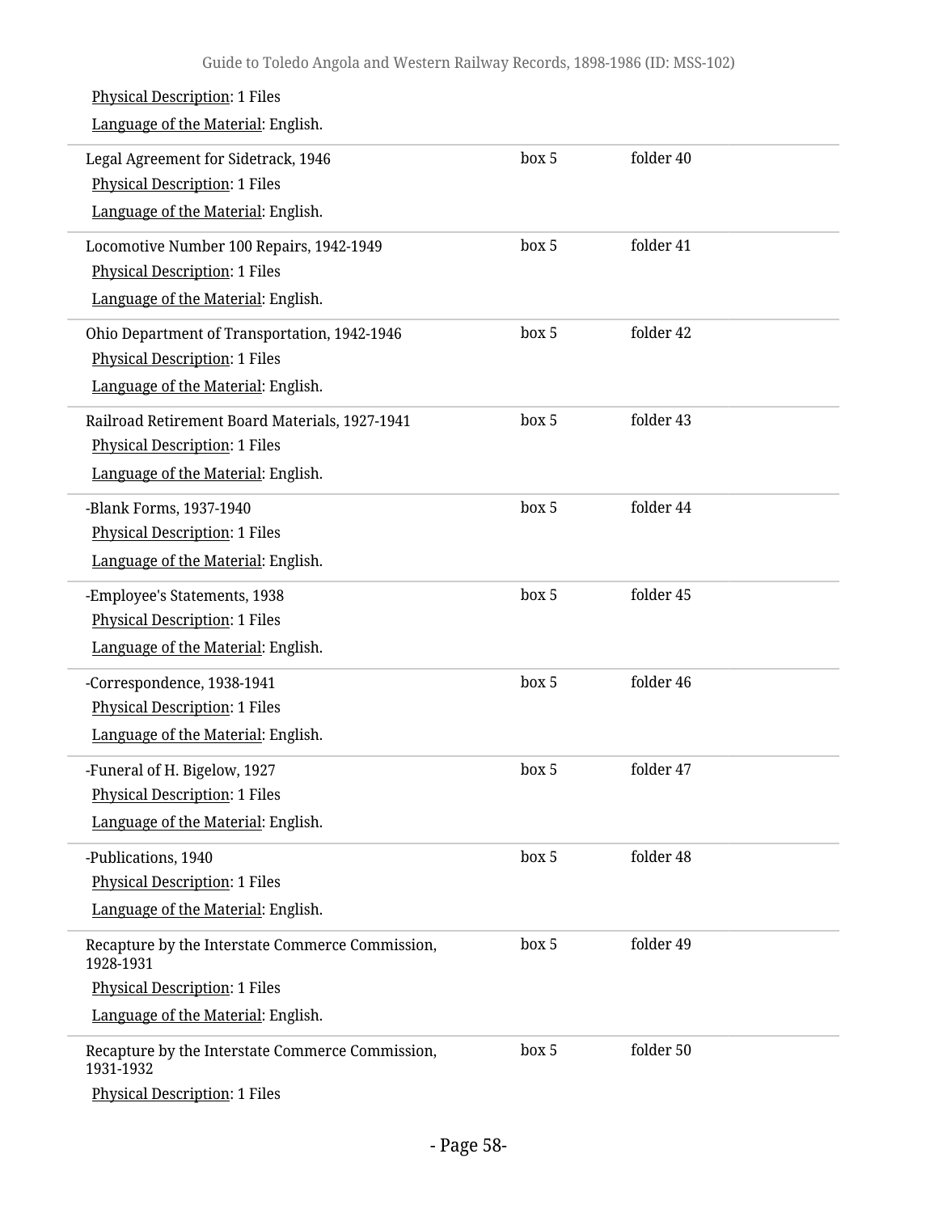Physical Description: 1 Files

Language of the Material: English.

| | | |
|---|---|---|
| Legal Agreement for Sidetrack, 1946<br>Physical Description: 1 Files<br>Language of the Material: English. | box 5 | folder 40 |
| Locomotive Number 100 Repairs, 1942-1949<br>Physical Description: 1 Files<br>Language of the Material: English. | box 5 | folder 41 |
| Ohio Department of Transportation, 1942-1946<br>Physical Description: 1 Files<br>Language of the Material: English. | box 5 | folder 42 |
| Railroad Retirement Board Materials, 1927-1941<br>Physical Description: 1 Files<br>Language of the Material: English. | box 5 | folder 43 |
| -Blank Forms, 1937-1940<br>Physical Description: 1 Files<br>Language of the Material: English. | box 5 | folder 44 |
| -Employee's Statements, 1938<br>Physical Description: 1 Files<br>Language of the Material: English. | box 5 | folder 45 |
| -Correspondence, 1938-1941<br>Physical Description: 1 Files<br>Language of the Material: English. | box 5 | folder 46 |
| -Funeral of H. Bigelow, 1927<br>Physical Description: 1 Files<br>Language of the Material: English. | box 5 | folder 47 |
| -Publications, 1940<br>Physical Description: 1 Files<br>Language of the Material: English. | box 5 | folder 48 |
| Recapture by the Interstate Commerce Commission, 1928-1931<br>Physical Description: 1 Files<br>Language of the Material: English. | box 5 | folder 49 |
| Recapture by the Interstate Commerce Commission, 1931-1932<br>Physical Description: 1 Files | box 5 | folder 50 |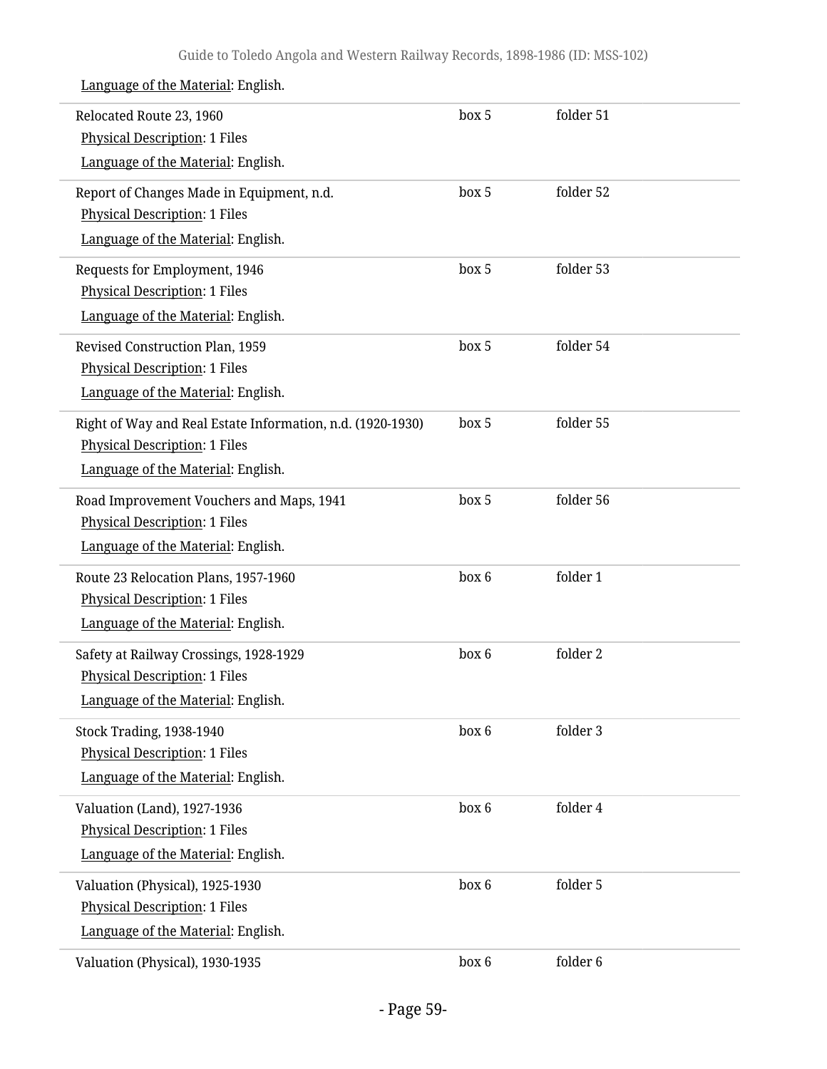Language of the Material: English.

| | | |
|---|---|---|
| Relocated Route 23, 1960<br>Physical Description: 1 Files<br>Language of the Material: English. | box 5 | folder 51 |
| Report of Changes Made in Equipment, n.d.<br>Physical Description: 1 Files<br>Language of the Material: English. | box 5 | folder 52 |
| Requests for Employment, 1946<br>Physical Description: 1 Files<br>Language of the Material: English. | box 5 | folder 53 |
| Revised Construction Plan, 1959<br>Physical Description: 1 Files<br>Language of the Material: English. | box 5 | folder 54 |
| Right of Way and Real Estate Information, n.d. (1920-1930)<br>Physical Description: 1 Files<br>Language of the Material: English. | box 5 | folder 55 |
| Road Improvement Vouchers and Maps, 1941<br>Physical Description: 1 Files<br>Language of the Material: English. | box 5 | folder 56 |
| Route 23 Relocation Plans, 1957-1960<br>Physical Description: 1 Files<br>Language of the Material: English. | box 6 | folder 1 |
| Safety at Railway Crossings, 1928-1929<br>Physical Description: 1 Files<br>Language of the Material: English. | box 6 | folder 2 |
| Stock Trading, 1938-1940<br>Physical Description: 1 Files<br>Language of the Material: English. | box 6 | folder 3 |
| Valuation (Land), 1927-1936<br>Physical Description: 1 Files<br>Language of the Material: English. | box 6 | folder 4 |
| Valuation (Physical), 1925-1930<br>Physical Description: 1 Files<br>Language of the Material: English. | box 6 | folder 5 |
| Valuation (Physical), 1930-1935 | box 6 | folder 6 |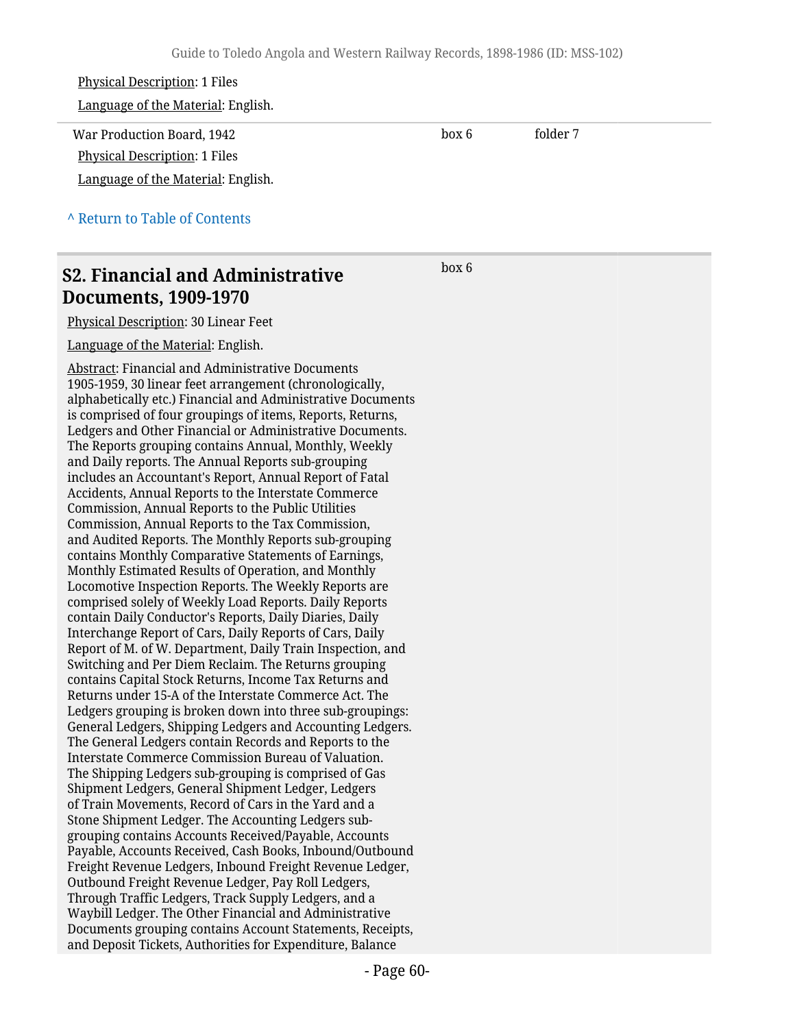Physical Description: 1 Files

Language of the Material: English.

| | | |
|---|---|---|
| War Production Board, 1942<br>Physical Description: 1 Files<br>Language of the Material: English. | box 6 | folder 7 |

^ Return to Table of Contents

## S2. Financial and Administrative Documents, 1909-1970

box 6

Physical Description: 30 Linear Feet

Language of the Material: English.

Abstract: Financial and Administrative Documents 1905-1959, 30 linear feet arrangement (chronologically, alphabetically etc.) Financial and Administrative Documents is comprised of four groupings of items, Reports, Returns, Ledgers and Other Financial or Administrative Documents. The Reports grouping contains Annual, Monthly, Weekly and Daily reports. The Annual Reports sub-grouping includes an Accountant's Report, Annual Report of Fatal Accidents, Annual Reports to the Interstate Commerce Commission, Annual Reports to the Public Utilities Commission, Annual Reports to the Tax Commission, and Audited Reports. The Monthly Reports sub-grouping contains Monthly Comparative Statements of Earnings, Monthly Estimated Results of Operation, and Monthly Locomotive Inspection Reports. The Weekly Reports are comprised solely of Weekly Load Reports. Daily Reports contain Daily Conductor's Reports, Daily Diaries, Daily Interchange Report of Cars, Daily Reports of Cars, Daily Report of M. of W. Department, Daily Train Inspection, and Switching and Per Diem Reclaim. The Returns grouping contains Capital Stock Returns, Income Tax Returns and Returns under 15-A of the Interstate Commerce Act. The Ledgers grouping is broken down into three sub-groupings: General Ledgers, Shipping Ledgers and Accounting Ledgers. The General Ledgers contain Records and Reports to the Interstate Commerce Commission Bureau of Valuation. The Shipping Ledgers sub-grouping is comprised of Gas Shipment Ledgers, General Shipment Ledger, Ledgers of Train Movements, Record of Cars in the Yard and a Stone Shipment Ledger. The Accounting Ledgers sub-grouping contains Accounts Received/Payable, Accounts Payable, Accounts Received, Cash Books, Inbound/Outbound Freight Revenue Ledgers, Inbound Freight Revenue Ledger, Outbound Freight Revenue Ledger, Pay Roll Ledgers, Through Traffic Ledgers, Track Supply Ledgers, and a Waybill Ledger. The Other Financial and Administrative Documents grouping contains Account Statements, Receipts, and Deposit Tickets, Authorities for Expenditure, Balance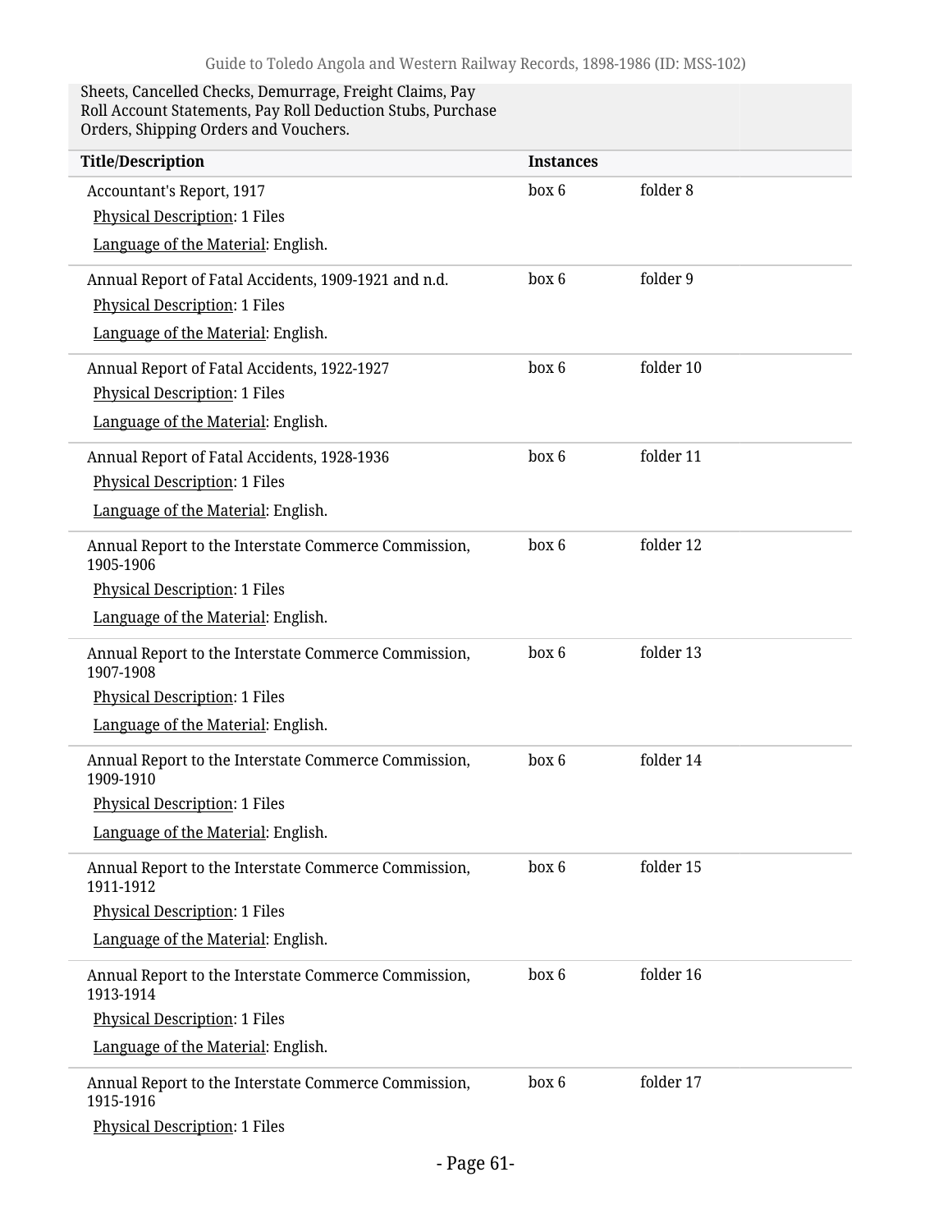Sheets, Cancelled Checks, Demurrage, Freight Claims, Pay Roll Account Statements, Pay Roll Deduction Stubs, Purchase Orders, Shipping Orders and Vouchers.

| Title/Description | Instances | |
|---|---|---|
| Accountant's Report, 1917<br>Physical Description: 1 Files<br>Language of the Material: English. | box 6 | folder 8 |
| Annual Report of Fatal Accidents, 1909-1921 and n.d.<br>Physical Description: 1 Files<br>Language of the Material: English. | box 6 | folder 9 |
| Annual Report of Fatal Accidents, 1922-1927<br>Physical Description: 1 Files<br>Language of the Material: English. | box 6 | folder 10 |
| Annual Report of Fatal Accidents, 1928-1936<br>Physical Description: 1 Files<br>Language of the Material: English. | box 6 | folder 11 |
| Annual Report to the Interstate Commerce Commission, 1905-1906<br>Physical Description: 1 Files<br>Language of the Material: English. | box 6 | folder 12 |
| Annual Report to the Interstate Commerce Commission, 1907-1908<br>Physical Description: 1 Files<br>Language of the Material: English. | box 6 | folder 13 |
| Annual Report to the Interstate Commerce Commission, 1909-1910<br>Physical Description: 1 Files<br>Language of the Material: English. | box 6 | folder 14 |
| Annual Report to the Interstate Commerce Commission, 1911-1912<br>Physical Description: 1 Files<br>Language of the Material: English. | box 6 | folder 15 |
| Annual Report to the Interstate Commerce Commission, 1913-1914<br>Physical Description: 1 Files<br>Language of the Material: English. | box 6 | folder 16 |
| Annual Report to the Interstate Commerce Commission, 1915-1916<br>Physical Description: 1 Files | box 6 | folder 17 |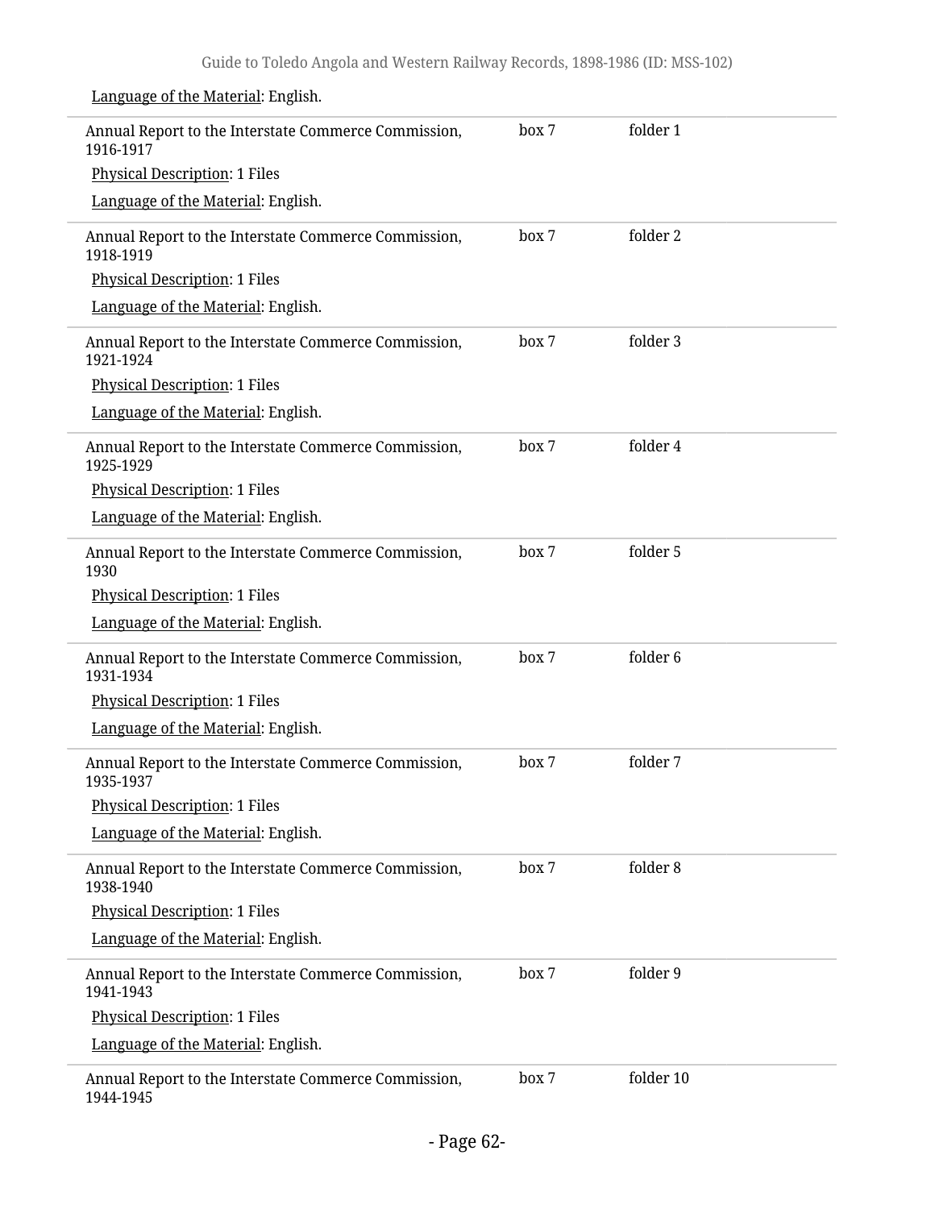Language of the Material: English.

| | | |
|---|---|---|
| Annual Report to the Interstate Commerce Commission, 1916-1917<br>Physical Description: 1 Files<br>Language of the Material: English. | box 7 | folder 1 |
| Annual Report to the Interstate Commerce Commission, 1918-1919<br>Physical Description: 1 Files<br>Language of the Material: English. | box 7 | folder 2 |
| Annual Report to the Interstate Commerce Commission, 1921-1924<br>Physical Description: 1 Files<br>Language of the Material: English. | box 7 | folder 3 |
| Annual Report to the Interstate Commerce Commission, 1925-1929<br>Physical Description: 1 Files<br>Language of the Material: English. | box 7 | folder 4 |
| Annual Report to the Interstate Commerce Commission, 1930<br>Physical Description: 1 Files<br>Language of the Material: English. | box 7 | folder 5 |
| Annual Report to the Interstate Commerce Commission, 1931-1934<br>Physical Description: 1 Files<br>Language of the Material: English. | box 7 | folder 6 |
| Annual Report to the Interstate Commerce Commission, 1935-1937<br>Physical Description: 1 Files<br>Language of the Material: English. | box 7 | folder 7 |
| Annual Report to the Interstate Commerce Commission, 1938-1940<br>Physical Description: 1 Files<br>Language of the Material: English. | box 7 | folder 8 |
| Annual Report to the Interstate Commerce Commission, 1941-1943<br>Physical Description: 1 Files<br>Language of the Material: English. | box 7 | folder 9 |
| Annual Report to the Interstate Commerce Commission, 1944-1945 | box 7 | folder 10 |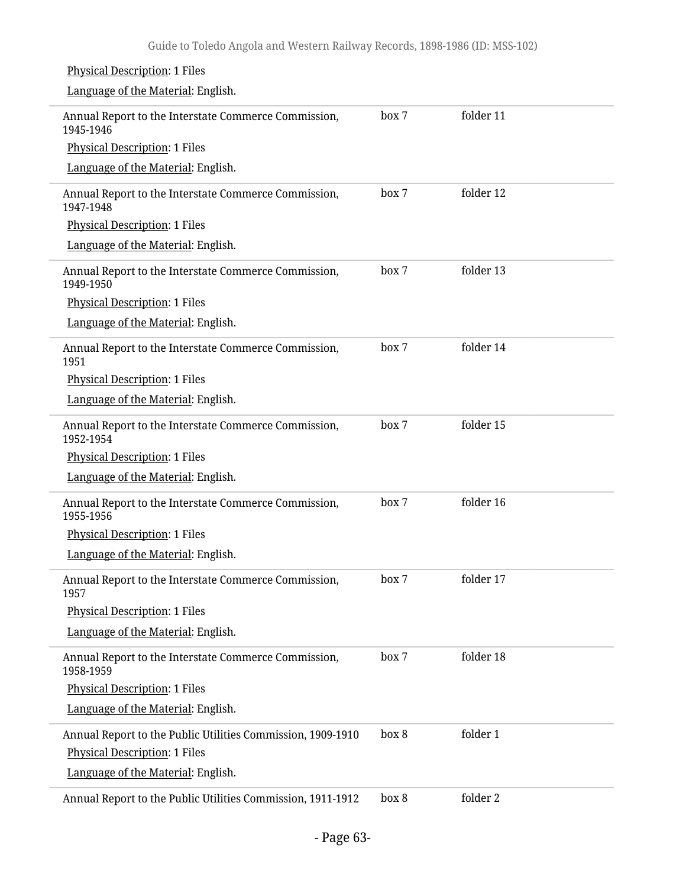Physical Description: 1 Files

Language of the Material: English.

| | | |
|---|---|---|
| Annual Report to the Interstate Commerce Commission, 1945-1946<br>Physical Description: 1 Files<br>Language of the Material: English. | box 7 | folder 11 |
| Annual Report to the Interstate Commerce Commission, 1947-1948<br>Physical Description: 1 Files<br>Language of the Material: English. | box 7 | folder 12 |
| Annual Report to the Interstate Commerce Commission, 1949-1950<br>Physical Description: 1 Files<br>Language of the Material: English. | box 7 | folder 13 |
| Annual Report to the Interstate Commerce Commission, 1951<br>Physical Description: 1 Files<br>Language of the Material: English. | box 7 | folder 14 |
| Annual Report to the Interstate Commerce Commission, 1952-1954<br>Physical Description: 1 Files<br>Language of the Material: English. | box 7 | folder 15 |
| Annual Report to the Interstate Commerce Commission, 1955-1956<br>Physical Description: 1 Files<br>Language of the Material: English. | box 7 | folder 16 |
| Annual Report to the Interstate Commerce Commission, 1957<br>Physical Description: 1 Files<br>Language of the Material: English. | box 7 | folder 17 |
| Annual Report to the Interstate Commerce Commission, 1958-1959<br>Physical Description: 1 Files<br>Language of the Material: English. | box 7 | folder 18 |
| Annual Report to the Public Utilities Commission, 1909-1910<br>Physical Description: 1 Files<br>Language of the Material: English. | box 8 | folder 1 |
| Annual Report to the Public Utilities Commission, 1911-1912 | box 8 | folder 2 |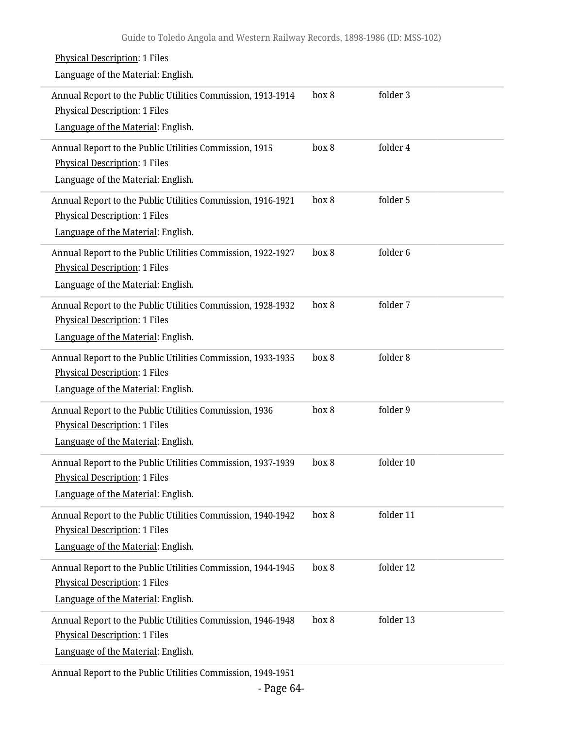Physical Description: 1 Files

Language of the Material: English.

| | | |
|---|---|---|
| Annual Report to the Public Utilities Commission, 1913-1914<br>Physical Description: 1 Files<br>Language of the Material: English. | box 8 | folder 3 |
| Annual Report to the Public Utilities Commission, 1915<br>Physical Description: 1 Files<br>Language of the Material: English. | box 8 | folder 4 |
| Annual Report to the Public Utilities Commission, 1916-1921<br>Physical Description: 1 Files<br>Language of the Material: English. | box 8 | folder 5 |
| Annual Report to the Public Utilities Commission, 1922-1927<br>Physical Description: 1 Files<br>Language of the Material: English. | box 8 | folder 6 |
| Annual Report to the Public Utilities Commission, 1928-1932<br>Physical Description: 1 Files<br>Language of the Material: English. | box 8 | folder 7 |
| Annual Report to the Public Utilities Commission, 1933-1935<br>Physical Description: 1 Files<br>Language of the Material: English. | box 8 | folder 8 |
| Annual Report to the Public Utilities Commission, 1936<br>Physical Description: 1 Files<br>Language of the Material: English. | box 8 | folder 9 |
| Annual Report to the Public Utilities Commission, 1937-1939<br>Physical Description: 1 Files<br>Language of the Material: English. | box 8 | folder 10 |
| Annual Report to the Public Utilities Commission, 1940-1942<br>Physical Description: 1 Files<br>Language of the Material: English. | box 8 | folder 11 |
| Annual Report to the Public Utilities Commission, 1944-1945<br>Physical Description: 1 Files<br>Language of the Material: English. | box 8 | folder 12 |
| Annual Report to the Public Utilities Commission, 1946-1948<br>Physical Description: 1 Files<br>Language of the Material: English. | box 8 | folder 13 |
| Annual Report to the Public Utilities Commission, 1949-1951 | | |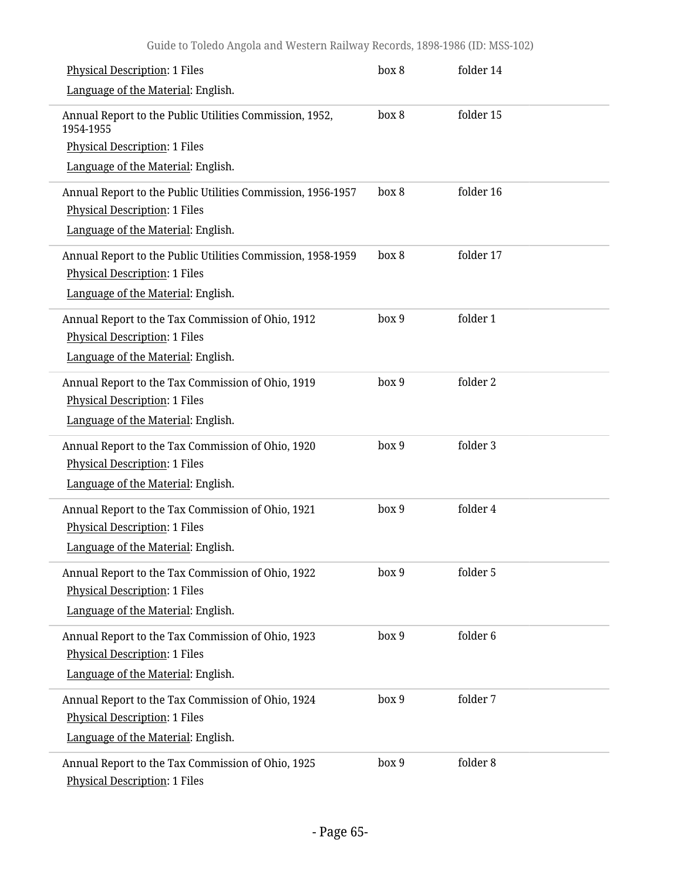| | | |
|---|---|---|
| Physical Description: 1 Files<br>Language of the Material: English. | box 8 | folder 14 |
| Annual Report to the Public Utilities Commission, 1952, 1954-1955<br>Physical Description: 1 Files<br>Language of the Material: English. | box 8 | folder 15 |
| Annual Report to the Public Utilities Commission, 1956-1957<br>Physical Description: 1 Files<br>Language of the Material: English. | box 8 | folder 16 |
| Annual Report to the Public Utilities Commission, 1958-1959<br>Physical Description: 1 Files<br>Language of the Material: English. | box 8 | folder 17 |
| Annual Report to the Tax Commission of Ohio, 1912<br>Physical Description: 1 Files<br>Language of the Material: English. | box 9 | folder 1 |
| Annual Report to the Tax Commission of Ohio, 1919<br>Physical Description: 1 Files<br>Language of the Material: English. | box 9 | folder 2 |
| Annual Report to the Tax Commission of Ohio, 1920<br>Physical Description: 1 Files<br>Language of the Material: English. | box 9 | folder 3 |
| Annual Report to the Tax Commission of Ohio, 1921<br>Physical Description: 1 Files<br>Language of the Material: English. | box 9 | folder 4 |
| Annual Report to the Tax Commission of Ohio, 1922<br>Physical Description: 1 Files<br>Language of the Material: English. | box 9 | folder 5 |
| Annual Report to the Tax Commission of Ohio, 1923<br>Physical Description: 1 Files<br>Language of the Material: English. | box 9 | folder 6 |
| Annual Report to the Tax Commission of Ohio, 1924<br>Physical Description: 1 Files<br>Language of the Material: English. | box 9 | folder 7 |
| Annual Report to the Tax Commission of Ohio, 1925<br>Physical Description: 1 Files | box 9 | folder 8 |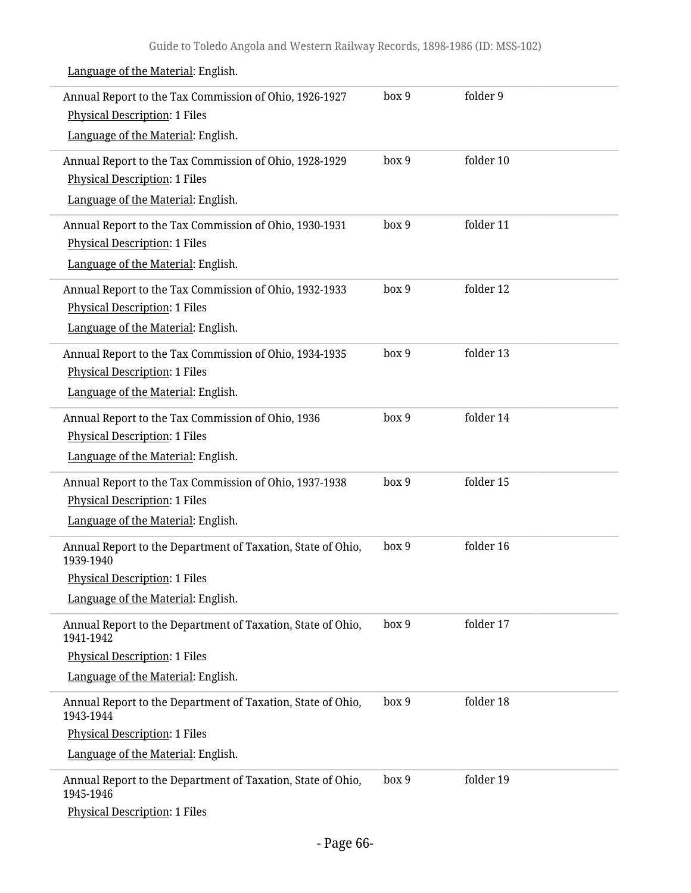Language of the Material: English.

| | | |
|---|---|---|
| Annual Report to the Tax Commission of Ohio, 1926-1927<br>Physical Description: 1 Files<br>Language of the Material: English. | box 9 | folder 9 |
| Annual Report to the Tax Commission of Ohio, 1928-1929<br>Physical Description: 1 Files<br>Language of the Material: English. | box 9 | folder 10 |
| Annual Report to the Tax Commission of Ohio, 1930-1931<br>Physical Description: 1 Files<br>Language of the Material: English. | box 9 | folder 11 |
| Annual Report to the Tax Commission of Ohio, 1932-1933<br>Physical Description: 1 Files<br>Language of the Material: English. | box 9 | folder 12 |
| Annual Report to the Tax Commission of Ohio, 1934-1935<br>Physical Description: 1 Files<br>Language of the Material: English. | box 9 | folder 13 |
| Annual Report to the Tax Commission of Ohio, 1936<br>Physical Description: 1 Files<br>Language of the Material: English. | box 9 | folder 14 |
| Annual Report to the Tax Commission of Ohio, 1937-1938<br>Physical Description: 1 Files<br>Language of the Material: English. | box 9 | folder 15 |
| Annual Report to the Department of Taxation, State of Ohio, 1939-1940<br>Physical Description: 1 Files<br>Language of the Material: English. | box 9 | folder 16 |
| Annual Report to the Department of Taxation, State of Ohio, 1941-1942<br>Physical Description: 1 Files<br>Language of the Material: English. | box 9 | folder 17 |
| Annual Report to the Department of Taxation, State of Ohio, 1943-1944<br>Physical Description: 1 Files<br>Language of the Material: English. | box 9 | folder 18 |
| Annual Report to the Department of Taxation, State of Ohio, 1945-1946<br>Physical Description: 1 Files | box 9 | folder 19 |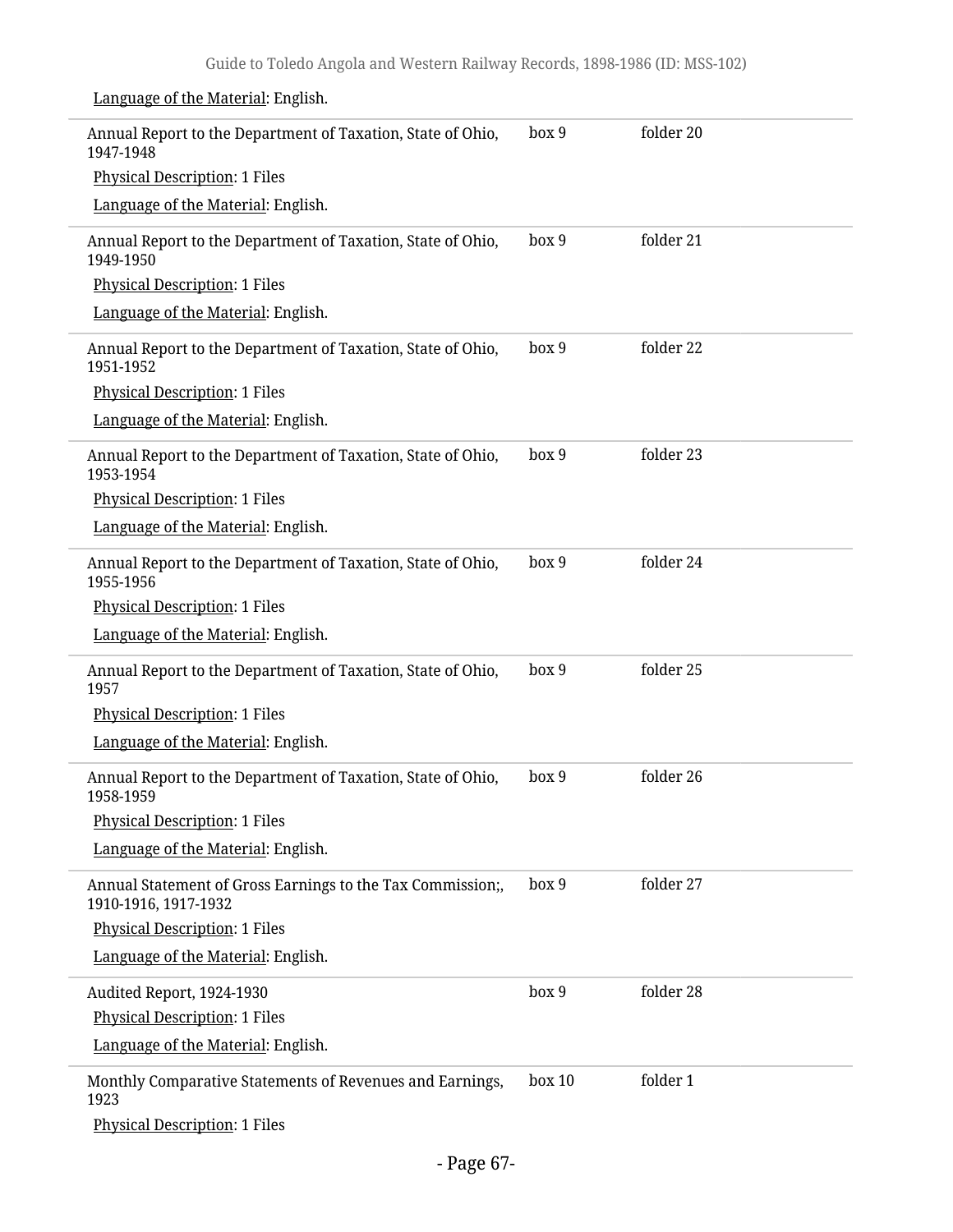Language of the Material: English.

Annual Report to the Department of Taxation, State of Ohio, 1947-1948 | box 9 | folder 20

Physical Description: 1 Files

Language of the Material: English.

Annual Report to the Department of Taxation, State of Ohio, 1949-1950 | box 9 | folder 21

Physical Description: 1 Files

Language of the Material: English.

Annual Report to the Department of Taxation, State of Ohio, 1951-1952 | box 9 | folder 22

Physical Description: 1 Files

Language of the Material: English.

Annual Report to the Department of Taxation, State of Ohio, 1953-1954 | box 9 | folder 23

Physical Description: 1 Files

Language of the Material: English.

Annual Report to the Department of Taxation, State of Ohio, 1955-1956 | box 9 | folder 24

Physical Description: 1 Files

Language of the Material: English.

Annual Report to the Department of Taxation, State of Ohio, 1957 | box 9 | folder 25

Physical Description: 1 Files

Language of the Material: English.

Annual Report to the Department of Taxation, State of Ohio, 1958-1959 | box 9 | folder 26

Physical Description: 1 Files

Language of the Material: English.

Annual Statement of Gross Earnings to the Tax Commission;, 1910-1916, 1917-1932 | box 9 | folder 27

Physical Description: 1 Files

Language of the Material: English.

Audited Report, 1924-1930 | box 9 | folder 28

Physical Description: 1 Files

Language of the Material: English.

Monthly Comparative Statements of Revenues and Earnings, 1923 | box 10 | folder 1

Physical Description: 1 Files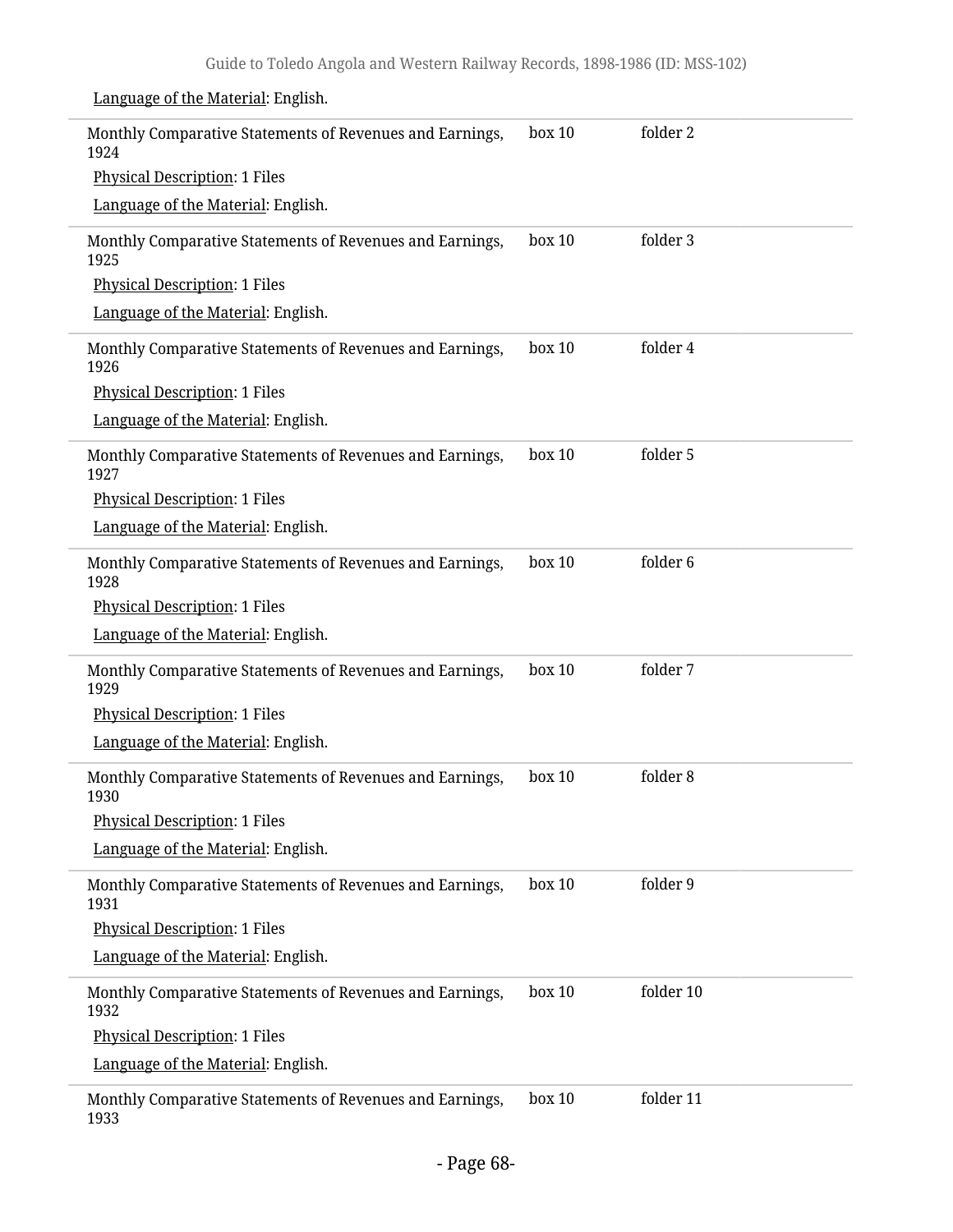Language of the Material: English.

| | | |
|---|---|---|
| Monthly Comparative Statements of Revenues and Earnings, 1924<br>Physical Description: 1 Files<br>Language of the Material: English. | box 10 | folder 2 |
| Monthly Comparative Statements of Revenues and Earnings, 1925<br>Physical Description: 1 Files<br>Language of the Material: English. | box 10 | folder 3 |
| Monthly Comparative Statements of Revenues and Earnings, 1926<br>Physical Description: 1 Files<br>Language of the Material: English. | box 10 | folder 4 |
| Monthly Comparative Statements of Revenues and Earnings, 1927<br>Physical Description: 1 Files<br>Language of the Material: English. | box 10 | folder 5 |
| Monthly Comparative Statements of Revenues and Earnings, 1928<br>Physical Description: 1 Files<br>Language of the Material: English. | box 10 | folder 6 |
| Monthly Comparative Statements of Revenues and Earnings, 1929<br>Physical Description: 1 Files<br>Language of the Material: English. | box 10 | folder 7 |
| Monthly Comparative Statements of Revenues and Earnings, 1930<br>Physical Description: 1 Files<br>Language of the Material: English. | box 10 | folder 8 |
| Monthly Comparative Statements of Revenues and Earnings, 1931<br>Physical Description: 1 Files<br>Language of the Material: English. | box 10 | folder 9 |
| Monthly Comparative Statements of Revenues and Earnings, 1932<br>Physical Description: 1 Files<br>Language of the Material: English. | box 10 | folder 10 |
| Monthly Comparative Statements of Revenues and Earnings, 1933 | box 10 | folder 11 |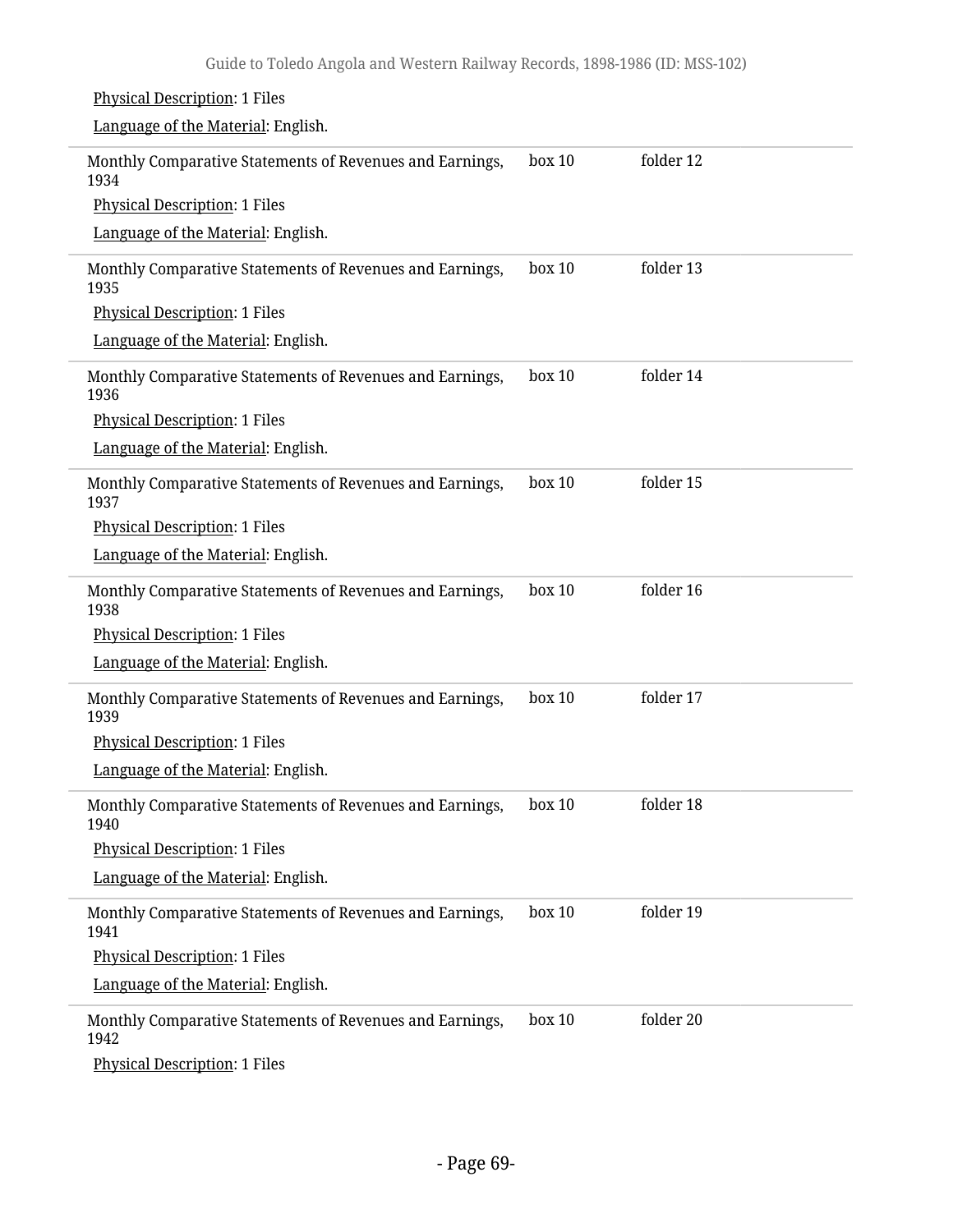Physical Description: 1 Files

Language of the Material: English.

| | | |
|---|---|---|
| Monthly Comparative Statements of Revenues and Earnings, 1934<br>Physical Description: 1 Files<br>Language of the Material: English. | box 10 | folder 12 |
| Monthly Comparative Statements of Revenues and Earnings, 1935<br>Physical Description: 1 Files<br>Language of the Material: English. | box 10 | folder 13 |
| Monthly Comparative Statements of Revenues and Earnings, 1936<br>Physical Description: 1 Files<br>Language of the Material: English. | box 10 | folder 14 |
| Monthly Comparative Statements of Revenues and Earnings, 1937<br>Physical Description: 1 Files<br>Language of the Material: English. | box 10 | folder 15 |
| Monthly Comparative Statements of Revenues and Earnings, 1938<br>Physical Description: 1 Files<br>Language of the Material: English. | box 10 | folder 16 |
| Monthly Comparative Statements of Revenues and Earnings, 1939<br>Physical Description: 1 Files<br>Language of the Material: English. | box 10 | folder 17 |
| Monthly Comparative Statements of Revenues and Earnings, 1940<br>Physical Description: 1 Files<br>Language of the Material: English. | box 10 | folder 18 |
| Monthly Comparative Statements of Revenues and Earnings, 1941<br>Physical Description: 1 Files<br>Language of the Material: English. | box 10 | folder 19 |
| Monthly Comparative Statements of Revenues and Earnings, 1942<br>Physical Description: 1 Files | box 10 | folder 20 |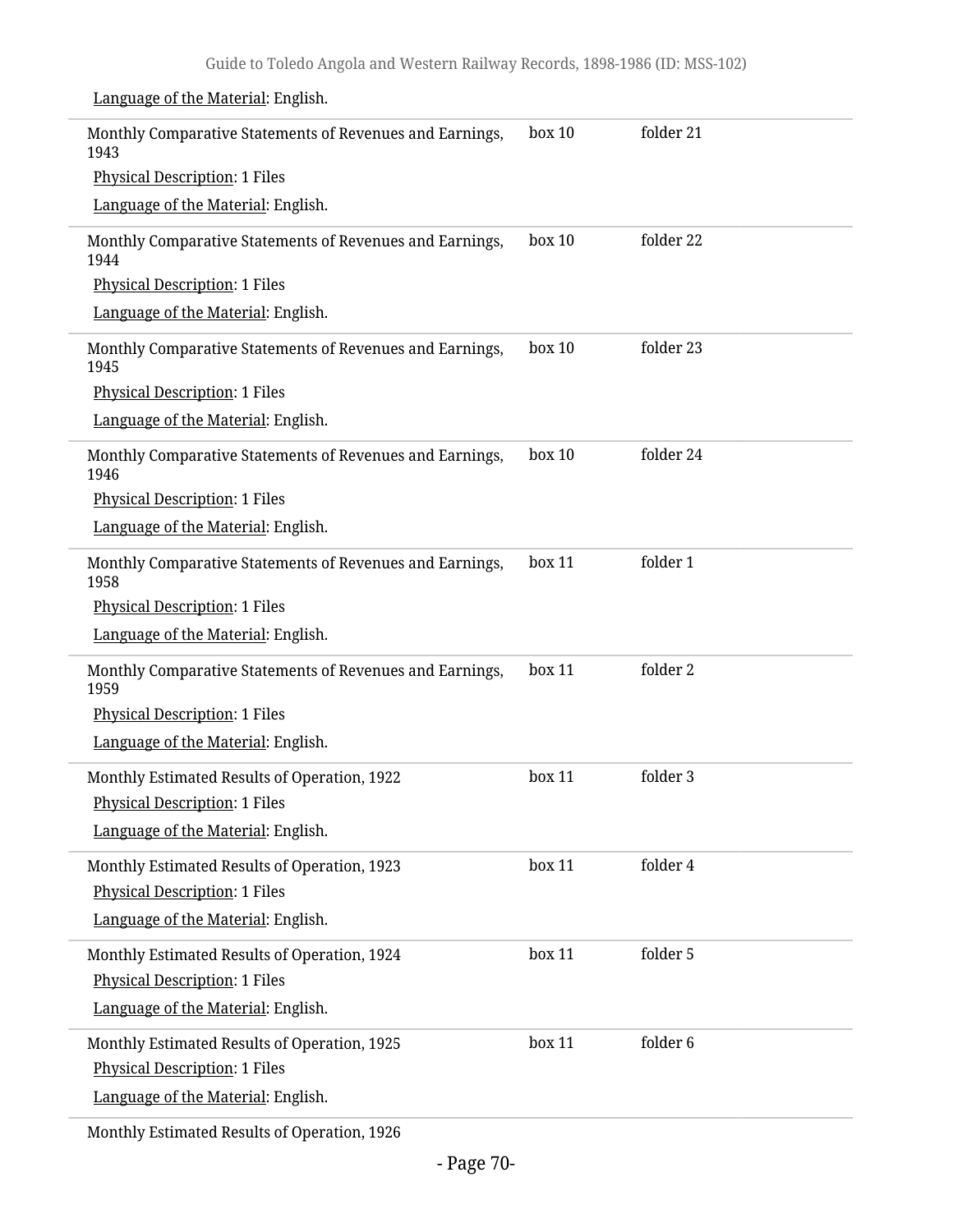Language of the Material: English.

| | | |
|---|---|---|
| Monthly Comparative Statements of Revenues and Earnings, 1943<br>Physical Description: 1 Files<br>Language of the Material: English. | box 10 | folder 21 |
| Monthly Comparative Statements of Revenues and Earnings, 1944<br>Physical Description: 1 Files<br>Language of the Material: English. | box 10 | folder 22 |
| Monthly Comparative Statements of Revenues and Earnings, 1945<br>Physical Description: 1 Files<br>Language of the Material: English. | box 10 | folder 23 |
| Monthly Comparative Statements of Revenues and Earnings, 1946<br>Physical Description: 1 Files<br>Language of the Material: English. | box 10 | folder 24 |
| Monthly Comparative Statements of Revenues and Earnings, 1958<br>Physical Description: 1 Files<br>Language of the Material: English. | box 11 | folder 1 |
| Monthly Comparative Statements of Revenues and Earnings, 1959<br>Physical Description: 1 Files<br>Language of the Material: English. | box 11 | folder 2 |
| Monthly Estimated Results of Operation, 1922<br>Physical Description: 1 Files<br>Language of the Material: English. | box 11 | folder 3 |
| Monthly Estimated Results of Operation, 1923<br>Physical Description: 1 Files<br>Language of the Material: English. | box 11 | folder 4 |
| Monthly Estimated Results of Operation, 1924<br>Physical Description: 1 Files<br>Language of the Material: English. | box 11 | folder 5 |
| Monthly Estimated Results of Operation, 1925<br>Physical Description: 1 Files<br>Language of the Material: English. | box 11 | folder 6 |
| Monthly Estimated Results of Operation, 1926 | | |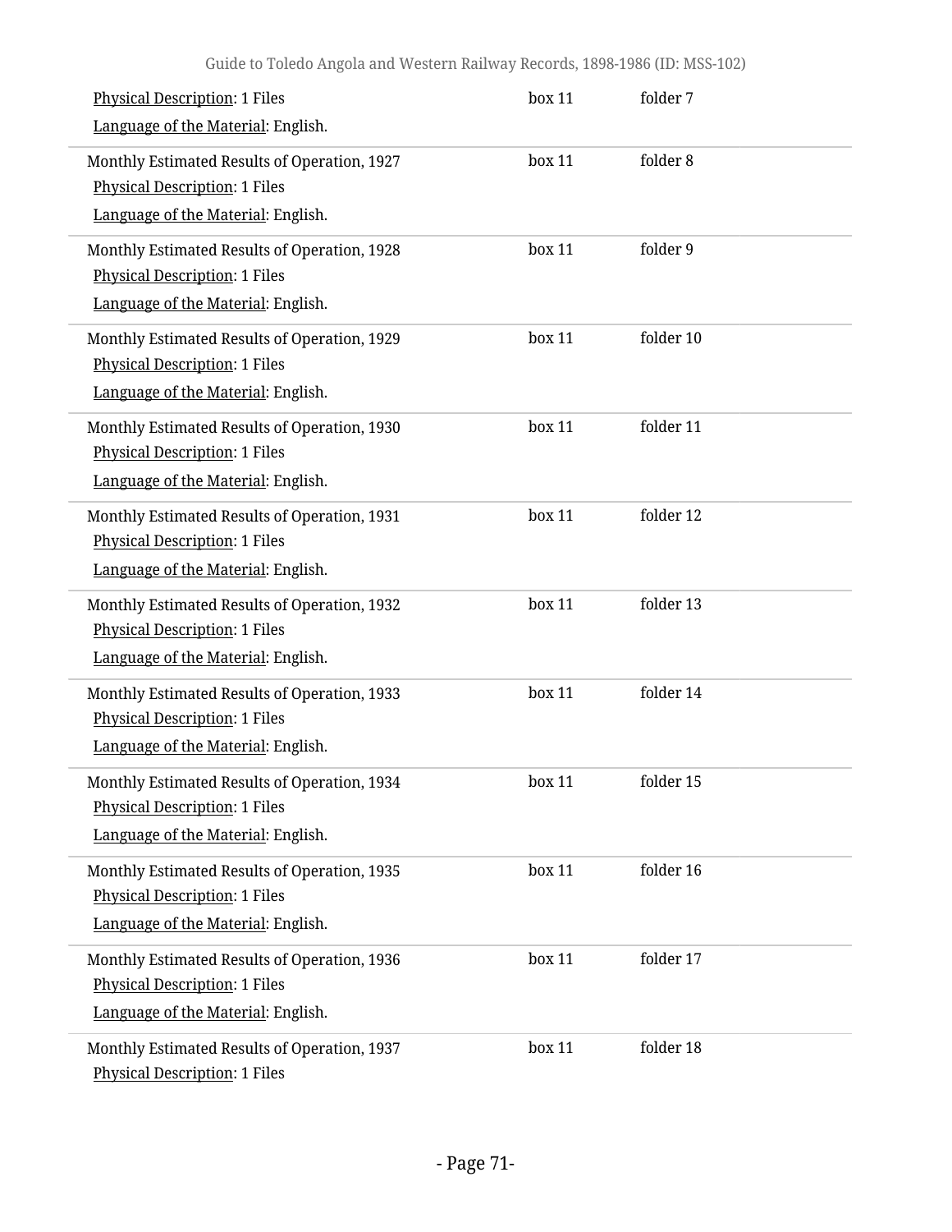Physical Description: 1 Files

Language of the Material: English.

box 11 folder 7

Monthly Estimated Results of Operation, 1927

Physical Description: 1 Files

Language of the Material: English.

box 11 folder 8

Monthly Estimated Results of Operation, 1928

Physical Description: 1 Files

Language of the Material: English.

box 11 folder 9

Monthly Estimated Results of Operation, 1929

Physical Description: 1 Files

Language of the Material: English.

box 11 folder 10

Monthly Estimated Results of Operation, 1930

Physical Description: 1 Files

Language of the Material: English.

box 11 folder 11

Monthly Estimated Results of Operation, 1931

Physical Description: 1 Files

Language of the Material: English.

box 11 folder 12

Monthly Estimated Results of Operation, 1932

Physical Description: 1 Files

Language of the Material: English.

box 11 folder 13

Monthly Estimated Results of Operation, 1933

Physical Description: 1 Files

Language of the Material: English.

box 11 folder 14

Monthly Estimated Results of Operation, 1934

Physical Description: 1 Files

Language of the Material: English.

box 11 folder 15

Monthly Estimated Results of Operation, 1935

Physical Description: 1 Files

Language of the Material: English.

box 11 folder 16

Monthly Estimated Results of Operation, 1936

Physical Description: 1 Files

Language of the Material: English.

box 11 folder 17

Monthly Estimated Results of Operation, 1937

Physical Description: 1 Files

box 11 folder 18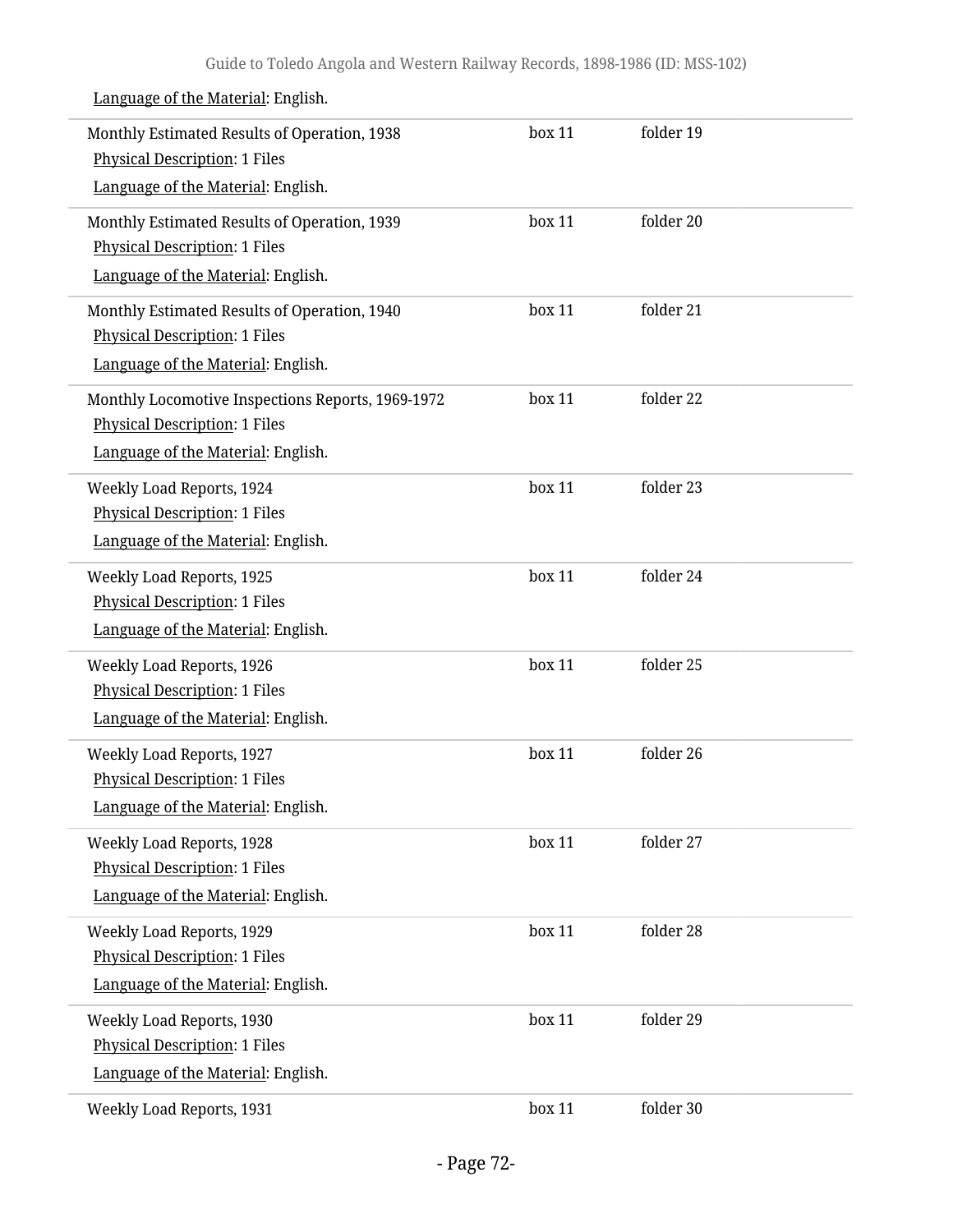Language of the Material: English.

| | | |
|---|---|---|
| Monthly Estimated Results of Operation, 1938<br>Physical Description: 1 Files<br>Language of the Material: English. | box 11 | folder 19 |
| Monthly Estimated Results of Operation, 1939<br>Physical Description: 1 Files<br>Language of the Material: English. | box 11 | folder 20 |
| Monthly Estimated Results of Operation, 1940<br>Physical Description: 1 Files<br>Language of the Material: English. | box 11 | folder 21 |
| Monthly Locomotive Inspections Reports, 1969-1972<br>Physical Description: 1 Files<br>Language of the Material: English. | box 11 | folder 22 |
| Weekly Load Reports, 1924<br>Physical Description: 1 Files<br>Language of the Material: English. | box 11 | folder 23 |
| Weekly Load Reports, 1925<br>Physical Description: 1 Files<br>Language of the Material: English. | box 11 | folder 24 |
| Weekly Load Reports, 1926<br>Physical Description: 1 Files<br>Language of the Material: English. | box 11 | folder 25 |
| Weekly Load Reports, 1927<br>Physical Description: 1 Files<br>Language of the Material: English. | box 11 | folder 26 |
| Weekly Load Reports, 1928<br>Physical Description: 1 Files<br>Language of the Material: English. | box 11 | folder 27 |
| Weekly Load Reports, 1929<br>Physical Description: 1 Files<br>Language of the Material: English. | box 11 | folder 28 |
| Weekly Load Reports, 1930<br>Physical Description: 1 Files<br>Language of the Material: English. | box 11 | folder 29 |
| Weekly Load Reports, 1931 | box 11 | folder 30 |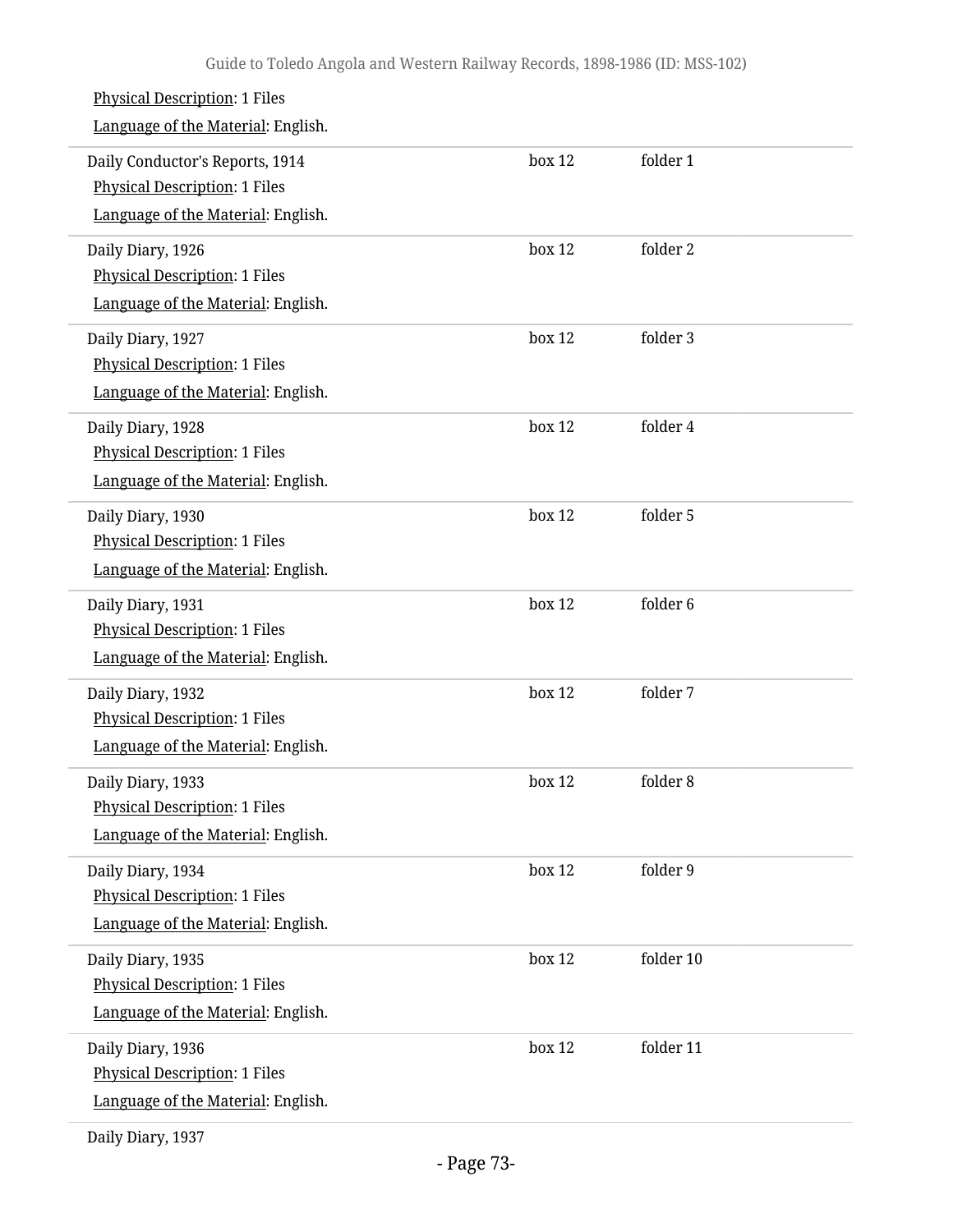Physical Description: 1 Files

Language of the Material: English.

| | | |
|---|---|---|
| Daily Conductor's Reports, 1914<br>Physical Description: 1 Files<br>Language of the Material: English. | box 12 | folder 1 |
| Daily Diary, 1926<br>Physical Description: 1 Files<br>Language of the Material: English. | box 12 | folder 2 |
| Daily Diary, 1927<br>Physical Description: 1 Files<br>Language of the Material: English. | box 12 | folder 3 |
| Daily Diary, 1928<br>Physical Description: 1 Files<br>Language of the Material: English. | box 12 | folder 4 |
| Daily Diary, 1930<br>Physical Description: 1 Files<br>Language of the Material: English. | box 12 | folder 5 |
| Daily Diary, 1931<br>Physical Description: 1 Files<br>Language of the Material: English. | box 12 | folder 6 |
| Daily Diary, 1932<br>Physical Description: 1 Files<br>Language of the Material: English. | box 12 | folder 7 |
| Daily Diary, 1933<br>Physical Description: 1 Files<br>Language of the Material: English. | box 12 | folder 8 |
| Daily Diary, 1934<br>Physical Description: 1 Files<br>Language of the Material: English. | box 12 | folder 9 |
| Daily Diary, 1935<br>Physical Description: 1 Files<br>Language of the Material: English. | box 12 | folder 10 |
| Daily Diary, 1936<br>Physical Description: 1 Files<br>Language of the Material: English. | box 12 | folder 11 |

Daily Diary, 1937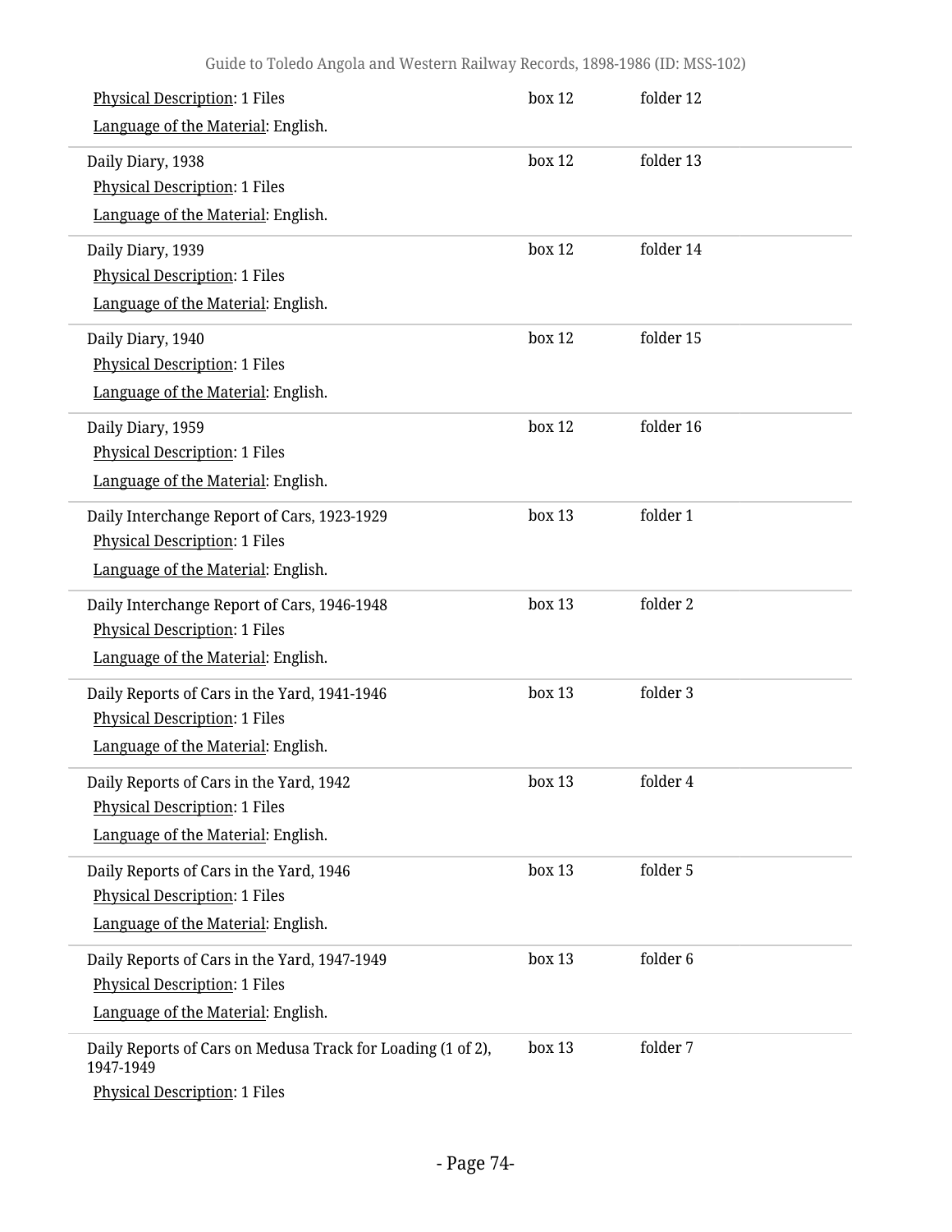| | | |
|---|---|---|
| Physical Description: 1 Files<br>Language of the Material: English. | box 12 | folder 12 |
| Daily Diary, 1938<br>Physical Description: 1 Files<br>Language of the Material: English. | box 12 | folder 13 |
| Daily Diary, 1939<br>Physical Description: 1 Files<br>Language of the Material: English. | box 12 | folder 14 |
| Daily Diary, 1940<br>Physical Description: 1 Files<br>Language of the Material: English. | box 12 | folder 15 |
| Daily Diary, 1959<br>Physical Description: 1 Files<br>Language of the Material: English. | box 12 | folder 16 |
| Daily Interchange Report of Cars, 1923-1929<br>Physical Description: 1 Files<br>Language of the Material: English. | box 13 | folder 1 |
| Daily Interchange Report of Cars, 1946-1948<br>Physical Description: 1 Files<br>Language of the Material: English. | box 13 | folder 2 |
| Daily Reports of Cars in the Yard, 1941-1946<br>Physical Description: 1 Files<br>Language of the Material: English. | box 13 | folder 3 |
| Daily Reports of Cars in the Yard, 1942<br>Physical Description: 1 Files<br>Language of the Material: English. | box 13 | folder 4 |
| Daily Reports of Cars in the Yard, 1946<br>Physical Description: 1 Files<br>Language of the Material: English. | box 13 | folder 5 |
| Daily Reports of Cars in the Yard, 1947-1949<br>Physical Description: 1 Files<br>Language of the Material: English. | box 13 | folder 6 |
| Daily Reports of Cars on Medusa Track for Loading (1 of 2), 1947-1949<br>Physical Description: 1 Files | box 13 | folder 7 |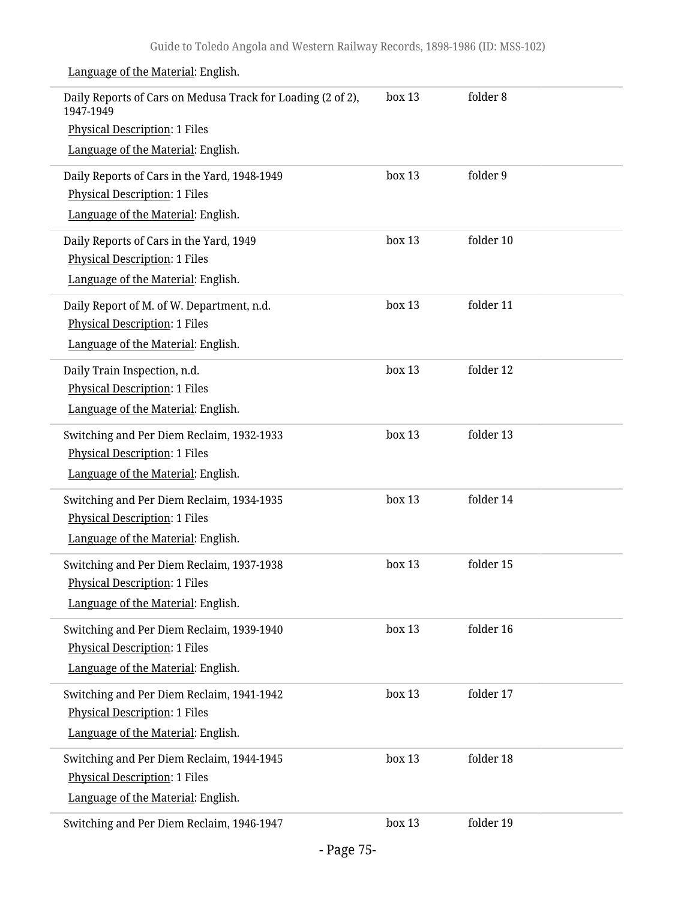Language of the Material: English.

| | | |
|---|---|---|
| Daily Reports of Cars on Medusa Track for Loading (2 of 2), 1947-1949<br>Physical Description: 1 Files<br>Language of the Material: English. | box 13 | folder 8 |
| Daily Reports of Cars in the Yard, 1948-1949<br>Physical Description: 1 Files<br>Language of the Material: English. | box 13 | folder 9 |
| Daily Reports of Cars in the Yard, 1949<br>Physical Description: 1 Files<br>Language of the Material: English. | box 13 | folder 10 |
| Daily Report of M. of W. Department, n.d.<br>Physical Description: 1 Files<br>Language of the Material: English. | box 13 | folder 11 |
| Daily Train Inspection, n.d.<br>Physical Description: 1 Files<br>Language of the Material: English. | box 13 | folder 12 |
| Switching and Per Diem Reclaim, 1932-1933<br>Physical Description: 1 Files<br>Language of the Material: English. | box 13 | folder 13 |
| Switching and Per Diem Reclaim, 1934-1935<br>Physical Description: 1 Files<br>Language of the Material: English. | box 13 | folder 14 |
| Switching and Per Diem Reclaim, 1937-1938<br>Physical Description: 1 Files<br>Language of the Material: English. | box 13 | folder 15 |
| Switching and Per Diem Reclaim, 1939-1940<br>Physical Description: 1 Files<br>Language of the Material: English. | box 13 | folder 16 |
| Switching and Per Diem Reclaim, 1941-1942<br>Physical Description: 1 Files<br>Language of the Material: English. | box 13 | folder 17 |
| Switching and Per Diem Reclaim, 1944-1945<br>Physical Description: 1 Files<br>Language of the Material: English. | box 13 | folder 18 |
| Switching and Per Diem Reclaim, 1946-1947 | box 13 | folder 19 |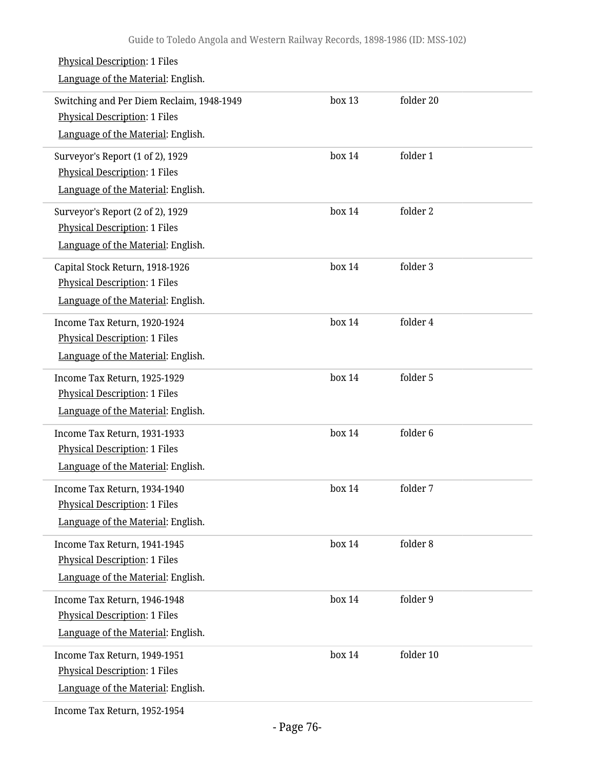Physical Description: 1 Files

Language of the Material: English.

| | | |
|---|---|---|
| Switching and Per Diem Reclaim, 1948-1949<br>Physical Description: 1 Files<br>Language of the Material: English. | box 13 | folder 20 |
| Surveyor's Report (1 of 2), 1929<br>Physical Description: 1 Files<br>Language of the Material: English. | box 14 | folder 1 |
| Surveyor's Report (2 of 2), 1929<br>Physical Description: 1 Files<br>Language of the Material: English. | box 14 | folder 2 |
| Capital Stock Return, 1918-1926<br>Physical Description: 1 Files<br>Language of the Material: English. | box 14 | folder 3 |
| Income Tax Return, 1920-1924<br>Physical Description: 1 Files<br>Language of the Material: English. | box 14 | folder 4 |
| Income Tax Return, 1925-1929<br>Physical Description: 1 Files<br>Language of the Material: English. | box 14 | folder 5 |
| Income Tax Return, 1931-1933<br>Physical Description: 1 Files<br>Language of the Material: English. | box 14 | folder 6 |
| Income Tax Return, 1934-1940<br>Physical Description: 1 Files<br>Language of the Material: English. | box 14 | folder 7 |
| Income Tax Return, 1941-1945<br>Physical Description: 1 Files<br>Language of the Material: English. | box 14 | folder 8 |
| Income Tax Return, 1946-1948<br>Physical Description: 1 Files<br>Language of the Material: English. | box 14 | folder 9 |
| Income Tax Return, 1949-1951<br>Physical Description: 1 Files<br>Language of the Material: English. | box 14 | folder 10 |
| Income Tax Return, 1952-1954 | | |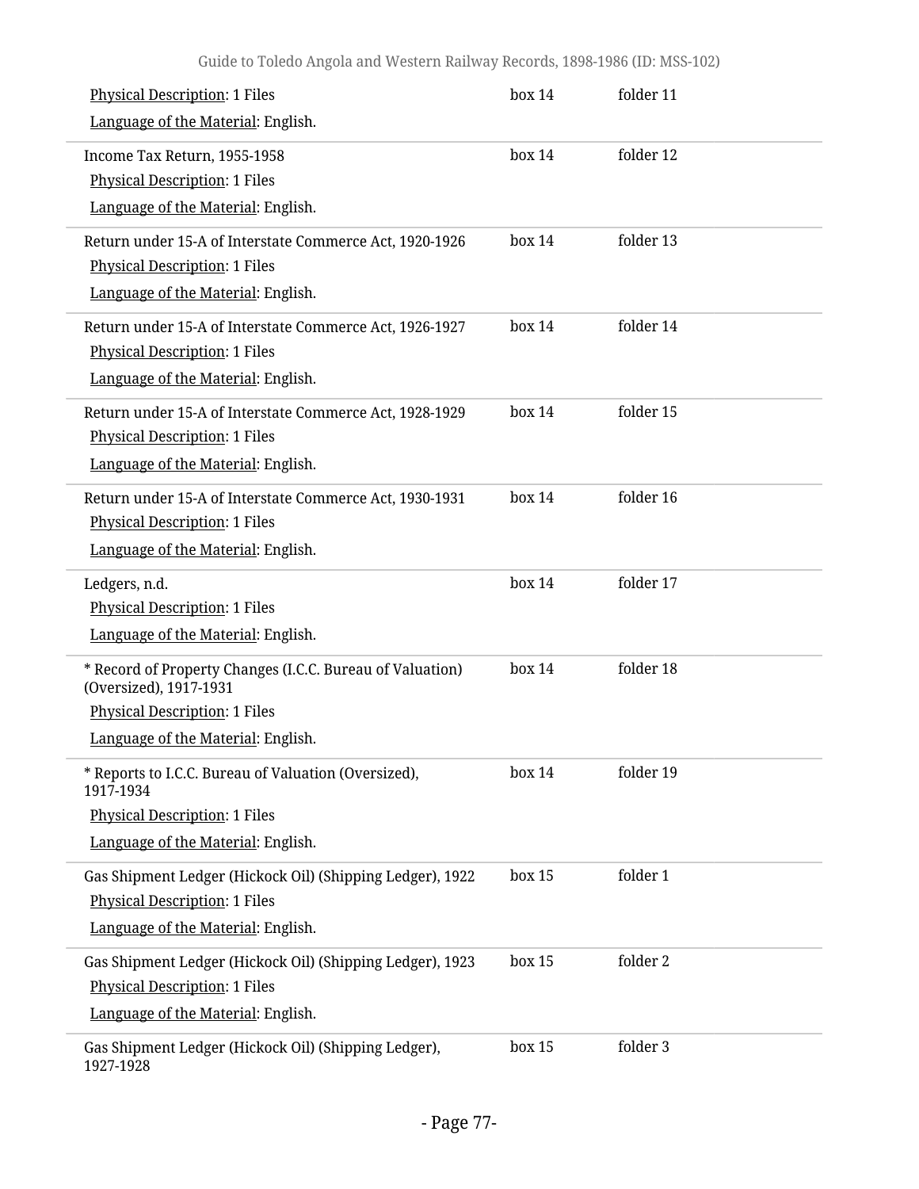Physical Description: 1 Files

Language of the Material: English.

| | | |
|---|---|---|
| | box 14 | folder 11 |
| Income Tax Return, 1955-1958<br>Physical Description: 1 Files<br>Language of the Material: English. | box 14 | folder 12 |
| Return under 15-A of Interstate Commerce Act, 1920-1926<br>Physical Description: 1 Files<br>Language of the Material: English. | box 14 | folder 13 |
| Return under 15-A of Interstate Commerce Act, 1926-1927<br>Physical Description: 1 Files<br>Language of the Material: English. | box 14 | folder 14 |
| Return under 15-A of Interstate Commerce Act, 1928-1929<br>Physical Description: 1 Files<br>Language of the Material: English. | box 14 | folder 15 |
| Return under 15-A of Interstate Commerce Act, 1930-1931<br>Physical Description: 1 Files<br>Language of the Material: English. | box 14 | folder 16 |
| Ledgers, n.d.<br>Physical Description: 1 Files<br>Language of the Material: English. | box 14 | folder 17 |
| * Record of Property Changes (I.C.C. Bureau of Valuation) (Oversized), 1917-1931<br>Physical Description: 1 Files<br>Language of the Material: English. | box 14 | folder 18 |
| * Reports to I.C.C. Bureau of Valuation (Oversized), 1917-1934<br>Physical Description: 1 Files<br>Language of the Material: English. | box 14 | folder 19 |
| Gas Shipment Ledger (Hickock Oil) (Shipping Ledger), 1922<br>Physical Description: 1 Files<br>Language of the Material: English. | box 15 | folder 1 |
| Gas Shipment Ledger (Hickock Oil) (Shipping Ledger), 1923<br>Physical Description: 1 Files<br>Language of the Material: English. | box 15 | folder 2 |
| Gas Shipment Ledger (Hickock Oil) (Shipping Ledger), 1927-1928 | box 15 | folder 3 |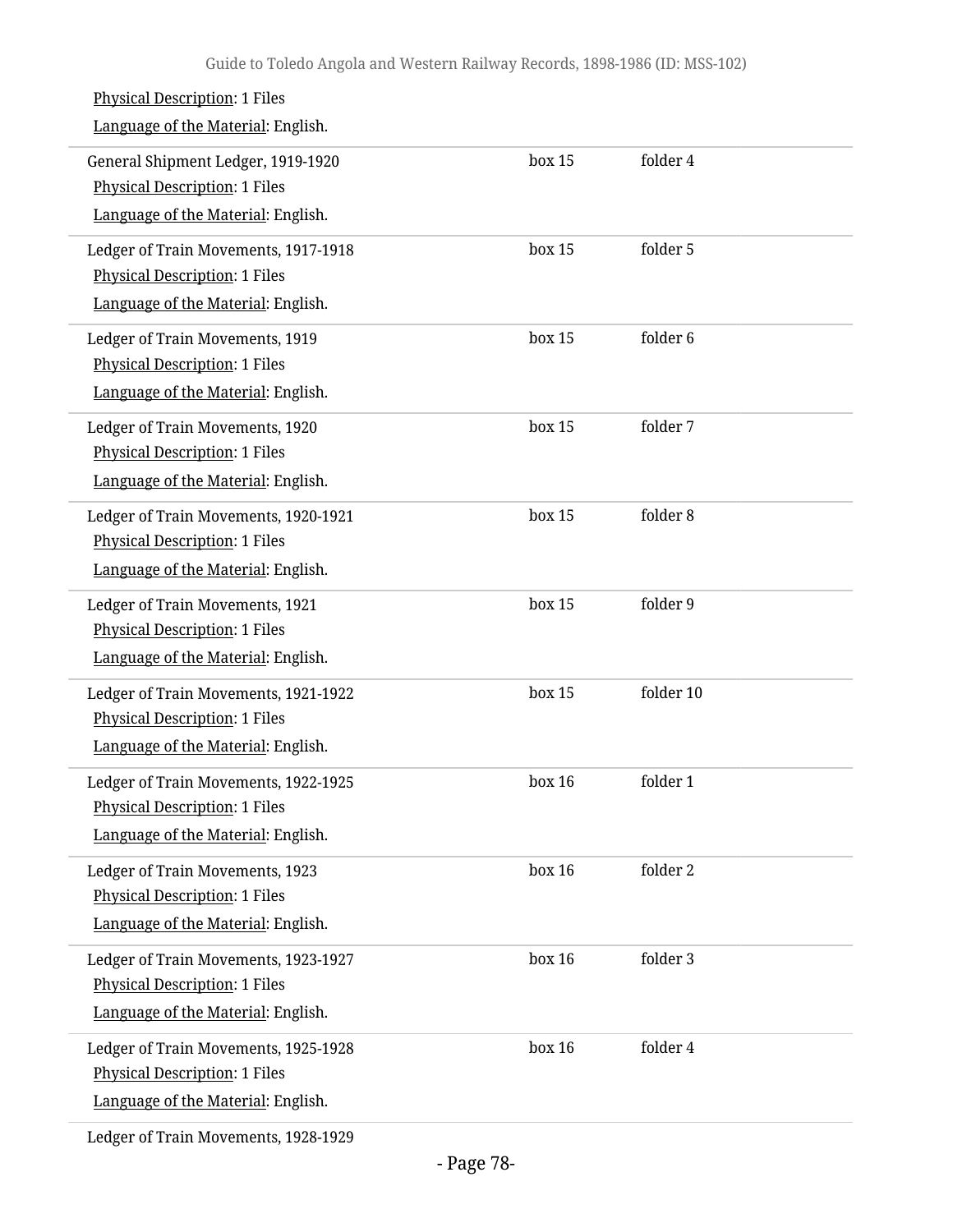Physical Description: 1 Files

Language of the Material: English.

| | | |
|---|---|---|
| General Shipment Ledger, 1919-1920<br>Physical Description: 1 Files<br>Language of the Material: English. | box 15 | folder 4 |
| Ledger of Train Movements, 1917-1918<br>Physical Description: 1 Files<br>Language of the Material: English. | box 15 | folder 5 |
| Ledger of Train Movements, 1919<br>Physical Description: 1 Files<br>Language of the Material: English. | box 15 | folder 6 |
| Ledger of Train Movements, 1920<br>Physical Description: 1 Files<br>Language of the Material: English. | box 15 | folder 7 |
| Ledger of Train Movements, 1920-1921<br>Physical Description: 1 Files<br>Language of the Material: English. | box 15 | folder 8 |
| Ledger of Train Movements, 1921<br>Physical Description: 1 Files<br>Language of the Material: English. | box 15 | folder 9 |
| Ledger of Train Movements, 1921-1922<br>Physical Description: 1 Files<br>Language of the Material: English. | box 15 | folder 10 |
| Ledger of Train Movements, 1922-1925<br>Physical Description: 1 Files<br>Language of the Material: English. | box 16 | folder 1 |
| Ledger of Train Movements, 1923<br>Physical Description: 1 Files<br>Language of the Material: English. | box 16 | folder 2 |
| Ledger of Train Movements, 1923-1927<br>Physical Description: 1 Files<br>Language of the Material: English. | box 16 | folder 3 |
| Ledger of Train Movements, 1925-1928<br>Physical Description: 1 Files<br>Language of the Material: English. | box 16 | folder 4 |

Ledger of Train Movements, 1928-1929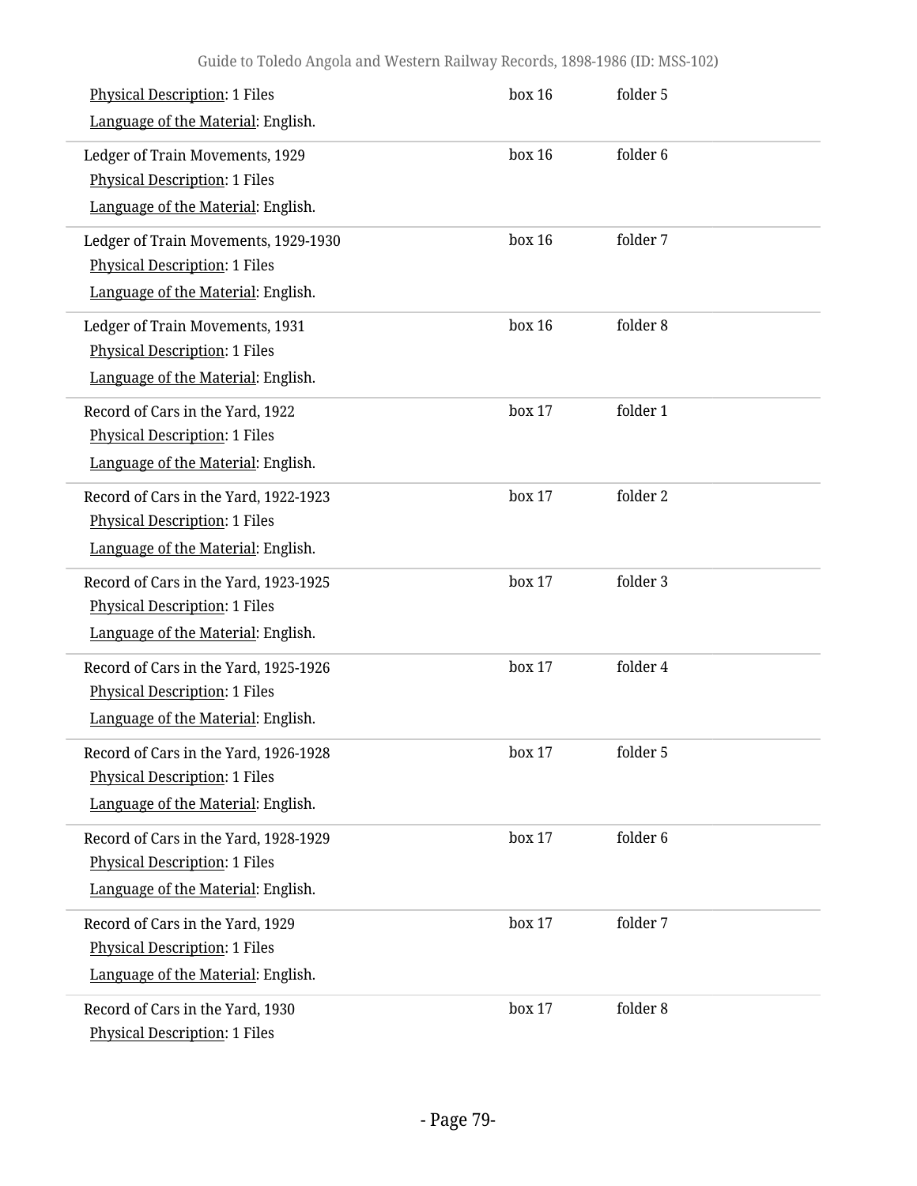Physical Description: 1 Files
Language of the Material: English.

| | | |
|---|---|---|
| Ledger of Train Movements, 1929<br>Physical Description: 1 Files<br>Language of the Material: English. | box 16 | folder 6 |
| Ledger of Train Movements, 1929-1930<br>Physical Description: 1 Files<br>Language of the Material: English. | box 16 | folder 7 |
| Ledger of Train Movements, 1931<br>Physical Description: 1 Files<br>Language of the Material: English. | box 16 | folder 8 |
| Record of Cars in the Yard, 1922<br>Physical Description: 1 Files<br>Language of the Material: English. | box 17 | folder 1 |
| Record of Cars in the Yard, 1922-1923<br>Physical Description: 1 Files<br>Language of the Material: English. | box 17 | folder 2 |
| Record of Cars in the Yard, 1923-1925<br>Physical Description: 1 Files<br>Language of the Material: English. | box 17 | folder 3 |
| Record of Cars in the Yard, 1925-1926<br>Physical Description: 1 Files<br>Language of the Material: English. | box 17 | folder 4 |
| Record of Cars in the Yard, 1926-1928<br>Physical Description: 1 Files<br>Language of the Material: English. | box 17 | folder 5 |
| Record of Cars in the Yard, 1928-1929<br>Physical Description: 1 Files<br>Language of the Material: English. | box 17 | folder 6 |
| Record of Cars in the Yard, 1929<br>Physical Description: 1 Files<br>Language of the Material: English. | box 17 | folder 7 |
| Record of Cars in the Yard, 1930<br>Physical Description: 1 Files | box 17 | folder 8 |

(The first entry's box/folder: box 16, folder 5.)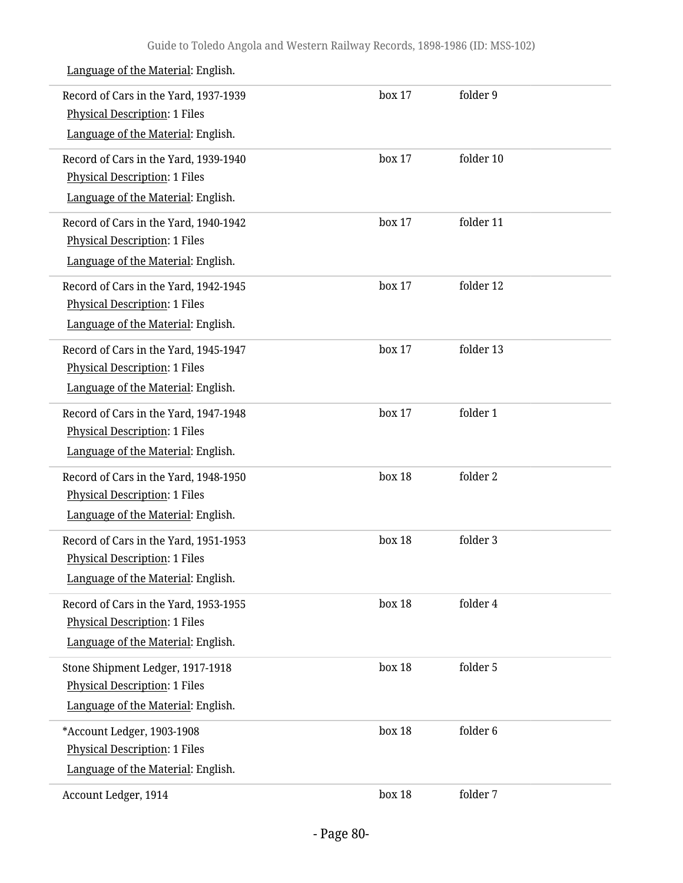Language of the Material: English.

| | | |
|---|---|---|
| Record of Cars in the Yard, 1937-1939<br>Physical Description: 1 Files<br>Language of the Material: English. | box 17 | folder 9 |
| Record of Cars in the Yard, 1939-1940<br>Physical Description: 1 Files<br>Language of the Material: English. | box 17 | folder 10 |
| Record of Cars in the Yard, 1940-1942<br>Physical Description: 1 Files<br>Language of the Material: English. | box 17 | folder 11 |
| Record of Cars in the Yard, 1942-1945<br>Physical Description: 1 Files<br>Language of the Material: English. | box 17 | folder 12 |
| Record of Cars in the Yard, 1945-1947<br>Physical Description: 1 Files<br>Language of the Material: English. | box 17 | folder 13 |
| Record of Cars in the Yard, 1947-1948<br>Physical Description: 1 Files<br>Language of the Material: English. | box 17 | folder 1 |
| Record of Cars in the Yard, 1948-1950<br>Physical Description: 1 Files<br>Language of the Material: English. | box 18 | folder 2 |
| Record of Cars in the Yard, 1951-1953<br>Physical Description: 1 Files<br>Language of the Material: English. | box 18 | folder 3 |
| Record of Cars in the Yard, 1953-1955<br>Physical Description: 1 Files<br>Language of the Material: English. | box 18 | folder 4 |
| Stone Shipment Ledger, 1917-1918<br>Physical Description: 1 Files<br>Language of the Material: English. | box 18 | folder 5 |
| *Account Ledger, 1903-1908<br>Physical Description: 1 Files<br>Language of the Material: English. | box 18 | folder 6 |
| Account Ledger, 1914 | box 18 | folder 7 |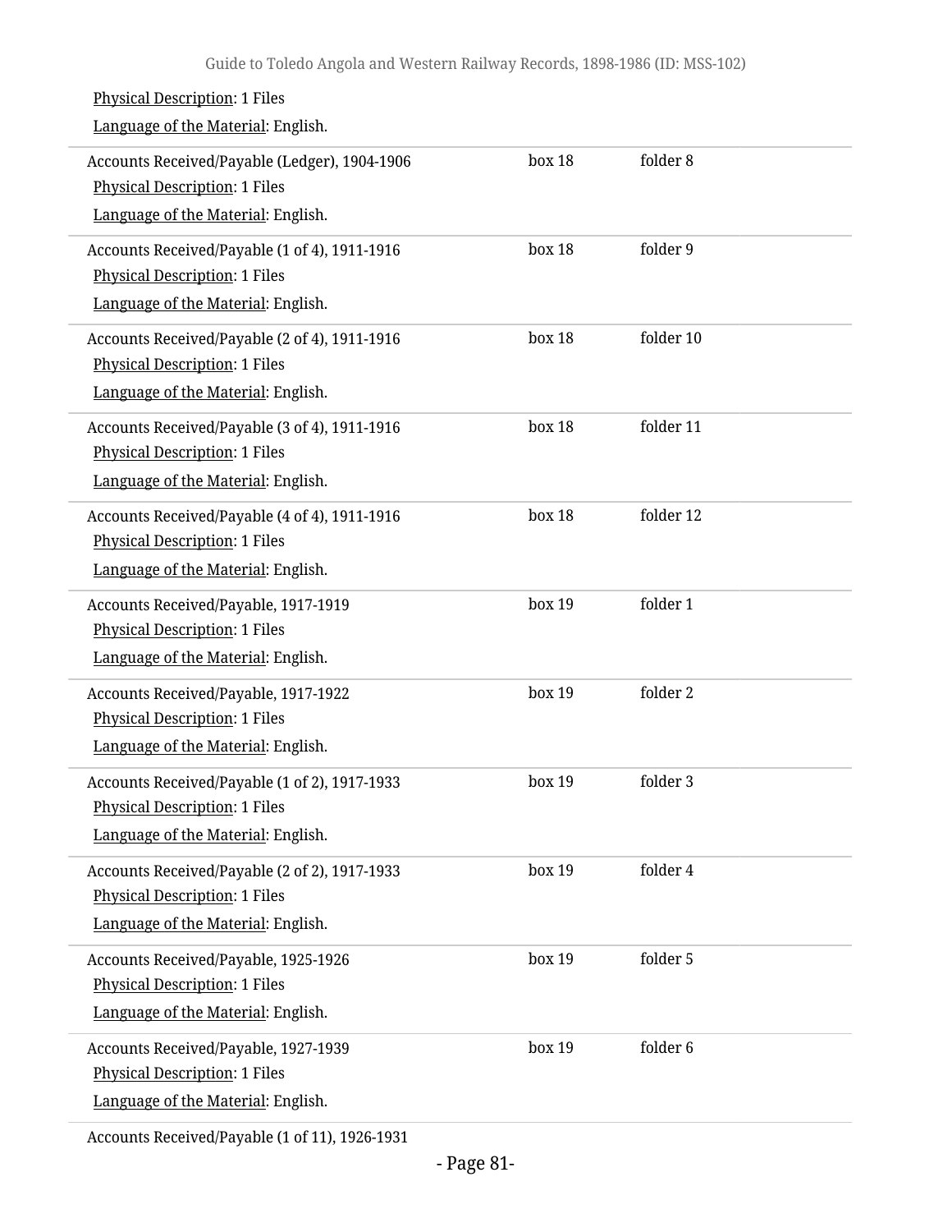Physical Description: 1 Files

Language of the Material: English.

| | | |
|---|---|---|
| Accounts Received/Payable (Ledger), 1904-1906<br>Physical Description: 1 Files<br>Language of the Material: English. | box 18 | folder 8 |
| Accounts Received/Payable (1 of 4), 1911-1916<br>Physical Description: 1 Files<br>Language of the Material: English. | box 18 | folder 9 |
| Accounts Received/Payable (2 of 4), 1911-1916<br>Physical Description: 1 Files<br>Language of the Material: English. | box 18 | folder 10 |
| Accounts Received/Payable (3 of 4), 1911-1916<br>Physical Description: 1 Files<br>Language of the Material: English. | box 18 | folder 11 |
| Accounts Received/Payable (4 of 4), 1911-1916<br>Physical Description: 1 Files<br>Language of the Material: English. | box 18 | folder 12 |
| Accounts Received/Payable, 1917-1919<br>Physical Description: 1 Files<br>Language of the Material: English. | box 19 | folder 1 |
| Accounts Received/Payable, 1917-1922<br>Physical Description: 1 Files<br>Language of the Material: English. | box 19 | folder 2 |
| Accounts Received/Payable (1 of 2), 1917-1933<br>Physical Description: 1 Files<br>Language of the Material: English. | box 19 | folder 3 |
| Accounts Received/Payable (2 of 2), 1917-1933<br>Physical Description: 1 Files<br>Language of the Material: English. | box 19 | folder 4 |
| Accounts Received/Payable, 1925-1926<br>Physical Description: 1 Files<br>Language of the Material: English. | box 19 | folder 5 |
| Accounts Received/Payable, 1927-1939<br>Physical Description: 1 Files<br>Language of the Material: English. | box 19 | folder 6 |

Accounts Received/Payable (1 of 11), 1926-1931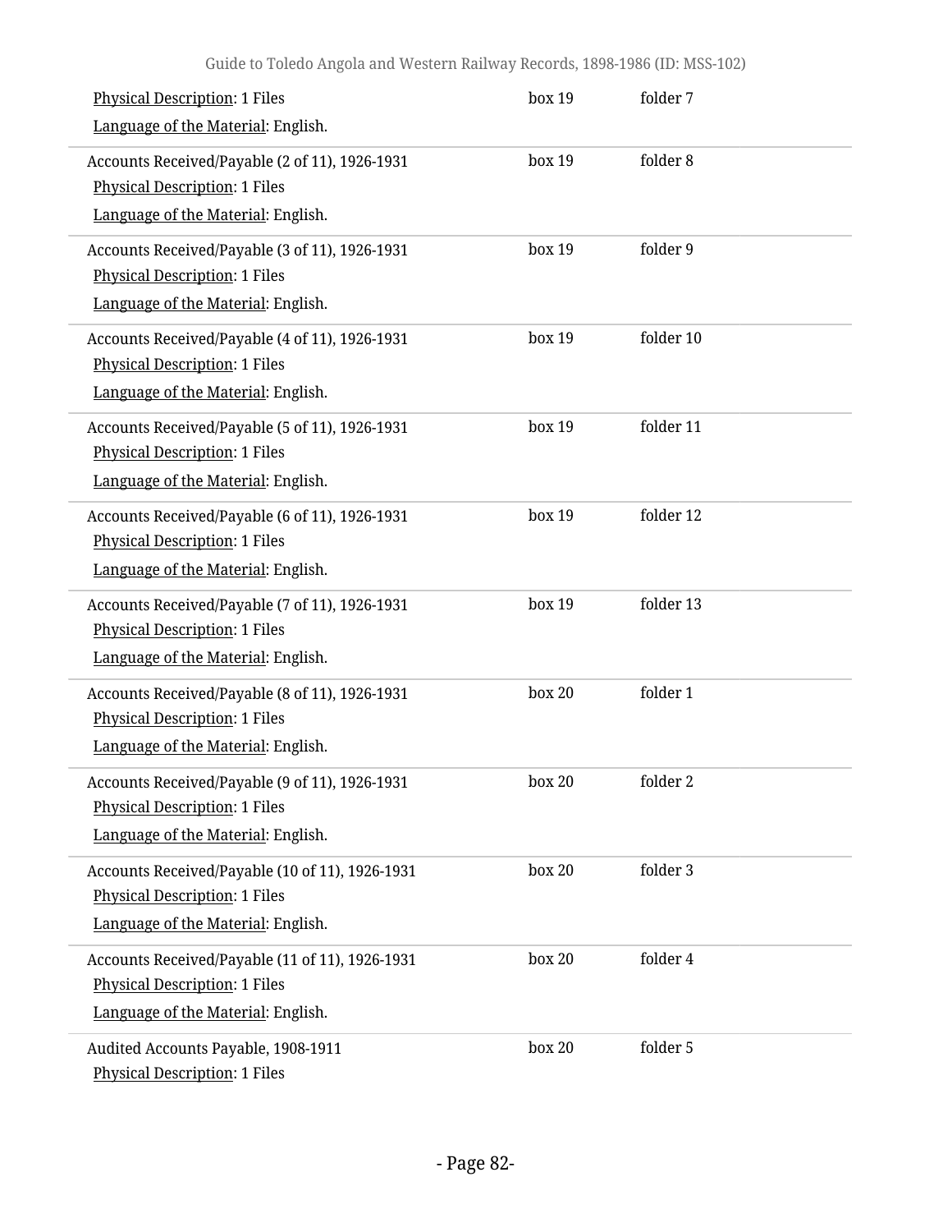Physical Description: 1 Files
Language of the Material: English.

box 19 folder 7

---

Accounts Received/Payable (2 of 11), 1926-1931
Physical Description: 1 Files
Language of the Material: English.

box 19 folder 8

---

Accounts Received/Payable (3 of 11), 1926-1931
Physical Description: 1 Files
Language of the Material: English.

box 19 folder 9

---

Accounts Received/Payable (4 of 11), 1926-1931
Physical Description: 1 Files
Language of the Material: English.

box 19 folder 10

---

Accounts Received/Payable (5 of 11), 1926-1931
Physical Description: 1 Files
Language of the Material: English.

box 19 folder 11

---

Accounts Received/Payable (6 of 11), 1926-1931
Physical Description: 1 Files
Language of the Material: English.

box 19 folder 12

---

Accounts Received/Payable (7 of 11), 1926-1931
Physical Description: 1 Files
Language of the Material: English.

box 19 folder 13

---

Accounts Received/Payable (8 of 11), 1926-1931
Physical Description: 1 Files
Language of the Material: English.

box 20 folder 1

---

Accounts Received/Payable (9 of 11), 1926-1931
Physical Description: 1 Files
Language of the Material: English.

box 20 folder 2

---

Accounts Received/Payable (10 of 11), 1926-1931
Physical Description: 1 Files
Language of the Material: English.

box 20 folder 3

---

Accounts Received/Payable (11 of 11), 1926-1931
Physical Description: 1 Files
Language of the Material: English.

box 20 folder 4

---

Audited Accounts Payable, 1908-1911
Physical Description: 1 Files

box 20 folder 5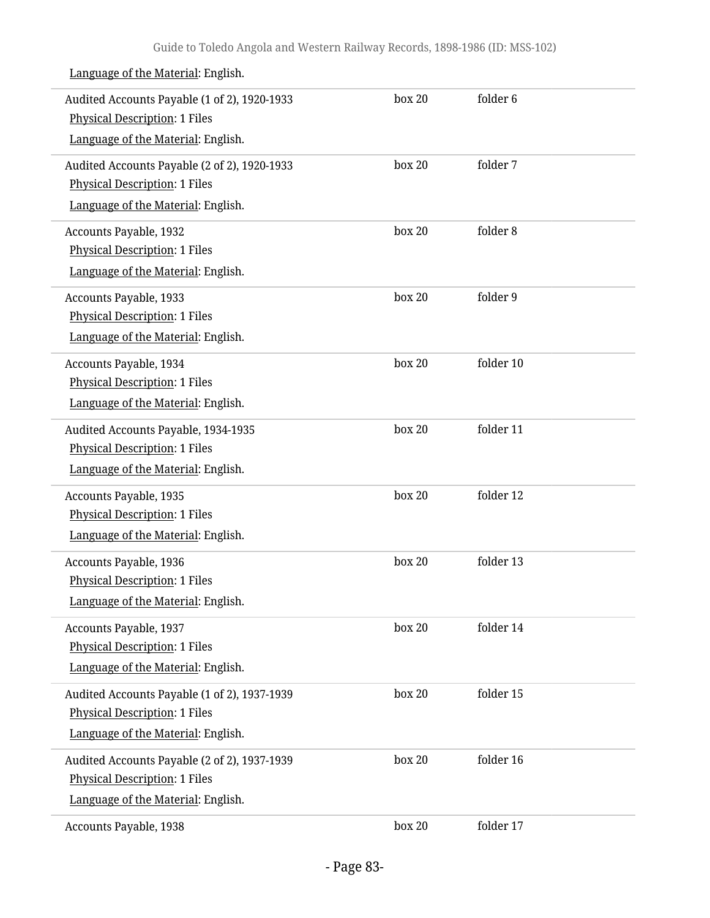Language of the Material: English.

| | | |
|---|---|---|
| Audited Accounts Payable (1 of 2), 1920-1933<br>Physical Description: 1 Files<br>Language of the Material: English. | box 20 | folder 6 |
| Audited Accounts Payable (2 of 2), 1920-1933<br>Physical Description: 1 Files<br>Language of the Material: English. | box 20 | folder 7 |
| Accounts Payable, 1932<br>Physical Description: 1 Files<br>Language of the Material: English. | box 20 | folder 8 |
| Accounts Payable, 1933<br>Physical Description: 1 Files<br>Language of the Material: English. | box 20 | folder 9 |
| Accounts Payable, 1934<br>Physical Description: 1 Files<br>Language of the Material: English. | box 20 | folder 10 |
| Audited Accounts Payable, 1934-1935<br>Physical Description: 1 Files<br>Language of the Material: English. | box 20 | folder 11 |
| Accounts Payable, 1935<br>Physical Description: 1 Files<br>Language of the Material: English. | box 20 | folder 12 |
| Accounts Payable, 1936<br>Physical Description: 1 Files<br>Language of the Material: English. | box 20 | folder 13 |
| Accounts Payable, 1937<br>Physical Description: 1 Files<br>Language of the Material: English. | box 20 | folder 14 |
| Audited Accounts Payable (1 of 2), 1937-1939<br>Physical Description: 1 Files<br>Language of the Material: English. | box 20 | folder 15 |
| Audited Accounts Payable (2 of 2), 1937-1939<br>Physical Description: 1 Files<br>Language of the Material: English. | box 20 | folder 16 |
| Accounts Payable, 1938 | box 20 | folder 17 |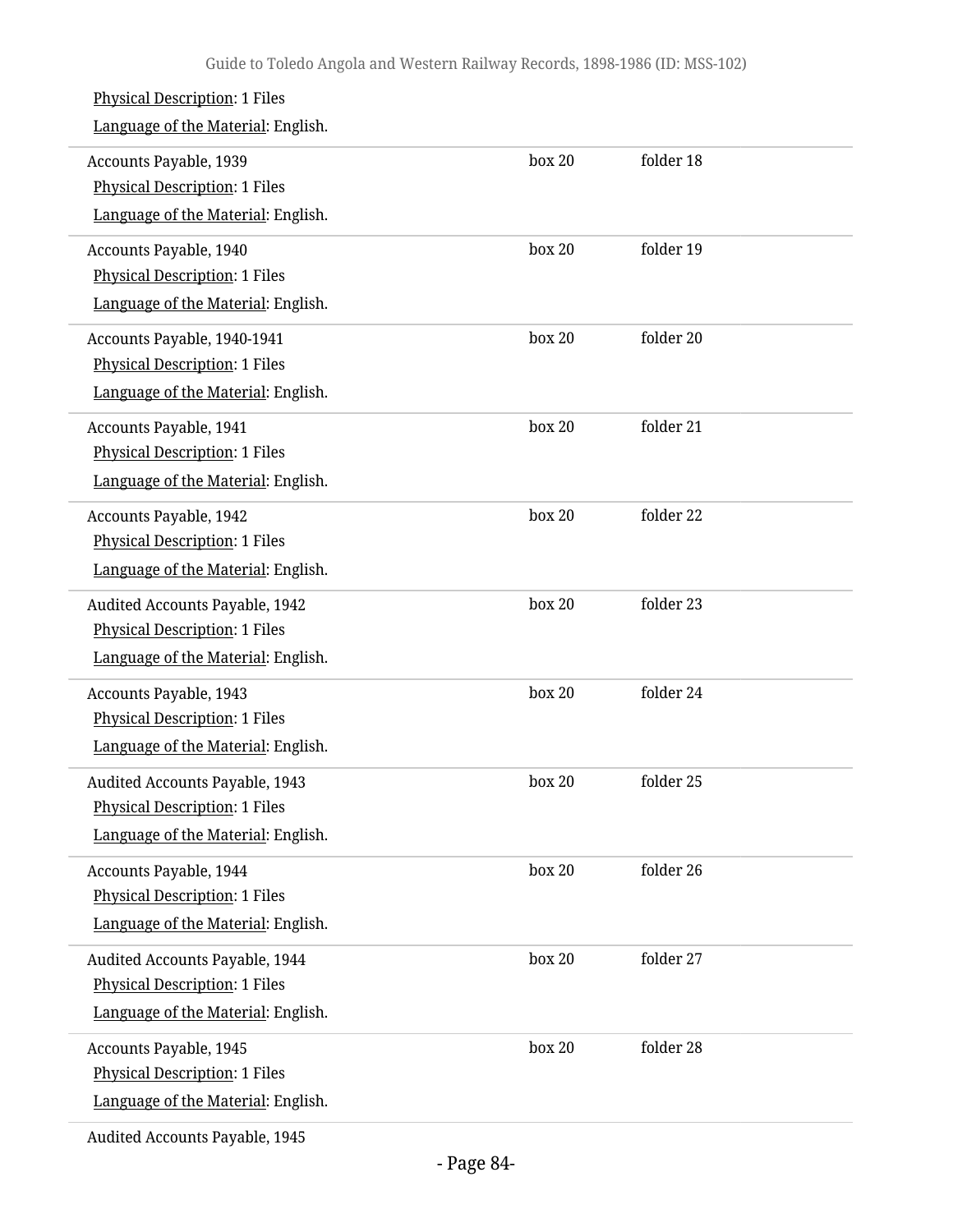Physical Description: 1 Files
Language of the Material: English.

| | | |
|---|---|---|
| Accounts Payable, 1939<br>Physical Description: 1 Files<br>Language of the Material: English. | box 20 | folder 18 |
| Accounts Payable, 1940<br>Physical Description: 1 Files<br>Language of the Material: English. | box 20 | folder 19 |
| Accounts Payable, 1940-1941<br>Physical Description: 1 Files<br>Language of the Material: English. | box 20 | folder 20 |
| Accounts Payable, 1941<br>Physical Description: 1 Files<br>Language of the Material: English. | box 20 | folder 21 |
| Accounts Payable, 1942<br>Physical Description: 1 Files<br>Language of the Material: English. | box 20 | folder 22 |
| Audited Accounts Payable, 1942<br>Physical Description: 1 Files<br>Language of the Material: English. | box 20 | folder 23 |
| Accounts Payable, 1943<br>Physical Description: 1 Files<br>Language of the Material: English. | box 20 | folder 24 |
| Audited Accounts Payable, 1943<br>Physical Description: 1 Files<br>Language of the Material: English. | box 20 | folder 25 |
| Accounts Payable, 1944<br>Physical Description: 1 Files<br>Language of the Material: English. | box 20 | folder 26 |
| Audited Accounts Payable, 1944<br>Physical Description: 1 Files<br>Language of the Material: English. | box 20 | folder 27 |
| Accounts Payable, 1945<br>Physical Description: 1 Files<br>Language of the Material: English. | box 20 | folder 28 |

Audited Accounts Payable, 1945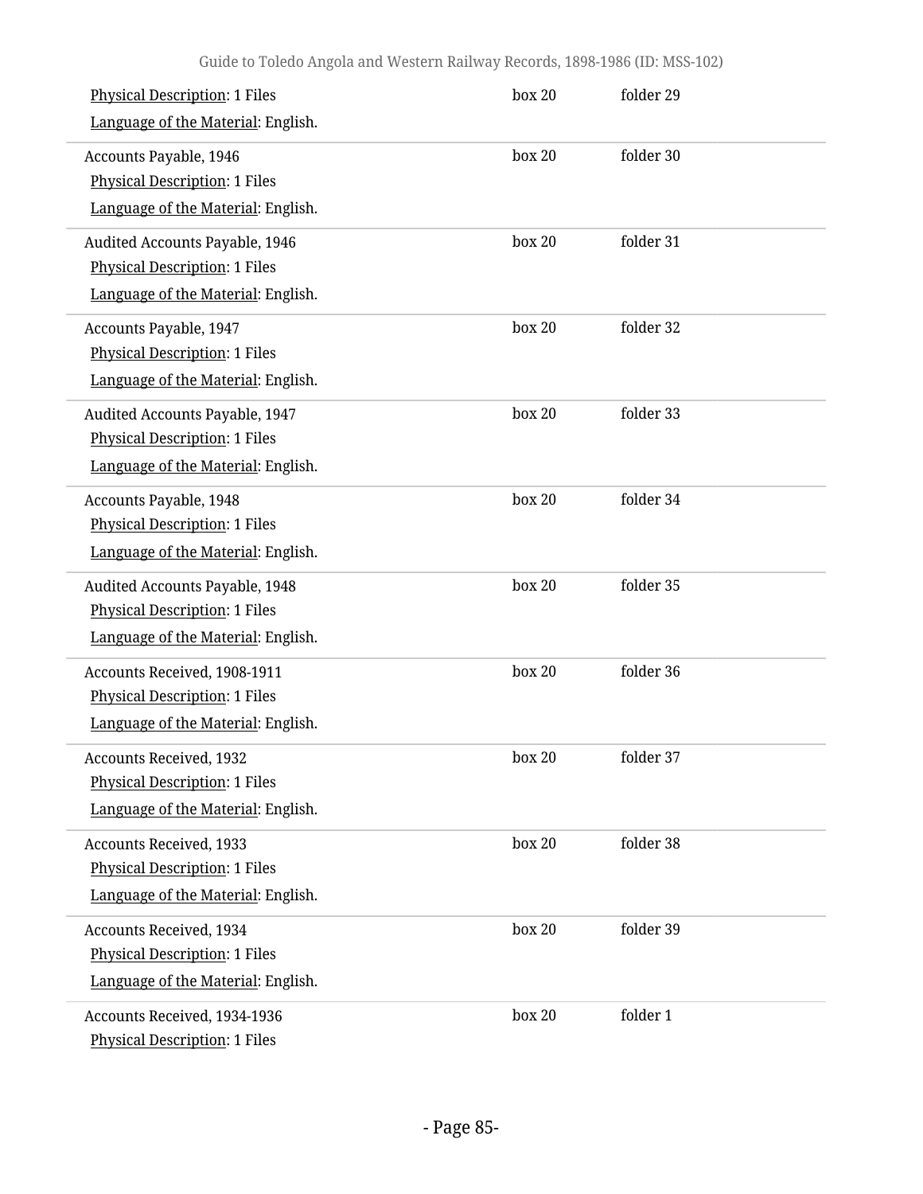Physical Description: 1 Files

Language of the Material: English.

box 20 folder 29

Accounts Payable, 1946

Physical Description: 1 Files

Language of the Material: English.

box 20 folder 30

Audited Accounts Payable, 1946

Physical Description: 1 Files

Language of the Material: English.

box 20 folder 31

Accounts Payable, 1947

Physical Description: 1 Files

Language of the Material: English.

box 20 folder 32

Audited Accounts Payable, 1947

Physical Description: 1 Files

Language of the Material: English.

box 20 folder 33

Accounts Payable, 1948

Physical Description: 1 Files

Language of the Material: English.

box 20 folder 34

Audited Accounts Payable, 1948

Physical Description: 1 Files

Language of the Material: English.

box 20 folder 35

Accounts Received, 1908-1911

Physical Description: 1 Files

Language of the Material: English.

box 20 folder 36

Accounts Received, 1932

Physical Description: 1 Files

Language of the Material: English.

box 20 folder 37

Accounts Received, 1933

Physical Description: 1 Files

Language of the Material: English.

box 20 folder 38

Accounts Received, 1934

Physical Description: 1 Files

Language of the Material: English.

box 20 folder 39

Accounts Received, 1934-1936

Physical Description: 1 Files

box 20 folder 1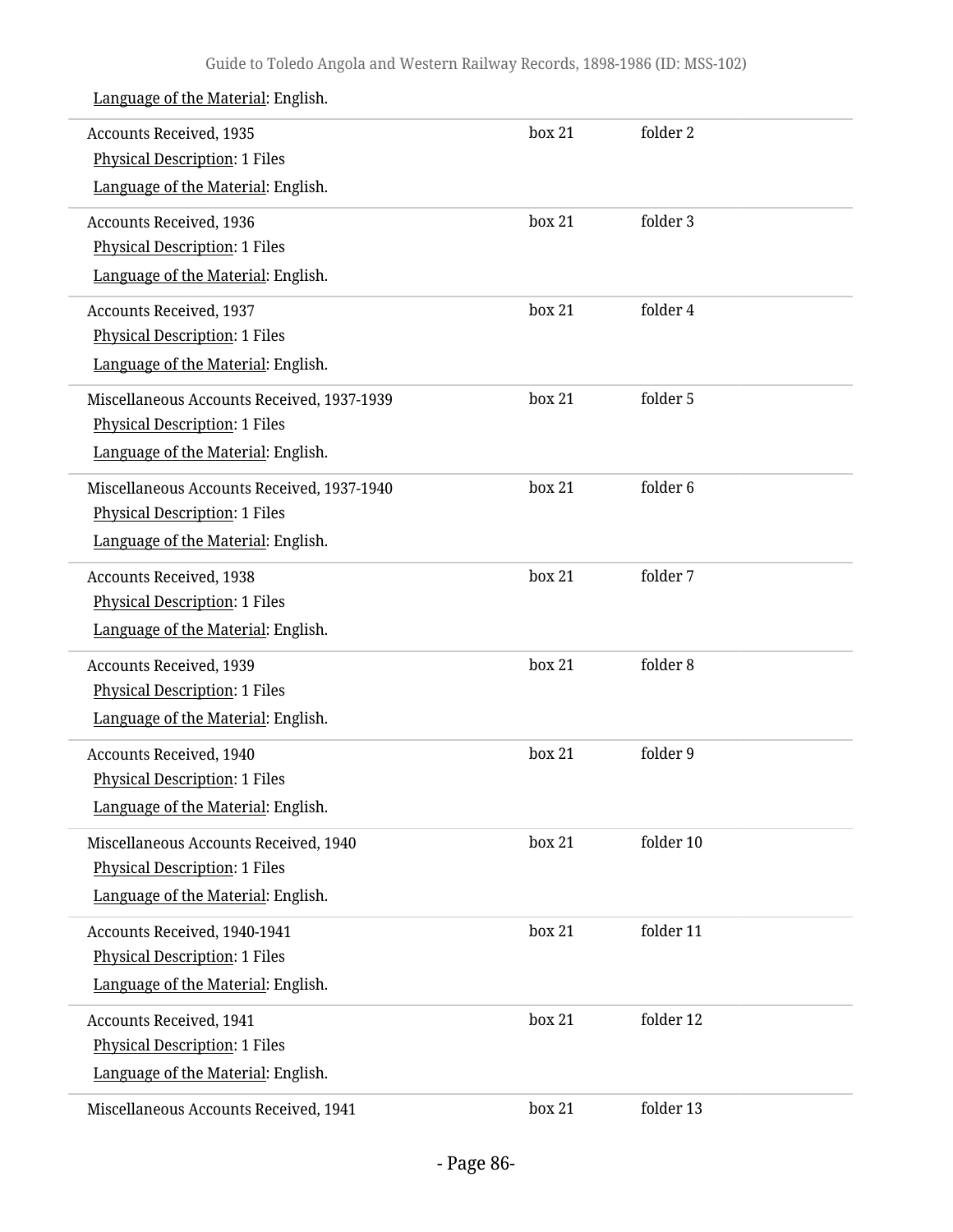Language of the Material: English.

| | | |
|---|---|---|
| Accounts Received, 1935<br>Physical Description: 1 Files<br>Language of the Material: English. | box 21 | folder 2 |
| Accounts Received, 1936<br>Physical Description: 1 Files<br>Language of the Material: English. | box 21 | folder 3 |
| Accounts Received, 1937<br>Physical Description: 1 Files<br>Language of the Material: English. | box 21 | folder 4 |
| Miscellaneous Accounts Received, 1937-1939<br>Physical Description: 1 Files<br>Language of the Material: English. | box 21 | folder 5 |
| Miscellaneous Accounts Received, 1937-1940<br>Physical Description: 1 Files<br>Language of the Material: English. | box 21 | folder 6 |
| Accounts Received, 1938<br>Physical Description: 1 Files<br>Language of the Material: English. | box 21 | folder 7 |
| Accounts Received, 1939<br>Physical Description: 1 Files<br>Language of the Material: English. | box 21 | folder 8 |
| Accounts Received, 1940<br>Physical Description: 1 Files<br>Language of the Material: English. | box 21 | folder 9 |
| Miscellaneous Accounts Received, 1940<br>Physical Description: 1 Files<br>Language of the Material: English. | box 21 | folder 10 |
| Accounts Received, 1940-1941<br>Physical Description: 1 Files<br>Language of the Material: English. | box 21 | folder 11 |
| Accounts Received, 1941<br>Physical Description: 1 Files<br>Language of the Material: English. | box 21 | folder 12 |
| Miscellaneous Accounts Received, 1941 | box 21 | folder 13 |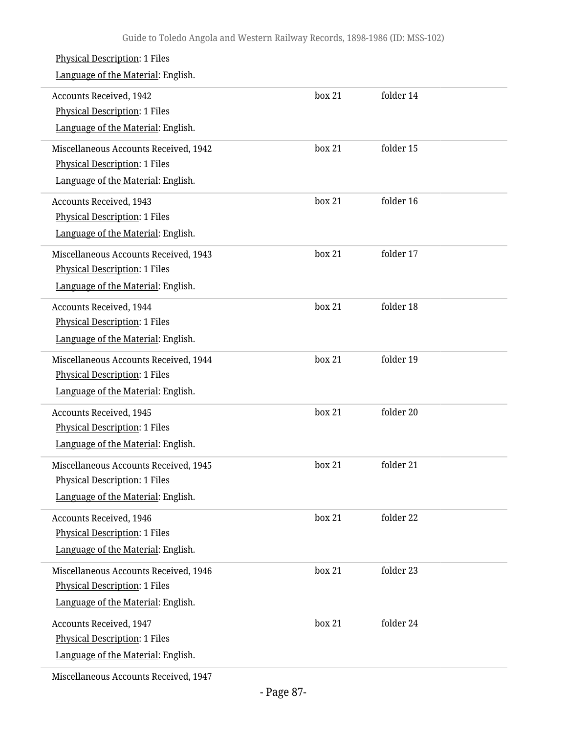Physical Description: 1 Files
Language of the Material: English.

| | | |
|---|---|---|
| Accounts Received, 1942<br>Physical Description: 1 Files<br>Language of the Material: English. | box 21 | folder 14 |
| Miscellaneous Accounts Received, 1942<br>Physical Description: 1 Files<br>Language of the Material: English. | box 21 | folder 15 |
| Accounts Received, 1943<br>Physical Description: 1 Files<br>Language of the Material: English. | box 21 | folder 16 |
| Miscellaneous Accounts Received, 1943<br>Physical Description: 1 Files<br>Language of the Material: English. | box 21 | folder 17 |
| Accounts Received, 1944<br>Physical Description: 1 Files<br>Language of the Material: English. | box 21 | folder 18 |
| Miscellaneous Accounts Received, 1944<br>Physical Description: 1 Files<br>Language of the Material: English. | box 21 | folder 19 |
| Accounts Received, 1945<br>Physical Description: 1 Files<br>Language of the Material: English. | box 21 | folder 20 |
| Miscellaneous Accounts Received, 1945<br>Physical Description: 1 Files<br>Language of the Material: English. | box 21 | folder 21 |
| Accounts Received, 1946<br>Physical Description: 1 Files<br>Language of the Material: English. | box 21 | folder 22 |
| Miscellaneous Accounts Received, 1946<br>Physical Description: 1 Files<br>Language of the Material: English. | box 21 | folder 23 |
| Accounts Received, 1947<br>Physical Description: 1 Files<br>Language of the Material: English. | box 21 | folder 24 |
| Miscellaneous Accounts Received, 1947 | | |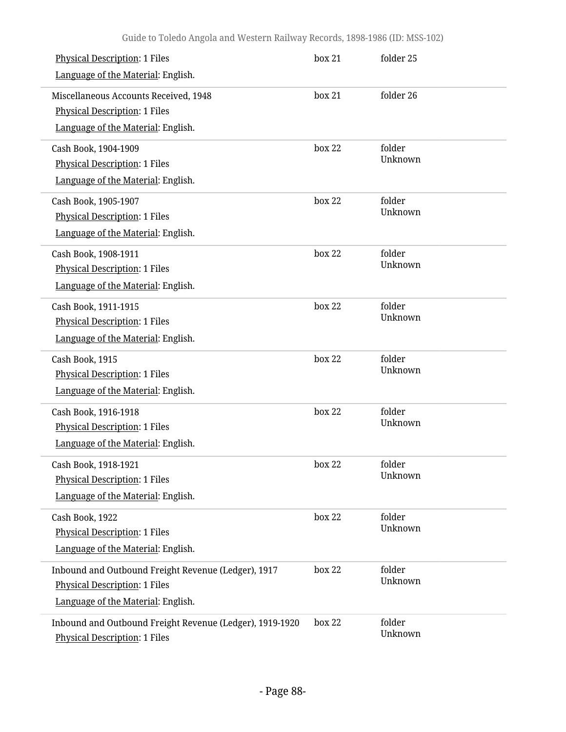Physical Description: 1 Files
Language of the Material: English.

box 21 folder 25

Miscellaneous Accounts Received, 1948
Physical Description: 1 Files
Language of the Material: English.

box 21 folder 26

Cash Book, 1904-1909
Physical Description: 1 Files
Language of the Material: English.

box 22 folder Unknown

Cash Book, 1905-1907
Physical Description: 1 Files
Language of the Material: English.

box 22 folder Unknown

Cash Book, 1908-1911
Physical Description: 1 Files
Language of the Material: English.

box 22 folder Unknown

Cash Book, 1911-1915
Physical Description: 1 Files
Language of the Material: English.

box 22 folder Unknown

Cash Book, 1915
Physical Description: 1 Files
Language of the Material: English.

box 22 folder Unknown

Cash Book, 1916-1918
Physical Description: 1 Files
Language of the Material: English.

box 22 folder Unknown

Cash Book, 1918-1921
Physical Description: 1 Files
Language of the Material: English.

box 22 folder Unknown

Cash Book, 1922
Physical Description: 1 Files
Language of the Material: English.

box 22 folder Unknown

Inbound and Outbound Freight Revenue (Ledger), 1917
Physical Description: 1 Files
Language of the Material: English.

box 22 folder Unknown

Inbound and Outbound Freight Revenue (Ledger), 1919-1920
Physical Description: 1 Files

box 22 folder Unknown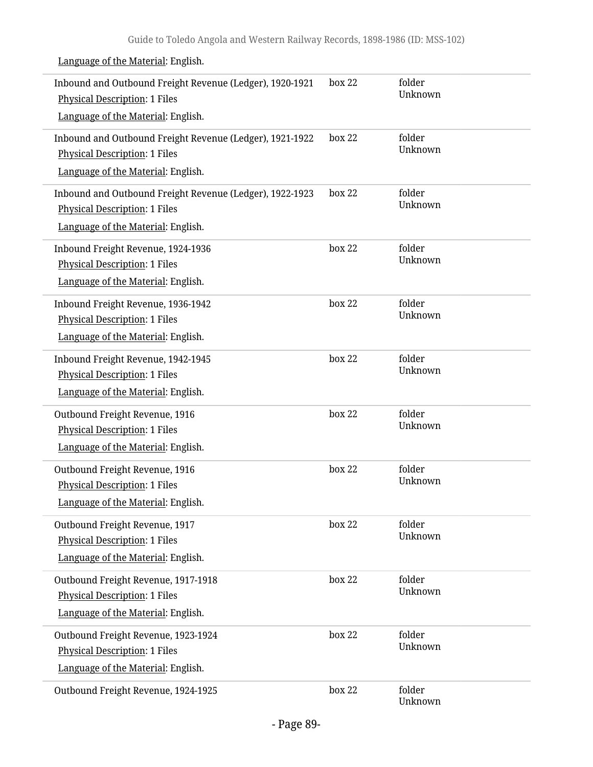Language of the Material: English.

| | | |
|---|---|---|
| Inbound and Outbound Freight Revenue (Ledger), 1920-1921<br>Physical Description: 1 Files<br>Language of the Material: English. | box 22 | folder Unknown |
| Inbound and Outbound Freight Revenue (Ledger), 1921-1922<br>Physical Description: 1 Files<br>Language of the Material: English. | box 22 | folder Unknown |
| Inbound and Outbound Freight Revenue (Ledger), 1922-1923<br>Physical Description: 1 Files<br>Language of the Material: English. | box 22 | folder Unknown |
| Inbound Freight Revenue, 1924-1936<br>Physical Description: 1 Files<br>Language of the Material: English. | box 22 | folder Unknown |
| Inbound Freight Revenue, 1936-1942<br>Physical Description: 1 Files<br>Language of the Material: English. | box 22 | folder Unknown |
| Inbound Freight Revenue, 1942-1945<br>Physical Description: 1 Files<br>Language of the Material: English. | box 22 | folder Unknown |
| Outbound Freight Revenue, 1916<br>Physical Description: 1 Files<br>Language of the Material: English. | box 22 | folder Unknown |
| Outbound Freight Revenue, 1916<br>Physical Description: 1 Files<br>Language of the Material: English. | box 22 | folder Unknown |
| Outbound Freight Revenue, 1917<br>Physical Description: 1 Files<br>Language of the Material: English. | box 22 | folder Unknown |
| Outbound Freight Revenue, 1917-1918<br>Physical Description: 1 Files<br>Language of the Material: English. | box 22 | folder Unknown |
| Outbound Freight Revenue, 1923-1924<br>Physical Description: 1 Files<br>Language of the Material: English. | box 22 | folder Unknown |
| Outbound Freight Revenue, 1924-1925 | box 22 | folder Unknown |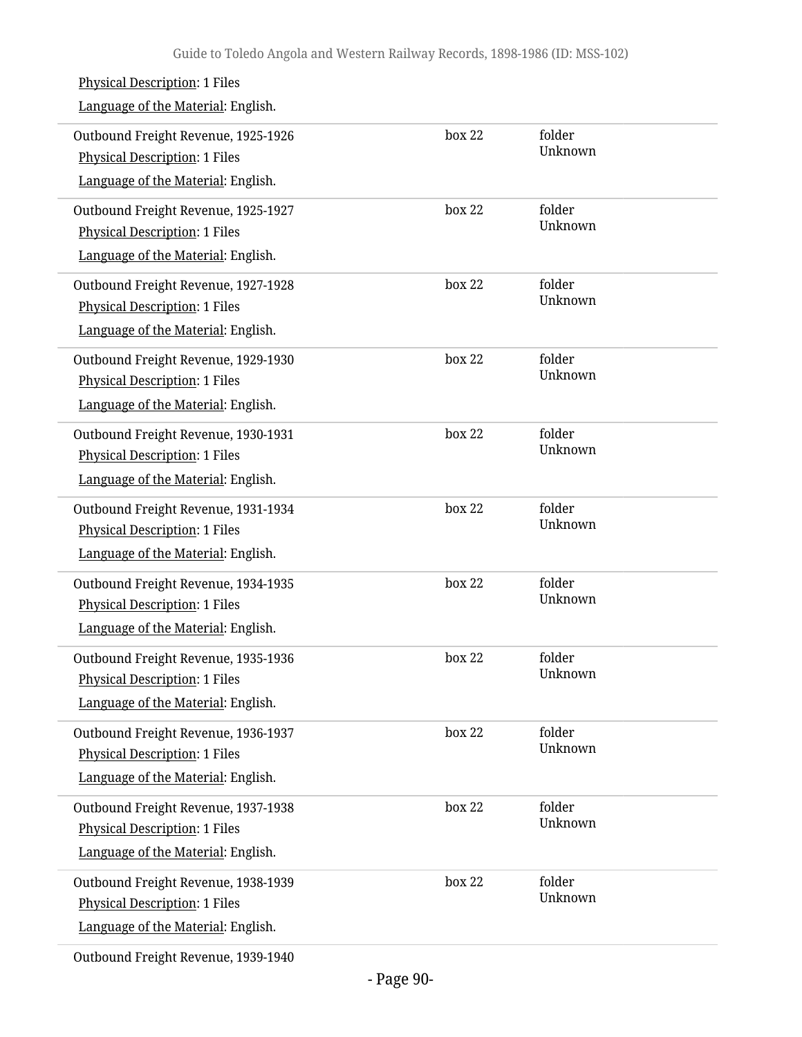Physical Description: 1 Files

Language of the Material: English.

| | | |
|---|---|---|
| Outbound Freight Revenue, 1925-1926<br>Physical Description: 1 Files<br>Language of the Material: English. | box 22 | folder Unknown |
| Outbound Freight Revenue, 1925-1927<br>Physical Description: 1 Files<br>Language of the Material: English. | box 22 | folder Unknown |
| Outbound Freight Revenue, 1927-1928<br>Physical Description: 1 Files<br>Language of the Material: English. | box 22 | folder Unknown |
| Outbound Freight Revenue, 1929-1930<br>Physical Description: 1 Files<br>Language of the Material: English. | box 22 | folder Unknown |
| Outbound Freight Revenue, 1930-1931<br>Physical Description: 1 Files<br>Language of the Material: English. | box 22 | folder Unknown |
| Outbound Freight Revenue, 1931-1934<br>Physical Description: 1 Files<br>Language of the Material: English. | box 22 | folder Unknown |
| Outbound Freight Revenue, 1934-1935<br>Physical Description: 1 Files<br>Language of the Material: English. | box 22 | folder Unknown |
| Outbound Freight Revenue, 1935-1936<br>Physical Description: 1 Files<br>Language of the Material: English. | box 22 | folder Unknown |
| Outbound Freight Revenue, 1936-1937<br>Physical Description: 1 Files<br>Language of the Material: English. | box 22 | folder Unknown |
| Outbound Freight Revenue, 1937-1938<br>Physical Description: 1 Files<br>Language of the Material: English. | box 22 | folder Unknown |
| Outbound Freight Revenue, 1938-1939<br>Physical Description: 1 Files<br>Language of the Material: English. | box 22 | folder Unknown |

Outbound Freight Revenue, 1939-1940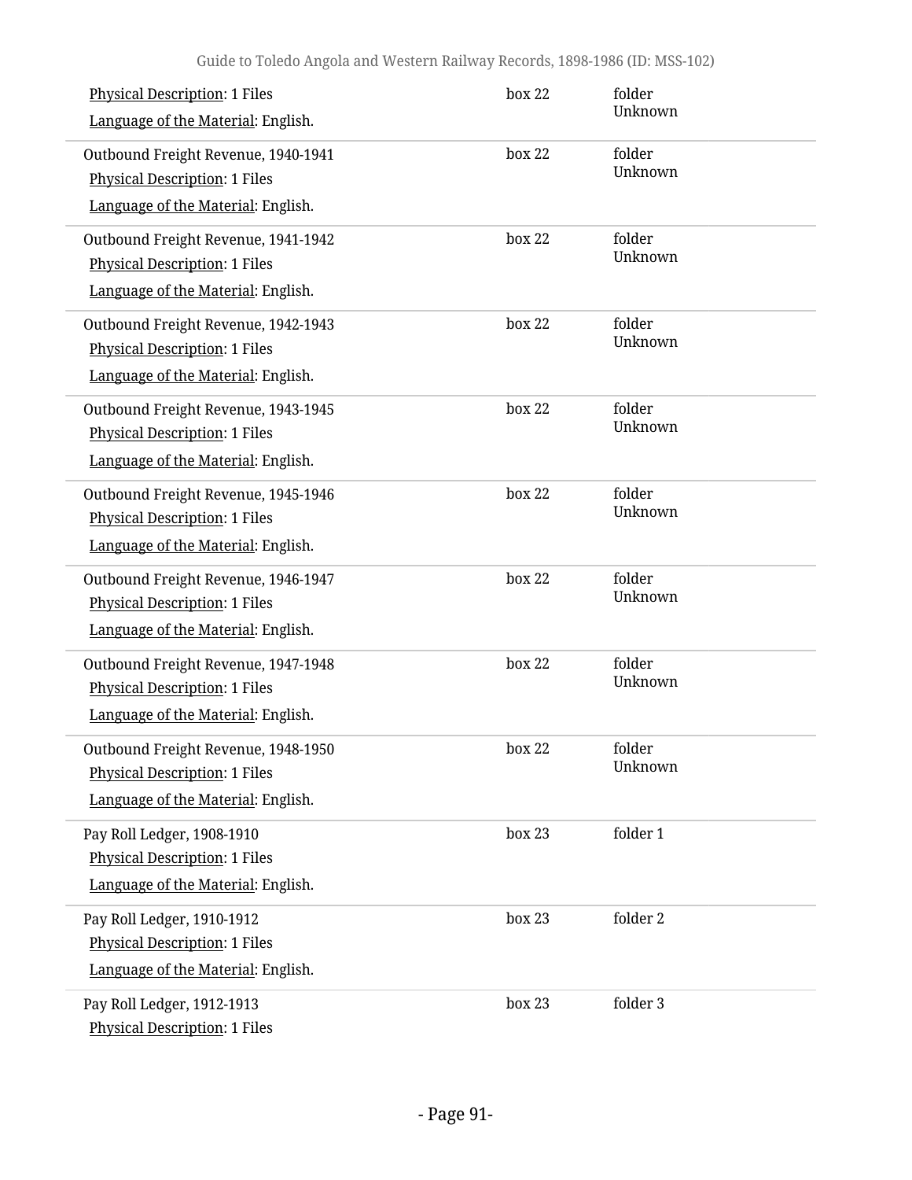Physical Description: 1 Files
Language of the Material: English.
box 22 folder Unknown

Outbound Freight Revenue, 1940-1941
Physical Description: 1 Files
Language of the Material: English.
box 22 folder Unknown

Outbound Freight Revenue, 1941-1942
Physical Description: 1 Files
Language of the Material: English.
box 22 folder Unknown

Outbound Freight Revenue, 1942-1943
Physical Description: 1 Files
Language of the Material: English.
box 22 folder Unknown

Outbound Freight Revenue, 1943-1945
Physical Description: 1 Files
Language of the Material: English.
box 22 folder Unknown

Outbound Freight Revenue, 1945-1946
Physical Description: 1 Files
Language of the Material: English.
box 22 folder Unknown

Outbound Freight Revenue, 1946-1947
Physical Description: 1 Files
Language of the Material: English.
box 22 folder Unknown

Outbound Freight Revenue, 1947-1948
Physical Description: 1 Files
Language of the Material: English.
box 22 folder Unknown

Outbound Freight Revenue, 1948-1950
Physical Description: 1 Files
Language of the Material: English.
box 22 folder Unknown

Pay Roll Ledger, 1908-1910
Physical Description: 1 Files
Language of the Material: English.
box 23 folder 1

Pay Roll Ledger, 1910-1912
Physical Description: 1 Files
Language of the Material: English.
box 23 folder 2

Pay Roll Ledger, 1912-1913
Physical Description: 1 Files
box 23 folder 3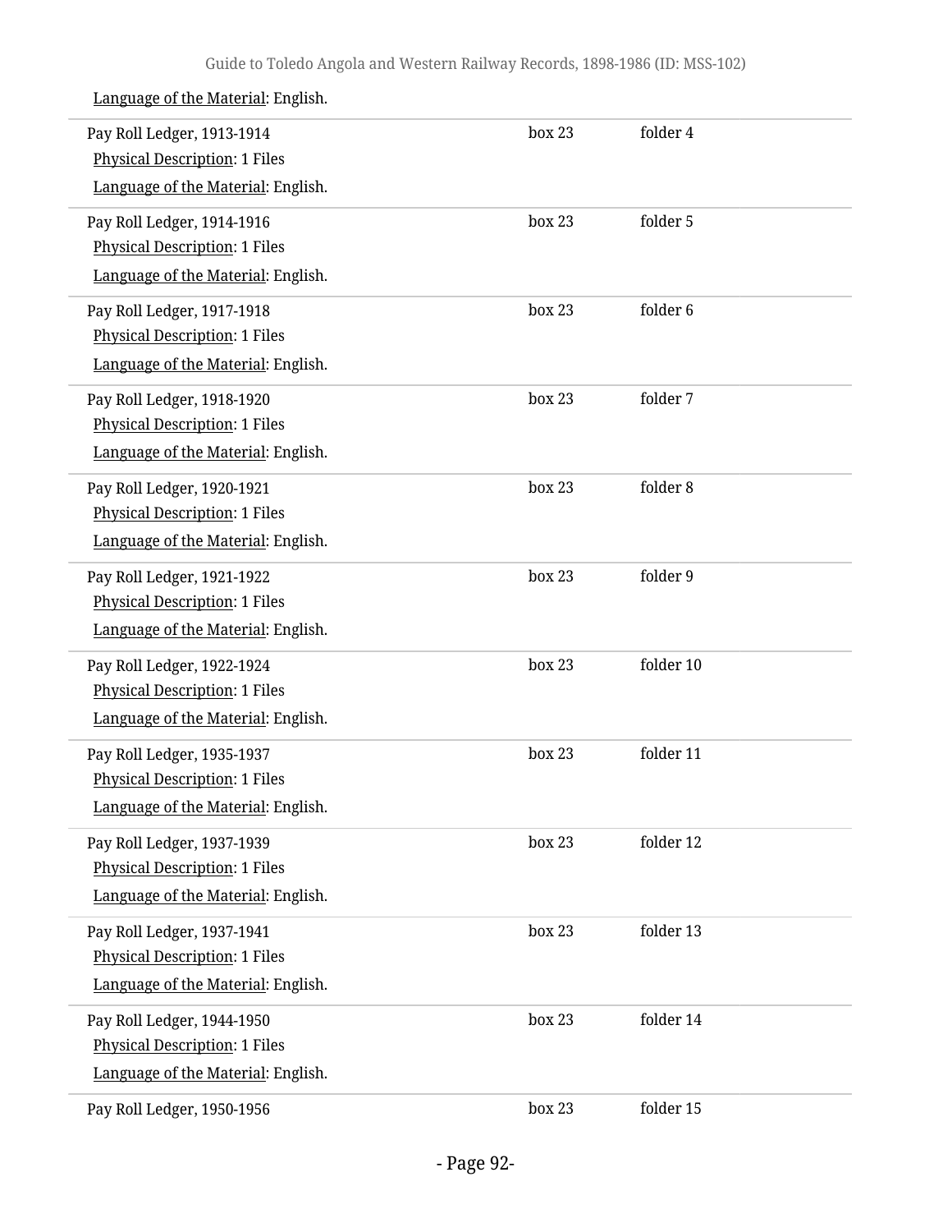Language of the Material: English.

| | | |
|---|---|---|
| Pay Roll Ledger, 1913-1914<br>Physical Description: 1 Files<br>Language of the Material: English. | box 23 | folder 4 |
| Pay Roll Ledger, 1914-1916<br>Physical Description: 1 Files<br>Language of the Material: English. | box 23 | folder 5 |
| Pay Roll Ledger, 1917-1918<br>Physical Description: 1 Files<br>Language of the Material: English. | box 23 | folder 6 |
| Pay Roll Ledger, 1918-1920<br>Physical Description: 1 Files<br>Language of the Material: English. | box 23 | folder 7 |
| Pay Roll Ledger, 1920-1921<br>Physical Description: 1 Files<br>Language of the Material: English. | box 23 | folder 8 |
| Pay Roll Ledger, 1921-1922<br>Physical Description: 1 Files<br>Language of the Material: English. | box 23 | folder 9 |
| Pay Roll Ledger, 1922-1924<br>Physical Description: 1 Files<br>Language of the Material: English. | box 23 | folder 10 |
| Pay Roll Ledger, 1935-1937<br>Physical Description: 1 Files<br>Language of the Material: English. | box 23 | folder 11 |
| Pay Roll Ledger, 1937-1939<br>Physical Description: 1 Files<br>Language of the Material: English. | box 23 | folder 12 |
| Pay Roll Ledger, 1937-1941<br>Physical Description: 1 Files<br>Language of the Material: English. | box 23 | folder 13 |
| Pay Roll Ledger, 1944-1950<br>Physical Description: 1 Files<br>Language of the Material: English. | box 23 | folder 14 |
| Pay Roll Ledger, 1950-1956 | box 23 | folder 15 |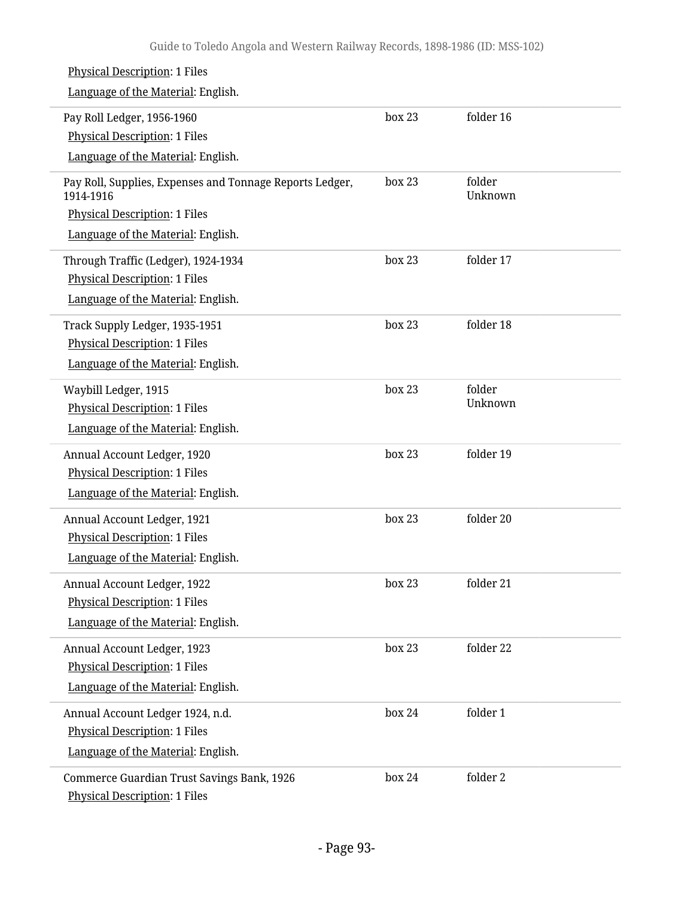Physical Description: 1 Files

Language of the Material: English.

| | | |
|---|---|---|
| Pay Roll Ledger, 1956-1960<br>Physical Description: 1 Files<br>Language of the Material: English. | box 23 | folder 16 |
| Pay Roll, Supplies, Expenses and Tonnage Reports Ledger, 1914-1916<br>Physical Description: 1 Files<br>Language of the Material: English. | box 23 | folder Unknown |
| Through Traffic (Ledger), 1924-1934<br>Physical Description: 1 Files<br>Language of the Material: English. | box 23 | folder 17 |
| Track Supply Ledger, 1935-1951<br>Physical Description: 1 Files<br>Language of the Material: English. | box 23 | folder 18 |
| Waybill Ledger, 1915<br>Physical Description: 1 Files<br>Language of the Material: English. | box 23 | folder Unknown |
| Annual Account Ledger, 1920<br>Physical Description: 1 Files<br>Language of the Material: English. | box 23 | folder 19 |
| Annual Account Ledger, 1921<br>Physical Description: 1 Files<br>Language of the Material: English. | box 23 | folder 20 |
| Annual Account Ledger, 1922<br>Physical Description: 1 Files<br>Language of the Material: English. | box 23 | folder 21 |
| Annual Account Ledger, 1923<br>Physical Description: 1 Files<br>Language of the Material: English. | box 23 | folder 22 |
| Annual Account Ledger 1924, n.d.<br>Physical Description: 1 Files<br>Language of the Material: English. | box 24 | folder 1 |
| Commerce Guardian Trust Savings Bank, 1926<br>Physical Description: 1 Files | box 24 | folder 2 |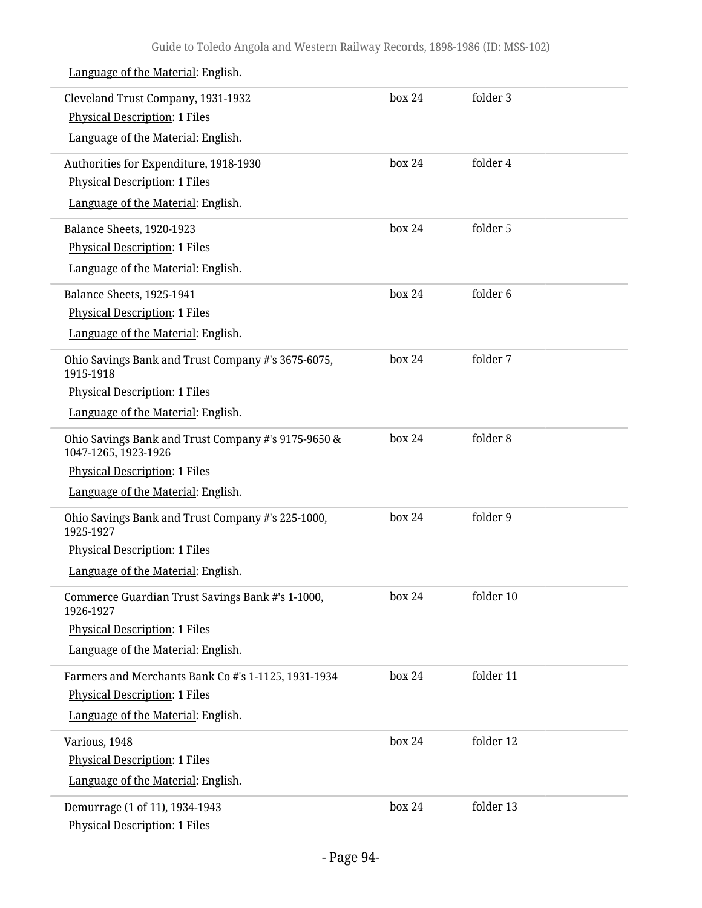Language of the Material: English.

| | | |
|---|---|---|
| Cleveland Trust Company, 1931-1932<br>Physical Description: 1 Files<br>Language of the Material: English. | box 24 | folder 3 |
| Authorities for Expenditure, 1918-1930<br>Physical Description: 1 Files<br>Language of the Material: English. | box 24 | folder 4 |
| Balance Sheets, 1920-1923<br>Physical Description: 1 Files<br>Language of the Material: English. | box 24 | folder 5 |
| Balance Sheets, 1925-1941<br>Physical Description: 1 Files<br>Language of the Material: English. | box 24 | folder 6 |
| Ohio Savings Bank and Trust Company #'s 3675-6075, 1915-1918<br>Physical Description: 1 Files<br>Language of the Material: English. | box 24 | folder 7 |
| Ohio Savings Bank and Trust Company #'s 9175-9650 & 1047-1265, 1923-1926<br>Physical Description: 1 Files<br>Language of the Material: English. | box 24 | folder 8 |
| Ohio Savings Bank and Trust Company #'s 225-1000, 1925-1927<br>Physical Description: 1 Files<br>Language of the Material: English. | box 24 | folder 9 |
| Commerce Guardian Trust Savings Bank #'s 1-1000, 1926-1927<br>Physical Description: 1 Files<br>Language of the Material: English. | box 24 | folder 10 |
| Farmers and Merchants Bank Co #'s 1-1125, 1931-1934<br>Physical Description: 1 Files<br>Language of the Material: English. | box 24 | folder 11 |
| Various, 1948<br>Physical Description: 1 Files<br>Language of the Material: English. | box 24 | folder 12 |
| Demurrage (1 of 11), 1934-1943<br>Physical Description: 1 Files | box 24 | folder 13 |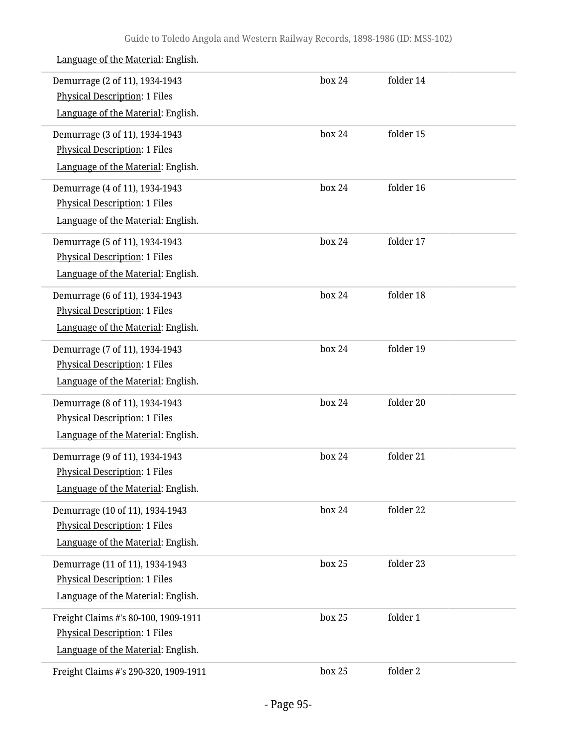Language of the Material: English.

| | | |
|---|---|---|
| Demurrage (2 of 11), 1934-1943<br>Physical Description: 1 Files<br>Language of the Material: English. | box 24 | folder 14 |
| Demurrage (3 of 11), 1934-1943<br>Physical Description: 1 Files<br>Language of the Material: English. | box 24 | folder 15 |
| Demurrage (4 of 11), 1934-1943<br>Physical Description: 1 Files<br>Language of the Material: English. | box 24 | folder 16 |
| Demurrage (5 of 11), 1934-1943<br>Physical Description: 1 Files<br>Language of the Material: English. | box 24 | folder 17 |
| Demurrage (6 of 11), 1934-1943<br>Physical Description: 1 Files<br>Language of the Material: English. | box 24 | folder 18 |
| Demurrage (7 of 11), 1934-1943<br>Physical Description: 1 Files<br>Language of the Material: English. | box 24 | folder 19 |
| Demurrage (8 of 11), 1934-1943<br>Physical Description: 1 Files<br>Language of the Material: English. | box 24 | folder 20 |
| Demurrage (9 of 11), 1934-1943<br>Physical Description: 1 Files<br>Language of the Material: English. | box 24 | folder 21 |
| Demurrage (10 of 11), 1934-1943<br>Physical Description: 1 Files<br>Language of the Material: English. | box 24 | folder 22 |
| Demurrage (11 of 11), 1934-1943<br>Physical Description: 1 Files<br>Language of the Material: English. | box 25 | folder 23 |
| Freight Claims #'s 80-100, 1909-1911<br>Physical Description: 1 Files<br>Language of the Material: English. | box 25 | folder 1 |
| Freight Claims #'s 290-320, 1909-1911 | box 25 | folder 2 |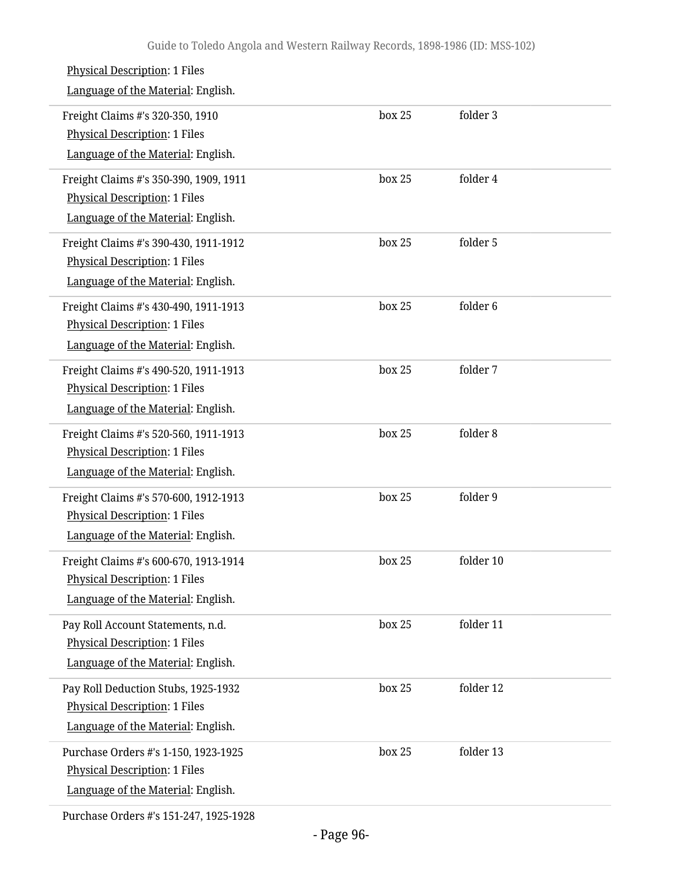Physical Description: 1 Files
Language of the Material: English.

| | | |
|---|---|---|
| Freight Claims #'s 320-350, 1910<br>Physical Description: 1 Files<br>Language of the Material: English. | box 25 | folder 3 |
| Freight Claims #'s 350-390, 1909, 1911<br>Physical Description: 1 Files<br>Language of the Material: English. | box 25 | folder 4 |
| Freight Claims #'s 390-430, 1911-1912<br>Physical Description: 1 Files<br>Language of the Material: English. | box 25 | folder 5 |
| Freight Claims #'s 430-490, 1911-1913<br>Physical Description: 1 Files<br>Language of the Material: English. | box 25 | folder 6 |
| Freight Claims #'s 490-520, 1911-1913<br>Physical Description: 1 Files<br>Language of the Material: English. | box 25 | folder 7 |
| Freight Claims #'s 520-560, 1911-1913<br>Physical Description: 1 Files<br>Language of the Material: English. | box 25 | folder 8 |
| Freight Claims #'s 570-600, 1912-1913<br>Physical Description: 1 Files<br>Language of the Material: English. | box 25 | folder 9 |
| Freight Claims #'s 600-670, 1913-1914<br>Physical Description: 1 Files<br>Language of the Material: English. | box 25 | folder 10 |
| Pay Roll Account Statements, n.d.<br>Physical Description: 1 Files<br>Language of the Material: English. | box 25 | folder 11 |
| Pay Roll Deduction Stubs, 1925-1932<br>Physical Description: 1 Files<br>Language of the Material: English. | box 25 | folder 12 |
| Purchase Orders #'s 1-150, 1923-1925<br>Physical Description: 1 Files<br>Language of the Material: English. | box 25 | folder 13 |
| Purchase Orders #'s 151-247, 1925-1928 | | |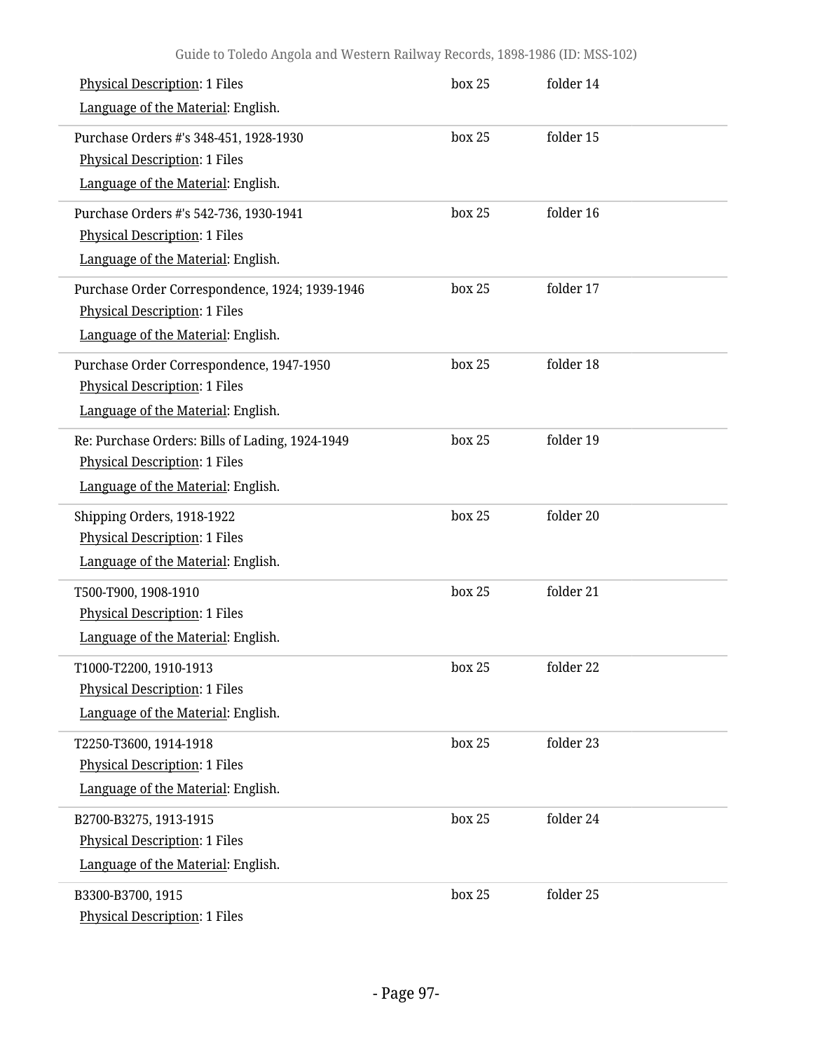Physical Description: 1 Files

Language of the Material: English.

box 25 folder 14

Purchase Orders #'s 348-451, 1928-1930

Physical Description: 1 Files

Language of the Material: English.

box 25 folder 15

Purchase Orders #'s 542-736, 1930-1941

Physical Description: 1 Files

Language of the Material: English.

box 25 folder 16

Purchase Order Correspondence, 1924; 1939-1946

Physical Description: 1 Files

Language of the Material: English.

box 25 folder 17

Purchase Order Correspondence, 1947-1950

Physical Description: 1 Files

Language of the Material: English.

box 25 folder 18

Re: Purchase Orders: Bills of Lading, 1924-1949

Physical Description: 1 Files

Language of the Material: English.

box 25 folder 19

Shipping Orders, 1918-1922

Physical Description: 1 Files

Language of the Material: English.

box 25 folder 20

T500-T900, 1908-1910

Physical Description: 1 Files

Language of the Material: English.

box 25 folder 21

T1000-T2200, 1910-1913

Physical Description: 1 Files

Language of the Material: English.

box 25 folder 22

T2250-T3600, 1914-1918

Physical Description: 1 Files

Language of the Material: English.

box 25 folder 23

B2700-B3275, 1913-1915

Physical Description: 1 Files

Language of the Material: English.

box 25 folder 24

B3300-B3700, 1915

Physical Description: 1 Files

box 25 folder 25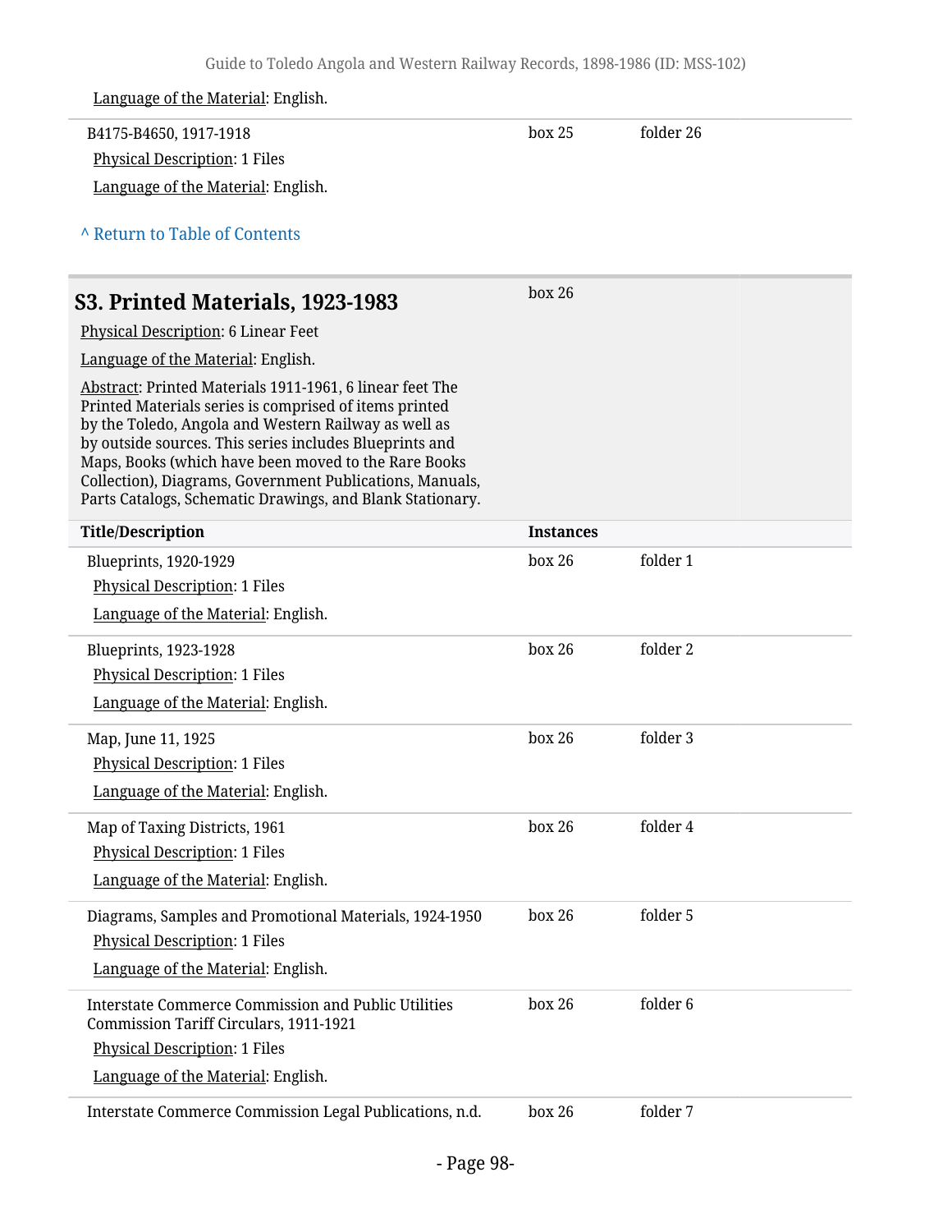Language of the Material: English.

| | | |
|---|---|---|
| B4175-B4650, 1917-1918<br>Physical Description: 1 Files<br>Language of the Material: English. | box 25 | folder 26 |

^ Return to Table of Contents

## S3. Printed Materials, 1923-1983

box 26

Physical Description: 6 Linear Feet

Language of the Material: English.

Abstract: Printed Materials 1911-1961, 6 linear feet The Printed Materials series is comprised of items printed by the Toledo, Angola and Western Railway as well as by outside sources. This series includes Blueprints and Maps, Books (which have been moved to the Rare Books Collection), Diagrams, Government Publications, Manuals, Parts Catalogs, Schematic Drawings, and Blank Stationary.

| Title/Description | Instances | |
|---|---|---|
| Blueprints, 1920-1929<br>Physical Description: 1 Files<br>Language of the Material: English. | box 26 | folder 1 |
| Blueprints, 1923-1928<br>Physical Description: 1 Files<br>Language of the Material: English. | box 26 | folder 2 |
| Map, June 11, 1925<br>Physical Description: 1 Files<br>Language of the Material: English. | box 26 | folder 3 |
| Map of Taxing Districts, 1961<br>Physical Description: 1 Files<br>Language of the Material: English. | box 26 | folder 4 |
| Diagrams, Samples and Promotional Materials, 1924-1950<br>Physical Description: 1 Files<br>Language of the Material: English. | box 26 | folder 5 |
| Interstate Commerce Commission and Public Utilities Commission Tariff Circulars, 1911-1921<br>Physical Description: 1 Files<br>Language of the Material: English. | box 26 | folder 6 |
| Interstate Commerce Commission Legal Publications, n.d. | box 26 | folder 7 |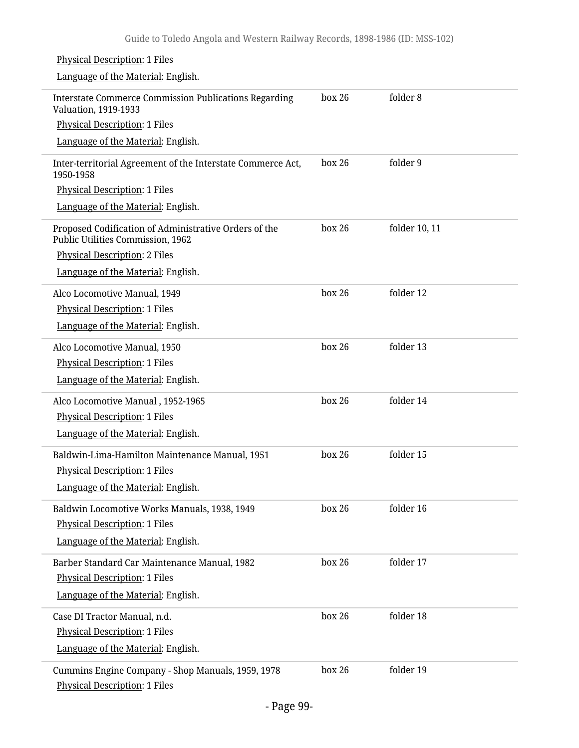Physical Description: 1 Files

Language of the Material: English.

| | | |
|---|---|---|
| Interstate Commerce Commission Publications Regarding Valuation, 1919-1933<br>Physical Description: 1 Files<br>Language of the Material: English. | box 26 | folder 8 |
| Inter-territorial Agreement of the Interstate Commerce Act, 1950-1958<br>Physical Description: 1 Files<br>Language of the Material: English. | box 26 | folder 9 |
| Proposed Codification of Administrative Orders of the Public Utilities Commission, 1962<br>Physical Description: 2 Files<br>Language of the Material: English. | box 26 | folder 10, 11 |
| Alco Locomotive Manual, 1949<br>Physical Description: 1 Files<br>Language of the Material: English. | box 26 | folder 12 |
| Alco Locomotive Manual, 1950<br>Physical Description: 1 Files<br>Language of the Material: English. | box 26 | folder 13 |
| Alco Locomotive Manual , 1952-1965<br>Physical Description: 1 Files<br>Language of the Material: English. | box 26 | folder 14 |
| Baldwin-Lima-Hamilton Maintenance Manual, 1951<br>Physical Description: 1 Files<br>Language of the Material: English. | box 26 | folder 15 |
| Baldwin Locomotive Works Manuals, 1938, 1949<br>Physical Description: 1 Files<br>Language of the Material: English. | box 26 | folder 16 |
| Barber Standard Car Maintenance Manual, 1982<br>Physical Description: 1 Files<br>Language of the Material: English. | box 26 | folder 17 |
| Case DI Tractor Manual, n.d.<br>Physical Description: 1 Files<br>Language of the Material: English. | box 26 | folder 18 |
| Cummins Engine Company - Shop Manuals, 1959, 1978<br>Physical Description: 1 Files | box 26 | folder 19 |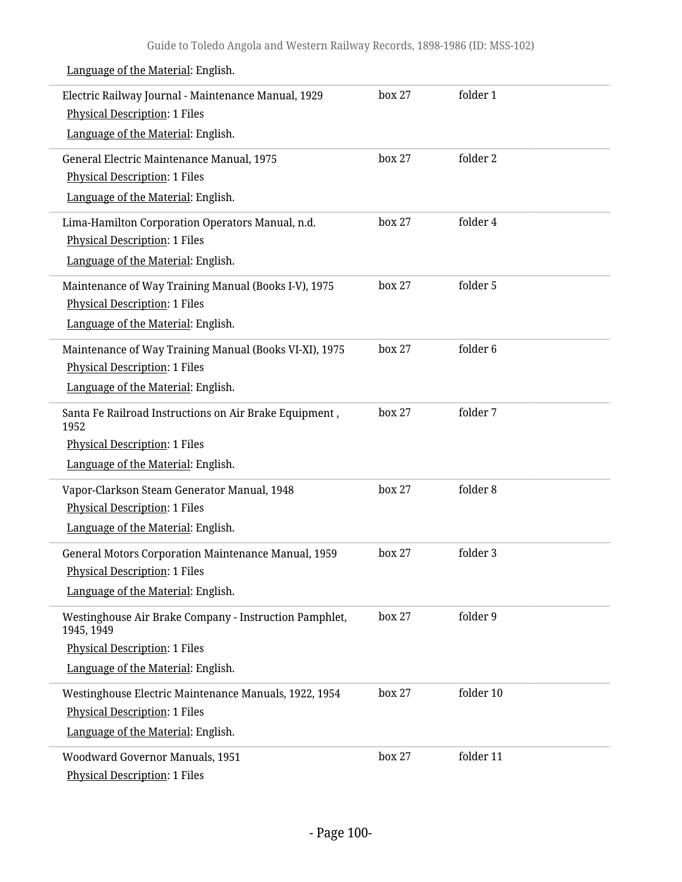Language of the Material: English.

| | | |
|---|---|---|
| Electric Railway Journal - Maintenance Manual, 1929<br>Physical Description: 1 Files<br>Language of the Material: English. | box 27 | folder 1 |
| General Electric Maintenance Manual, 1975<br>Physical Description: 1 Files<br>Language of the Material: English. | box 27 | folder 2 |
| Lima-Hamilton Corporation Operators Manual, n.d.<br>Physical Description: 1 Files<br>Language of the Material: English. | box 27 | folder 4 |
| Maintenance of Way Training Manual (Books I-V), 1975<br>Physical Description: 1 Files<br>Language of the Material: English. | box 27 | folder 5 |
| Maintenance of Way Training Manual (Books VI-XI), 1975<br>Physical Description: 1 Files<br>Language of the Material: English. | box 27 | folder 6 |
| Santa Fe Railroad Instructions on Air Brake Equipment , 1952<br>Physical Description: 1 Files<br>Language of the Material: English. | box 27 | folder 7 |
| Vapor-Clarkson Steam Generator Manual, 1948<br>Physical Description: 1 Files<br>Language of the Material: English. | box 27 | folder 8 |
| General Motors Corporation Maintenance Manual, 1959<br>Physical Description: 1 Files<br>Language of the Material: English. | box 27 | folder 3 |
| Westinghouse Air Brake Company - Instruction Pamphlet, 1945, 1949<br>Physical Description: 1 Files<br>Language of the Material: English. | box 27 | folder 9 |
| Westinghouse Electric Maintenance Manuals, 1922, 1954<br>Physical Description: 1 Files<br>Language of the Material: English. | box 27 | folder 10 |
| Woodward Governor Manuals, 1951<br>Physical Description: 1 Files | box 27 | folder 11 |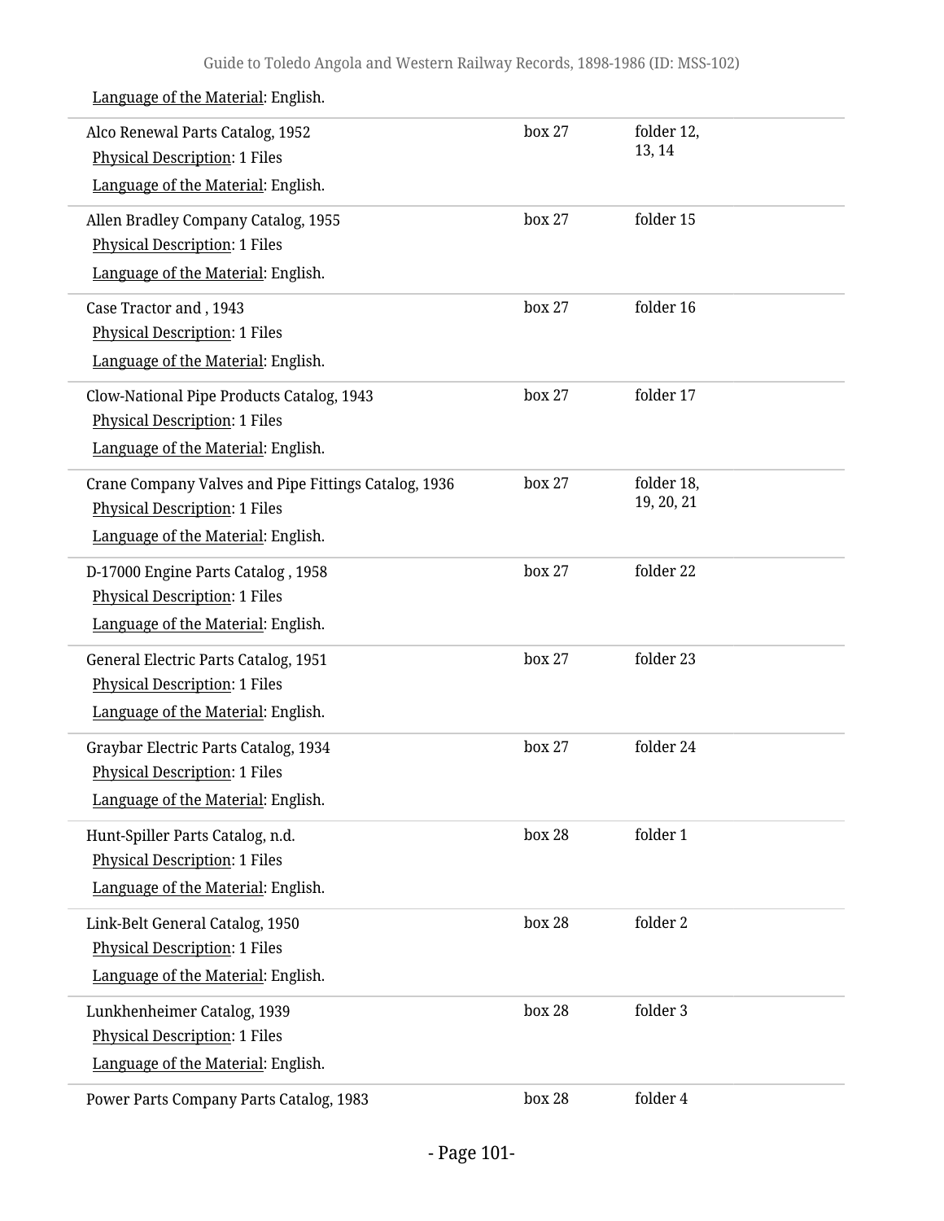Language of the Material: English.

| | | |
|---|---|---|
| Alco Renewal Parts Catalog, 1952<br>Physical Description: 1 Files<br>Language of the Material: English. | box 27 | folder 12, 13, 14 |
| Allen Bradley Company Catalog, 1955<br>Physical Description: 1 Files<br>Language of the Material: English. | box 27 | folder 15 |
| Case Tractor and , 1943<br>Physical Description: 1 Files<br>Language of the Material: English. | box 27 | folder 16 |
| Clow-National Pipe Products Catalog, 1943<br>Physical Description: 1 Files<br>Language of the Material: English. | box 27 | folder 17 |
| Crane Company Valves and Pipe Fittings Catalog, 1936<br>Physical Description: 1 Files<br>Language of the Material: English. | box 27 | folder 18, 19, 20, 21 |
| D-17000 Engine Parts Catalog , 1958<br>Physical Description: 1 Files<br>Language of the Material: English. | box 27 | folder 22 |
| General Electric Parts Catalog, 1951<br>Physical Description: 1 Files<br>Language of the Material: English. | box 27 | folder 23 |
| Graybar Electric Parts Catalog, 1934<br>Physical Description: 1 Files<br>Language of the Material: English. | box 27 | folder 24 |
| Hunt-Spiller Parts Catalog, n.d.<br>Physical Description: 1 Files<br>Language of the Material: English. | box 28 | folder 1 |
| Link-Belt General Catalog, 1950<br>Physical Description: 1 Files<br>Language of the Material: English. | box 28 | folder 2 |
| Lunkhenheimer Catalog, 1939<br>Physical Description: 1 Files<br>Language of the Material: English. | box 28 | folder 3 |
| Power Parts Company Parts Catalog, 1983 | box 28 | folder 4 |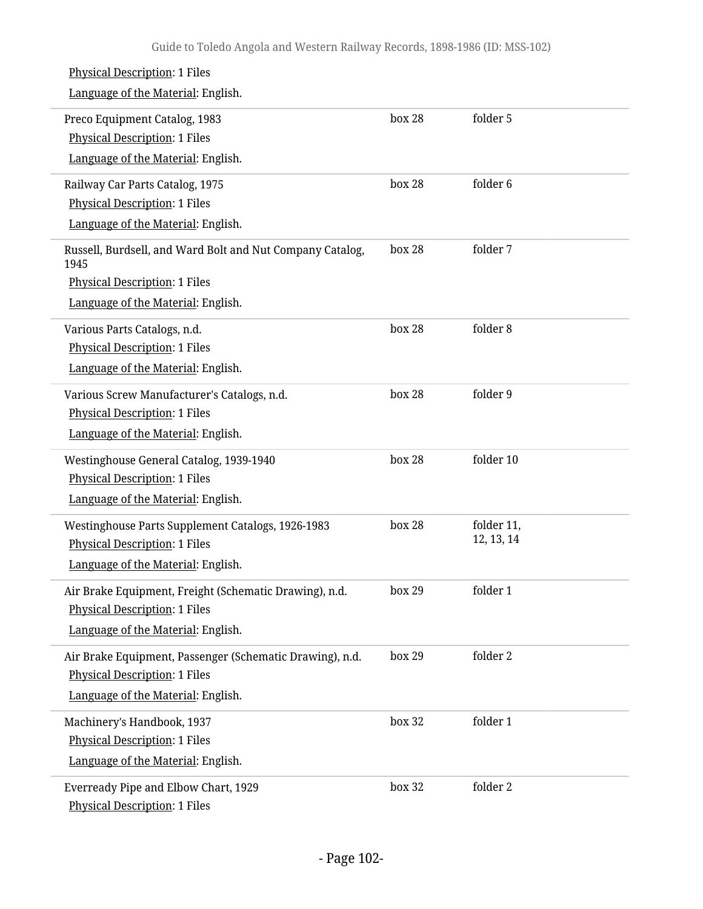Physical Description: 1 Files

Language of the Material: English.

| | | |
|---|---|---|
| Preco Equipment Catalog, 1983<br>Physical Description: 1 Files<br>Language of the Material: English. | box 28 | folder 5 |
| Railway Car Parts Catalog, 1975<br>Physical Description: 1 Files<br>Language of the Material: English. | box 28 | folder 6 |
| Russell, Burdsell, and Ward Bolt and Nut Company Catalog, 1945<br>Physical Description: 1 Files<br>Language of the Material: English. | box 28 | folder 7 |
| Various Parts Catalogs, n.d.<br>Physical Description: 1 Files<br>Language of the Material: English. | box 28 | folder 8 |
| Various Screw Manufacturer's Catalogs, n.d.<br>Physical Description: 1 Files<br>Language of the Material: English. | box 28 | folder 9 |
| Westinghouse General Catalog, 1939-1940<br>Physical Description: 1 Files<br>Language of the Material: English. | box 28 | folder 10 |
| Westinghouse Parts Supplement Catalogs, 1926-1983<br>Physical Description: 1 Files<br>Language of the Material: English. | box 28 | folder 11, 12, 13, 14 |
| Air Brake Equipment, Freight (Schematic Drawing), n.d.<br>Physical Description: 1 Files<br>Language of the Material: English. | box 29 | folder 1 |
| Air Brake Equipment, Passenger (Schematic Drawing), n.d.<br>Physical Description: 1 Files<br>Language of the Material: English. | box 29 | folder 2 |
| Machinery's Handbook, 1937<br>Physical Description: 1 Files<br>Language of the Material: English. | box 32 | folder 1 |
| Everready Pipe and Elbow Chart, 1929<br>Physical Description: 1 Files | box 32 | folder 2 |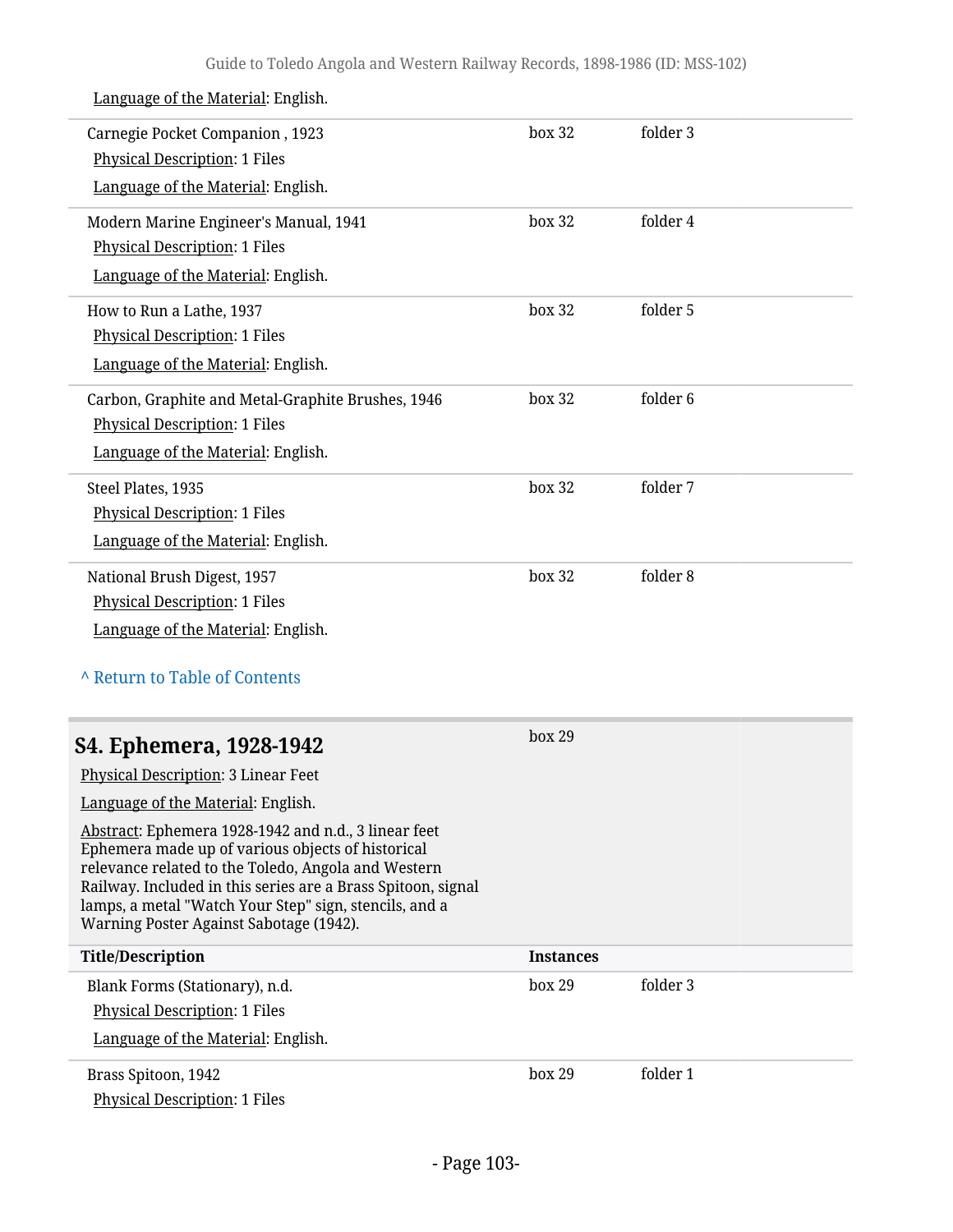Language of the Material: English.

| Title/Description | Instances | |
|---|---|---|
| Carnegie Pocket Companion , 1923<br>Physical Description: 1 Files<br>Language of the Material: English. | box 32 | folder 3 |
| Modern Marine Engineer's Manual, 1941<br>Physical Description: 1 Files<br>Language of the Material: English. | box 32 | folder 4 |
| How to Run a Lathe, 1937<br>Physical Description: 1 Files<br>Language of the Material: English. | box 32 | folder 5 |
| Carbon, Graphite and Metal-Graphite Brushes, 1946<br>Physical Description: 1 Files<br>Language of the Material: English. | box 32 | folder 6 |
| Steel Plates, 1935<br>Physical Description: 1 Files<br>Language of the Material: English. | box 32 | folder 7 |
| National Brush Digest, 1957<br>Physical Description: 1 Files<br>Language of the Material: English. | box 32 | folder 8 |

^ Return to Table of Contents

## S4. Ephemera, 1928-1942

box 29

Physical Description: 3 Linear Feet

Language of the Material: English.

Abstract: Ephemera 1928-1942 and n.d., 3 linear feet Ephemera made up of various objects of historical relevance related to the Toledo, Angola and Western Railway. Included in this series are a Brass Spitoon, signal lamps, a metal "Watch Your Step" sign, stencils, and a Warning Poster Against Sabotage (1942).

| Title/Description | Instances | |
|---|---|---|
| Blank Forms (Stationary), n.d.<br>Physical Description: 1 Files<br>Language of the Material: English. | box 29 | folder 3 |
| Brass Spitoon, 1942<br>Physical Description: 1 Files | box 29 | folder 1 |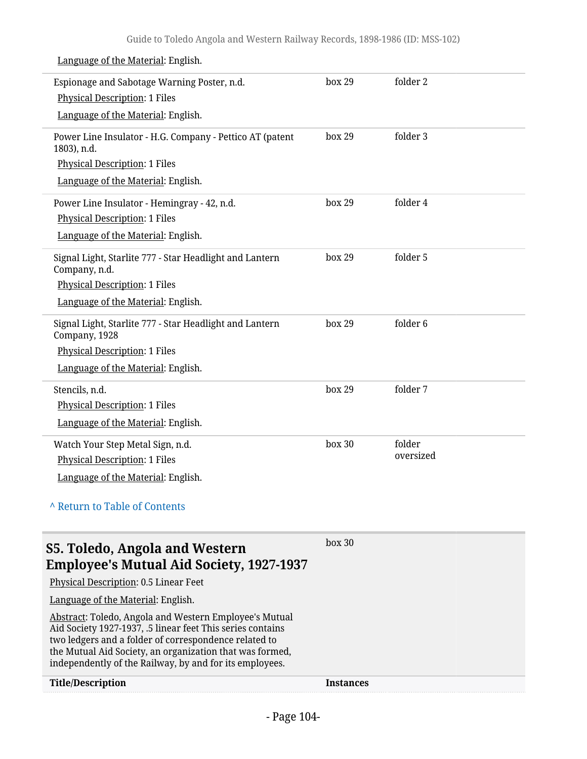Language of the Material: English.

| Title/Description | Instances | |
|---|---|---|
| Espionage and Sabotage Warning Poster, n.d.<br>Physical Description: 1 Files<br>Language of the Material: English. | box 29 | folder 2 |
| Power Line Insulator - H.G. Company - Pettico AT (patent 1803), n.d.<br>Physical Description: 1 Files<br>Language of the Material: English. | box 29 | folder 3 |
| Power Line Insulator - Hemingray - 42, n.d.<br>Physical Description: 1 Files<br>Language of the Material: English. | box 29 | folder 4 |
| Signal Light, Starlite 777 - Star Headlight and Lantern Company, n.d.<br>Physical Description: 1 Files<br>Language of the Material: English. | box 29 | folder 5 |
| Signal Light, Starlite 777 - Star Headlight and Lantern Company, 1928<br>Physical Description: 1 Files<br>Language of the Material: English. | box 29 | folder 6 |
| Stencils, n.d.<br>Physical Description: 1 Files<br>Language of the Material: English. | box 29 | folder 7 |
| Watch Your Step Metal Sign, n.d.<br>Physical Description: 1 Files<br>Language of the Material: English. | box 30 | folder oversized |

^ Return to Table of Contents

## S5. Toledo, Angola and Western Employee's Mutual Aid Society, 1927-1937

box 30

Physical Description: 0.5 Linear Feet

Language of the Material: English.

Abstract: Toledo, Angola and Western Employee's Mutual Aid Society 1927-1937, .5 linear feet This series contains two ledgers and a folder of correspondence related to the Mutual Aid Society, an organization that was formed, independently of the Railway, by and for its employees.

| Title/Description | Instances |
|---|---|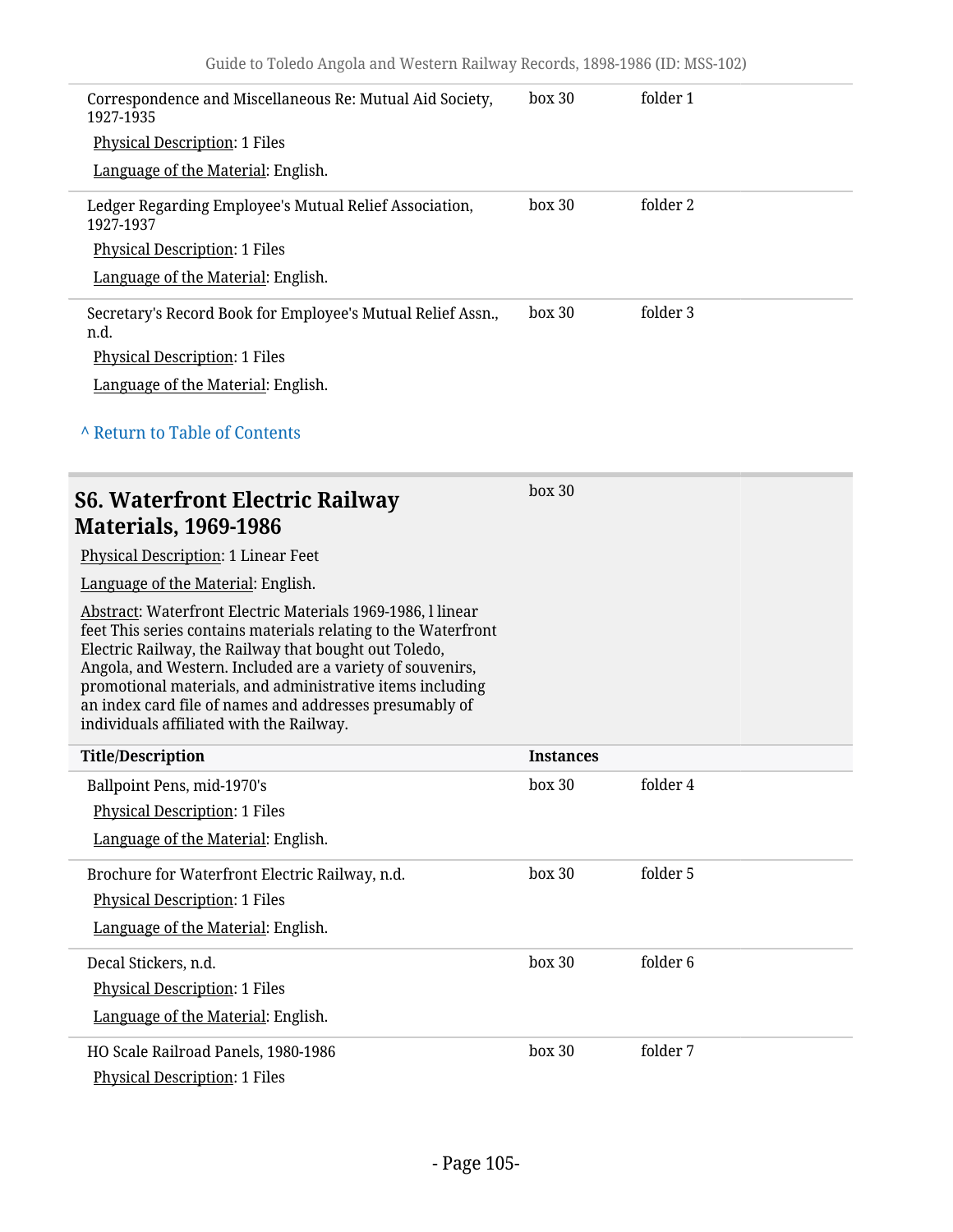| Title/Description | Instances | |
|---|---|---|
| Correspondence and Miscellaneous Re: Mutual Aid Society, 1927-1935<br>Physical Description: 1 Files<br>Language of the Material: English. | box 30 | folder 1 |
| Ledger Regarding Employee's Mutual Relief Association, 1927-1937<br>Physical Description: 1 Files<br>Language of the Material: English. | box 30 | folder 2 |
| Secretary's Record Book for Employee's Mutual Relief Assn., n.d.<br>Physical Description: 1 Files<br>Language of the Material: English. | box 30 | folder 3 |

^ Return to Table of Contents

## S6. Waterfront Electric Railway Materials, 1969-1986

box 30

Physical Description: 1 Linear Feet

Language of the Material: English.

Abstract: Waterfront Electric Materials 1969-1986, l linear feet This series contains materials relating to the Waterfront Electric Railway, the Railway that bought out Toledo, Angola, and Western. Included are a variety of souvenirs, promotional materials, and administrative items including an index card file of names and addresses presumably of individuals affiliated with the Railway.

| Title/Description | Instances | |
|---|---|---|
| Ballpoint Pens, mid-1970's<br>Physical Description: 1 Files<br>Language of the Material: English. | box 30 | folder 4 |
| Brochure for Waterfront Electric Railway, n.d.<br>Physical Description: 1 Files<br>Language of the Material: English. | box 30 | folder 5 |
| Decal Stickers, n.d.<br>Physical Description: 1 Files<br>Language of the Material: English. | box 30 | folder 6 |
| HO Scale Railroad Panels, 1980-1986<br>Physical Description: 1 Files | box 30 | folder 7 |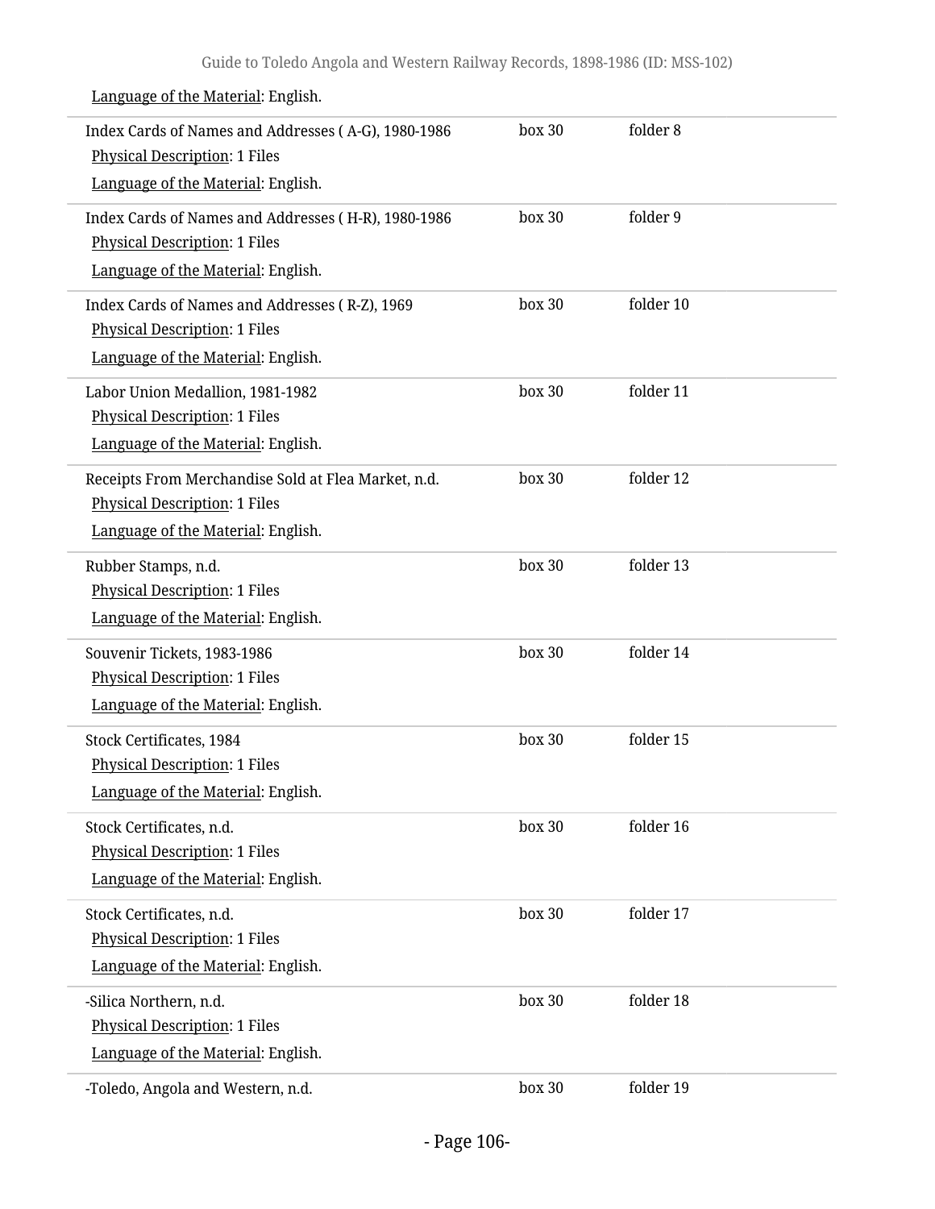Language of the Material: English.

| | | |
|---|---|---|
| Index Cards of Names and Addresses ( A-G), 1980-1986<br>Physical Description: 1 Files<br>Language of the Material: English. | box 30 | folder 8 |
| Index Cards of Names and Addresses ( H-R), 1980-1986<br>Physical Description: 1 Files<br>Language of the Material: English. | box 30 | folder 9 |
| Index Cards of Names and Addresses ( R-Z), 1969<br>Physical Description: 1 Files<br>Language of the Material: English. | box 30 | folder 10 |
| Labor Union Medallion, 1981-1982<br>Physical Description: 1 Files<br>Language of the Material: English. | box 30 | folder 11 |
| Receipts From Merchandise Sold at Flea Market, n.d.<br>Physical Description: 1 Files<br>Language of the Material: English. | box 30 | folder 12 |
| Rubber Stamps, n.d.<br>Physical Description: 1 Files<br>Language of the Material: English. | box 30 | folder 13 |
| Souvenir Tickets, 1983-1986<br>Physical Description: 1 Files<br>Language of the Material: English. | box 30 | folder 14 |
| Stock Certificates, 1984<br>Physical Description: 1 Files<br>Language of the Material: English. | box 30 | folder 15 |
| Stock Certificates, n.d.<br>Physical Description: 1 Files<br>Language of the Material: English. | box 30 | folder 16 |
| Stock Certificates, n.d.<br>Physical Description: 1 Files<br>Language of the Material: English. | box 30 | folder 17 |
| -Silica Northern, n.d.<br>Physical Description: 1 Files<br>Language of the Material: English. | box 30 | folder 18 |
| -Toledo, Angola and Western, n.d. | box 30 | folder 19 |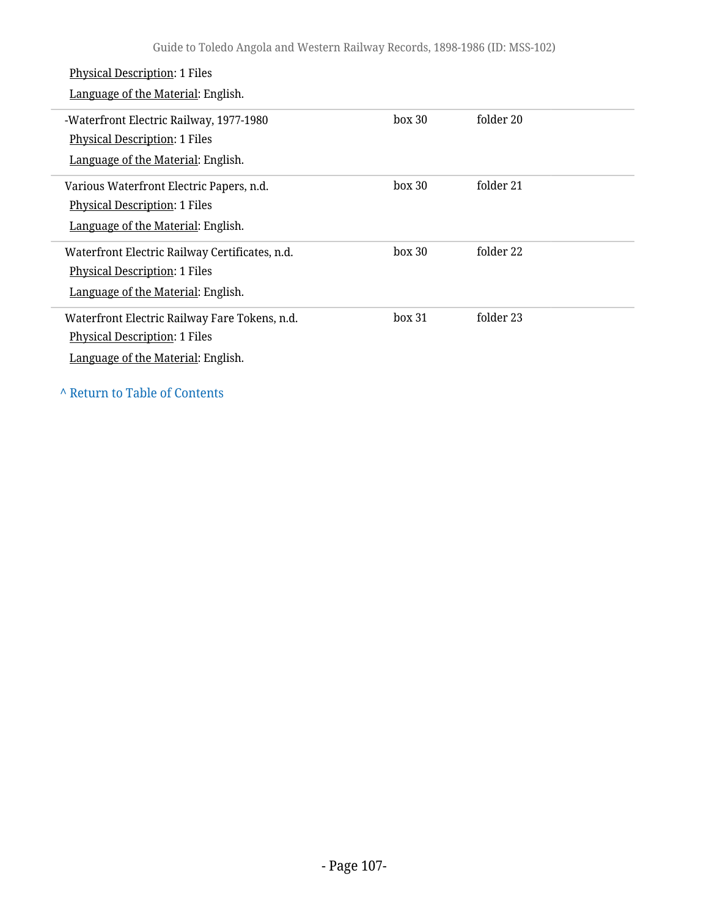Physical Description: 1 Files

Language of the Material: English.

| | | |
|---|---|---|
| -Waterfront Electric Railway, 1977-1980<br>Physical Description: 1 Files<br>Language of the Material: English. | box 30 | folder 20 |
| Various Waterfront Electric Papers, n.d.<br>Physical Description: 1 Files<br>Language of the Material: English. | box 30 | folder 21 |
| Waterfront Electric Railway Certificates, n.d.<br>Physical Description: 1 Files<br>Language of the Material: English. | box 30 | folder 22 |
| Waterfront Electric Railway Fare Tokens, n.d.<br>Physical Description: 1 Files<br>Language of the Material: English. | box 31 | folder 23 |

^ Return to Table of Contents